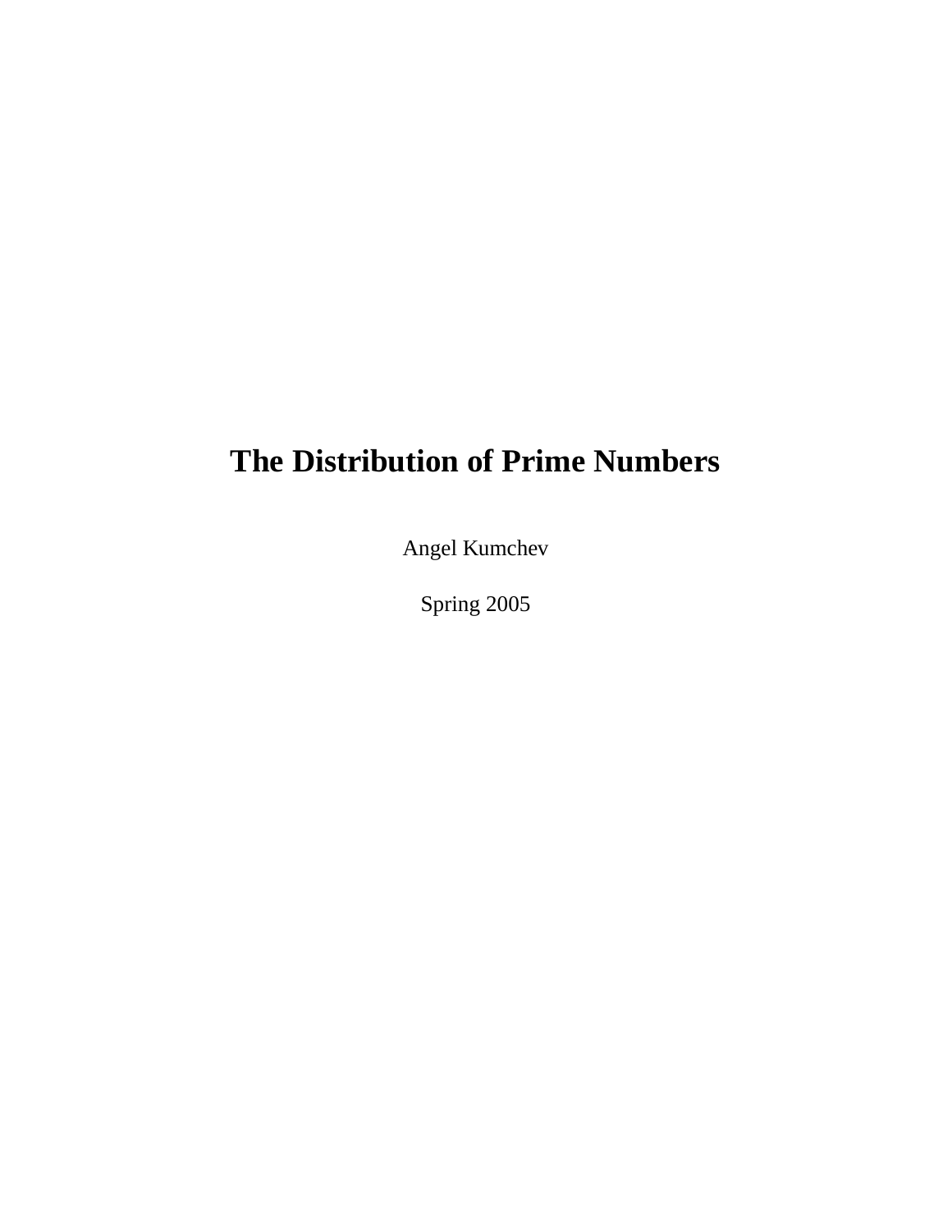# The Distribution of Prime Numbers

Angel Kumchev

Spring 2005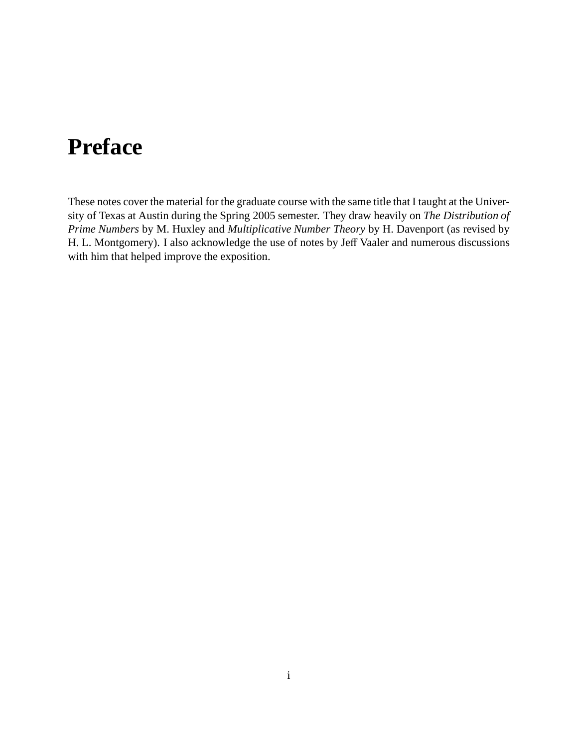# Preface

These notes cover the material for the graduate course with the same title that I taught at the University of Texas at Austin during the Spring 2005 semester. They draw heavily on *The Distribution of Prime Numbers* by M. Huxley and *Multiplicative Number Theory* by H. Davenport (as revised by H. L. Montgomery). I also acknowledge the use of notes by Jeff Vaaler and numerous discussions with him that helped improve the exposition.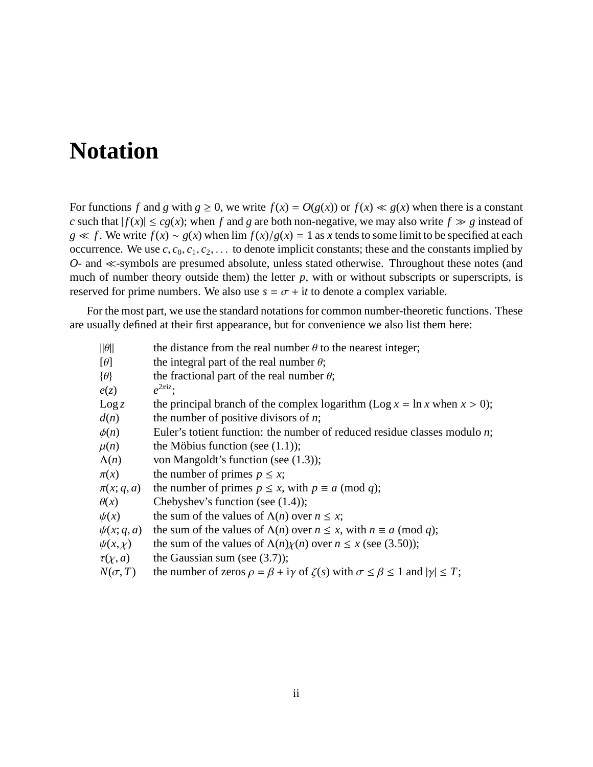# Notation

For functions $f$ and $g$ with $g \geq 0$, we write $f(x) = O(g(x))$ or $f(x) \ll g(x)$ when there is a constant $c$ such that $|f(x)| \leq cg(x)$; when $f$ and $g$ are both non-negative, we may also write $f \gg g$ instead of $g \ll f$. We write $f(x) \sim g(x)$ when $\lim f(x)/g(x) = 1$ as $x$ tends to some limit to be specified at each occurrence. We use $c, c_0, c_1, c_2, \ldots$ to denote implicit constants; these and the constants implied by $O$- and $\ll$-symbols are presumed absolute, unless stated otherwise. Throughout these notes (and much of number theory outside them) the letter $p$, with or without subscripts or superscripts, is reserved for prime numbers. We also use $s = \sigma + it$ to denote a complex variable.

For the most part, we use the standard notations for common number-theoretic functions. These are usually defined at their first appearance, but for convenience we also list them here:

| | |
|---|---|
| $\|\theta\|$ | the distance from the real number $\theta$ to the nearest integer; |
| $[\theta]$ | the integral part of the real number $\theta$; |
| $\{\theta\}$ | the fractional part of the real number $\theta$; |
| $e(z)$ | $e^{2\pi iz}$; |
| $\operatorname{Log} z$ | the principal branch of the complex logarithm ($\operatorname{Log} x = \ln x$ when $x > 0$); |
| $d(n)$ | the number of positive divisors of $n$; |
| $\phi(n)$ | Euler's totient function: the number of reduced residue classes modulo $n$; |
| $\mu(n)$ | the Möbius function (see (1.1)); |
| $\Lambda(n)$ | von Mangoldt's function (see (1.3)); |
| $\pi(x)$ | the number of primes $p \leq x$; |
| $\pi(x; q, a)$ | the number of primes $p \leq x$, with $p \equiv a \pmod{q}$; |
| $\theta(x)$ | Chebyshev's function (see (1.4)); |
| $\psi(x)$ | the sum of the values of $\Lambda(n)$ over $n \leq x$; |
| $\psi(x; q, a)$ | the sum of the values of $\Lambda(n)$ over $n \leq x$, with $n \equiv a \pmod{q}$; |
| $\psi(x, \chi)$ | the sum of the values of $\Lambda(n)\chi(n)$ over $n \leq x$ (see (3.50)); |
| $\tau(\chi, a)$ | the Gaussian sum (see (3.7)); |
| $N(\sigma, T)$ | the number of zeros $\rho = \beta + i\gamma$ of $\zeta(s)$ with $\sigma \leq \beta \leq 1$ and $|\gamma| \leq T$; |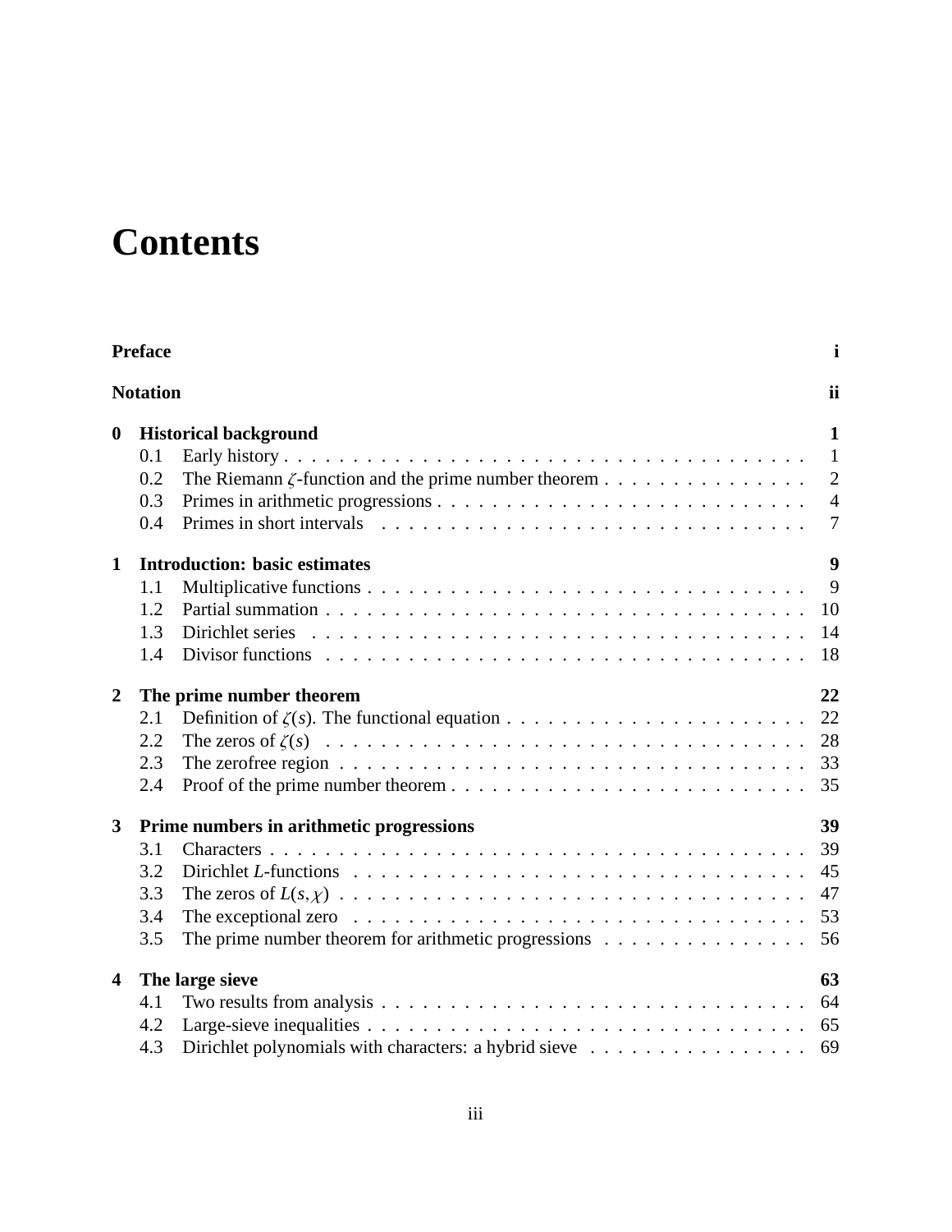# Contents

| | | |
|---|---|---|
| **Preface** | | **i** |
| **Notation** | | **ii** |
| **0** | **Historical background** | **1** |
| 0.1 | Early history | 1 |
| 0.2 | The Riemann $\zeta$-function and the prime number theorem | 2 |
| 0.3 | Primes in arithmetic progressions | 4 |
| 0.4 | Primes in short intervals | 7 |
| **1** | **Introduction: basic estimates** | **9** |
| 1.1 | Multiplicative functions | 9 |
| 1.2 | Partial summation | 10 |
| 1.3 | Dirichlet series | 14 |
| 1.4 | Divisor functions | 18 |
| **2** | **The prime number theorem** | **22** |
| 2.1 | Definition of $\zeta(s)$. The functional equation | 22 |
| 2.2 | The zeros of $\zeta(s)$ | 28 |
| 2.3 | The zerofree region | 33 |
| 2.4 | Proof of the prime number theorem | 35 |
| **3** | **Prime numbers in arithmetic progressions** | **39** |
| 3.1 | Characters | 39 |
| 3.2 | Dirichlet $L$-functions | 45 |
| 3.3 | The zeros of $L(s,\chi)$ | 47 |
| 3.4 | The exceptional zero | 53 |
| 3.5 | The prime number theorem for arithmetic progressions | 56 |
| **4** | **The large sieve** | **63** |
| 4.1 | Two results from analysis | 64 |
| 4.2 | Large-sieve inequalities | 65 |
| 4.3 | Dirichlet polynomials with characters: a hybrid sieve | 69 |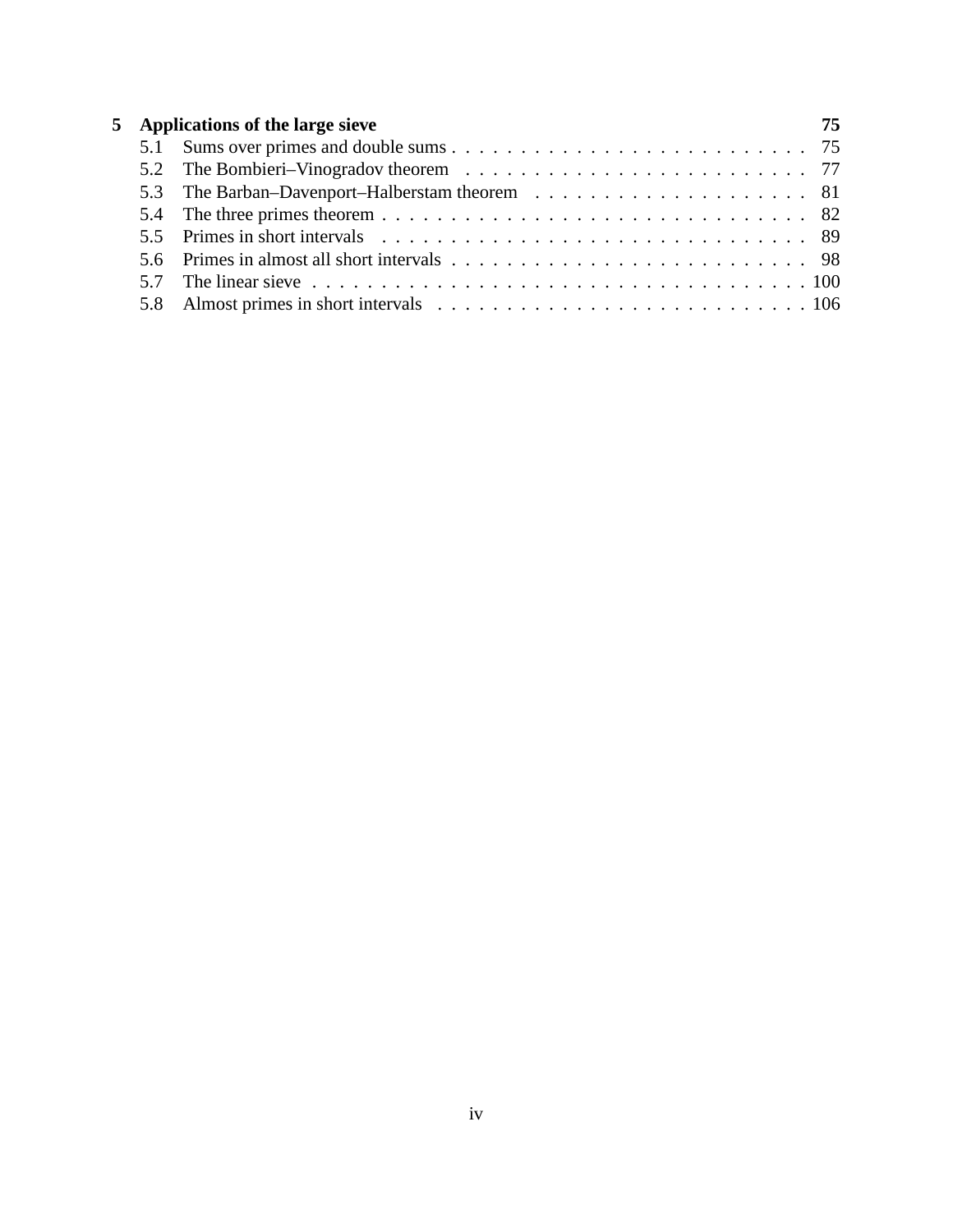**5 Applications of the large sieve** **75**

- 5.1 Sums over primes and double sums . . . . . . . . . . . . . . . . . . . . . . . . . . 75
- 5.2 The Bombieri–Vinogradov theorem . . . . . . . . . . . . . . . . . . . . . . . . . . 77
- 5.3 The Barban–Davenport–Halberstam theorem . . . . . . . . . . . . . . . . . . . . . 81
- 5.4 The three primes theorem . . . . . . . . . . . . . . . . . . . . . . . . . . . . . . . 82
- 5.5 Primes in short intervals . . . . . . . . . . . . . . . . . . . . . . . . . . . . . . . . 89
- 5.6 Primes in almost all short intervals . . . . . . . . . . . . . . . . . . . . . . . . . . 98
- 5.7 The linear sieve . . . . . . . . . . . . . . . . . . . . . . . . . . . . . . . . . . . . 100
- 5.8 Almost primes in short intervals . . . . . . . . . . . . . . . . . . . . . . . . . . . 106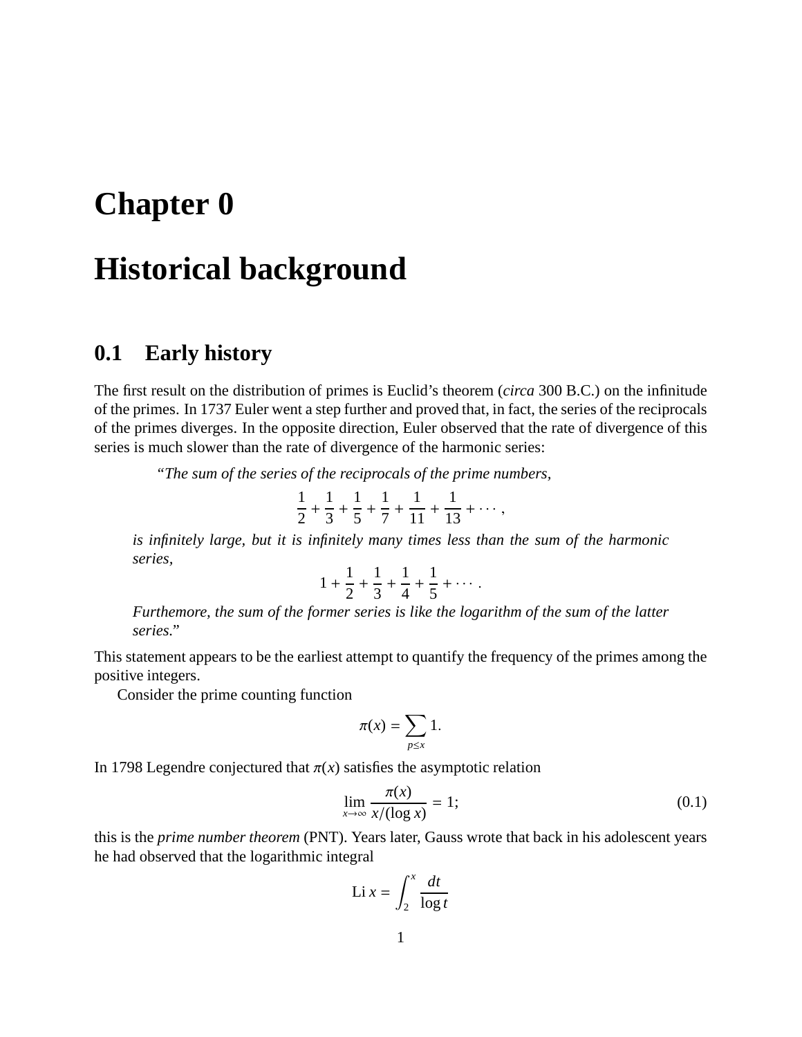# Chapter 0

# Historical background

## 0.1 Early history

The first result on the distribution of primes is Euclid's theorem (*circa* 300 B.C.) on the infinitude of the primes. In 1737 Euler went a step further and proved that, in fact, the series of the reciprocals of the primes diverges. In the opposite direction, Euler observed that the rate of divergence of this series is much slower than the rate of divergence of the harmonic series:

> "*The sum of the series of the reciprocals of the prime numbers,*
>
> $$\frac{1}{2} + \frac{1}{3} + \frac{1}{5} + \frac{1}{7} + \frac{1}{11} + \frac{1}{13} + \cdots,$$
>
> *is infinitely large, but it is infinitely many times less than the sum of the harmonic series,*
>
> $$1 + \frac{1}{2} + \frac{1}{3} + \frac{1}{4} + \frac{1}{5} + \cdots.$$
>
> *Furthemore, the sum of the former series is like the logarithm of the sum of the latter series.*"

This statement appears to be the earliest attempt to quantify the frequency of the primes among the positive integers.

Consider the prime counting function

$$\pi(x) = \sum_{p \le x} 1.$$

In 1798 Legendre conjectured that $\pi(x)$ satisfies the asymptotic relation

$$\lim_{x \to \infty} \frac{\pi(x)}{x/(\log x)} = 1; \tag{0.1}$$

this is the *prime number theorem* (PNT). Years later, Gauss wrote that back in his adolescent years he had observed that the logarithmic integral

$$\mathrm{Li}\, x = \int_2^x \frac{dt}{\log t}$$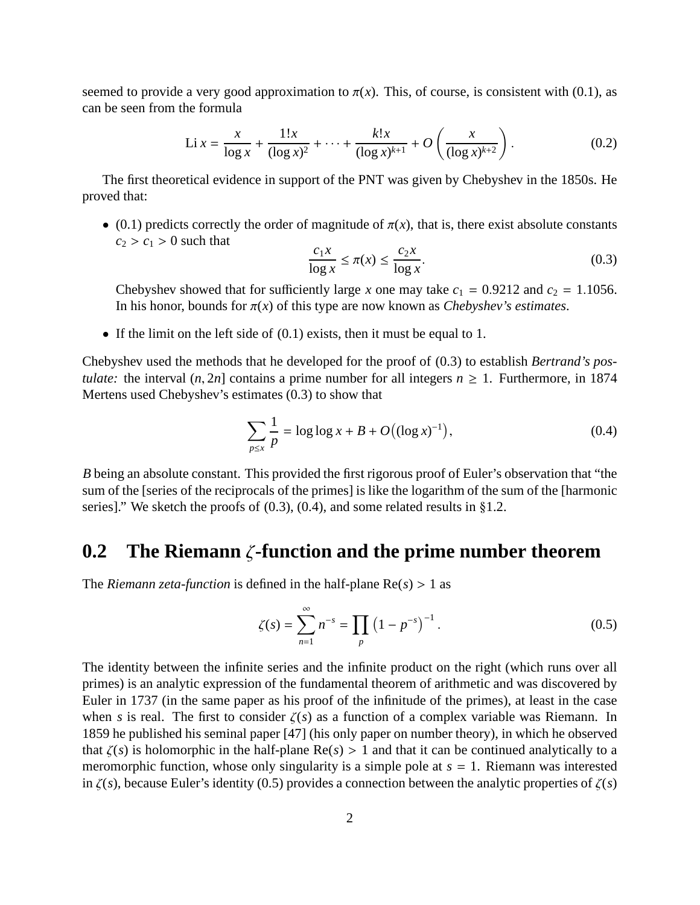seemed to provide a very good approximation to $\pi(x)$. This, of course, is consistent with (0.1), as can be seen from the formula

$$\operatorname{Li} x = \frac{x}{\log x} + \frac{1!x}{(\log x)^2} + \cdots + \frac{k!x}{(\log x)^{k+1}} + O\left(\frac{x}{(\log x)^{k+2}}\right). \tag{0.2}$$

The first theoretical evidence in support of the PNT was given by Chebyshev in the 1850s. He proved that:

- (0.1) predicts correctly the order of magnitude of $\pi(x)$, that is, there exist absolute constants $c_2 > c_1 > 0$ such that
$$\frac{c_1 x}{\log x} \le \pi(x) \le \frac{c_2 x}{\log x}. \tag{0.3}$$
Chebyshev showed that for sufficiently large $x$ one may take $c_1 = 0.9212$ and $c_2 = 1.1056$. In his honor, bounds for $\pi(x)$ of this type are now known as *Chebyshev's estimates*.
- If the limit on the left side of (0.1) exists, then it must be equal to 1.

Chebyshev used the methods that he developed for the proof of (0.3) to establish *Bertrand's postulate:* the interval $(n, 2n]$ contains a prime number for all integers $n \ge 1$. Furthermore, in 1874 Mertens used Chebyshev's estimates (0.3) to show that

$$\sum_{p \le x} \frac{1}{p} = \log\log x + B + O\big((\log x)^{-1}\big), \tag{0.4}$$

$B$ being an absolute constant. This provided the first rigorous proof of Euler's observation that "the sum of the [series of the reciprocals of the primes] is like the logarithm of the sum of the [harmonic series]." We sketch the proofs of (0.3), (0.4), and some related results in §1.2.

## 0.2 The Riemann $\zeta$-function and the prime number theorem

The *Riemann zeta-function* is defined in the half-plane $\operatorname{Re}(s) > 1$ as

$$\zeta(s) = \sum_{n=1}^{\infty} n^{-s} = \prod_{p} \left(1 - p^{-s}\right)^{-1}. \tag{0.5}$$

The identity between the infinite series and the infinite product on the right (which runs over all primes) is an analytic expression of the fundamental theorem of arithmetic and was discovered by Euler in 1737 (in the same paper as his proof of the infinitude of the primes), at least in the case when $s$ is real. The first to consider $\zeta(s)$ as a function of a complex variable was Riemann. In 1859 he published his seminal paper [47] (his only paper on number theory), in which he observed that $\zeta(s)$ is holomorphic in the half-plane $\operatorname{Re}(s) > 1$ and that it can be continued analytically to a meromorphic function, whose only singularity is a simple pole at $s = 1$. Riemann was interested in $\zeta(s)$, because Euler's identity (0.5) provides a connection between the analytic properties of $\zeta(s)$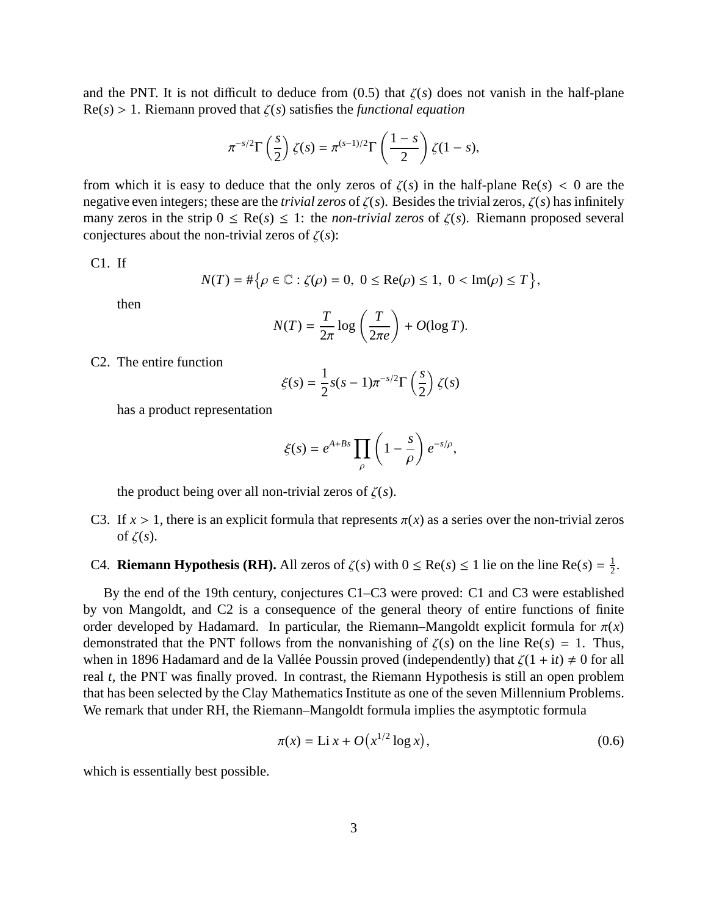and the PNT. It is not difficult to deduce from (0.5) that $\zeta(s)$ does not vanish in the half-plane $\mathrm{Re}(s) > 1$. Riemann proved that $\zeta(s)$ satisfies the *functional equation*

$$\pi^{-s/2}\Gamma\left(\frac{s}{2}\right)\zeta(s) = \pi^{(s-1)/2}\Gamma\left(\frac{1-s}{2}\right)\zeta(1-s),$$

from which it is easy to deduce that the only zeros of $\zeta(s)$ in the half-plane $\mathrm{Re}(s) < 0$ are the negative even integers; these are the *trivial zeros* of $\zeta(s)$. Besides the trivial zeros, $\zeta(s)$ has infinitely many zeros in the strip $0 \le \mathrm{Re}(s) \le 1$: the *non-trivial zeros* of $\zeta(s)$. Riemann proposed several conjectures about the non-trivial zeros of $\zeta(s)$:

C1. If

$$N(T) = \#\{\rho \in \mathbb{C} : \zeta(\rho) = 0,\ 0 \le \mathrm{Re}(\rho) \le 1,\ 0 < \mathrm{Im}(\rho) \le T\},$$

then

$$N(T) = \frac{T}{2\pi}\log\left(\frac{T}{2\pi e}\right) + O(\log T).$$

C2. The entire function

$$\xi(s) = \frac{1}{2}s(s-1)\pi^{-s/2}\Gamma\left(\frac{s}{2}\right)\zeta(s)$$

has a product representation

$$\xi(s) = e^{A+Bs}\prod_{\rho}\left(1-\frac{s}{\rho}\right)e^{-s/\rho},$$

the product being over all non-trivial zeros of $\zeta(s)$.

C3. If $x > 1$, there is an explicit formula that represents $\pi(x)$ as a series over the non-trivial zeros of $\zeta(s)$.

C4. **Riemann Hypothesis (RH).** All zeros of $\zeta(s)$ with $0 \le \mathrm{Re}(s) \le 1$ lie on the line $\mathrm{Re}(s) = \frac{1}{2}$.

By the end of the 19th century, conjectures C1–C3 were proved: C1 and C3 were established by von Mangoldt, and C2 is a consequence of the general theory of entire functions of finite order developed by Hadamard. In particular, the Riemann–Mangoldt explicit formula for $\pi(x)$ demonstrated that the PNT follows from the nonvanishing of $\zeta(s)$ on the line $\mathrm{Re}(s) = 1$. Thus, when in 1896 Hadamard and de la Vallée Poussin proved (independently) that $\zeta(1 + it) \neq 0$ for all real $t$, the PNT was finally proved. In contrast, the Riemann Hypothesis is still an open problem that has been selected by the Clay Mathematics Institute as one of the seven Millennium Problems. We remark that under RH, the Riemann–Mangoldt formula implies the asymptotic formula

$$\pi(x) = \mathrm{Li}\,x + O\left(x^{1/2}\log x\right), \tag{0.6}$$

which is essentially best possible.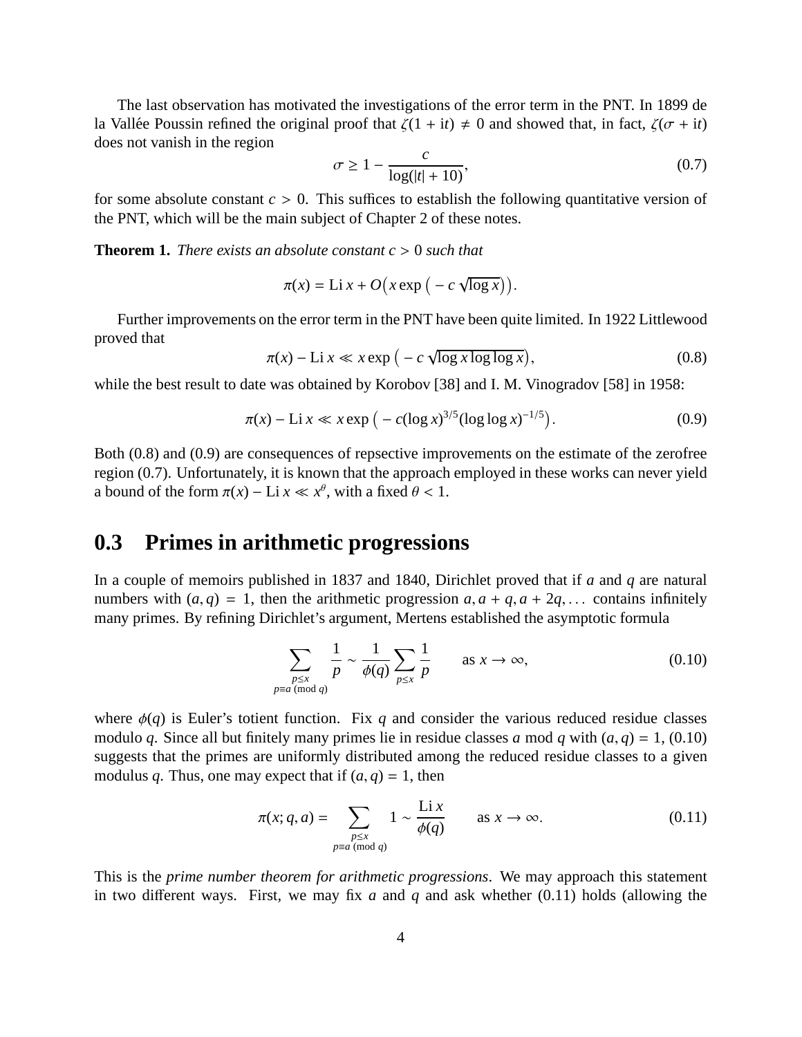The last observation has motivated the investigations of the error term in the PNT. In 1899 de la Vallée Poussin refined the original proof that $\zeta(1 + it) \neq 0$ and showed that, in fact, $\zeta(\sigma + it)$ does not vanish in the region

$$\sigma \geq 1 - \frac{c}{\log(|t| + 10)}, \tag{0.7}$$

for some absolute constant $c > 0$. This suffices to establish the following quantitative version of the PNT, which will be the main subject of Chapter 2 of these notes.

**Theorem 1.** *There exists an absolute constant $c > 0$ such that*

$$\pi(x) = \operatorname{Li} x + O\big(x \exp\big(-c\sqrt{\log x}\big)\big).$$

Further improvements on the error term in the PNT have been quite limited. In 1922 Littlewood proved that

$$\pi(x) - \operatorname{Li} x \ll x \exp\big(-c\sqrt{\log x \log\log x}\big), \tag{0.8}$$

while the best result to date was obtained by Korobov [38] and I. M. Vinogradov [58] in 1958:

$$\pi(x) - \operatorname{Li} x \ll x \exp\big(-c(\log x)^{3/5}(\log\log x)^{-1/5}\big). \tag{0.9}$$

Both (0.8) and (0.9) are consequences of repsective improvements on the estimate of the zerofree region (0.7). Unfortunately, it is known that the approach employed in these works can never yield a bound of the form $\pi(x) - \operatorname{Li} x \ll x^{\theta}$, with a fixed $\theta < 1$.

## 0.3 Primes in arithmetic progressions

In a couple of memoirs published in 1837 and 1840, Dirichlet proved that if $a$ and $q$ are natural numbers with $(a, q) = 1$, then the arithmetic progression $a, a + q, a + 2q, \ldots$ contains infinitely many primes. By refining Dirichlet's argument, Mertens established the asymptotic formula

$$\sum_{\substack{p \leq x \\ p \equiv a \ (\text{mod } q)}} \frac{1}{p} \sim \frac{1}{\phi(q)} \sum_{p \leq x} \frac{1}{p} \qquad \text{as } x \to \infty, \tag{0.10}$$

where $\phi(q)$ is Euler's totient function. Fix $q$ and consider the various reduced residue classes modulo $q$. Since all but finitely many primes lie in residue classes $a$ mod $q$ with $(a, q) = 1$, (0.10) suggests that the primes are uniformly distributed among the reduced residue classes to a given modulus $q$. Thus, one may expect that if $(a, q) = 1$, then

$$\pi(x; q, a) = \sum_{\substack{p \leq x \\ p \equiv a \ (\text{mod } q)}} 1 \sim \frac{\operatorname{Li} x}{\phi(q)} \qquad \text{as } x \to \infty. \tag{0.11}$$

This is the *prime number theorem for arithmetic progressions*. We may approach this statement in two different ways. First, we may fix $a$ and $q$ and ask whether (0.11) holds (allowing the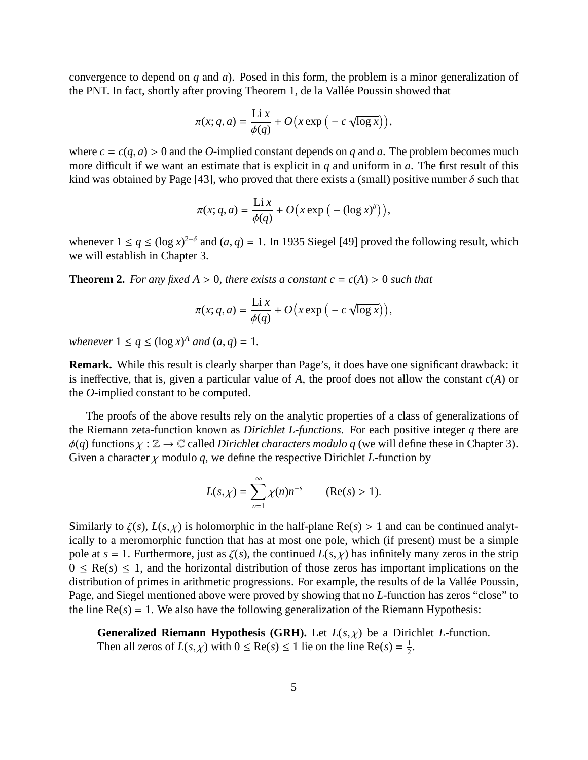convergence to depend on $q$ and $a$). Posed in this form, the problem is a minor generalization of the PNT. In fact, shortly after proving Theorem 1, de la Vallée Poussin showed that

$$\pi(x;q,a) = \frac{\operatorname{Li} x}{\phi(q)} + O\big(x \exp\big(-c\sqrt{\log x}\big)\big),$$

where $c = c(q,a) > 0$ and the $O$-implied constant depends on $q$ and $a$. The problem becomes much more difficult if we want an estimate that is explicit in $q$ and uniform in $a$. The first result of this kind was obtained by Page [43], who proved that there exists a (small) positive number $\delta$ such that

$$\pi(x;q,a) = \frac{\operatorname{Li} x}{\phi(q)} + O\big(x \exp\big(-(\log x)^{\delta}\big)\big),$$

whenever $1 \le q \le (\log x)^{2-\delta}$ and $(a,q) = 1$. In 1935 Siegel [49] proved the following result, which we will establish in Chapter 3.

**Theorem 2.** *For any fixed $A > 0$, there exists a constant $c = c(A) > 0$ such that*

$$\pi(x;q,a) = \frac{\operatorname{Li} x}{\phi(q)} + O\big(x \exp\big(-c\sqrt{\log x}\big)\big),$$

*whenever $1 \le q \le (\log x)^A$ and $(a,q) = 1$.*

**Remark.** While this result is clearly sharper than Page's, it does have one significant drawback: it is ineffective, that is, given a particular value of $A$, the proof does not allow the constant $c(A)$ or the $O$-implied constant to be computed.

The proofs of the above results rely on the analytic properties of a class of generalizations of the Riemann zeta-function known as *Dirichlet L-functions*. For each positive integer $q$ there are $\phi(q)$ functions $\chi : \mathbb{Z} \to \mathbb{C}$ called *Dirichlet characters modulo q* (we will define these in Chapter 3). Given a character $\chi$ modulo $q$, we define the respective Dirichlet $L$-function by

$$L(s,\chi) = \sum_{n=1}^{\infty} \chi(n) n^{-s} \qquad (\operatorname{Re}(s) > 1).$$

Similarly to $\zeta(s)$, $L(s,\chi)$ is holomorphic in the half-plane $\operatorname{Re}(s) > 1$ and can be continued analytically to a meromorphic function that has at most one pole, which (if present) must be a simple pole at $s = 1$. Furthermore, just as $\zeta(s)$, the continued $L(s,\chi)$ has infinitely many zeros in the strip $0 \le \operatorname{Re}(s) \le 1$, and the horizontal distribution of those zeros has important implications on the distribution of primes in arithmetic progressions. For example, the results of de la Vallée Poussin, Page, and Siegel mentioned above were proved by showing that no $L$-function has zeros "close" to the line $\operatorname{Re}(s) = 1$. We also have the following generalization of the Riemann Hypothesis:

> **Generalized Riemann Hypothesis (GRH).** Let $L(s,\chi)$ be a Dirichlet $L$-function. Then all zeros of $L(s,\chi)$ with $0 \le \operatorname{Re}(s) \le 1$ lie on the line $\operatorname{Re}(s) = \frac{1}{2}$.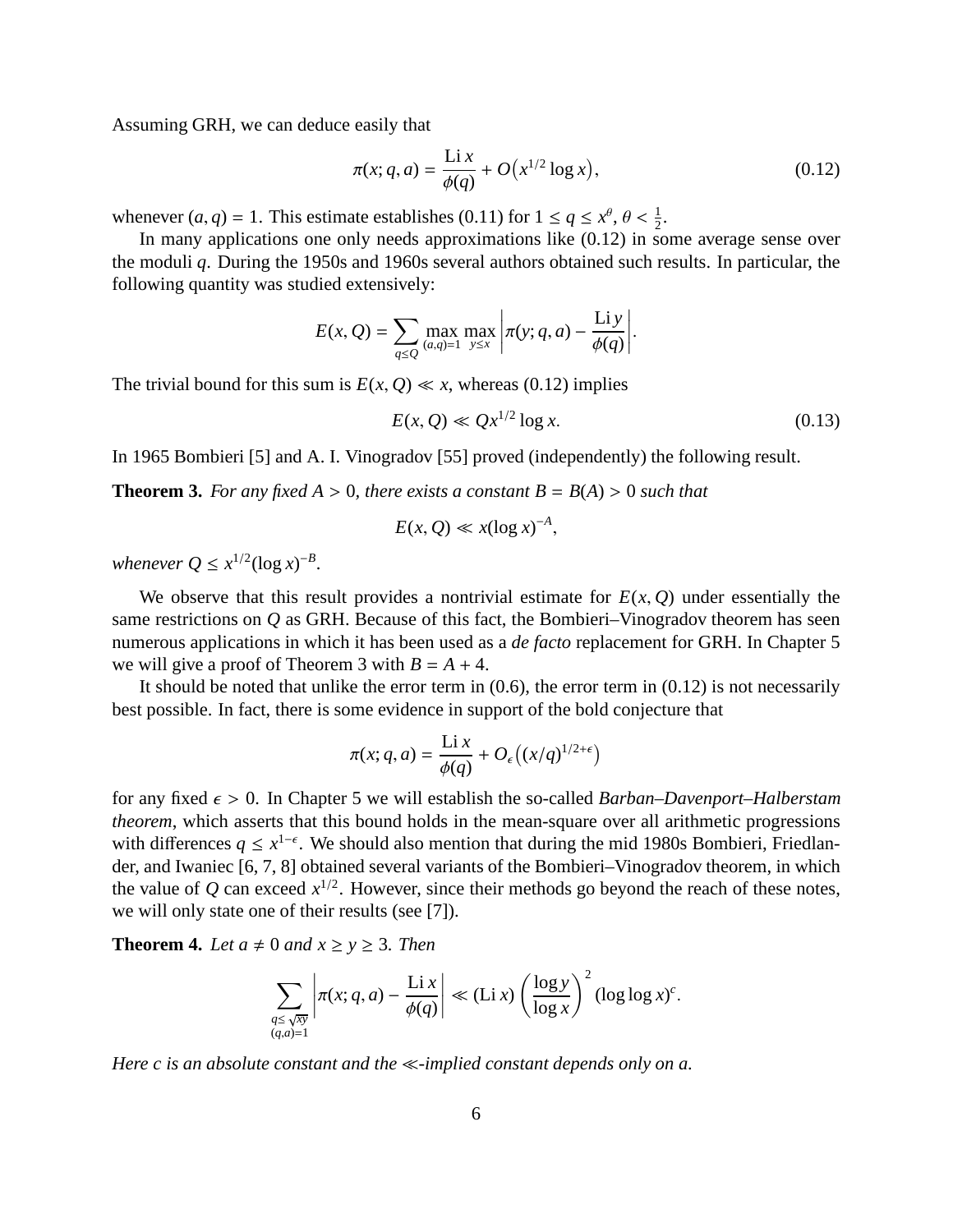Assuming GRH, we can deduce easily that

$$\pi(x; q, a) = \frac{\operatorname{Li} x}{\phi(q)} + O\big(x^{1/2} \log x\big), \tag{0.12}$$

whenever $(a, q) = 1$. This estimate establishes (0.11) for $1 \le q \le x^{\theta}$, $\theta < \frac{1}{2}$.

In many applications one only needs approximations like (0.12) in some average sense over the moduli $q$. During the 1950s and 1960s several authors obtained such results. In particular, the following quantity was studied extensively:

$$E(x, Q) = \sum_{q \le Q} \max_{(a,q)=1} \max_{y \le x} \left| \pi(y; q, a) - \frac{\operatorname{Li} y}{\phi(q)} \right|.$$

The trivial bound for this sum is $E(x, Q) \ll x$, whereas (0.12) implies

$$E(x, Q) \ll Q x^{1/2} \log x. \tag{0.13}$$

In 1965 Bombieri [5] and A. I. Vinogradov [55] proved (independently) the following result.

**Theorem 3.** *For any fixed $A > 0$, there exists a constant $B = B(A) > 0$ such that*

$$E(x, Q) \ll x(\log x)^{-A},$$

*whenever $Q \le x^{1/2}(\log x)^{-B}$.*

We observe that this result provides a nontrivial estimate for $E(x, Q)$ under essentially the same restrictions on $Q$ as GRH. Because of this fact, the Bombieri–Vinogradov theorem has seen numerous applications in which it has been used as a *de facto* replacement for GRH. In Chapter 5 we will give a proof of Theorem 3 with $B = A + 4$.

It should be noted that unlike the error term in (0.6), the error term in (0.12) is not necessarily best possible. In fact, there is some evidence in support of the bold conjecture that

$$\pi(x; q, a) = \frac{\operatorname{Li} x}{\phi(q)} + O_{\epsilon}\big((x/q)^{1/2+\epsilon}\big)$$

for any fixed $\epsilon > 0$. In Chapter 5 we will establish the so-called *Barban–Davenport–Halberstam theorem*, which asserts that this bound holds in the mean-square over all arithmetic progressions with differences $q \le x^{1-\epsilon}$. We should also mention that during the mid 1980s Bombieri, Friedlander, and Iwaniec [6, 7, 8] obtained several variants of the Bombieri–Vinogradov theorem, in which the value of $Q$ can exceed $x^{1/2}$. However, since their methods go beyond the reach of these notes, we will only state one of their results (see [7]).

**Theorem 4.** *Let $a \ne 0$ and $x \ge y \ge 3$. Then*

$$\sum_{\substack{q \le \sqrt{xy} \\ (q,a)=1}} \left| \pi(x; q, a) - \frac{\operatorname{Li} x}{\phi(q)} \right| \ll (\operatorname{Li} x) \left( \frac{\log y}{\log x} \right)^2 (\log\log x)^c.$$

*Here $c$ is an absolute constant and the $\ll$-implied constant depends only on $a$.*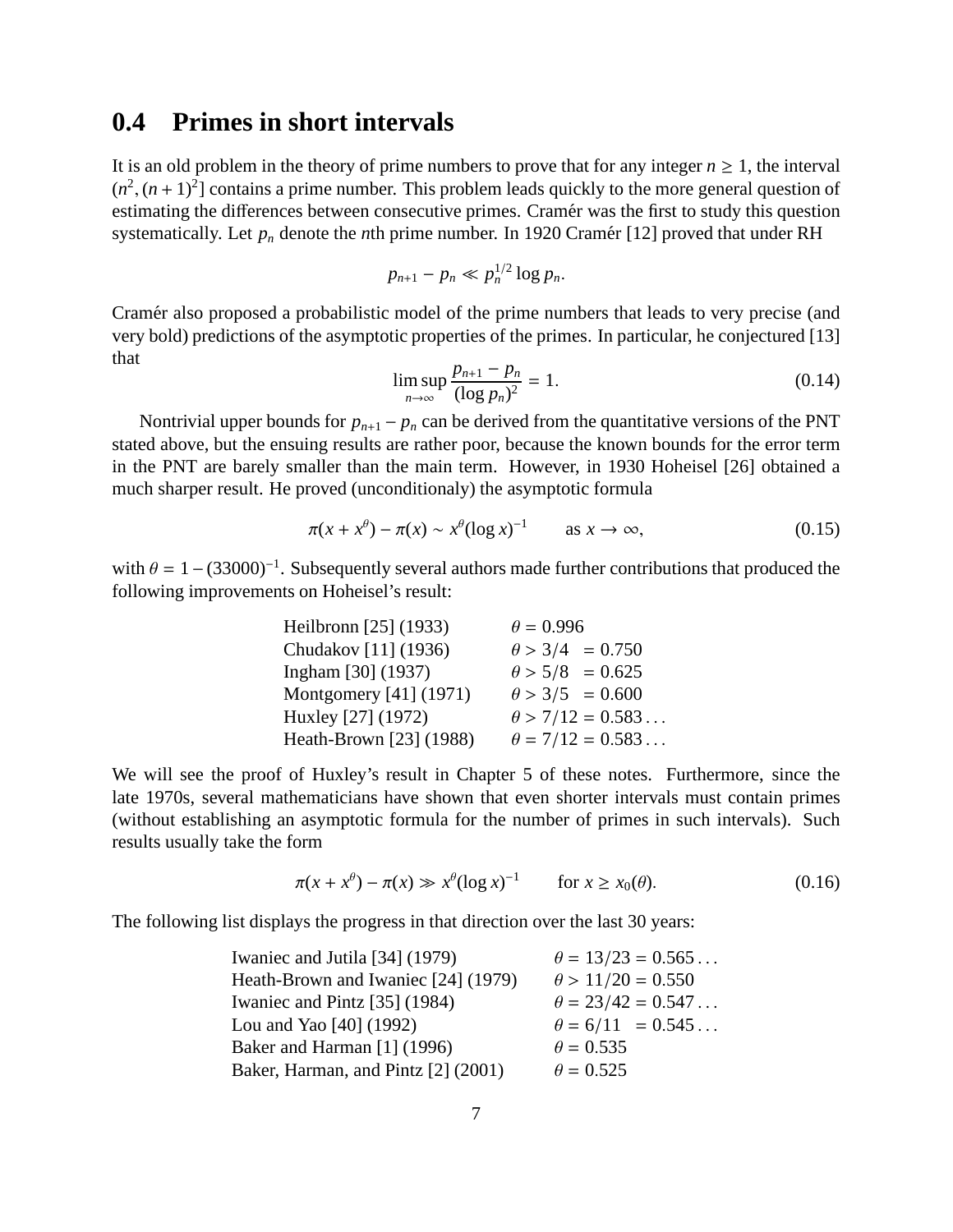## 0.4 Primes in short intervals

It is an old problem in the theory of prime numbers to prove that for any integer $n \geq 1$, the interval $(n^2, (n+1)^2]$ contains a prime number. This problem leads quickly to the more general question of estimating the differences between consecutive primes. Cramér was the first to study this question systematically. Let $p_n$ denote the $n$th prime number. In 1920 Cramér [12] proved that under RH

$$p_{n+1} - p_n \ll p_n^{1/2} \log p_n.$$

Cramér also proposed a probabilistic model of the prime numbers that leads to very precise (and very bold) predictions of the asymptotic properties of the primes. In particular, he conjectured [13] that

$$\limsup_{n \to \infty} \frac{p_{n+1} - p_n}{(\log p_n)^2} = 1. \tag{0.14}$$

Nontrivial upper bounds for $p_{n+1} - p_n$ can be derived from the quantitative versions of the PNT stated above, but the ensuing results are rather poor, because the known bounds for the error term in the PNT are barely smaller than the main term. However, in 1930 Hoheisel [26] obtained a much sharper result. He proved (unconditionaly) the asymptotic formula

$$\pi(x + x^\theta) - \pi(x) \sim x^\theta (\log x)^{-1} \qquad \text{as } x \to \infty, \tag{0.15}$$

with $\theta = 1 - (33000)^{-1}$. Subsequently several authors made further contributions that produced the following improvements on Hoheisel's result:

| | |
|---|---|
| Heilbronn [25] (1933) | $\theta = 0.996$ |
| Chudakov [11] (1936) | $\theta > 3/4 \ = 0.750$ |
| Ingham [30] (1937) | $\theta > 5/8 \ = 0.625$ |
| Montgomery [41] (1971) | $\theta > 3/5 \ = 0.600$ |
| Huxley [27] (1972) | $\theta > 7/12 = 0.583\ldots$ |
| Heath-Brown [23] (1988) | $\theta = 7/12 = 0.583\ldots$ |

We will see the proof of Huxley's result in Chapter 5 of these notes. Furthermore, since the late 1970s, several mathematicians have shown that even shorter intervals must contain primes (without establishing an asymptotic formula for the number of primes in such intervals). Such results usually take the form

$$\pi(x + x^\theta) - \pi(x) \gg x^\theta (\log x)^{-1} \qquad \text{for } x \geq x_0(\theta). \tag{0.16}$$

The following list displays the progress in that direction over the last 30 years:

| | |
|---|---|
| Iwaniec and Jutila [34] (1979) | $\theta = 13/23 = 0.565\ldots$ |
| Heath-Brown and Iwaniec [24] (1979) | $\theta > 11/20 = 0.550$ |
| Iwaniec and Pintz [35] (1984) | $\theta = 23/42 = 0.547\ldots$ |
| Lou and Yao [40] (1992) | $\theta = 6/11 \ = 0.545\ldots$ |
| Baker and Harman [1] (1996) | $\theta = 0.535$ |
| Baker, Harman, and Pintz [2] (2001) | $\theta = 0.525$ |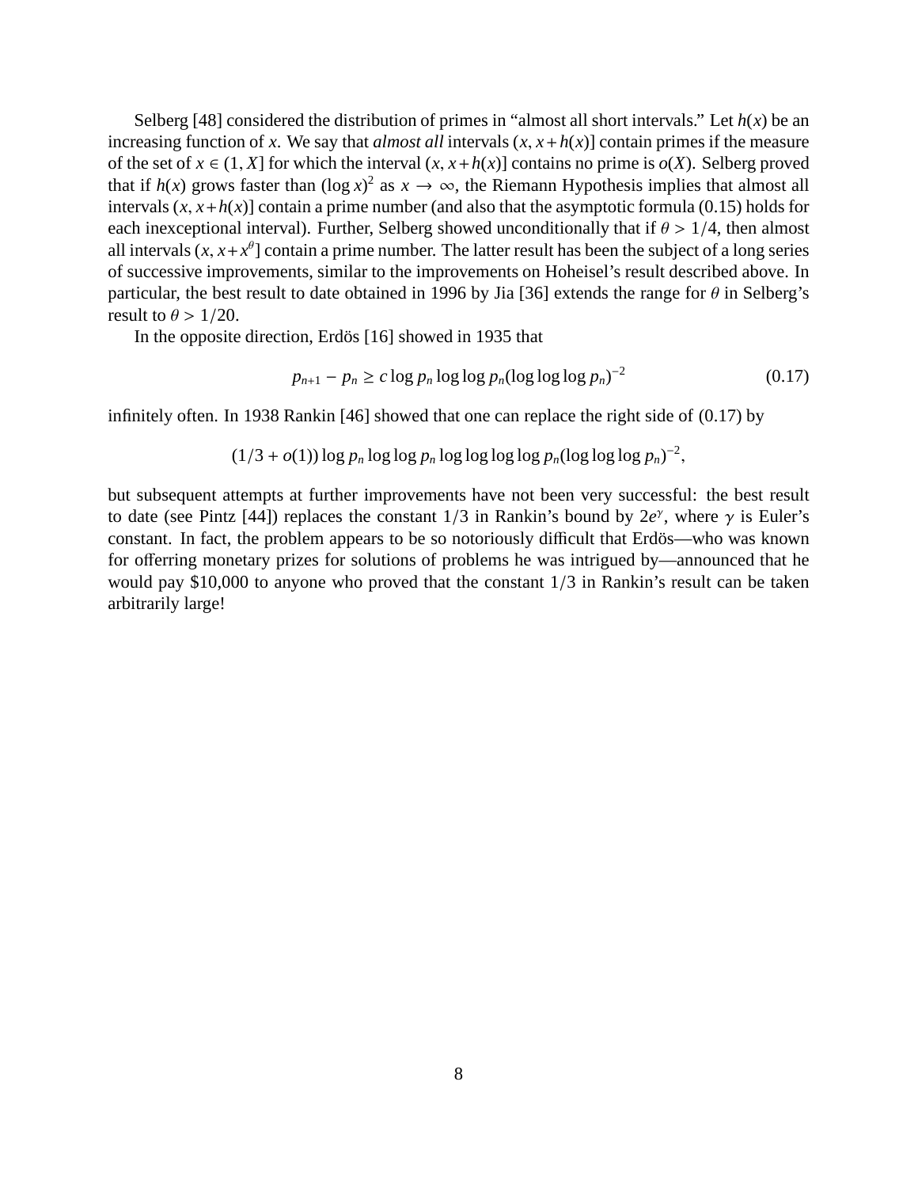Selberg [48] considered the distribution of primes in "almost all short intervals." Let $h(x)$ be an increasing function of $x$. We say that *almost all* intervals $(x, x+h(x)]$ contain primes if the measure of the set of $x \in (1, X]$ for which the interval $(x, x+h(x)]$ contains no prime is $o(X)$. Selberg proved that if $h(x)$ grows faster than $(\log x)^2$ as $x \to \infty$, the Riemann Hypothesis implies that almost all intervals $(x, x+h(x)]$ contain a prime number (and also that the asymptotic formula (0.15) holds for each inexceptional interval). Further, Selberg showed unconditionally that if $\theta > 1/4$, then almost all intervals $(x, x+x^\theta]$ contain a prime number. The latter result has been the subject of a long series of successive improvements, similar to the improvements on Hoheisel's result described above. In particular, the best result to date obtained in 1996 by Jia [36] extends the range for $\theta$ in Selberg's result to $\theta > 1/20$.

In the opposite direction, Erdös [16] showed in 1935 that

$$p_{n+1} - p_n \geq c \log p_n \log\log p_n (\log\log\log p_n)^{-2} \tag{0.17}$$

infinitely often. In 1938 Rankin [46] showed that one can replace the right side of (0.17) by

$$(1/3 + o(1)) \log p_n \log\log p_n \log\log\log\log p_n (\log\log\log p_n)^{-2},$$

but subsequent attempts at further improvements have not been very successful: the best result to date (see Pintz [44]) replaces the constant $1/3$ in Rankin's bound by $2e^\gamma$, where $\gamma$ is Euler's constant. In fact, the problem appears to be so notoriously difficult that Erdös—who was known for offerring monetary prizes for solutions of problems he was intrigued by—announced that he would pay \$10,000 to anyone who proved that the constant $1/3$ in Rankin's result can be taken arbitrarily large!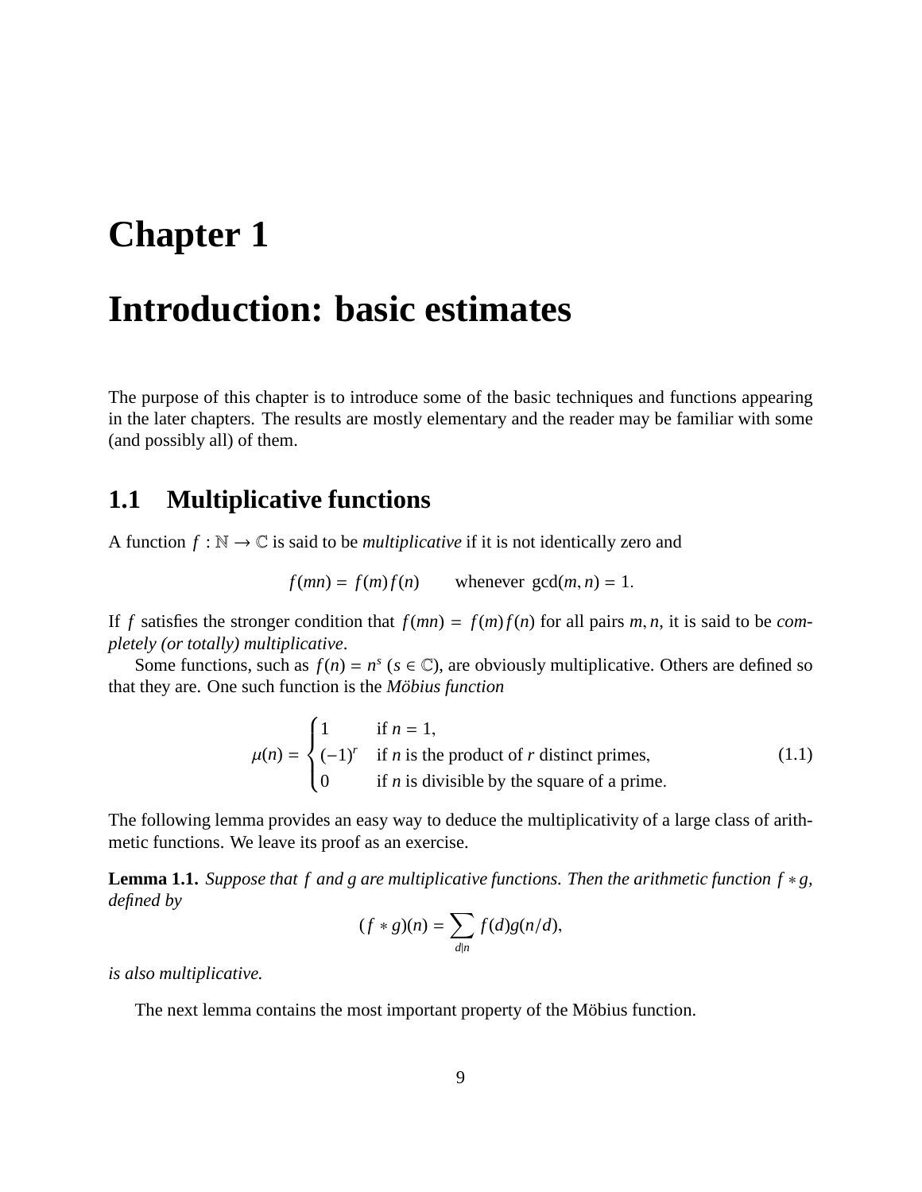# Chapter 1

# Introduction: basic estimates

The purpose of this chapter is to introduce some of the basic techniques and functions appearing in the later chapters. The results are mostly elementary and the reader may be familiar with some (and possibly all) of them.

## 1.1 Multiplicative functions

A function $f : \mathbb{N} \to \mathbb{C}$ is said to be *multiplicative* if it is not identically zero and

$$f(mn) = f(m)f(n) \qquad \text{whenever } \gcd(m,n) = 1.$$

If $f$ satisfies the stronger condition that $f(mn) = f(m)f(n)$ for all pairs $m, n$, it is said to be *completely (or totally) multiplicative*.

Some functions, such as $f(n) = n^s$ ($s \in \mathbb{C}$), are obviously multiplicative. Others are defined so that they are. One such function is the *Möbius function*

$$\mu(n) = \begin{cases} 1 & \text{if } n = 1, \\ (-1)^r & \text{if } n \text{ is the product of } r \text{ distinct primes}, \\ 0 & \text{if } n \text{ is divisible by the square of a prime}. \end{cases} \tag{1.1}$$

The following lemma provides an easy way to deduce the multiplicativity of a large class of arithmetic functions. We leave its proof as an exercise.

**Lemma 1.1.** *Suppose that $f$ and $g$ are multiplicative functions. Then the arithmetic function $f * g$, defined by*

$$(f * g)(n) = \sum_{d|n} f(d)g(n/d),$$

*is also multiplicative.*

The next lemma contains the most important property of the Möbius function.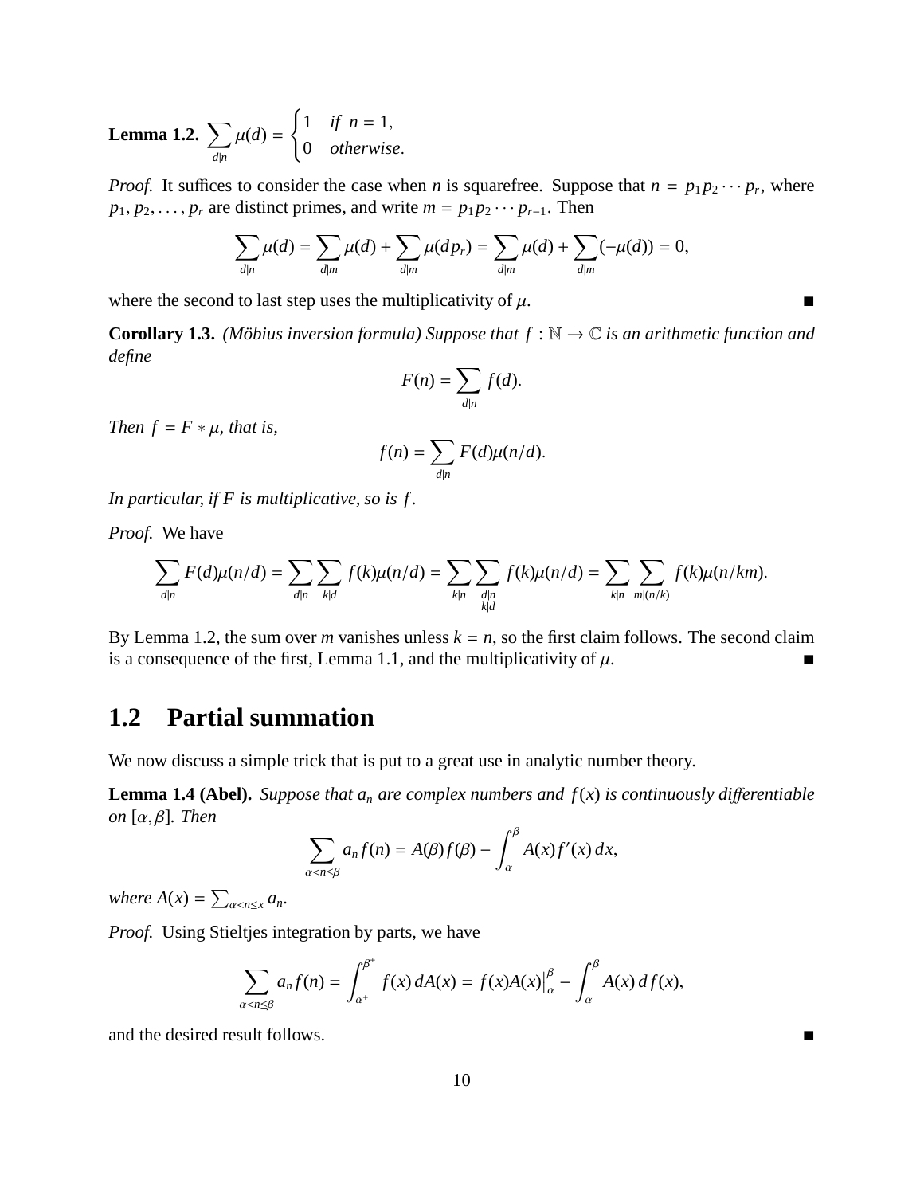**Lemma 1.2.** $\sum_{d|n} \mu(d) = \begin{cases} 1 & \text{if } n = 1, \\ 0 & \text{otherwise}. \end{cases}$

*Proof.* It suffices to consider the case when $n$ is squarefree. Suppose that $n = p_1 p_2 \cdots p_r$, where $p_1, p_2, \ldots, p_r$ are distinct primes, and write $m = p_1 p_2 \cdots p_{r-1}$. Then

$$\sum_{d|n} \mu(d) = \sum_{d|m} \mu(d) + \sum_{d|m} \mu(dp_r) = \sum_{d|m} \mu(d) + \sum_{d|m} (-\mu(d)) = 0,$$

where the second to last step uses the multiplicativity of $\mu$. ∎

**Corollary 1.3.** *(Möbius inversion formula) Suppose that $f : \mathbb{N} \to \mathbb{C}$ is an arithmetic function and define*

$$F(n) = \sum_{d|n} f(d).$$

*Then $f = F * \mu$, that is,*

$$f(n) = \sum_{d|n} F(d)\mu(n/d).$$

*In particular, if $F$ is multiplicative, so is $f$.*

*Proof.* We have

$$\sum_{d|n} F(d)\mu(n/d) = \sum_{d|n} \sum_{k|d} f(k)\mu(n/d) = \sum_{k|n} \sum_{\substack{d|n \\ k|d}} f(k)\mu(n/d) = \sum_{k|n} \sum_{m|(n/k)} f(k)\mu(n/km).$$

By Lemma 1.2, the sum over $m$ vanishes unless $k = n$, so the first claim follows. The second claim is a consequence of the first, Lemma 1.1, and the multiplicativity of $\mu$. ∎

## 1.2 Partial summation

We now discuss a simple trick that is put to a great use in analytic number theory.

**Lemma 1.4 (Abel).** *Suppose that $a_n$ are complex numbers and $f(x)$ is continuously differentiable on $[\alpha, \beta]$. Then*

$$\sum_{\alpha < n \leq \beta} a_n f(n) = A(\beta) f(\beta) - \int_\alpha^\beta A(x) f'(x)\, dx,$$

*where $A(x) = \sum_{\alpha < n \leq x} a_n$.*

*Proof.* Using Stieltjes integration by parts, we have

$$\sum_{\alpha < n \leq \beta} a_n f(n) = \int_{\alpha^+}^{\beta^+} f(x)\, dA(x) = f(x)A(x)\big|_\alpha^\beta - \int_\alpha^\beta A(x)\, df(x),$$

and the desired result follows. ∎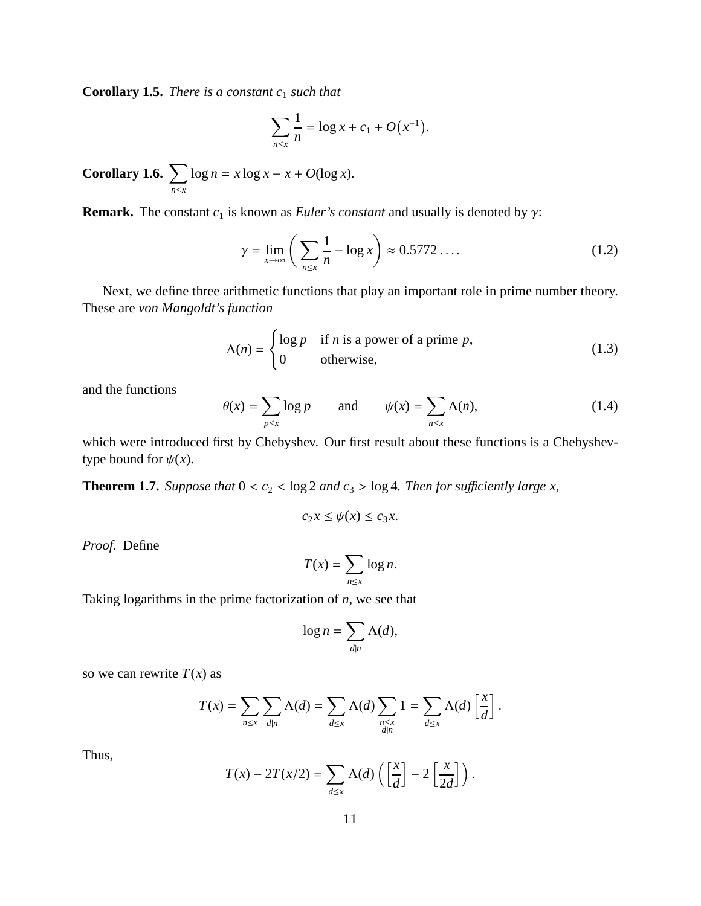**Corollary 1.5.** *There is a constant $c_1$ such that*

$$\sum_{n \le x} \frac{1}{n} = \log x + c_1 + O\big(x^{-1}\big).$$

**Corollary 1.6.** $\displaystyle\sum_{n \le x} \log n = x \log x - x + O(\log x).$

**Remark.** The constant $c_1$ is known as *Euler's constant* and usually is denoted by $\gamma$:

$$\gamma = \lim_{x \to \infty} \bigg( \sum_{n \le x} \frac{1}{n} - \log x \bigg) \approx 0.5772\dots. \tag{1.2}$$

Next, we define three arithmetic functions that play an important role in prime number theory. These are *von Mangoldt's function*

$$\Lambda(n) = \begin{cases} \log p & \text{if } n \text{ is a power of a prime } p, \\ 0 & \text{otherwise,} \end{cases} \tag{1.3}$$

and the functions

$$\theta(x) = \sum_{p \le x} \log p \qquad \text{and} \qquad \psi(x) = \sum_{n \le x} \Lambda(n), \tag{1.4}$$

which were introduced first by Chebyshev. Our first result about these functions is a Chebyshev-type bound for $\psi(x)$.

**Theorem 1.7.** *Suppose that $0 < c_2 < \log 2$ and $c_3 > \log 4$. Then for sufficiently large $x$,*

$$c_2 x \le \psi(x) \le c_3 x.$$

*Proof.* Define

$$T(x) = \sum_{n \le x} \log n.$$

Taking logarithms in the prime factorization of $n$, we see that

$$\log n = \sum_{d \mid n} \Lambda(d),$$

so we can rewrite $T(x)$ as

$$T(x) = \sum_{n \le x} \sum_{d \mid n} \Lambda(d) = \sum_{d \le x} \Lambda(d) \sum_{\substack{n \le x \\ d \mid n}} 1 = \sum_{d \le x} \Lambda(d) \left[ \frac{x}{d} \right].$$

Thus,

$$T(x) - 2T(x/2) = \sum_{d \le x} \Lambda(d) \left( \left[ \frac{x}{d} \right] - 2 \left[ \frac{x}{2d} \right] \right).$$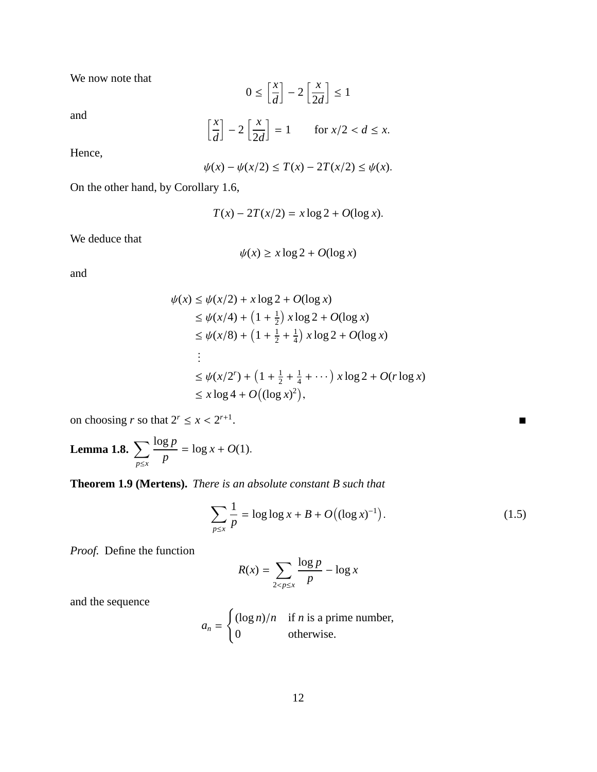We now note that

$$0 \le \left[\frac{x}{d}\right] - 2\left[\frac{x}{2d}\right] \le 1$$

and

$$\left[\frac{x}{d}\right] - 2\left[\frac{x}{2d}\right] = 1 \qquad \text{for } x/2 < d \le x.$$

Hence,

$$\psi(x) - \psi(x/2) \le T(x) - 2T(x/2) \le \psi(x).$$

On the other hand, by Corollary 1.6,

$$T(x) - 2T(x/2) = x\log 2 + O(\log x).$$

We deduce that

$$\psi(x) \ge x\log 2 + O(\log x)$$

and

$$\begin{aligned}
\psi(x) &\le \psi(x/2) + x\log 2 + O(\log x) \\
&\le \psi(x/4) + \left(1 + \tfrac{1}{2}\right) x\log 2 + O(\log x) \\
&\le \psi(x/8) + \left(1 + \tfrac{1}{2} + \tfrac{1}{4}\right) x\log 2 + O(\log x) \\
&\;\;\vdots \\
&\le \psi(x/2^r) + \left(1 + \tfrac{1}{2} + \tfrac{1}{4} + \cdots\right) x\log 2 + O(r\log x) \\
&\le x\log 4 + O\big((\log x)^2\big),
\end{aligned}$$

on choosing $r$ so that $2^r \le x < 2^{r+1}$. ■

**Lemma 1.8.** $\displaystyle\sum_{p\le x} \frac{\log p}{p} = \log x + O(1).$

**Theorem 1.9 (Mertens).** *There is an absolute constant $B$ such that*

$$\sum_{p\le x} \frac{1}{p} = \log\log x + B + O\big((\log x)^{-1}\big). \tag{1.5}$$

*Proof.* Define the function

$$R(x) = \sum_{2<p\le x} \frac{\log p}{p} - \log x$$

and the sequence

$$a_n = \begin{cases} (\log n)/n & \text{if } n \text{ is a prime number,} \\ 0 & \text{otherwise.} \end{cases}$$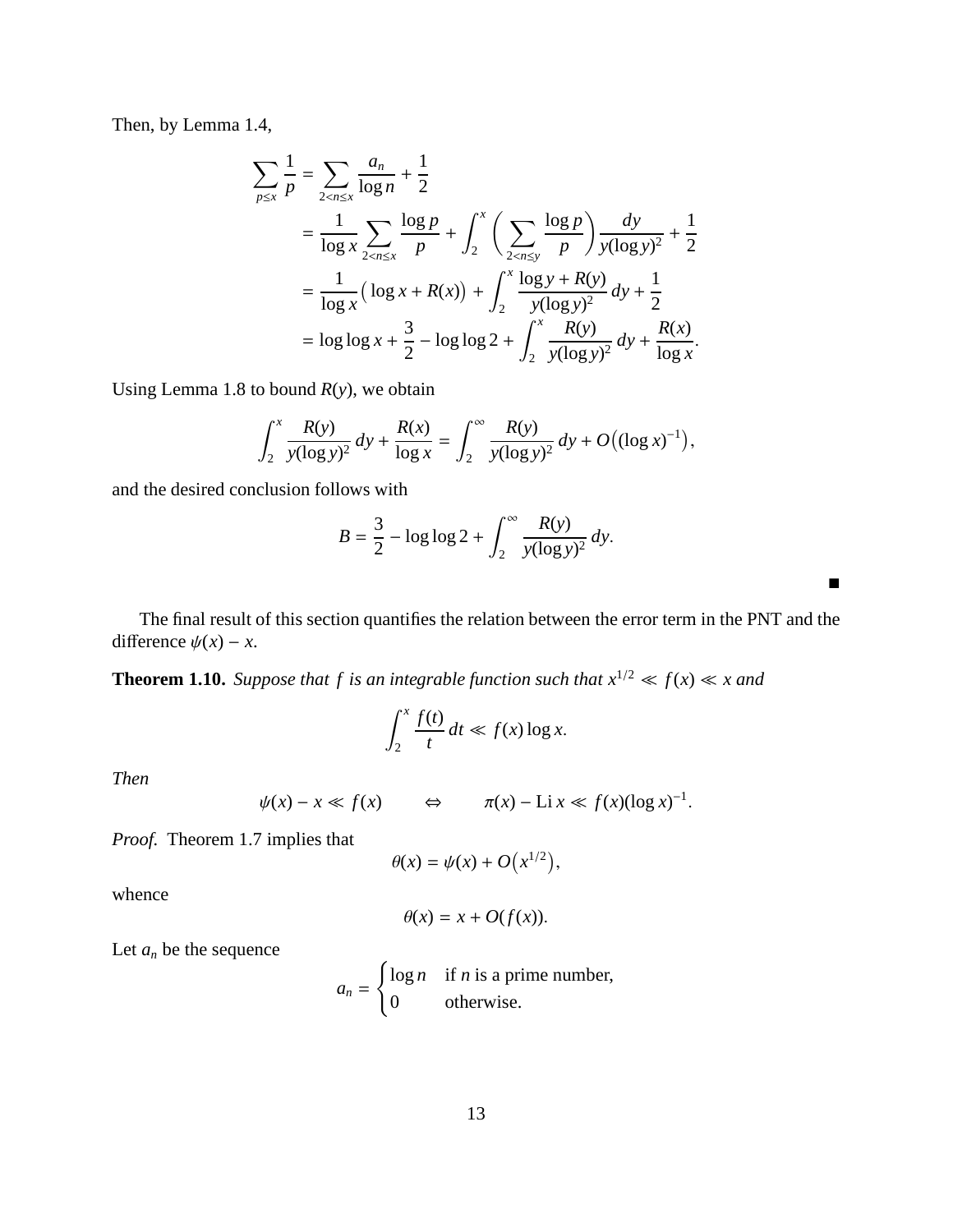Then, by Lemma 1.4,

$$
\begin{aligned}
\sum_{p \le x} \frac{1}{p} &= \sum_{2<n\le x} \frac{a_n}{\log n} + \frac{1}{2} \\
&= \frac{1}{\log x} \sum_{2<n\le x} \frac{\log p}{p} + \int_2^x \Bigg( \sum_{2<n\le y} \frac{\log p}{p} \Bigg) \frac{dy}{y(\log y)^2} + \frac{1}{2} \\
&= \frac{1}{\log x} \big( \log x + R(x) \big) + \int_2^x \frac{\log y + R(y)}{y(\log y)^2}\, dy + \frac{1}{2} \\
&= \log\log x + \frac{3}{2} - \log\log 2 + \int_2^x \frac{R(y)}{y(\log y)^2}\, dy + \frac{R(x)}{\log x}.
\end{aligned}
$$

Using Lemma 1.8 to bound $R(y)$, we obtain

$$
\int_2^x \frac{R(y)}{y(\log y)^2}\, dy + \frac{R(x)}{\log x} = \int_2^\infty \frac{R(y)}{y(\log y)^2}\, dy + O\big((\log x)^{-1}\big),
$$

and the desired conclusion follows with

$$
B = \frac{3}{2} - \log\log 2 + \int_2^\infty \frac{R(y)}{y(\log y)^2}\, dy.
$$

∎

The final result of this section quantifies the relation between the error term in the PNT and the difference $\psi(x) - x$.

**Theorem 1.10.** *Suppose that $f$ is an integrable function such that $x^{1/2} \ll f(x) \ll x$ and*

$$
\int_2^x \frac{f(t)}{t}\, dt \ll f(x)\log x.
$$

*Then*

$$
\psi(x) - x \ll f(x) \qquad \Leftrightarrow \qquad \pi(x) - \operatorname{Li} x \ll f(x)(\log x)^{-1}.
$$

*Proof.* Theorem 1.7 implies that

$$
\theta(x) = \psi(x) + O\big(x^{1/2}\big),
$$

whence

$$
\theta(x) = x + O(f(x)).
$$

Let $a_n$ be the sequence

$$
a_n = \begin{cases} \log n & \text{if } n \text{ is a prime number,} \\ 0 & \text{otherwise.} \end{cases}
$$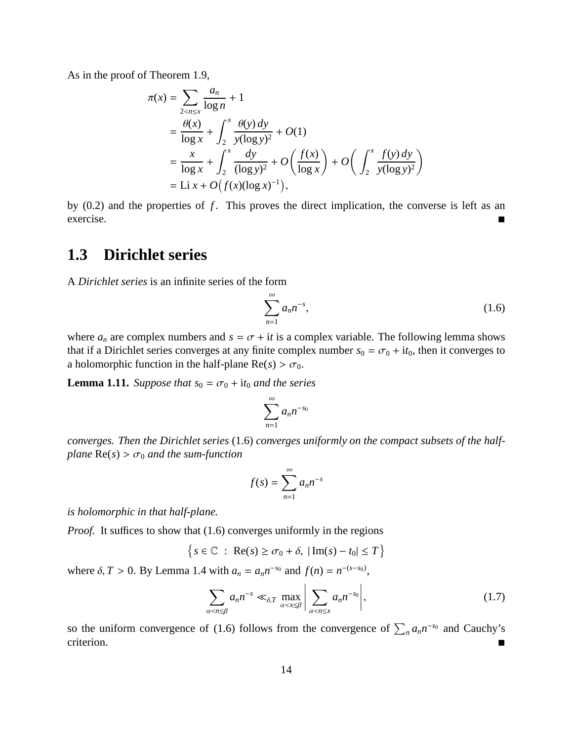As in the proof of Theorem 1.9,

$$
\begin{aligned}
\pi(x) &= \sum_{2<n\le x} \frac{a_n}{\log n} + 1 \\
&= \frac{\theta(x)}{\log x} + \int_2^x \frac{\theta(y)\,dy}{y(\log y)^2} + O(1) \\
&= \frac{x}{\log x} + \int_2^x \frac{dy}{(\log y)^2} + O\left(\frac{f(x)}{\log x}\right) + O\left(\int_2^x \frac{f(y)\,dy}{y(\log y)^2}\right) \\
&= \operatorname{Li} x + O\big(f(x)(\log x)^{-1}\big),
\end{aligned}
$$

by (0.2) and the properties of $f$. This proves the direct implication, the converse is left as an exercise. ■

## 1.3 Dirichlet series

A *Dirichlet series* is an infinite series of the form

$$
\sum_{n=1}^{\infty} a_n n^{-s}, \tag{1.6}
$$

where $a_n$ are complex numbers and $s = \sigma + \mathrm{i}t$ is a complex variable. The following lemma shows that if a Dirichlet series converges at any finite complex number $s_0 = \sigma_0 + \mathrm{i}t_0$, then it converges to a holomorphic function in the half-plane $\mathrm{Re}(s) > \sigma_0$.

**Lemma 1.11.** *Suppose that $s_0 = \sigma_0 + \mathrm{i}t_0$ and the series*

$$
\sum_{n=1}^{\infty} a_n n^{-s_0}
$$

*converges. Then the Dirichlet series* (1.6) *converges uniformly on the compact subsets of the half-plane $\mathrm{Re}(s) > \sigma_0$ and the sum-function*

$$
f(s) = \sum_{n=1}^{\infty} a_n n^{-s}
$$

*is holomorphic in that half-plane.*

*Proof.* It suffices to show that (1.6) converges uniformly in the regions

$$
\big\{ s \in \mathbb{C} \;:\; \mathrm{Re}(s) \ge \sigma_0 + \delta,\ |\operatorname{Im}(s) - t_0| \le T \big\}
$$

where $\delta, T > 0$. By Lemma 1.4 with $a_n = a_n n^{-s_0}$ and $f(n) = n^{-(s-s_0)}$,

$$
\sum_{\alpha<n\le\beta} a_n n^{-s} \ll_{\delta,T} \max_{\alpha<x\le\beta} \bigg| \sum_{\alpha<n\le x} a_n n^{-s_0} \bigg|, \tag{1.7}
$$

so the uniform convergence of (1.6) follows from the convergence of $\sum_n a_n n^{-s_0}$ and Cauchy's criterion. ■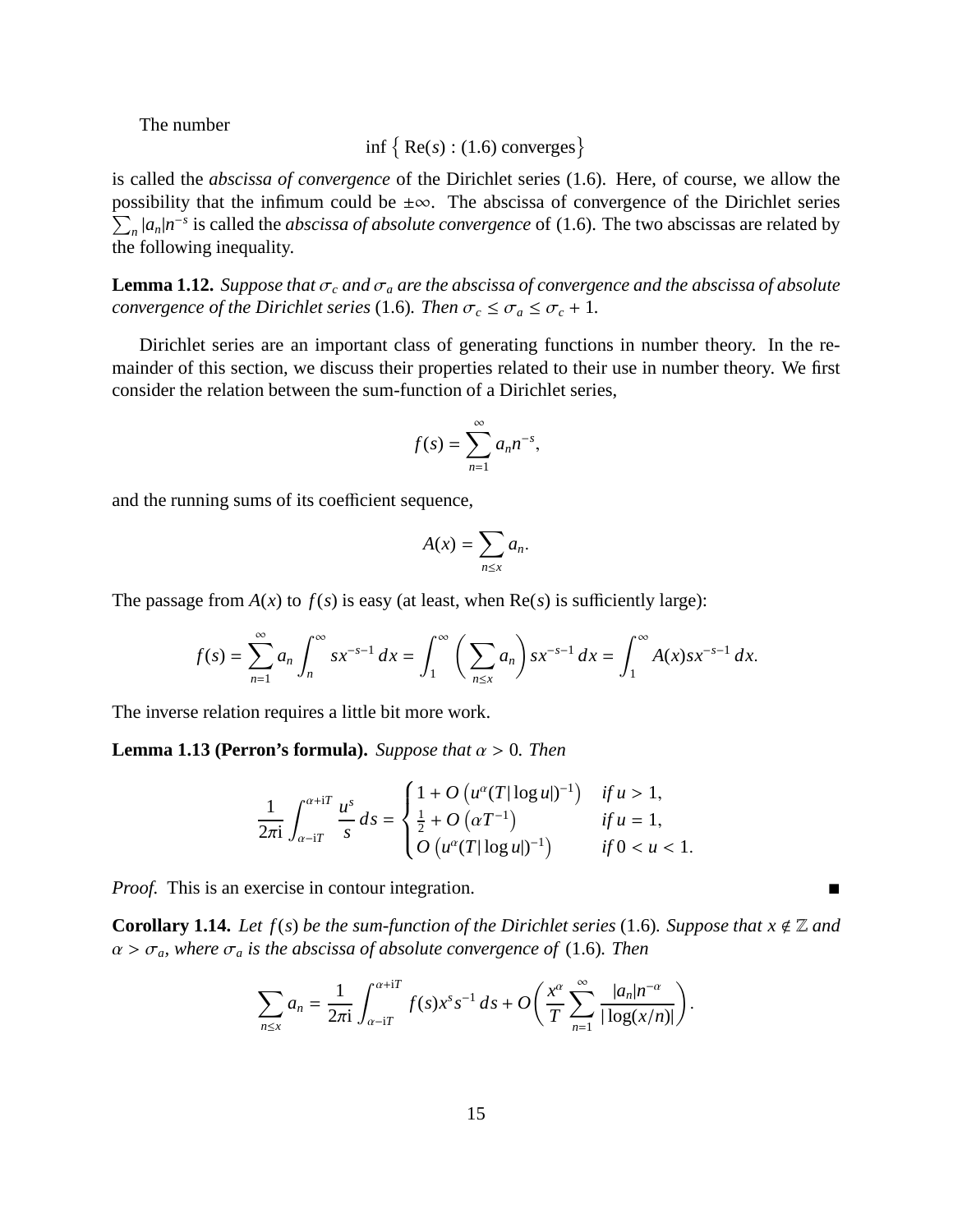The number

$$\inf\left\{ \operatorname{Re}(s) : (1.6) \text{ converges}\right\}$$

is called the *abscissa of convergence* of the Dirichlet series (1.6). Here, of course, we allow the possibility that the infimum could be $\pm\infty$. The abscissa of convergence of the Dirichlet series $\sum_n |a_n| n^{-s}$ is called the *abscissa of absolute convergence* of (1.6). The two abscissas are related by the following inequality.

**Lemma 1.12.** *Suppose that $\sigma_c$ and $\sigma_a$ are the abscissa of convergence and the abscissa of absolute convergence of the Dirichlet series* (1.6)*. Then $\sigma_c \le \sigma_a \le \sigma_c + 1$.*

Dirichlet series are an important class of generating functions in number theory. In the remainder of this section, we discuss their properties related to their use in number theory. We first consider the relation between the sum-function of a Dirichlet series,

$$f(s) = \sum_{n=1}^{\infty} a_n n^{-s},$$

and the running sums of its coefficient sequence,

$$A(x) = \sum_{n \le x} a_n.$$

The passage from $A(x)$ to $f(s)$ is easy (at least, when $\operatorname{Re}(s)$ is sufficiently large):

$$f(s) = \sum_{n=1}^{\infty} a_n \int_n^{\infty} s x^{-s-1}\, dx = \int_1^{\infty} \left( \sum_{n \le x} a_n \right) s x^{-s-1}\, dx = \int_1^{\infty} A(x) s x^{-s-1}\, dx.$$

The inverse relation requires a little bit more work.

**Lemma 1.13 (Perron's formula).** *Suppose that $\alpha > 0$. Then*

$$\frac{1}{2\pi \mathrm{i}} \int_{\alpha - \mathrm{i}T}^{\alpha + \mathrm{i}T} \frac{u^s}{s}\, ds = \begin{cases} 1 + O\left(u^{\alpha}(T|\log u|)^{-1}\right) & \text{if } u > 1, \\ \frac{1}{2} + O\left(\alpha T^{-1}\right) & \text{if } u = 1, \\ O\left(u^{\alpha}(T|\log u|)^{-1}\right) & \text{if } 0 < u < 1. \end{cases}$$

*Proof.* This is an exercise in contour integration. ∎

**Corollary 1.14.** *Let $f(s)$ be the sum-function of the Dirichlet series* (1.6)*. Suppose that $x \notin \mathbb{Z}$ and $\alpha > \sigma_a$, where $\sigma_a$ is the abscissa of absolute convergence of* (1.6)*. Then*

$$\sum_{n \le x} a_n = \frac{1}{2\pi \mathrm{i}} \int_{\alpha - \mathrm{i}T}^{\alpha + \mathrm{i}T} f(s) x^s s^{-1}\, ds + O\left( \frac{x^{\alpha}}{T} \sum_{n=1}^{\infty} \frac{|a_n| n^{-\alpha}}{|\log(x/n)|} \right).$$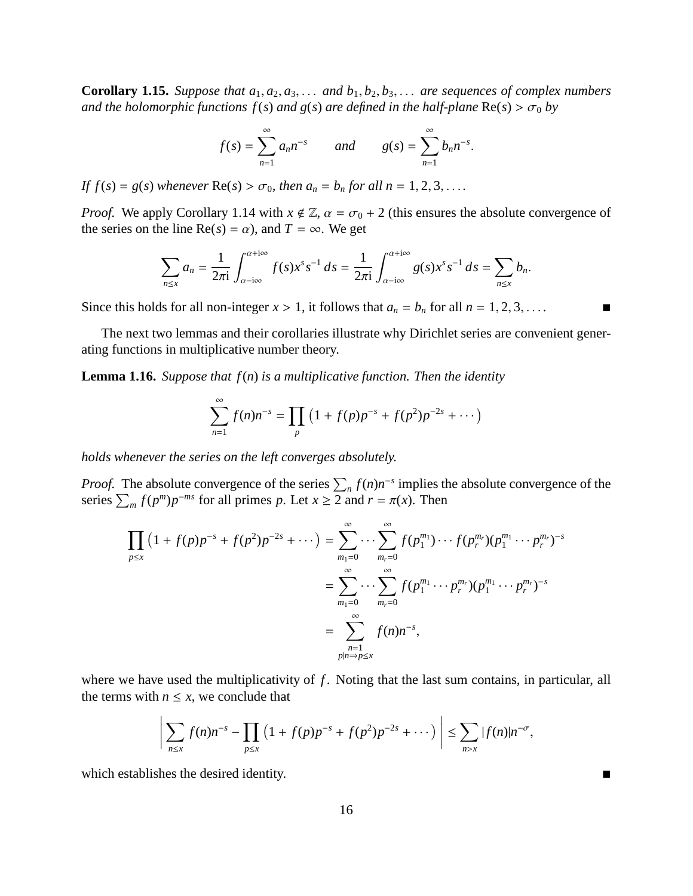**Corollary 1.15.** *Suppose that $a_1, a_2, a_3, \dots$ and $b_1, b_2, b_3, \dots$ are sequences of complex numbers and the holomorphic functions $f(s)$ and $g(s)$ are defined in the half-plane $\mathrm{Re}(s) > \sigma_0$ by*

$$f(s) = \sum_{n=1}^{\infty} a_n n^{-s} \qquad \textit{and} \qquad g(s) = \sum_{n=1}^{\infty} b_n n^{-s}.$$

*If $f(s) = g(s)$ whenever $\mathrm{Re}(s) > \sigma_0$, then $a_n = b_n$ for all $n = 1, 2, 3, \dots$.*

*Proof.* We apply Corollary 1.14 with $x \notin \mathbb{Z}$, $\alpha = \sigma_0 + 2$ (this ensures the absolute convergence of the series on the line $\mathrm{Re}(s) = \alpha$), and $T = \infty$. We get

$$\sum_{n \le x} a_n = \frac{1}{2\pi \mathrm{i}} \int_{\alpha - \mathrm{i}\infty}^{\alpha + \mathrm{i}\infty} f(s) x^s s^{-1}\, ds = \frac{1}{2\pi \mathrm{i}} \int_{\alpha - \mathrm{i}\infty}^{\alpha + \mathrm{i}\infty} g(s) x^s s^{-1}\, ds = \sum_{n \le x} b_n.$$

Since this holds for all non-integer $x > 1$, it follows that $a_n = b_n$ for all $n = 1, 2, 3, \dots$. ∎

The next two lemmas and their corollaries illustrate why Dirichlet series are convenient generating functions in multiplicative number theory.

**Lemma 1.16.** *Suppose that $f(n)$ is a multiplicative function. Then the identity*

$$\sum_{n=1}^{\infty} f(n) n^{-s} = \prod_p \left( 1 + f(p)p^{-s} + f(p^2)p^{-2s} + \cdots \right)$$

*holds whenever the series on the left converges absolutely.*

*Proof.* The absolute convergence of the series $\sum_n f(n)n^{-s}$ implies the absolute convergence of the series $\sum_m f(p^m)p^{-ms}$ for all primes $p$. Let $x \ge 2$ and $r = \pi(x)$. Then

$$\begin{aligned}
\prod_{p \le x} \left( 1 + f(p)p^{-s} + f(p^2)p^{-2s} + \cdots \right) &= \sum_{m_1=0}^{\infty} \cdots \sum_{m_r=0}^{\infty} f(p_1^{m_1}) \cdots f(p_r^{m_r}) (p_1^{m_1} \cdots p_r^{m_r})^{-s} \\
&= \sum_{m_1=0}^{\infty} \cdots \sum_{m_r=0}^{\infty} f(p_1^{m_1} \cdots p_r^{m_r}) (p_1^{m_1} \cdots p_r^{m_r})^{-s} \\
&= \sum_{\substack{n=1 \\ p | n \Rightarrow p \le x}}^{\infty} f(n) n^{-s},
\end{aligned}$$

where we have used the multiplicativity of $f$. Noting that the last sum contains, in particular, all the terms with $n \le x$, we conclude that

$$\left| \sum_{n \le x} f(n)n^{-s} - \prod_{p \le x} \left( 1 + f(p)p^{-s} + f(p^2)p^{-2s} + \cdots \right) \right| \le \sum_{n > x} |f(n)| n^{-\sigma},$$

which establishes the desired identity. ∎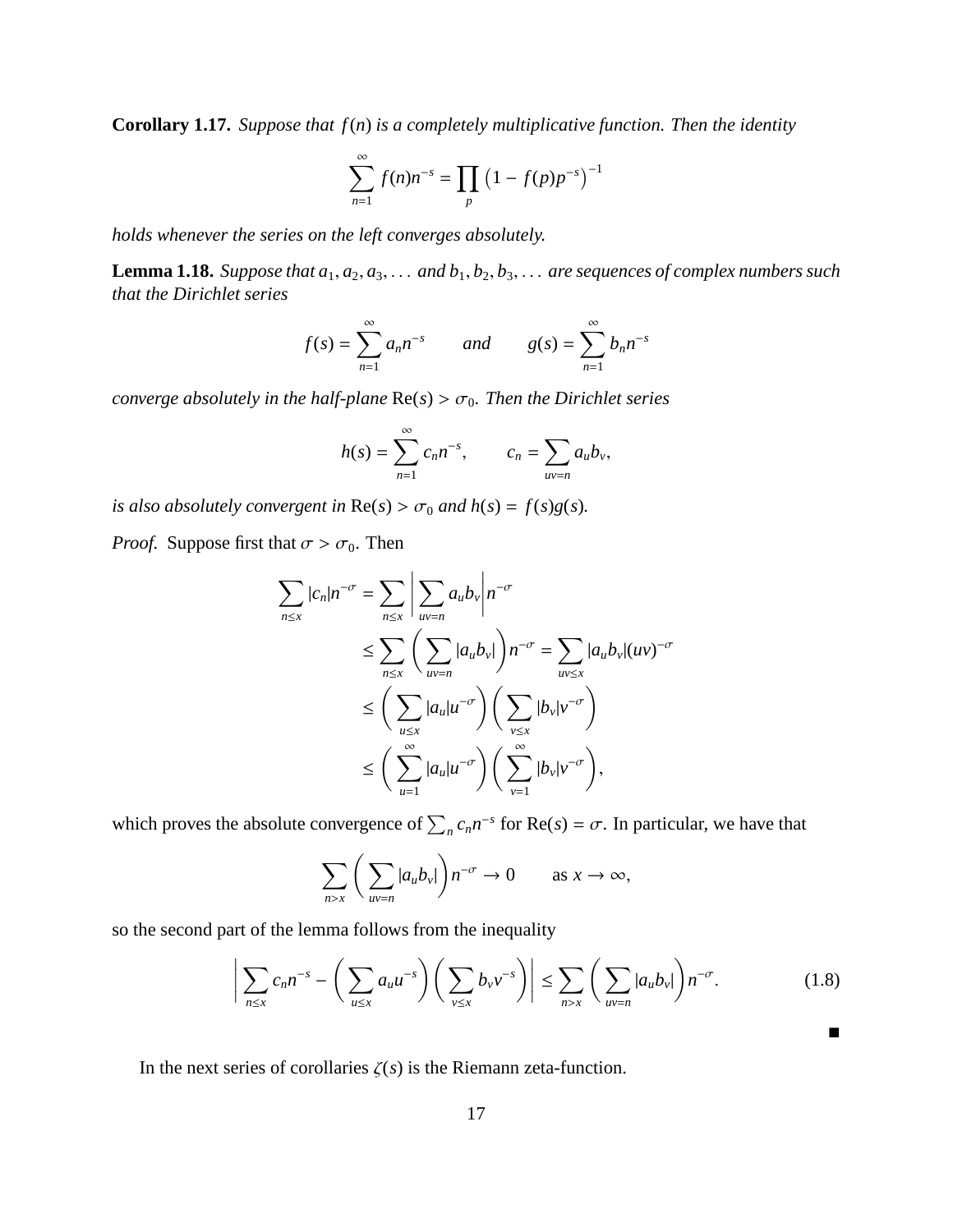**Corollary 1.17.** *Suppose that $f(n)$ is a completely multiplicative function. Then the identity*

$$\sum_{n=1}^{\infty} f(n)n^{-s} = \prod_{p} \left(1 - f(p)p^{-s}\right)^{-1}$$

*holds whenever the series on the left converges absolutely.*

**Lemma 1.18.** *Suppose that $a_1, a_2, a_3, \dots$ and $b_1, b_2, b_3, \dots$ are sequences of complex numbers such that the Dirichlet series*

$$f(s) = \sum_{n=1}^{\infty} a_n n^{-s} \qquad \text{and} \qquad g(s) = \sum_{n=1}^{\infty} b_n n^{-s}$$

*converge absolutely in the half-plane $\text{Re}(s) > \sigma_0$. Then the Dirichlet series*

$$h(s) = \sum_{n=1}^{\infty} c_n n^{-s}, \qquad c_n = \sum_{uv=n} a_u b_v,$$

*is also absolutely convergent in $\text{Re}(s) > \sigma_0$ and $h(s) = f(s)g(s)$.*

*Proof.* Suppose first that $\sigma > \sigma_0$. Then

$$\begin{aligned}
\sum_{n \le x} |c_n| n^{-\sigma} &= \sum_{n \le x} \left| \sum_{uv=n} a_u b_v \right| n^{-\sigma} \\
&\le \sum_{n \le x} \left( \sum_{uv=n} |a_u b_v| \right) n^{-\sigma} = \sum_{uv \le x} |a_u b_v| (uv)^{-\sigma} \\
&\le \left( \sum_{u \le x} |a_u| u^{-\sigma} \right) \left( \sum_{v \le x} |b_v| v^{-\sigma} \right) \\
&\le \left( \sum_{u=1}^{\infty} |a_u| u^{-\sigma} \right) \left( \sum_{v=1}^{\infty} |b_v| v^{-\sigma} \right),
\end{aligned}$$

which proves the absolute convergence of $\sum_n c_n n^{-s}$ for $\text{Re}(s) = \sigma$. In particular, we have that

$$\sum_{n > x} \left( \sum_{uv=n} |a_u b_v| \right) n^{-\sigma} \to 0 \qquad \text{as } x \to \infty,$$

so the second part of the lemma follows from the inequality

$$\left| \sum_{n \le x} c_n n^{-s} - \left( \sum_{u \le x} a_u u^{-s} \right) \left( \sum_{v \le x} b_v v^{-s} \right) \right| \le \sum_{n > x} \left( \sum_{uv=n} |a_u b_v| \right) n^{-\sigma}. \tag{1.8}$$

■

In the next series of corollaries $\zeta(s)$ is the Riemann zeta-function.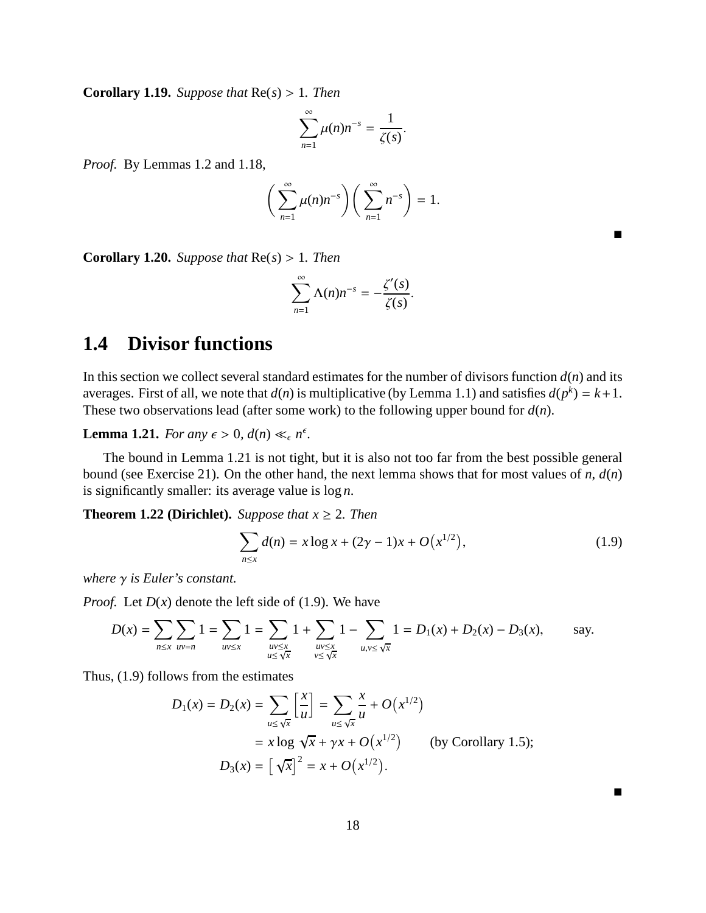**Corollary 1.19.** *Suppose that* $\operatorname{Re}(s) > 1$. *Then*

$$\sum_{n=1}^{\infty} \mu(n) n^{-s} = \frac{1}{\zeta(s)}.$$

*Proof.* By Lemmas 1.2 and 1.18,

$$\left( \sum_{n=1}^{\infty} \mu(n) n^{-s} \right) \left( \sum_{n=1}^{\infty} n^{-s} \right) = 1.$$

■

**Corollary 1.20.** *Suppose that* $\operatorname{Re}(s) > 1$. *Then*

$$\sum_{n=1}^{\infty} \Lambda(n) n^{-s} = -\frac{\zeta'(s)}{\zeta(s)}.$$

## 1.4 Divisor functions

In this section we collect several standard estimates for the number of divisors function $d(n)$ and its averages. First of all, we note that $d(n)$ is multiplicative (by Lemma 1.1) and satisfies $d(p^k) = k+1$. These two observations lead (after some work) to the following upper bound for $d(n)$.

**Lemma 1.21.** *For any* $\epsilon > 0$, $d(n) \ll_\epsilon n^\epsilon$.

The bound in Lemma 1.21 is not tight, but it is also not too far from the best possible general bound (see Exercise 21). On the other hand, the next lemma shows that for most values of $n$, $d(n)$ is significantly smaller: its average value is $\log n$.

**Theorem 1.22 (Dirichlet).** *Suppose that* $x \geq 2$. *Then*

$$\sum_{n \leq x} d(n) = x \log x + (2\gamma - 1)x + O\big(x^{1/2}\big), \tag{1.9}$$

*where* $\gamma$ *is Euler's constant.*

*Proof.* Let $D(x)$ denote the left side of (1.9). We have

$$D(x) = \sum_{n \leq x} \sum_{uv = n} 1 = \sum_{uv \leq x} 1 = \sum_{\substack{uv \leq x \\ u \leq \sqrt{x}}} 1 + \sum_{\substack{uv \leq x \\ v \leq \sqrt{x}}} 1 - \sum_{u, v \leq \sqrt{x}} 1 = D_1(x) + D_2(x) - D_3(x), \qquad \text{say.}$$

Thus, (1.9) follows from the estimates

$$\begin{aligned}
D_1(x) = D_2(x) &= \sum_{u \leq \sqrt{x}} \left[ \frac{x}{u} \right] = \sum_{u \leq \sqrt{x}} \frac{x}{u} + O\big(x^{1/2}\big) \\
&= x \log \sqrt{x} + \gamma x + O\big(x^{1/2}\big) \qquad \text{(by Corollary 1.5);} \\
D_3(x) &= \big[ \sqrt{x} \big]^2 = x + O\big(x^{1/2}\big).
\end{aligned}$$

■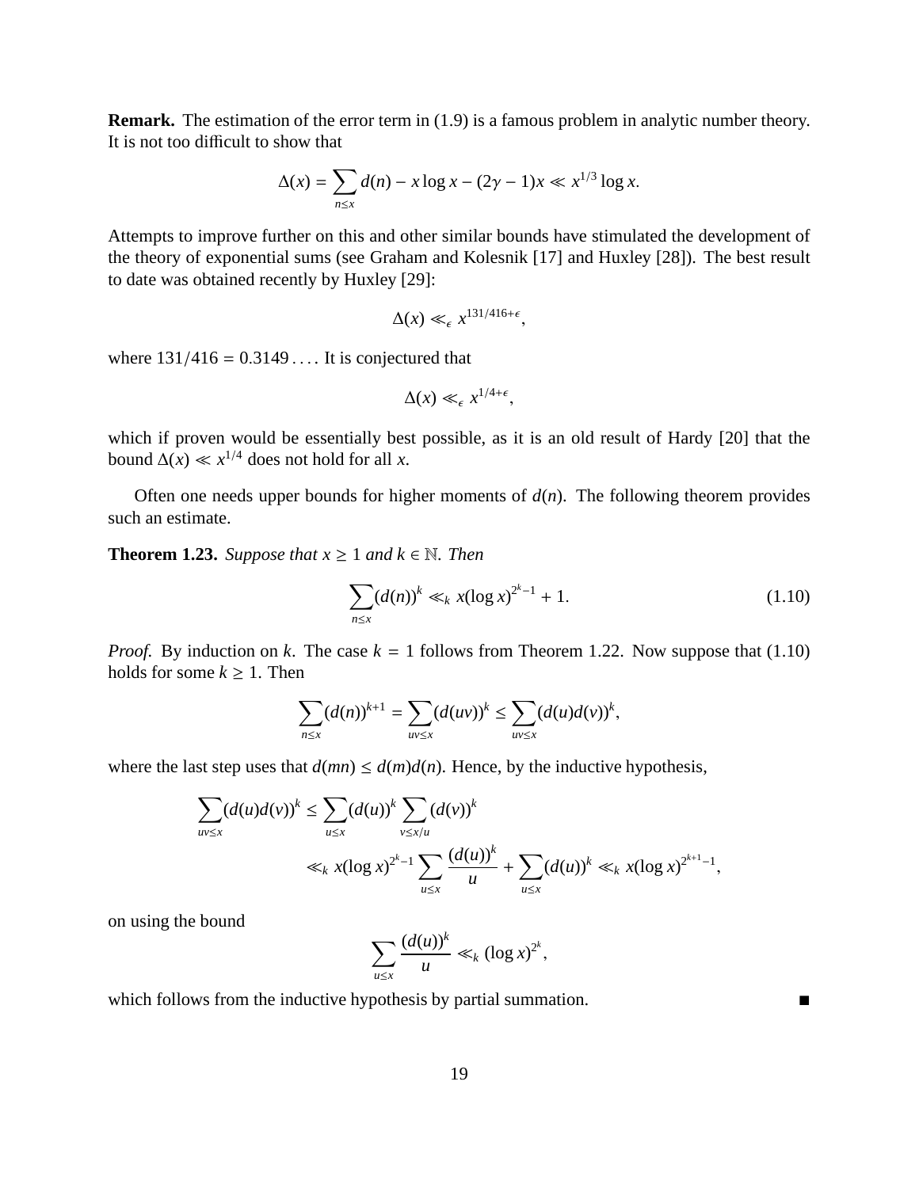**Remark.** The estimation of the error term in (1.9) is a famous problem in analytic number theory. It is not too difficult to show that

$$\Delta(x) = \sum_{n \le x} d(n) - x \log x - (2\gamma - 1)x \ll x^{1/3} \log x.$$

Attempts to improve further on this and other similar bounds have stimulated the development of the theory of exponential sums (see Graham and Kolesnik [17] and Huxley [28]). The best result to date was obtained recently by Huxley [29]:

$$\Delta(x) \ll_\epsilon x^{131/416+\epsilon},$$

where $131/416 = 0.3149\dots$. It is conjectured that

$$\Delta(x) \ll_\epsilon x^{1/4+\epsilon},$$

which if proven would be essentially best possible, as it is an old result of Hardy [20] that the bound $\Delta(x) \ll x^{1/4}$ does not hold for all $x$.

Often one needs upper bounds for higher moments of $d(n)$. The following theorem provides such an estimate.

**Theorem 1.23.** *Suppose that $x \ge 1$ and $k \in \mathbb{N}$. Then*

$$\sum_{n \le x} (d(n))^k \ll_k x(\log x)^{2^k - 1} + 1. \tag{1.10}$$

*Proof.* By induction on $k$. The case $k = 1$ follows from Theorem 1.22. Now suppose that (1.10) holds for some $k \ge 1$. Then

$$\sum_{n \le x} (d(n))^{k+1} = \sum_{uv \le x} (d(uv))^k \le \sum_{uv \le x} (d(u)d(v))^k,$$

where the last step uses that $d(mn) \le d(m)d(n)$. Hence, by the inductive hypothesis,

$$\begin{aligned}
\sum_{uv \le x} (d(u)d(v))^k &\le \sum_{u \le x} (d(u))^k \sum_{v \le x/u} (d(v))^k \\
&\ll_k x(\log x)^{2^k - 1} \sum_{u \le x} \frac{(d(u))^k}{u} + \sum_{u \le x} (d(u))^k \ll_k x(\log x)^{2^{k+1} - 1},
\end{aligned}$$

on using the bound

$$\sum_{u \le x} \frac{(d(u))^k}{u} \ll_k (\log x)^{2^k},$$

which follows from the inductive hypothesis by partial summation. ∎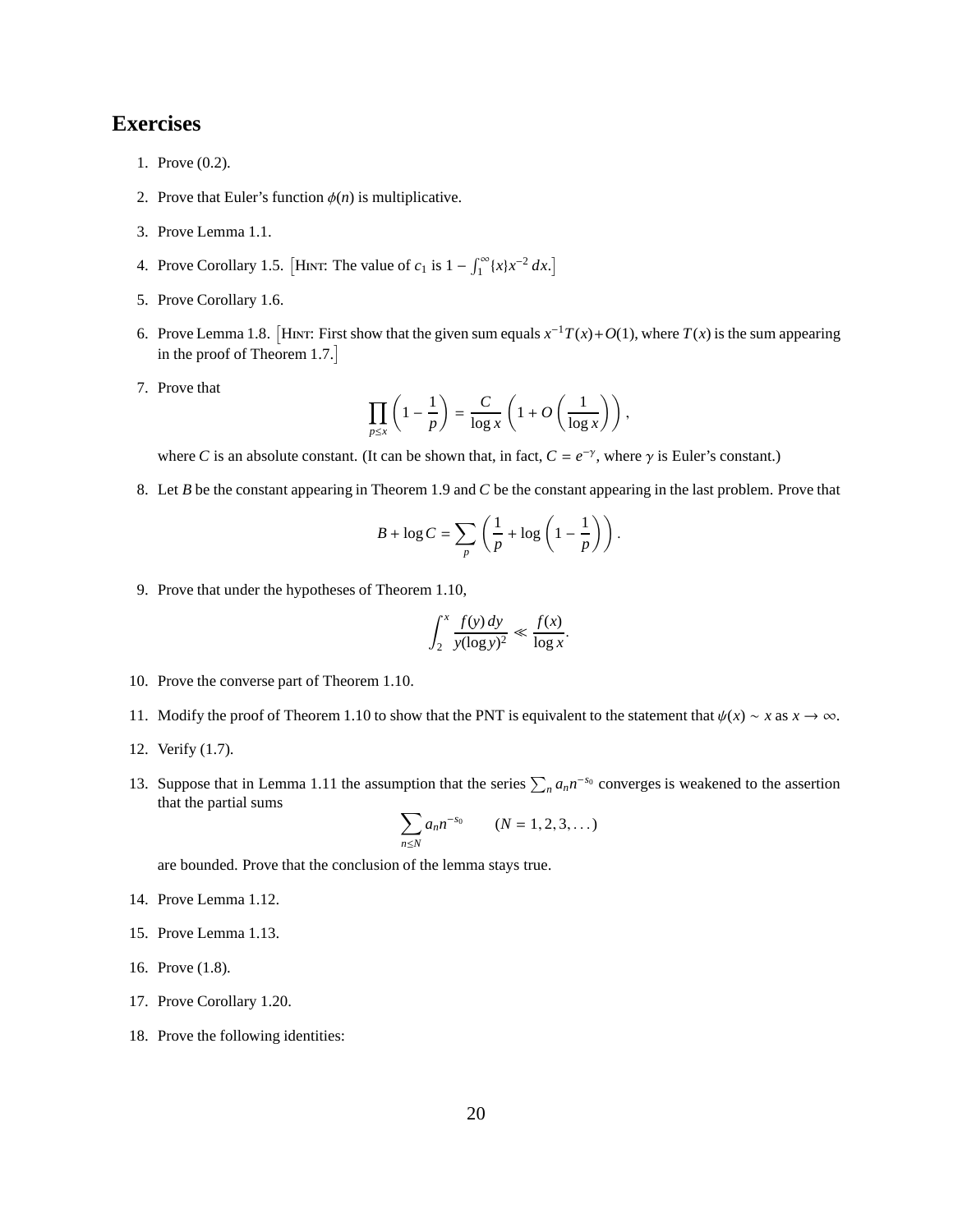## Exercises

1. Prove (0.2).

2. Prove that Euler's function $\phi(n)$ is multiplicative.

3. Prove Lemma 1.1.

4. Prove Corollary 1.5. [Hint: The value of $c_1$ is $1 - \int_1^\infty \{x\} x^{-2}\, dx$.]

5. Prove Corollary 1.6.

6. Prove Lemma 1.8. [Hint: First show that the given sum equals $x^{-1}T(x) + O(1)$, where $T(x)$ is the sum appearing in the proof of Theorem 1.7.]

7. Prove that
$$\prod_{p \le x} \left(1 - \frac{1}{p}\right) = \frac{C}{\log x} \left(1 + O\left(\frac{1}{\log x}\right)\right),$$
where $C$ is an absolute constant. (It can be shown that, in fact, $C = e^{-\gamma}$, where $\gamma$ is Euler's constant.)

8. Let $B$ be the constant appearing in Theorem 1.9 and $C$ be the constant appearing in the last problem. Prove that
$$B + \log C = \sum_p \left(\frac{1}{p} + \log\left(1 - \frac{1}{p}\right)\right).$$

9. Prove that under the hypotheses of Theorem 1.10,
$$\int_2^x \frac{f(y)\, dy}{y(\log y)^2} \ll \frac{f(x)}{\log x}.$$

10. Prove the converse part of Theorem 1.10.

11. Modify the proof of Theorem 1.10 to show that the PNT is equivalent to the statement that $\psi(x) \sim x$ as $x \to \infty$.

12. Verify (1.7).

13. Suppose that in Lemma 1.11 the assumption that the series $\sum_n a_n n^{-s_0}$ converges is weakened to the assertion that the partial sums
$$\sum_{n \le N} a_n n^{-s_0} \qquad (N = 1, 2, 3, \dots)$$
are bounded. Prove that the conclusion of the lemma stays true.

14. Prove Lemma 1.12.

15. Prove Lemma 1.13.

16. Prove (1.8).

17. Prove Corollary 1.20.

18. Prove the following identities: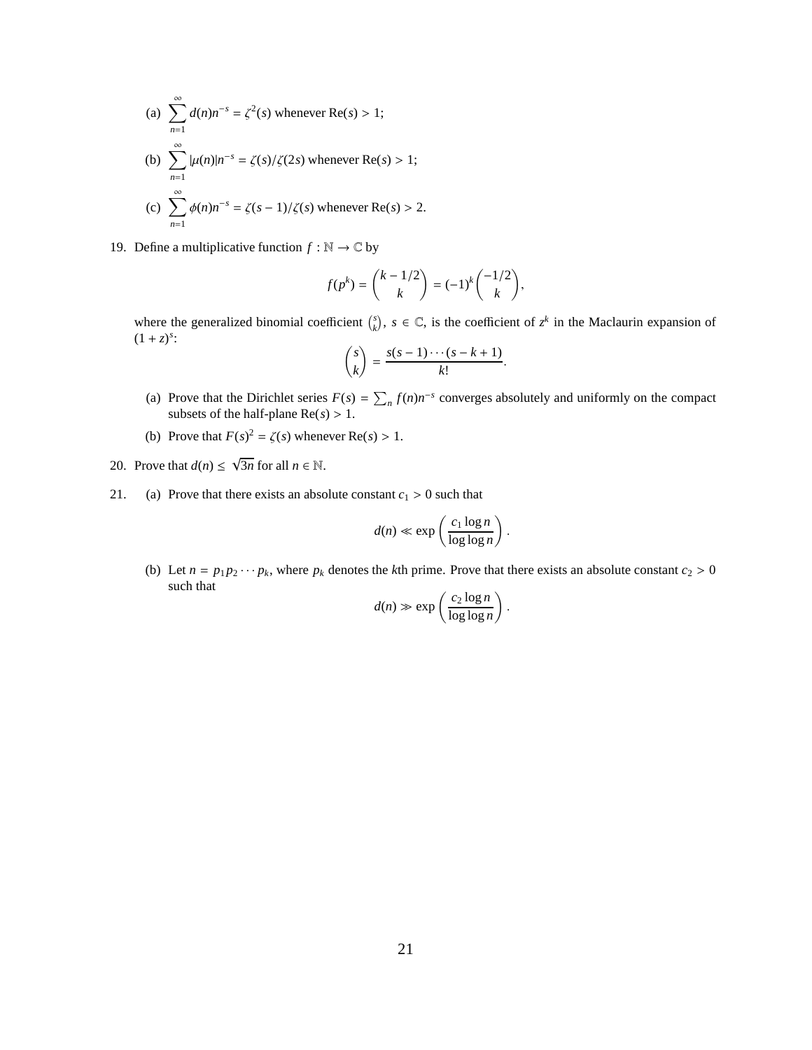(a) $\sum_{n=1}^{\infty} d(n)n^{-s} = \zeta^2(s)$ whenever $\text{Re}(s) > 1$;

(b) $\sum_{n=1}^{\infty} |\mu(n)|n^{-s} = \zeta(s)/\zeta(2s)$ whenever $\text{Re}(s) > 1$;

(c) $\sum_{n=1}^{\infty} \phi(n)n^{-s} = \zeta(s-1)/\zeta(s)$ whenever $\text{Re}(s) > 2$.

19. Define a multiplicative function $f : \mathbb{N} \to \mathbb{C}$ by

$$f(p^k) = \binom{k - 1/2}{k} = (-1)^k \binom{-1/2}{k},$$

where the generalized binomial coefficient $\binom{s}{k}$, $s \in \mathbb{C}$, is the coefficient of $z^k$ in the Maclaurin expansion of $(1 + z)^s$:

$$\binom{s}{k} = \frac{s(s-1)\cdots(s-k+1)}{k!}.$$

   (a) Prove that the Dirichlet series $F(s) = \sum_n f(n)n^{-s}$ converges absolutely and uniformly on the compact subsets of the half-plane $\text{Re}(s) > 1$.

   (b) Prove that $F(s)^2 = \zeta(s)$ whenever $\text{Re}(s) > 1$.

20. Prove that $d(n) \leq \sqrt{3n}$ for all $n \in \mathbb{N}$.

21. (a) Prove that there exists an absolute constant $c_1 > 0$ such that

$$d(n) \ll \exp\left(\frac{c_1 \log n}{\log\log n}\right).$$

   (b) Let $n = p_1 p_2 \cdots p_k$, where $p_k$ denotes the $k$th prime. Prove that there exists an absolute constant $c_2 > 0$ such that

$$d(n) \gg \exp\left(\frac{c_2 \log n}{\log\log n}\right).$$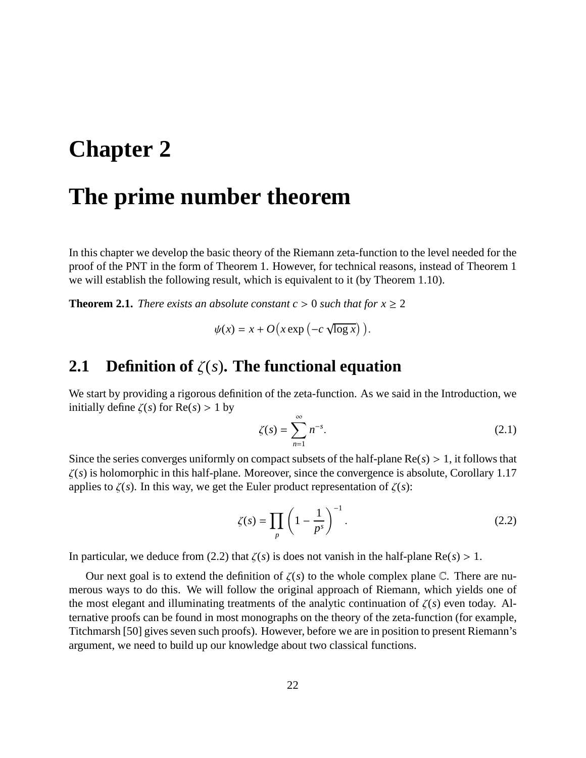# Chapter 2

# The prime number theorem

In this chapter we develop the basic theory of the Riemann zeta-function to the level needed for the proof of the PNT in the form of Theorem 1. However, for technical reasons, instead of Theorem 1 we will establish the following result, which is equivalent to it (by Theorem 1.10).

**Theorem 2.1.** *There exists an absolute constant $c > 0$ such that for $x \geq 2$*

$$\psi(x) = x + O\big(x \exp\left(-c\sqrt{\log x}\right)\big).$$

## 2.1 Definition of $\zeta(s)$. The functional equation

We start by providing a rigorous definition of the zeta-function. As we said in the Introduction, we initially define $\zeta(s)$ for $\mathrm{Re}(s) > 1$ by

$$\zeta(s) = \sum_{n=1}^{\infty} n^{-s}. \tag{2.1}$$

Since the series converges uniformly on compact subsets of the half-plane $\mathrm{Re}(s) > 1$, it follows that $\zeta(s)$ is holomorphic in this half-plane. Moreover, since the convergence is absolute, Corollary 1.17 applies to $\zeta(s)$. In this way, we get the Euler product representation of $\zeta(s)$:

$$\zeta(s) = \prod_{p} \left(1 - \frac{1}{p^s}\right)^{-1}. \tag{2.2}$$

In particular, we deduce from (2.2) that $\zeta(s)$ is does not vanish in the half-plane $\mathrm{Re}(s) > 1$.

Our next goal is to extend the definition of $\zeta(s)$ to the whole complex plane $\mathbb{C}$. There are numerous ways to do this. We will follow the original approach of Riemann, which yields one of the most elegant and illuminating treatments of the analytic continuation of $\zeta(s)$ even today. Alternative proofs can be found in most monographs on the theory of the zeta-function (for example, Titchmarsh [50] gives seven such proofs). However, before we are in position to present Riemann's argument, we need to build up our knowledge about two classical functions.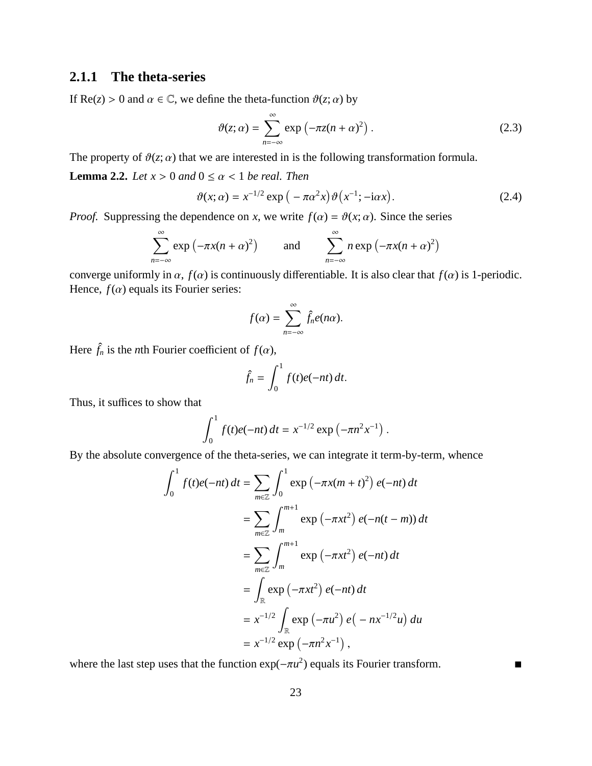### 2.1.1 The theta-series

If $\mathrm{Re}(z) > 0$ and $\alpha \in \mathbb{C}$, we define the theta-function $\vartheta(z;\alpha)$ by

$$\vartheta(z;\alpha) = \sum_{n=-\infty}^{\infty} \exp\left(-\pi z(n+\alpha)^2\right). \tag{2.3}$$

The property of $\vartheta(z;\alpha)$ that we are interested in is the following transformation formula.

**Lemma 2.2.** *Let $x > 0$ and $0 \le \alpha < 1$ be real. Then*

$$\vartheta(x;\alpha) = x^{-1/2} \exp\big(-\pi\alpha^2 x\big)\vartheta\big(x^{-1}; -\mathrm{i}\alpha x\big). \tag{2.4}$$

*Proof.* Suppressing the dependence on $x$, we write $f(\alpha) = \vartheta(x;\alpha)$. Since the series

$$\sum_{n=-\infty}^{\infty} \exp\left(-\pi x(n+\alpha)^2\right) \qquad \text{and} \qquad \sum_{n=-\infty}^{\infty} n\exp\left(-\pi x(n+\alpha)^2\right)$$

converge uniformly in $\alpha$, $f(\alpha)$ is continuously differentiable. It is also clear that $f(\alpha)$ is 1-periodic. Hence, $f(\alpha)$ equals its Fourier series:

$$f(\alpha) = \sum_{n=-\infty}^{\infty} \hat{f}_n e(n\alpha).$$

Here $\hat{f}_n$ is the $n$th Fourier coefficient of $f(\alpha)$,

$$\hat{f}_n = \int_0^1 f(t)e(-nt)\,dt.$$

Thus, it suffices to show that

$$\int_0^1 f(t)e(-nt)\,dt = x^{-1/2}\exp\left(-\pi n^2 x^{-1}\right).$$

By the absolute convergence of the theta-series, we can integrate it term-by-term, whence

$$\begin{aligned}
\int_0^1 f(t)e(-nt)\,dt &= \sum_{m\in\mathbb{Z}} \int_0^1 \exp\left(-\pi x(m+t)^2\right) e(-nt)\,dt \\
&= \sum_{m\in\mathbb{Z}} \int_m^{m+1} \exp\left(-\pi x t^2\right) e(-n(t-m))\,dt \\
&= \sum_{m\in\mathbb{Z}} \int_m^{m+1} \exp\left(-\pi x t^2\right) e(-nt)\,dt \\
&= \int_{\mathbb{R}} \exp\left(-\pi x t^2\right) e(-nt)\,dt \\
&= x^{-1/2} \int_{\mathbb{R}} \exp\left(-\pi u^2\right) e\big(-nx^{-1/2}u\big)\,du \\
&= x^{-1/2}\exp\left(-\pi n^2 x^{-1}\right),
\end{aligned}$$

where the last step uses that the function $\exp(-\pi u^2)$ equals its Fourier transform. ∎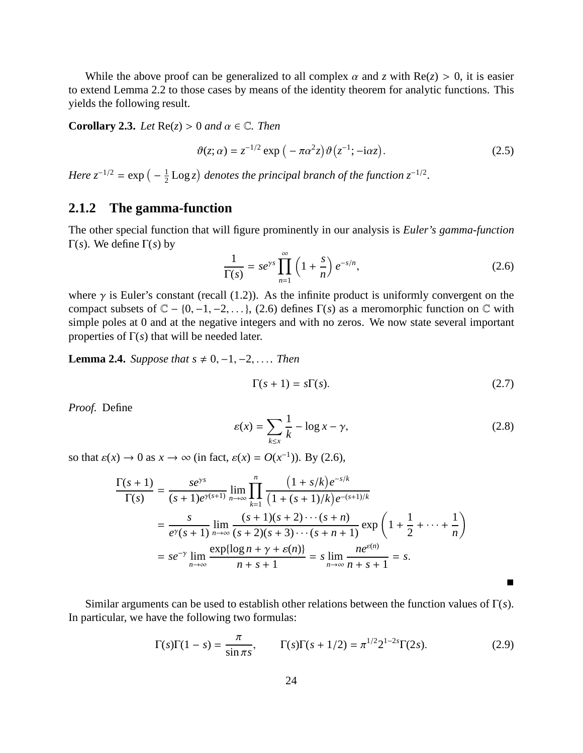While the above proof can be generalized to all complex $\alpha$ and $z$ with $\operatorname{Re}(z) > 0$, it is easier to extend Lemma 2.2 to those cases by means of the identity theorem for analytic functions. This yields the following result.

**Corollary 2.3.** *Let* $\operatorname{Re}(z) > 0$ *and* $\alpha \in \mathbb{C}$. *Then*

$$\vartheta(z;\alpha) = z^{-1/2} \exp\big(-\pi\alpha^2 z\big)\vartheta\big(z^{-1}; -\mathrm{i}\alpha z\big). \tag{2.5}$$

*Here* $z^{-1/2} = \exp\big(-\frac{1}{2}\operatorname{Log} z\big)$ *denotes the principal branch of the function* $z^{-1/2}$.

### 2.1.2 The gamma-function

The other special function that will figure prominently in our analysis is *Euler's gamma-function* $\Gamma(s)$. We define $\Gamma(s)$ by

$$\frac{1}{\Gamma(s)} = s e^{\gamma s} \prod_{n=1}^{\infty} \left(1 + \frac{s}{n}\right) e^{-s/n}, \tag{2.6}$$

where $\gamma$ is Euler's constant (recall (1.2)). As the infinite product is uniformly convergent on the compact subsets of $\mathbb{C} - \{0, -1, -2, \dots\}$, (2.6) defines $\Gamma(s)$ as a meromorphic function on $\mathbb{C}$ with simple poles at 0 and at the negative integers and with no zeros. We now state several important properties of $\Gamma(s)$ that will be needed later.

**Lemma 2.4.** *Suppose that* $s \neq 0, -1, -2, \dots$. *Then*

$$\Gamma(s+1) = s\Gamma(s). \tag{2.7}$$

*Proof.* Define

$$\varepsilon(x) = \sum_{k \le x} \frac{1}{k} - \log x - \gamma, \tag{2.8}$$

so that $\varepsilon(x) \to 0$ as $x \to \infty$ (in fact, $\varepsilon(x) = O(x^{-1})$). By (2.6),

$$\begin{aligned}
\frac{\Gamma(s+1)}{\Gamma(s)} &= \frac{s e^{\gamma s}}{(s+1)e^{\gamma(s+1)}} \lim_{n\to\infty} \prod_{k=1}^{n} \frac{\big(1 + s/k\big)e^{-s/k}}{\big(1 + (s+1)/k\big)e^{-(s+1)/k}} \\
&= \frac{s}{e^{\gamma}(s+1)} \lim_{n\to\infty} \frac{(s+1)(s+2)\cdots(s+n)}{(s+2)(s+3)\cdots(s+n+1)} \exp\left(1 + \frac{1}{2} + \cdots + \frac{1}{n}\right) \\
&= s e^{-\gamma} \lim_{n\to\infty} \frac{\exp\{\log n + \gamma + \varepsilon(n)\}}{n+s+1} = s \lim_{n\to\infty} \frac{n e^{\varepsilon(n)}}{n+s+1} = s.
\end{aligned}$$

∎

Similar arguments can be used to establish other relations between the function values of $\Gamma(s)$. In particular, we have the following two formulas:

$$\Gamma(s)\Gamma(1-s) = \frac{\pi}{\sin \pi s}, \qquad \Gamma(s)\Gamma(s+1/2) = \pi^{1/2} 2^{1-2s} \Gamma(2s). \tag{2.9}$$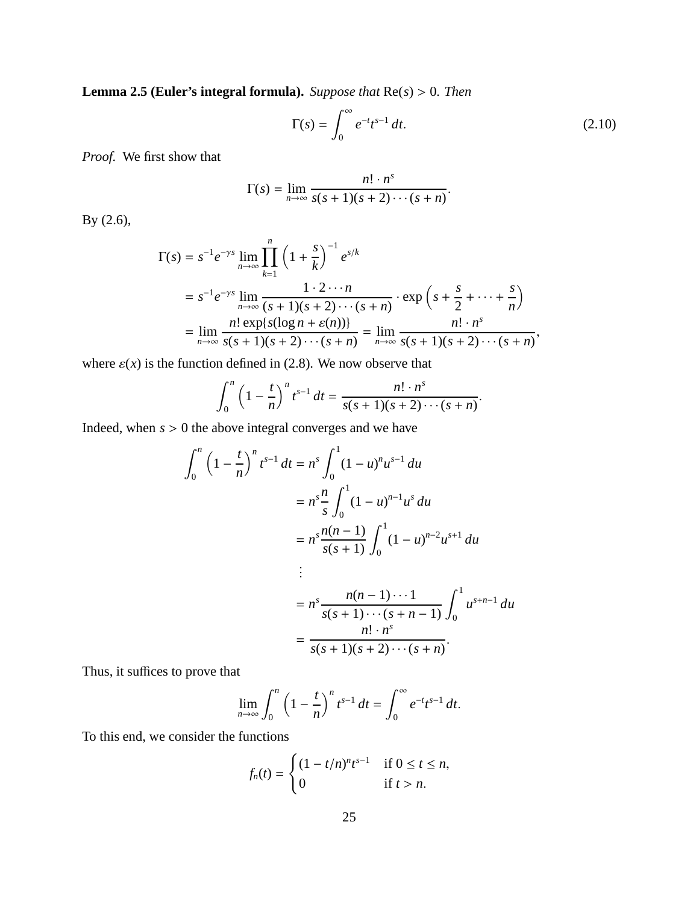**Lemma 2.5 (Euler's integral formula).** *Suppose that* $\mathrm{Re}(s) > 0$. *Then*

$$\Gamma(s) = \int_0^\infty e^{-t} t^{s-1}\, dt. \tag{2.10}$$

*Proof.* We first show that

$$\Gamma(s) = \lim_{n\to\infty} \frac{n! \cdot n^s}{s(s+1)(s+2)\cdots(s+n)}.$$

By (2.6),

$$\begin{aligned}
\Gamma(s) &= s^{-1}e^{-\gamma s} \lim_{n\to\infty} \prod_{k=1}^{n} \left(1+\frac{s}{k}\right)^{-1} e^{s/k} \\
&= s^{-1}e^{-\gamma s} \lim_{n\to\infty} \frac{1\cdot 2\cdots n}{(s+1)(s+2)\cdots(s+n)} \cdot \exp\left(s + \frac{s}{2} + \cdots + \frac{s}{n}\right) \\
&= \lim_{n\to\infty} \frac{n! \exp\{s(\log n + \varepsilon(n))\}}{s(s+1)(s+2)\cdots(s+n)} = \lim_{n\to\infty} \frac{n! \cdot n^s}{s(s+1)(s+2)\cdots(s+n)},
\end{aligned}$$

where $\varepsilon(x)$ is the function defined in (2.8). We now observe that

$$\int_0^n \left(1-\frac{t}{n}\right)^n t^{s-1}\, dt = \frac{n! \cdot n^s}{s(s+1)(s+2)\cdots(s+n)}.$$

Indeed, when $s > 0$ the above integral converges and we have

$$\begin{aligned}
\int_0^n \left(1-\frac{t}{n}\right)^n t^{s-1}\, dt &= n^s \int_0^1 (1-u)^n u^{s-1}\, du \\
&= n^s \frac{n}{s} \int_0^1 (1-u)^{n-1} u^s\, du \\
&= n^s \frac{n(n-1)}{s(s+1)} \int_0^1 (1-u)^{n-2} u^{s+1}\, du \\
&\;\;\vdots \\
&= n^s \frac{n(n-1)\cdots 1}{s(s+1)\cdots(s+n-1)} \int_0^1 u^{s+n-1}\, du \\
&= \frac{n! \cdot n^s}{s(s+1)(s+2)\cdots(s+n)}.
\end{aligned}$$

Thus, it suffices to prove that

$$\lim_{n\to\infty} \int_0^n \left(1-\frac{t}{n}\right)^n t^{s-1}\, dt = \int_0^\infty e^{-t} t^{s-1}\, dt.$$

To this end, we consider the functions

$$f_n(t) = \begin{cases} (1-t/n)^n t^{s-1} & \text{if } 0 \le t \le n, \\ 0 & \text{if } t > n. \end{cases}$$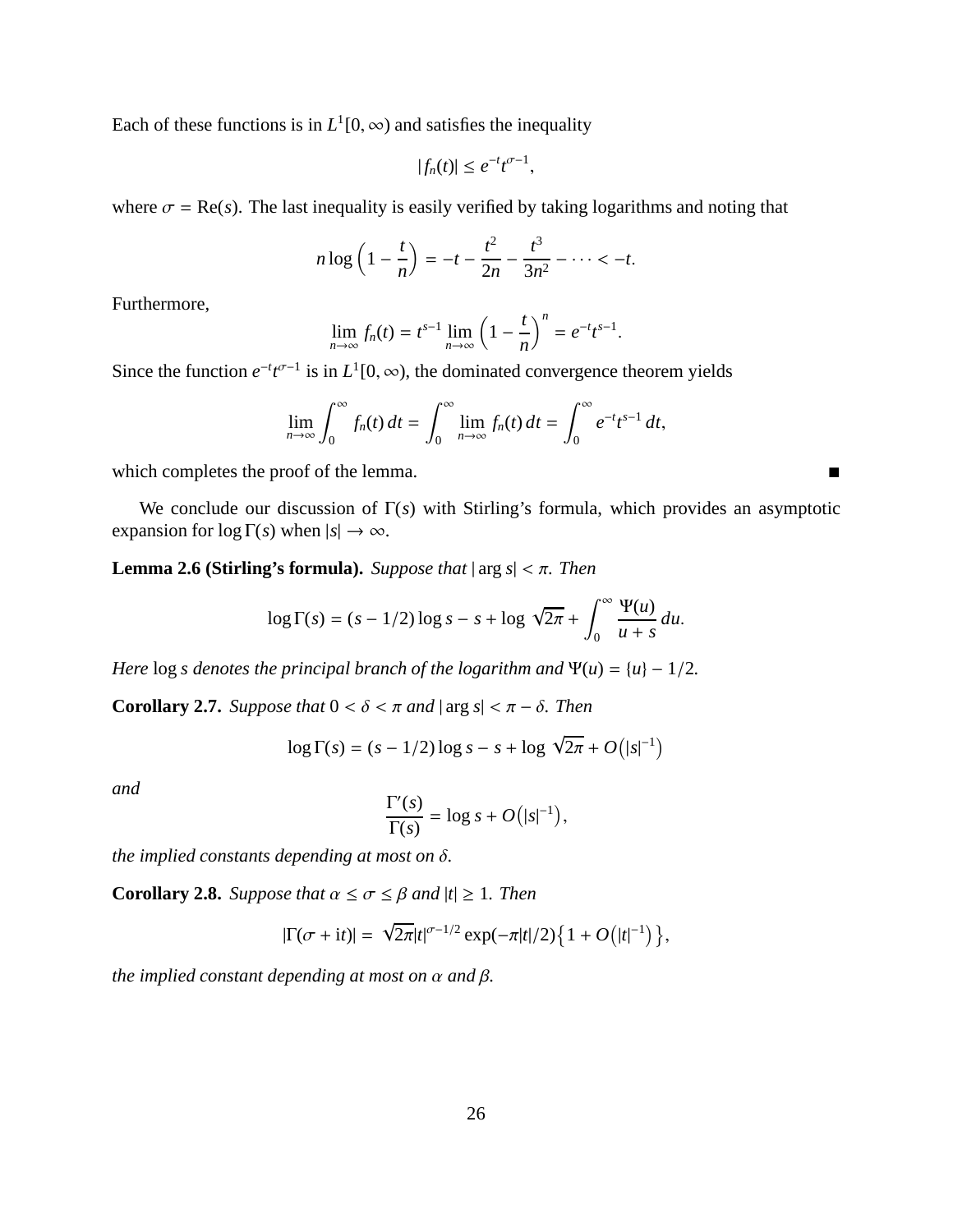Each of these functions is in $L^1[0,\infty)$ and satisfies the inequality

$$|f_n(t)| \le e^{-t} t^{\sigma-1},$$

where $\sigma = \mathrm{Re}(s)$. The last inequality is easily verified by taking logarithms and noting that

$$n \log\left(1 - \frac{t}{n}\right) = -t - \frac{t^2}{2n} - \frac{t^3}{3n^2} - \cdots < -t.$$

Furthermore,

$$\lim_{n\to\infty} f_n(t) = t^{s-1} \lim_{n\to\infty}\left(1 - \frac{t}{n}\right)^n = e^{-t} t^{s-1}.$$

Since the function $e^{-t}t^{\sigma-1}$ is in $L^1[0,\infty)$, the dominated convergence theorem yields

$$\lim_{n\to\infty} \int_0^\infty f_n(t)\,dt = \int_0^\infty \lim_{n\to\infty} f_n(t)\,dt = \int_0^\infty e^{-t} t^{s-1}\,dt,$$

which completes the proof of the lemma. ∎

We conclude our discussion of $\Gamma(s)$ with Stirling's formula, which provides an asymptotic expansion for $\log\Gamma(s)$ when $|s| \to \infty$.

**Lemma 2.6 (Stirling's formula).** *Suppose that* $|\arg s| < \pi$. *Then*

$$\log\Gamma(s) = (s - 1/2)\log s - s + \log\sqrt{2\pi} + \int_0^\infty \frac{\Psi(u)}{u+s}\,du.$$

*Here* $\log s$ *denotes the principal branch of the logarithm and* $\Psi(u) = \{u\} - 1/2$.

**Corollary 2.7.** *Suppose that* $0 < \delta < \pi$ *and* $|\arg s| < \pi - \delta$. *Then*

$$\log\Gamma(s) = (s - 1/2)\log s - s + \log\sqrt{2\pi} + O\big(|s|^{-1}\big)$$

*and*

$$\frac{\Gamma'(s)}{\Gamma(s)} = \log s + O\big(|s|^{-1}\big),$$

*the implied constants depending at most on* $\delta$.

**Corollary 2.8.** *Suppose that* $\alpha \le \sigma \le \beta$ *and* $|t| \ge 1$. *Then*

$$|\Gamma(\sigma + it)| = \sqrt{2\pi}|t|^{\sigma-1/2}\exp(-\pi|t|/2)\big\{1 + O\big(|t|^{-1}\big)\big\},$$

*the implied constant depending at most on* $\alpha$ *and* $\beta$.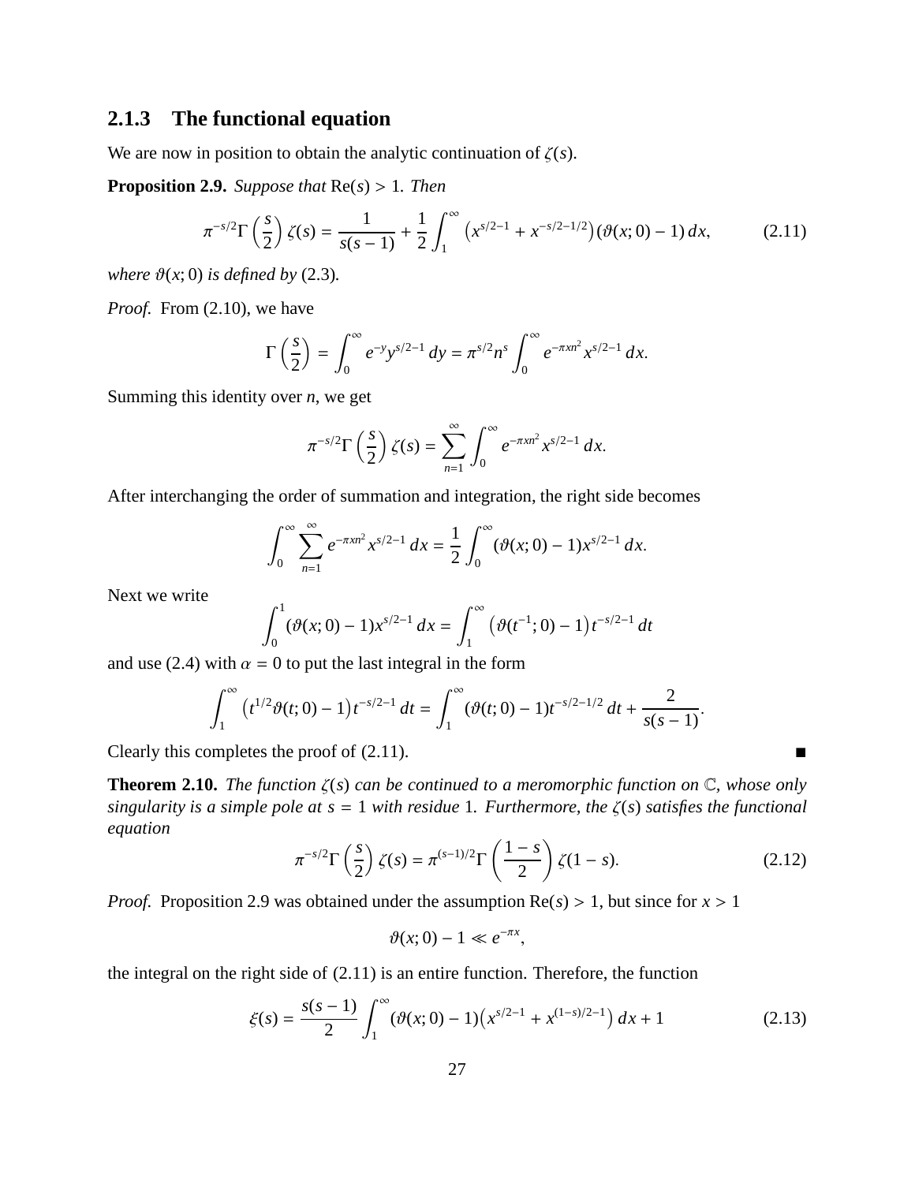### 2.1.3 The functional equation

We are now in position to obtain the analytic continuation of $\zeta(s)$.

**Proposition 2.9.** *Suppose that* $\mathrm{Re}(s) > 1$. *Then*

$$\pi^{-s/2}\Gamma\left(\frac{s}{2}\right)\zeta(s) = \frac{1}{s(s-1)} + \frac{1}{2}\int_1^\infty \left(x^{s/2-1} + x^{-s/2-1/2}\right)(\vartheta(x;0)-1)\,dx, \tag{2.11}$$

*where* $\vartheta(x;0)$ *is defined by* (2.3)*.*

*Proof.* From (2.10), we have

$$\Gamma\left(\frac{s}{2}\right) = \int_0^\infty e^{-y}y^{s/2-1}\,dy = \pi^{s/2}n^s\int_0^\infty e^{-\pi xn^2}x^{s/2-1}\,dx.$$

Summing this identity over $n$, we get

$$\pi^{-s/2}\Gamma\left(\frac{s}{2}\right)\zeta(s) = \sum_{n=1}^\infty \int_0^\infty e^{-\pi xn^2}x^{s/2-1}\,dx.$$

After interchanging the order of summation and integration, the right side becomes

$$\int_0^\infty \sum_{n=1}^\infty e^{-\pi xn^2}x^{s/2-1}\,dx = \frac{1}{2}\int_0^\infty (\vartheta(x;0)-1)x^{s/2-1}\,dx.$$

Next we write

$$\int_0^1 (\vartheta(x;0)-1)x^{s/2-1}\,dx = \int_1^\infty \left(\vartheta(t^{-1};0)-1\right)t^{-s/2-1}\,dt$$

and use (2.4) with $\alpha = 0$ to put the last integral in the form

$$\int_1^\infty \left(t^{1/2}\vartheta(t;0)-1\right)t^{-s/2-1}\,dt = \int_1^\infty (\vartheta(t;0)-1)t^{-s/2-1/2}\,dt + \frac{2}{s(s-1)}.$$

Clearly this completes the proof of (2.11). ∎

**Theorem 2.10.** *The function* $\zeta(s)$ *can be continued to a meromorphic function on* $\mathbb{C}$*, whose only singularity is a simple pole at* $s = 1$ *with residue* 1*. Furthermore, the* $\zeta(s)$ *satisfies the functional equation*

$$\pi^{-s/2}\Gamma\left(\frac{s}{2}\right)\zeta(s) = \pi^{(s-1)/2}\Gamma\left(\frac{1-s}{2}\right)\zeta(1-s). \tag{2.12}$$

*Proof.* Proposition 2.9 was obtained under the assumption $\mathrm{Re}(s) > 1$, but since for $x > 1$

$$\vartheta(x;0) - 1 \ll e^{-\pi x},$$

the integral on the right side of (2.11) is an entire function. Therefore, the function

$$\xi(s) = \frac{s(s-1)}{2}\int_1^\infty (\vartheta(x;0)-1)\left(x^{s/2-1} + x^{(1-s)/2-1}\right)dx + 1 \tag{2.13}$$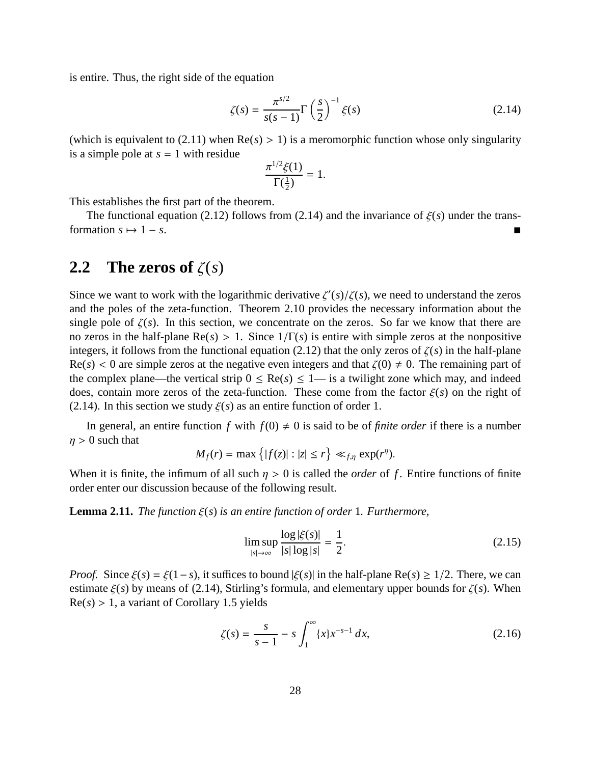is entire. Thus, the right side of the equation

$$\zeta(s) = \frac{\pi^{s/2}}{s(s-1)}\Gamma\left(\frac{s}{2}\right)^{-1}\xi(s) \tag{2.14}$$

(which is equivalent to (2.11) when $\mathrm{Re}(s) > 1$) is a meromorphic function whose only singularity is a simple pole at $s = 1$ with residue

$$\frac{\pi^{1/2}\xi(1)}{\Gamma(\frac{1}{2})} = 1.$$

This establishes the first part of the theorem.

The functional equation (2.12) follows from (2.14) and the invariance of $\xi(s)$ under the transformation $s \mapsto 1 - s$. ■

## 2.2 The zeros of $\zeta(s)$

Since we want to work with the logarithmic derivative $\zeta'(s)/\zeta(s)$, we need to understand the zeros and the poles of the zeta-function. Theorem 2.10 provides the necessary information about the single pole of $\zeta(s)$. In this section, we concentrate on the zeros. So far we know that there are no zeros in the half-plane $\mathrm{Re}(s) > 1$. Since $1/\Gamma(s)$ is entire with simple zeros at the nonpositive integers, it follows from the functional equation (2.12) that the only zeros of $\zeta(s)$ in the half-plane $\mathrm{Re}(s) < 0$ are simple zeros at the negative even integers and that $\zeta(0) \neq 0$. The remaining part of the complex plane—the vertical strip $0 \leq \mathrm{Re}(s) \leq 1$— is a twilight zone which may, and indeed does, contain more zeros of the zeta-function. These come from the factor $\xi(s)$ on the right of (2.14). In this section we study $\xi(s)$ as an entire function of order 1.

In general, an entire function $f$ with $f(0) \neq 0$ is said to be of *finite order* if there is a number $\eta > 0$ such that

$$M_f(r) = \max\left\{|f(z)| : |z| \leq r\right\} \ll_{f,\eta} \exp(r^\eta).$$

When it is finite, the infimum of all such $\eta > 0$ is called the *order* of $f$. Entire functions of finite order enter our discussion because of the following result.

**Lemma 2.11.** *The function $\xi(s)$ is an entire function of order 1. Furthermore,*

$$\limsup_{|s|\to\infty} \frac{\log|\xi(s)|}{|s|\log|s|} = \frac{1}{2}. \tag{2.15}$$

*Proof.* Since $\xi(s) = \xi(1-s)$, it suffices to bound $|\xi(s)|$ in the half-plane $\mathrm{Re}(s) \geq 1/2$. There, we can estimate $\xi(s)$ by means of (2.14), Stirling's formula, and elementary upper bounds for $\zeta(s)$. When $\mathrm{Re}(s) > 1$, a variant of Corollary 1.5 yields

$$\zeta(s) = \frac{s}{s-1} - s\int_1^\infty \{x\}x^{-s-1}\,dx, \tag{2.16}$$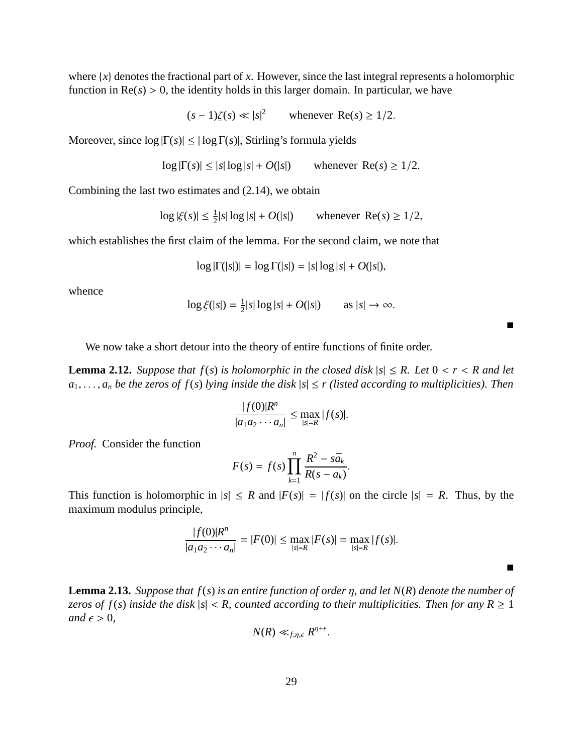where $\{x\}$ denotes the fractional part of $x$. However, since the last integral represents a holomorphic function in $\mathrm{Re}(s) > 0$, the identity holds in this larger domain. In particular, we have

$$(s-1)\zeta(s) \ll |s|^2 \qquad \text{whenever } \mathrm{Re}(s) \geq 1/2.$$

Moreover, since $\log|\Gamma(s)| \leq |\log \Gamma(s)|$, Stirling's formula yields

$$\log|\Gamma(s)| \leq |s| \log|s| + O(|s|) \qquad \text{whenever } \mathrm{Re}(s) \geq 1/2.$$

Combining the last two estimates and (2.14), we obtain

$$\log|\xi(s)| \leq \tfrac{1}{2}|s|\log|s| + O(|s|) \qquad \text{whenever } \mathrm{Re}(s) \geq 1/2,$$

which establishes the first claim of the lemma. For the second claim, we note that

$$\log|\Gamma(|s|)| = \log\Gamma(|s|) = |s|\log|s| + O(|s|),$$

whence

$$\log\xi(|s|) = \tfrac{1}{2}|s|\log|s| + O(|s|) \qquad \text{as } |s| \to \infty.$$

■

We now take a short detour into the theory of entire functions of finite order.

**Lemma 2.12.** *Suppose that $f(s)$ is holomorphic in the closed disk $|s| \leq R$. Let $0 < r < R$ and let $a_1, \ldots, a_n$ be the zeros of $f(s)$ lying inside the disk $|s| \leq r$ (listed according to multiplicities). Then*

$$\frac{|f(0)|R^n}{|a_1 a_2 \cdots a_n|} \leq \max_{|s|=R} |f(s)|.$$

*Proof.* Consider the function

$$F(s) = f(s) \prod_{k=1}^{n} \frac{R^2 - s\bar{a}_k}{R(s - a_k)}.$$

This function is holomorphic in $|s| \leq R$ and $|F(s)| = |f(s)|$ on the circle $|s| = R$. Thus, by the maximum modulus principle,

$$\frac{|f(0)|R^n}{|a_1 a_2 \cdots a_n|} = |F(0)| \leq \max_{|s|=R} |F(s)| = \max_{|s|=R} |f(s)|.$$

■

**Lemma 2.13.** *Suppose that $f(s)$ is an entire function of order $\eta$, and let $N(R)$ denote the number of zeros of $f(s)$ inside the disk $|s| < R$, counted according to their multiplicities. Then for any $R \geq 1$ and $\epsilon > 0$,*

$$N(R) \ll_{f,\eta,\epsilon} R^{\eta+\epsilon}.$$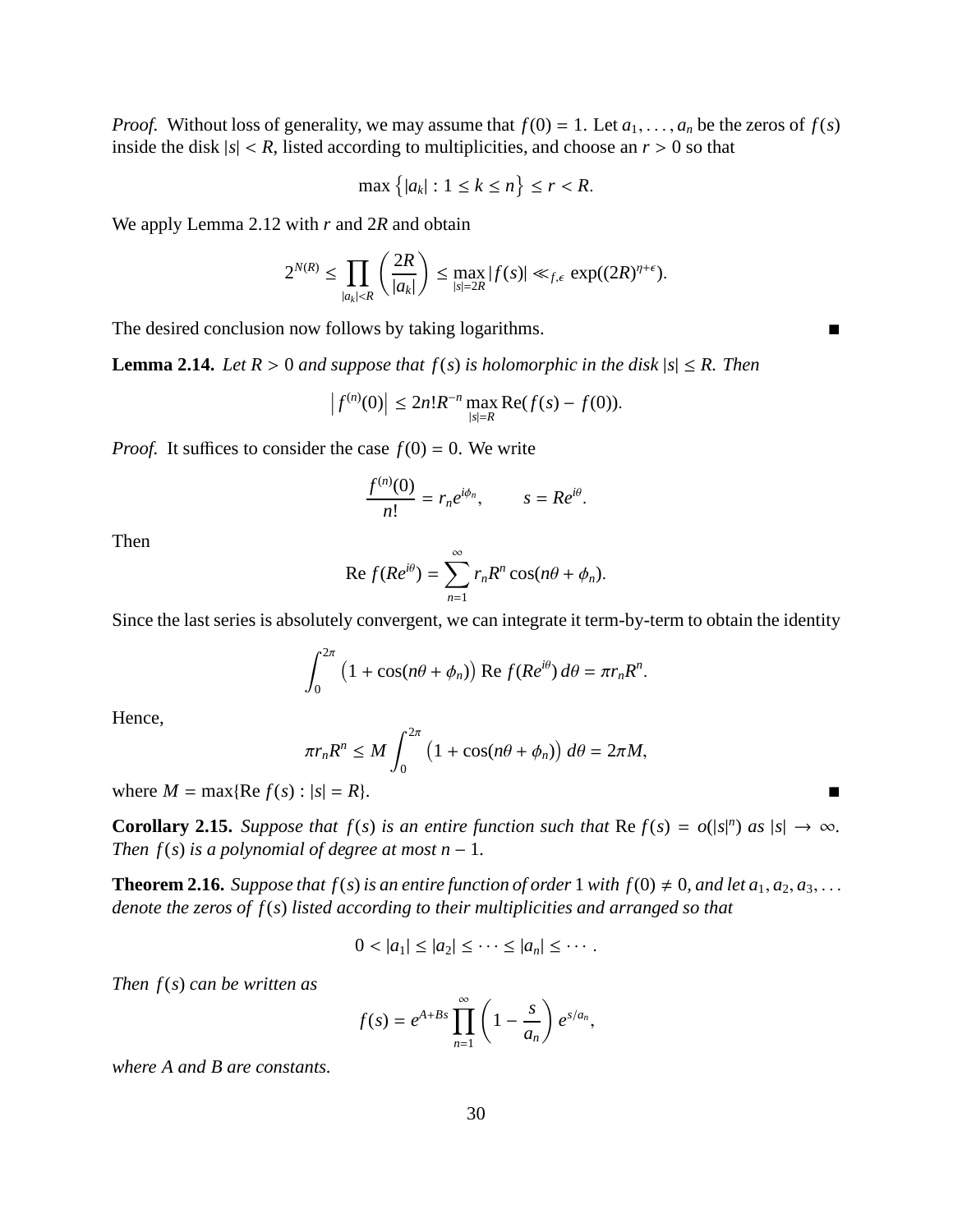*Proof.* Without loss of generality, we may assume that $f(0) = 1$. Let $a_1, \ldots, a_n$ be the zeros of $f(s)$ inside the disk $|s| < R$, listed according to multiplicities, and choose an $r > 0$ so that

$$\max\left\{|a_k| : 1 \le k \le n\right\} \le r < R.$$

We apply Lemma 2.12 with $r$ and $2R$ and obtain

$$2^{N(R)} \le \prod_{|a_k|<R} \left(\frac{2R}{|a_k|}\right) \le \max_{|s|=2R} |f(s)| \ll_{f,\epsilon} \exp((2R)^{\eta+\epsilon}).$$

The desired conclusion now follows by taking logarithms. ■

**Lemma 2.14.** *Let $R > 0$ and suppose that $f(s)$ is holomorphic in the disk $|s| \le R$. Then*

$$\left|f^{(n)}(0)\right| \le 2n!R^{-n} \max_{|s|=R} \operatorname{Re}(f(s) - f(0)).$$

*Proof.* It suffices to consider the case $f(0) = 0$. We write

$$\frac{f^{(n)}(0)}{n!} = r_n e^{i\phi_n}, \qquad s = Re^{i\theta}.$$

Then

$$\operatorname{Re} f(Re^{i\theta}) = \sum_{n=1}^{\infty} r_n R^n \cos(n\theta + \phi_n).$$

Since the last series is absolutely convergent, we can integrate it term-by-term to obtain the identity

$$\int_0^{2\pi} \left(1 + \cos(n\theta + \phi_n)\right) \operatorname{Re} f(Re^{i\theta})\, d\theta = \pi r_n R^n.$$

Hence,

$$\pi r_n R^n \le M \int_0^{2\pi} \left(1 + \cos(n\theta + \phi_n)\right) d\theta = 2\pi M,$$

where $M = \max\{\operatorname{Re} f(s) : |s| = R\}$. ■

**Corollary 2.15.** *Suppose that $f(s)$ is an entire function such that $\operatorname{Re} f(s) = o(|s|^n)$ as $|s| \to \infty$. Then $f(s)$ is a polynomial of degree at most $n - 1$.*

**Theorem 2.16.** *Suppose that $f(s)$ is an entire function of order 1 with $f(0) \ne 0$, and let $a_1, a_2, a_3, \ldots$ denote the zeros of $f(s)$ listed according to their multiplicities and arranged so that*

$$0 < |a_1| \le |a_2| \le \cdots \le |a_n| \le \cdots.$$

*Then $f(s)$ can be written as*

$$f(s) = e^{A+Bs} \prod_{n=1}^{\infty} \left(1 - \frac{s}{a_n}\right) e^{s/a_n},$$

*where $A$ and $B$ are constants.*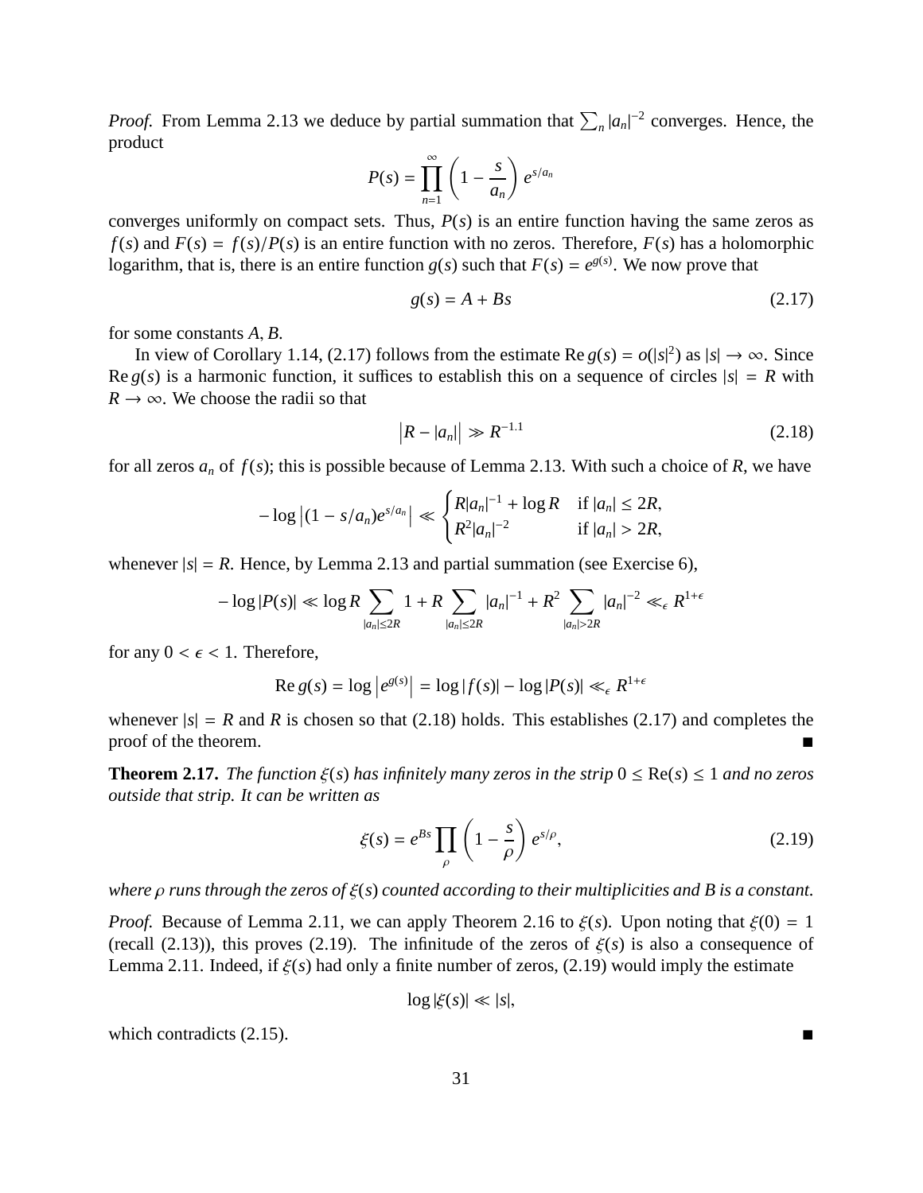*Proof.* From Lemma 2.13 we deduce by partial summation that $\sum_n |a_n|^{-2}$ converges. Hence, the product

$$P(s) = \prod_{n=1}^{\infty} \left(1 - \frac{s}{a_n}\right) e^{s/a_n}$$

converges uniformly on compact sets. Thus, $P(s)$ is an entire function having the same zeros as $f(s)$ and $F(s) = f(s)/P(s)$ is an entire function with no zeros. Therefore, $F(s)$ has a holomorphic logarithm, that is, there is an entire function $g(s)$ such that $F(s) = e^{g(s)}$. We now prove that

$$g(s) = A + Bs \tag{2.17}$$

for some constants $A, B$.

In view of Corollary 1.14, (2.17) follows from the estimate $\operatorname{Re} g(s) = o(|s|^2)$ as $|s| \to \infty$. Since $\operatorname{Re} g(s)$ is a harmonic function, it suffices to establish this on a sequence of circles $|s| = R$ with $R \to \infty$. We choose the radii so that

$$\big|R - |a_n|\big| \gg R^{-1.1} \tag{2.18}$$

for all zeros $a_n$ of $f(s)$; this is possible because of Lemma 2.13. With such a choice of $R$, we have

$$-\log\left|(1 - s/a_n)e^{s/a_n}\right| \ll \begin{cases} R|a_n|^{-1} + \log R & \text{if } |a_n| \le 2R, \\ R^2|a_n|^{-2} & \text{if } |a_n| > 2R, \end{cases}$$

whenever $|s| = R$. Hence, by Lemma 2.13 and partial summation (see Exercise 6),

$$-\log|P(s)| \ll \log R \sum_{|a_n| \le 2R} 1 + R \sum_{|a_n| \le 2R} |a_n|^{-1} + R^2 \sum_{|a_n| > 2R} |a_n|^{-2} \ll_\epsilon R^{1+\epsilon}$$

for any $0 < \epsilon < 1$. Therefore,

$$\operatorname{Re} g(s) = \log\left|e^{g(s)}\right| = \log|f(s)| - \log|P(s)| \ll_\epsilon R^{1+\epsilon}$$

whenever $|s| = R$ and $R$ is chosen so that (2.18) holds. This establishes (2.17) and completes the proof of the theorem. ∎

**Theorem 2.17.** *The function $\xi(s)$ has infinitely many zeros in the strip $0 \le \operatorname{Re}(s) \le 1$ and no zeros outside that strip. It can be written as*

$$\xi(s) = e^{Bs} \prod_{\rho} \left(1 - \frac{s}{\rho}\right) e^{s/\rho}, \tag{2.19}$$

*where $\rho$ runs through the zeros of $\xi(s)$ counted according to their multiplicities and $B$ is a constant.*

*Proof.* Because of Lemma 2.11, we can apply Theorem 2.16 to $\xi(s)$. Upon noting that $\xi(0) = 1$ (recall (2.13)), this proves (2.19). The infinitude of the zeros of $\xi(s)$ is also a consequence of Lemma 2.11. Indeed, if $\xi(s)$ had only a finite number of zeros, (2.19) would imply the estimate

$$\log|\xi(s)| \ll |s|,$$

which contradicts (2.15). ∎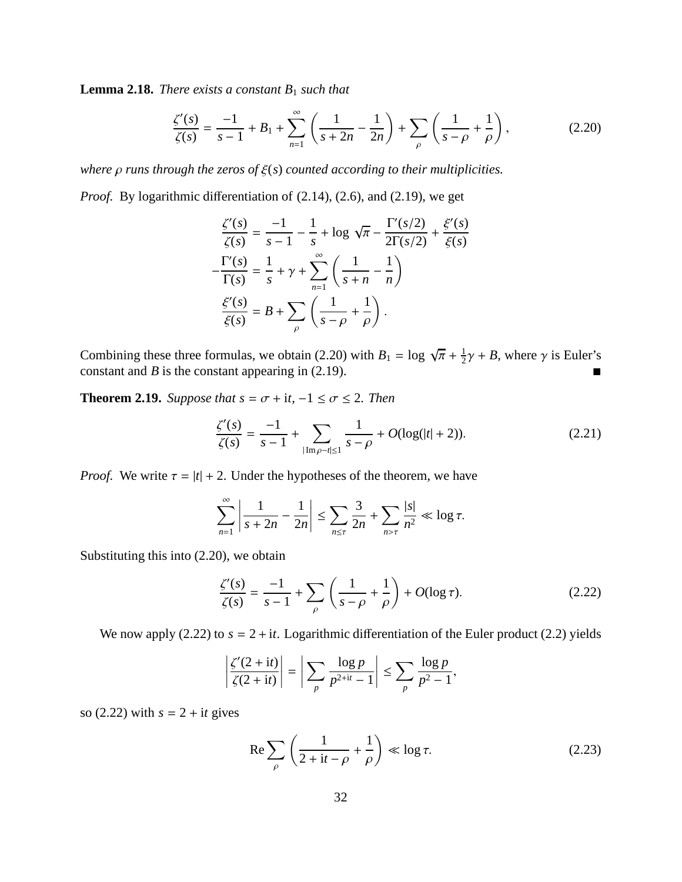**Lemma 2.18.** *There exists a constant $B_1$ such that*

$$\frac{\zeta'(s)}{\zeta(s)} = \frac{-1}{s-1} + B_1 + \sum_{n=1}^{\infty} \left( \frac{1}{s+2n} - \frac{1}{2n} \right) + \sum_{\rho} \left( \frac{1}{s-\rho} + \frac{1}{\rho} \right), \tag{2.20}$$

*where $\rho$ runs through the zeros of $\xi(s)$ counted according to their multiplicities.*

*Proof.* By logarithmic differentiation of (2.14), (2.6), and (2.19), we get

$$\frac{\zeta'(s)}{\zeta(s)} = \frac{-1}{s-1} - \frac{1}{s} + \log \sqrt{\pi} - \frac{\Gamma'(s/2)}{2\Gamma(s/2)} + \frac{\xi'(s)}{\xi(s)}$$

$$-\frac{\Gamma'(s)}{\Gamma(s)} = \frac{1}{s} + \gamma + \sum_{n=1}^{\infty} \left( \frac{1}{s+n} - \frac{1}{n} \right)$$

$$\frac{\xi'(s)}{\xi(s)} = B + \sum_{\rho} \left( \frac{1}{s-\rho} + \frac{1}{\rho} \right).$$

Combining these three formulas, we obtain (2.20) with $B_1 = \log \sqrt{\pi} + \frac{1}{2}\gamma + B$, where $\gamma$ is Euler's constant and $B$ is the constant appearing in (2.19). ■

**Theorem 2.19.** *Suppose that $s = \sigma + \mathrm{i}t$, $-1 \le \sigma \le 2$. Then*

$$\frac{\zeta'(s)}{\zeta(s)} = \frac{-1}{s-1} + \sum_{|\operatorname{Im}\rho - t| \le 1} \frac{1}{s-\rho} + O(\log(|t|+2)). \tag{2.21}$$

*Proof.* We write $\tau = |t| + 2$. Under the hypotheses of the theorem, we have

$$\sum_{n=1}^{\infty} \left| \frac{1}{s+2n} - \frac{1}{2n} \right| \le \sum_{n \le \tau} \frac{3}{2n} + \sum_{n > \tau} \frac{|s|}{n^2} \ll \log \tau.$$

Substituting this into (2.20), we obtain

$$\frac{\zeta'(s)}{\zeta(s)} = \frac{-1}{s-1} + \sum_{\rho} \left( \frac{1}{s-\rho} + \frac{1}{\rho} \right) + O(\log \tau). \tag{2.22}$$

We now apply (2.22) to $s = 2 + \mathrm{i}t$. Logarithmic differentiation of the Euler product (2.2) yields

$$\left| \frac{\zeta'(2+\mathrm{i}t)}{\zeta(2+\mathrm{i}t)} \right| = \left| \sum_{p} \frac{\log p}{p^{2+\mathrm{i}t} - 1} \right| \le \sum_{p} \frac{\log p}{p^2 - 1},$$

so (2.22) with $s = 2 + \mathrm{i}t$ gives

$$\operatorname{Re} \sum_{\rho} \left( \frac{1}{2+\mathrm{i}t-\rho} + \frac{1}{\rho} \right) \ll \log \tau. \tag{2.23}$$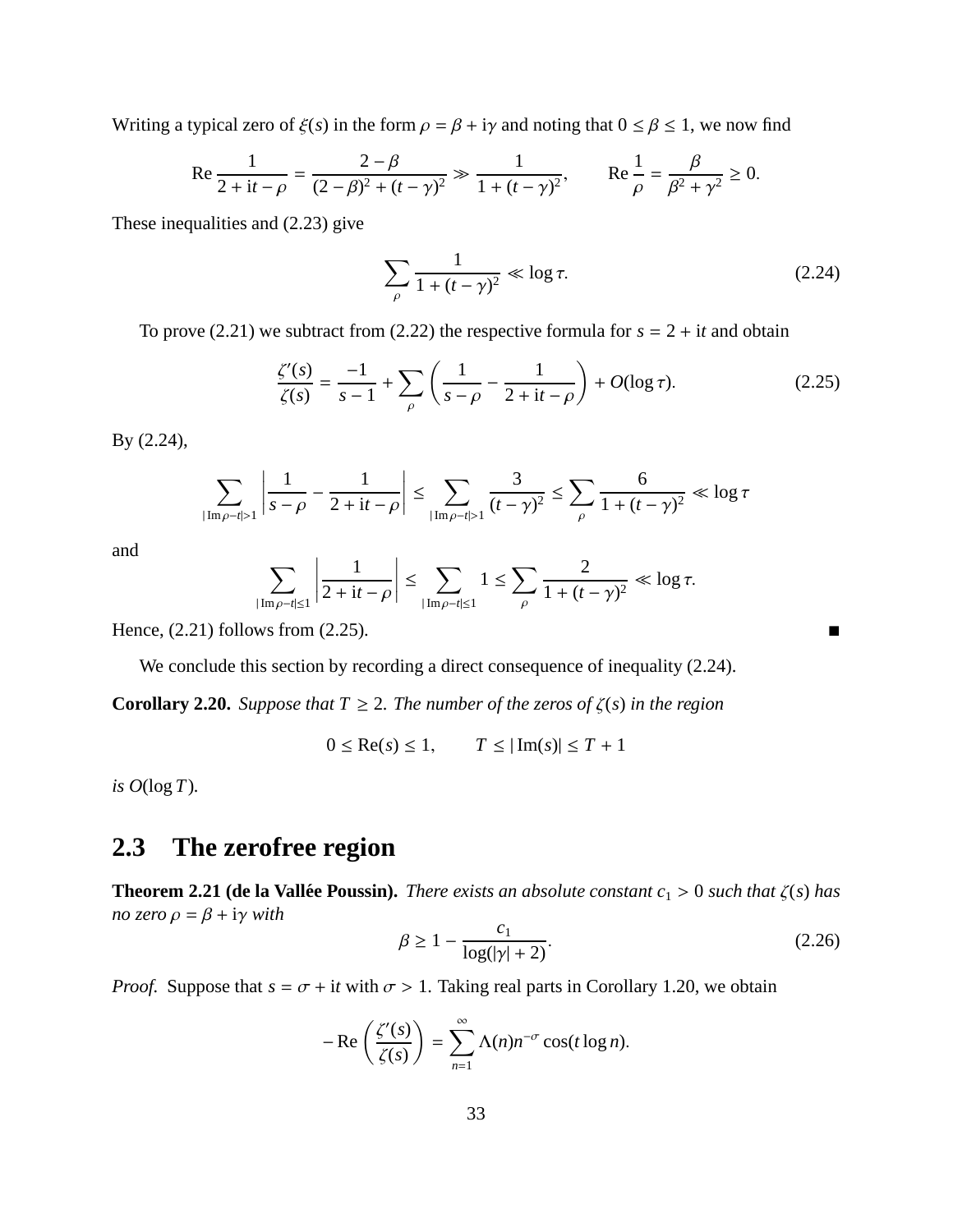Writing a typical zero of $\xi(s)$ in the form $\rho = \beta + \mathrm{i}\gamma$ and noting that $0 \le \beta \le 1$, we now find

$$\operatorname{Re} \frac{1}{2 + \mathrm{i}t - \rho} = \frac{2 - \beta}{(2-\beta)^2 + (t-\gamma)^2} \gg \frac{1}{1 + (t-\gamma)^2}, \qquad \operatorname{Re} \frac{1}{\rho} = \frac{\beta}{\beta^2 + \gamma^2} \ge 0.$$

These inequalities and (2.23) give

$$\sum_{\rho} \frac{1}{1 + (t-\gamma)^2} \ll \log \tau. \tag{2.24}$$

To prove (2.21) we subtract from (2.22) the respective formula for $s = 2 + \mathrm{i}t$ and obtain

$$\frac{\zeta'(s)}{\zeta(s)} = \frac{-1}{s-1} + \sum_{\rho} \left( \frac{1}{s-\rho} - \frac{1}{2 + \mathrm{i}t - \rho} \right) + O(\log \tau). \tag{2.25}$$

By (2.24),

$$\sum_{|\operatorname{Im}\rho - t| > 1} \left| \frac{1}{s-\rho} - \frac{1}{2 + \mathrm{i}t - \rho} \right| \le \sum_{|\operatorname{Im}\rho - t| > 1} \frac{3}{(t-\gamma)^2} \le \sum_{\rho} \frac{6}{1 + (t-\gamma)^2} \ll \log \tau$$

and

$$\sum_{|\operatorname{Im}\rho - t| \le 1} \left| \frac{1}{2 + \mathrm{i}t - \rho} \right| \le \sum_{|\operatorname{Im}\rho - t| \le 1} 1 \le \sum_{\rho} \frac{2}{1 + (t-\gamma)^2} \ll \log \tau.$$

Hence, (2.21) follows from (2.25). ■

We conclude this section by recording a direct consequence of inequality (2.24).

**Corollary 2.20.** *Suppose that $T \ge 2$. The number of the zeros of $\zeta(s)$ in the region*

$$0 \le \operatorname{Re}(s) \le 1, \qquad T \le |\operatorname{Im}(s)| \le T + 1$$

*is $O(\log T)$.*

## 2.3 The zerofree region

**Theorem 2.21 (de la Vallée Poussin).** *There exists an absolute constant $c_1 > 0$ such that $\zeta(s)$ has no zero $\rho = \beta + \mathrm{i}\gamma$ with*

$$\beta \ge 1 - \frac{c_1}{\log(|\gamma| + 2)}. \tag{2.26}$$

*Proof.* Suppose that $s = \sigma + \mathrm{i}t$ with $\sigma > 1$. Taking real parts in Corollary 1.20, we obtain

$$-\operatorname{Re}\left( \frac{\zeta'(s)}{\zeta(s)} \right) = \sum_{n=1}^{\infty} \Lambda(n) n^{-\sigma} \cos(t \log n).$$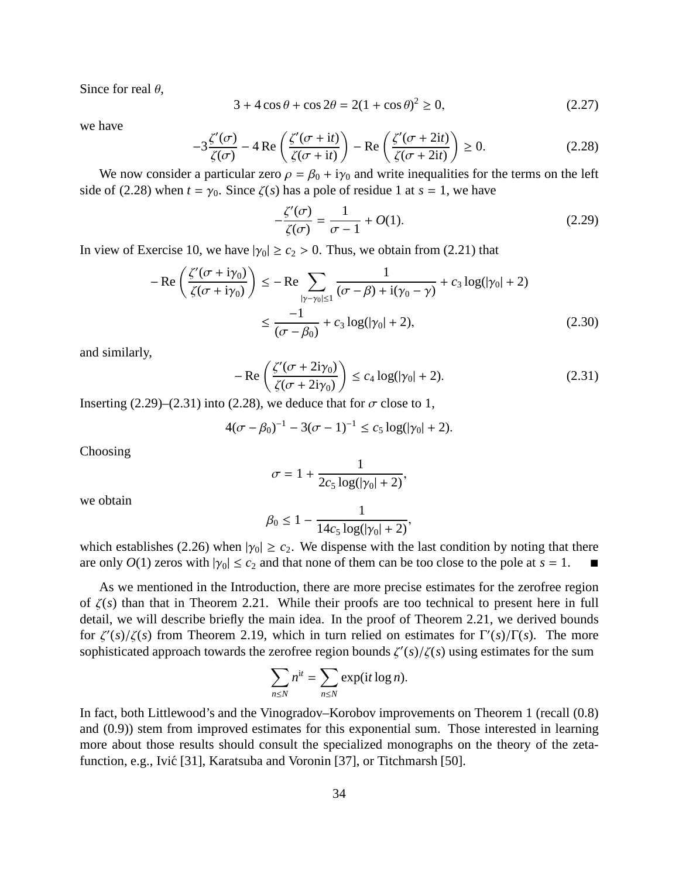Since for real $\theta$,

$$3 + 4\cos\theta + \cos 2\theta = 2(1 + \cos\theta)^2 \geq 0, \tag{2.27}$$

we have

$$-3\frac{\zeta'(\sigma)}{\zeta(\sigma)} - 4\,\mathrm{Re}\left(\frac{\zeta'(\sigma + \mathrm{i}t)}{\zeta(\sigma + \mathrm{i}t)}\right) - \mathrm{Re}\left(\frac{\zeta'(\sigma + 2\mathrm{i}t)}{\zeta(\sigma + 2\mathrm{i}t)}\right) \geq 0. \tag{2.28}$$

We now consider a particular zero $\rho = \beta_0 + \mathrm{i}\gamma_0$ and write inequalities for the terms on the left side of (2.28) when $t = \gamma_0$. Since $\zeta(s)$ has a pole of residue 1 at $s = 1$, we have

$$-\frac{\zeta'(\sigma)}{\zeta(\sigma)} = \frac{1}{\sigma - 1} + O(1). \tag{2.29}$$

In view of Exercise 10, we have $|\gamma_0| \geq c_2 > 0$. Thus, we obtain from (2.21) that

$$\begin{aligned} -\,\mathrm{Re}\left(\frac{\zeta'(\sigma + \mathrm{i}\gamma_0)}{\zeta(\sigma + \mathrm{i}\gamma_0)}\right) &\leq -\,\mathrm{Re}\sum_{|\gamma - \gamma_0| \leq 1} \frac{1}{(\sigma - \beta) + \mathrm{i}(\gamma_0 - \gamma)} + c_3 \log(|\gamma_0| + 2) \\ &\leq \frac{-1}{(\sigma - \beta_0)} + c_3 \log(|\gamma_0| + 2), \end{aligned} \tag{2.30}$$

and similarly,

$$-\,\mathrm{Re}\left(\frac{\zeta'(\sigma + 2\mathrm{i}\gamma_0)}{\zeta(\sigma + 2\mathrm{i}\gamma_0)}\right) \leq c_4 \log(|\gamma_0| + 2). \tag{2.31}$$

Inserting (2.29)–(2.31) into (2.28), we deduce that for $\sigma$ close to 1,

$$4(\sigma - \beta_0)^{-1} - 3(\sigma - 1)^{-1} \leq c_5 \log(|\gamma_0| + 2).$$

Choosing

$$\sigma = 1 + \frac{1}{2c_5 \log(|\gamma_0| + 2)},$$

we obtain

$$\beta_0 \leq 1 - \frac{1}{14c_5 \log(|\gamma_0| + 2)},$$

which establishes (2.26) when $|\gamma_0| \geq c_2$. We dispense with the last condition by noting that there are only $O(1)$ zeros with $|\gamma_0| \leq c_2$ and that none of them can be too close to the pole at $s = 1$. ■

As we mentioned in the Introduction, there are more precise estimates for the zerofree region of $\zeta(s)$ than that in Theorem 2.21. While their proofs are too technical to present here in full detail, we will describe briefly the main idea. In the proof of Theorem 2.21, we derived bounds for $\zeta'(s)/\zeta(s)$ from Theorem 2.19, which in turn relied on estimates for $\Gamma'(s)/\Gamma(s)$. The more sophisticated approach towards the zerofree region bounds $\zeta'(s)/\zeta(s)$ using estimates for the sum

$$\sum_{n \leq N} n^{\mathrm{i}t} = \sum_{n \leq N} \exp(\mathrm{i}t \log n).$$

In fact, both Littlewood's and the Vinogradov–Korobov improvements on Theorem 1 (recall (0.8) and (0.9)) stem from improved estimates for this exponential sum. Those interested in learning more about those results should consult the specialized monographs on the theory of the zeta-function, e.g., Ivić [31], Karatsuba and Voronin [37], or Titchmarsh [50].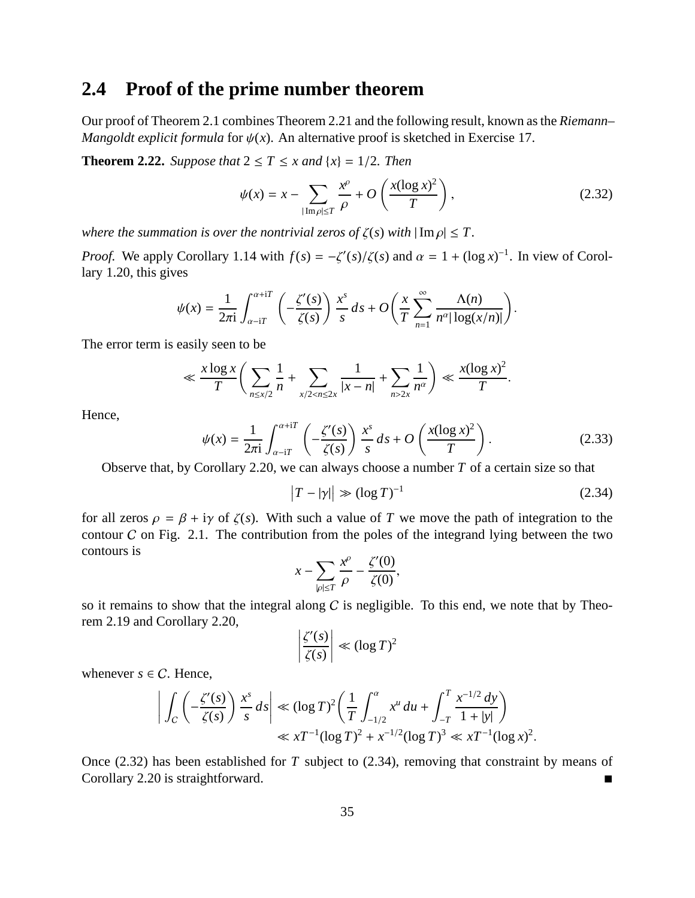## 2.4 Proof of the prime number theorem

Our proof of Theorem 2.1 combines Theorem 2.21 and the following result, known as the *Riemann–Mangoldt explicit formula* for $\psi(x)$. An alternative proof is sketched in Exercise 17.

**Theorem 2.22.** *Suppose that $2 \le T \le x$ and $\{x\} = 1/2$. Then*

$$\psi(x) = x - \sum_{|\operatorname{Im}\rho| \le T} \frac{x^\rho}{\rho} + O\left(\frac{x(\log x)^2}{T}\right), \tag{2.32}$$

*where the summation is over the nontrivial zeros of $\zeta(s)$ with $|\operatorname{Im}\rho| \le T$.*

*Proof.* We apply Corollary 1.14 with $f(s) = -\zeta'(s)/\zeta(s)$ and $\alpha = 1 + (\log x)^{-1}$. In view of Corollary 1.20, this gives

$$\psi(x) = \frac{1}{2\pi \mathrm{i}} \int_{\alpha - \mathrm{i}T}^{\alpha + \mathrm{i}T} \left(-\frac{\zeta'(s)}{\zeta(s)}\right) \frac{x^s}{s}\, ds + O\bigg(\frac{x}{T} \sum_{n=1}^\infty \frac{\Lambda(n)}{n^\alpha |\log(x/n)|}\bigg).$$

The error term is easily seen to be

$$\ll \frac{x \log x}{T} \bigg( \sum_{n \le x/2} \frac{1}{n} + \sum_{x/2 < n \le 2x} \frac{1}{|x - n|} + \sum_{n > 2x} \frac{1}{n^\alpha} \bigg) \ll \frac{x(\log x)^2}{T}.$$

Hence,

$$\psi(x) = \frac{1}{2\pi \mathrm{i}} \int_{\alpha - \mathrm{i}T}^{\alpha + \mathrm{i}T} \left(-\frac{\zeta'(s)}{\zeta(s)}\right) \frac{x^s}{s}\, ds + O\left(\frac{x(\log x)^2}{T}\right). \tag{2.33}$$

Observe that, by Corollary 2.20, we can always choose a number $T$ of a certain size so that

$$\big|T - |\gamma|\big| \gg (\log T)^{-1} \tag{2.34}$$

for all zeros $\rho = \beta + \mathrm{i}\gamma$ of $\zeta(s)$. With such a value of $T$ we move the path of integration to the contour $C$ on Fig. 2.1. The contribution from the poles of the integrand lying between the two contours is

$$x - \sum_{|\rho| \le T} \frac{x^\rho}{\rho} - \frac{\zeta'(0)}{\zeta(0)},$$

so it remains to show that the integral along $C$ is negligible. To this end, we note that by Theorem 2.19 and Corollary 2.20,

$$\left|\frac{\zeta'(s)}{\zeta(s)}\right| \ll (\log T)^2$$

whenever $s \in C$. Hence,

$$\begin{aligned}\left| \int_C \left(-\frac{\zeta'(s)}{\zeta(s)}\right) \frac{x^s}{s}\, ds \right| &\ll (\log T)^2 \bigg( \frac{1}{T} \int_{-1/2}^{\alpha} x^u\, du + \int_{-T}^{T} \frac{x^{-1/2}\, dy}{1 + |y|} \bigg) \\ &\ll xT^{-1}(\log T)^2 + x^{-1/2}(\log T)^3 \ll xT^{-1}(\log x)^2.\end{aligned}$$

Once (2.32) has been established for $T$ subject to (2.34), removing that constraint by means of Corollary 2.20 is straightforward. ∎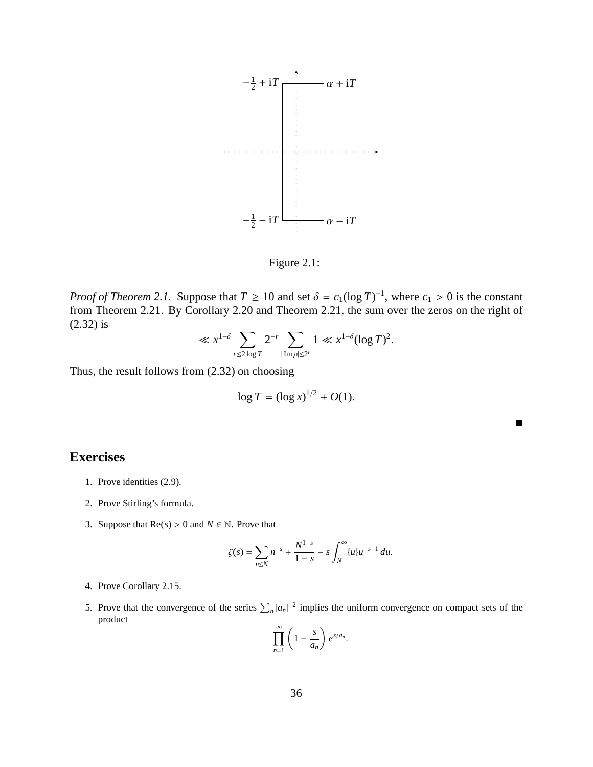Figure 2.1:

*Proof of Theorem 2.1.* Suppose that $T \geq 10$ and set $\delta = c_1(\log T)^{-1}$, where $c_1 > 0$ is the constant from Theorem 2.21. By Corollary 2.20 and Theorem 2.21, the sum over the zeros on the right of (2.32) is

$$\ll x^{1-\delta} \sum_{r \leq 2\log T} 2^{-r} \sum_{|\mathrm{Im}\,\rho| \leq 2^r} 1 \ll x^{1-\delta}(\log T)^2.$$

Thus, the result follows from (2.32) on choosing

$$\log T = (\log x)^{1/2} + O(1).$$

■

## Exercises

1. Prove identities (2.9).

2. Prove Stirling's formula.

3. Suppose that $\mathrm{Re}(s) > 0$ and $N \in \mathbb{N}$. Prove that

$$\zeta(s) = \sum_{n \leq N} n^{-s} + \frac{N^{1-s}}{1-s} - s \int_N^\infty \{u\} u^{-s-1}\, du.$$

4. Prove Corollary 2.15.

5. Prove that the convergence of the series $\sum_n |a_n|^{-2}$ implies the uniform convergence on compact sets of the product

$$\prod_{n=1}^\infty \left(1 - \frac{s}{a_n}\right) e^{s/a_n}.$$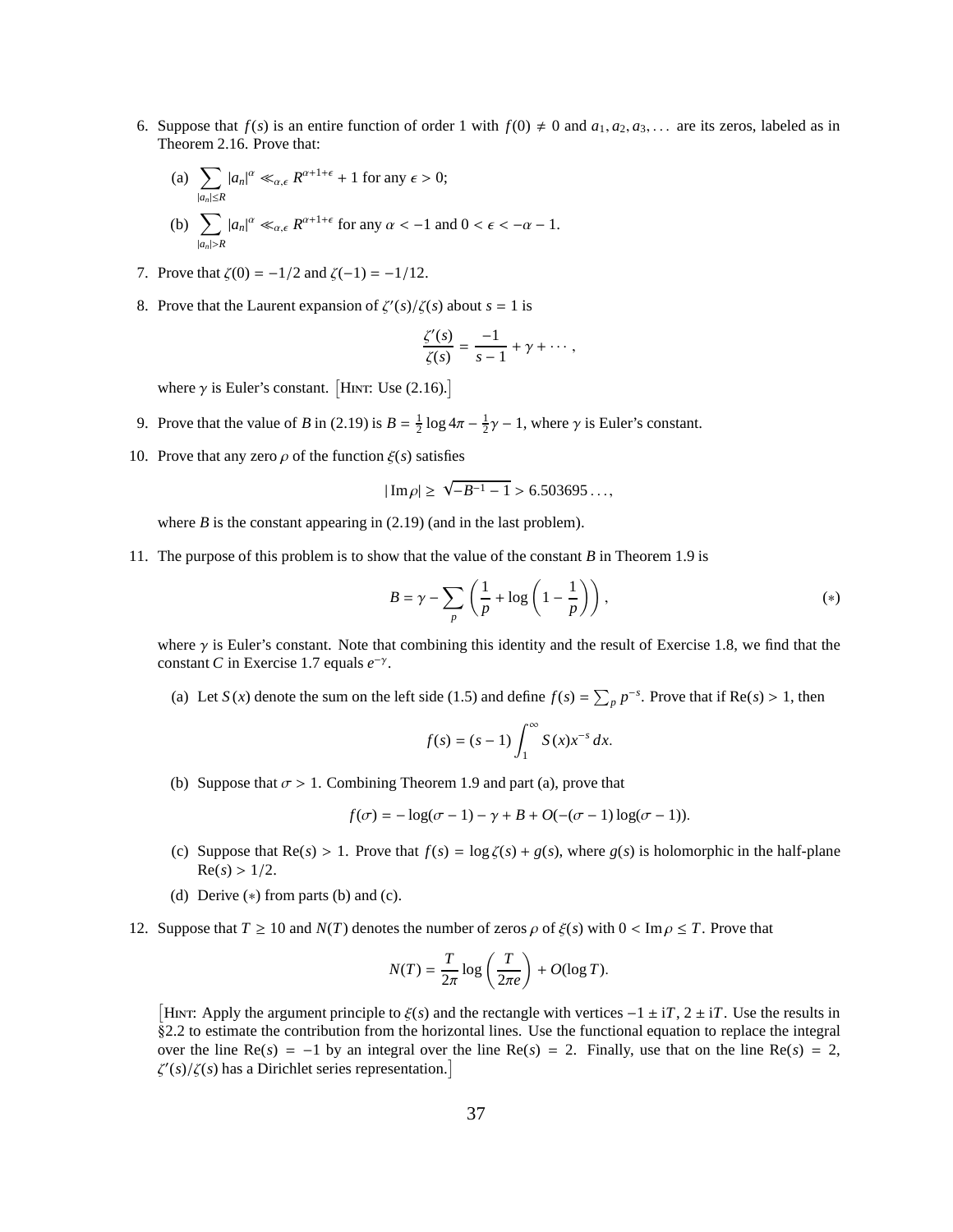6. Suppose that $f(s)$ is an entire function of order 1 with $f(0) \neq 0$ and $a_1, a_2, a_3, \ldots$ are its zeros, labeled as in Theorem 2.16. Prove that:

   (a) $\displaystyle\sum_{|a_n| \le R} |a_n|^{\alpha} \ll_{\alpha,\epsilon} R^{\alpha+1+\epsilon} + 1$ for any $\epsilon > 0$;

   (b) $\displaystyle\sum_{|a_n| > R} |a_n|^{\alpha} \ll_{\alpha,\epsilon} R^{\alpha+1+\epsilon}$ for any $\alpha < -1$ and $0 < \epsilon < -\alpha - 1$.

7. Prove that $\zeta(0) = -1/2$ and $\zeta(-1) = -1/12$.

8. Prove that the Laurent expansion of $\zeta'(s)/\zeta(s)$ about $s = 1$ is

$$\frac{\zeta'(s)}{\zeta(s)} = \frac{-1}{s-1} + \gamma + \cdots,$$

   where $\gamma$ is Euler's constant. [Hint: Use (2.16).]

9. Prove that the value of $B$ in (2.19) is $B = \frac{1}{2}\log 4\pi - \frac{1}{2}\gamma - 1$, where $\gamma$ is Euler's constant.

10. Prove that any zero $\rho$ of the function $\xi(s)$ satisfies

$$|\operatorname{Im}\rho| \ge \sqrt{-B^{-1} - 1} > 6.503695\ldots,$$

   where $B$ is the constant appearing in (2.19) (and in the last problem).

11. The purpose of this problem is to show that the value of the constant $B$ in Theorem 1.9 is

$$B = \gamma - \sum_p \left( \frac{1}{p} + \log\left(1 - \frac{1}{p}\right) \right), \qquad (*)$$

   where $\gamma$ is Euler's constant. Note that combining this identity and the result of Exercise 1.8, we find that the constant $C$ in Exercise 1.7 equals $e^{-\gamma}$.

   (a) Let $S(x)$ denote the sum on the left side (1.5) and define $f(s) = \sum_p p^{-s}$. Prove that if $\operatorname{Re}(s) > 1$, then

$$f(s) = (s-1)\int_1^{\infty} S(x)x^{-s}\,dx.$$

   (b) Suppose that $\sigma > 1$. Combining Theorem 1.9 and part (a), prove that

$$f(\sigma) = -\log(\sigma - 1) - \gamma + B + O(-(\sigma-1)\log(\sigma-1)).$$

   (c) Suppose that $\operatorname{Re}(s) > 1$. Prove that $f(s) = \log\zeta(s) + g(s)$, where $g(s)$ is holomorphic in the half-plane $\operatorname{Re}(s) > 1/2$.

   (d) Derive $(*)$ from parts (b) and (c).

12. Suppose that $T \ge 10$ and $N(T)$ denotes the number of zeros $\rho$ of $\xi(s)$ with $0 < \operatorname{Im}\rho \le T$. Prove that

$$N(T) = \frac{T}{2\pi}\log\left(\frac{T}{2\pi e}\right) + O(\log T).$$

   [Hint: Apply the argument principle to $\xi(s)$ and the rectangle with vertices $-1 \pm iT$, $2 \pm iT$. Use the results in §2.2 to estimate the contribution from the horizontal lines. Use the functional equation to replace the integral over the line $\operatorname{Re}(s) = -1$ by an integral over the line $\operatorname{Re}(s) = 2$. Finally, use that on the line $\operatorname{Re}(s) = 2$, $\zeta'(s)/\zeta(s)$ has a Dirichlet series representation.]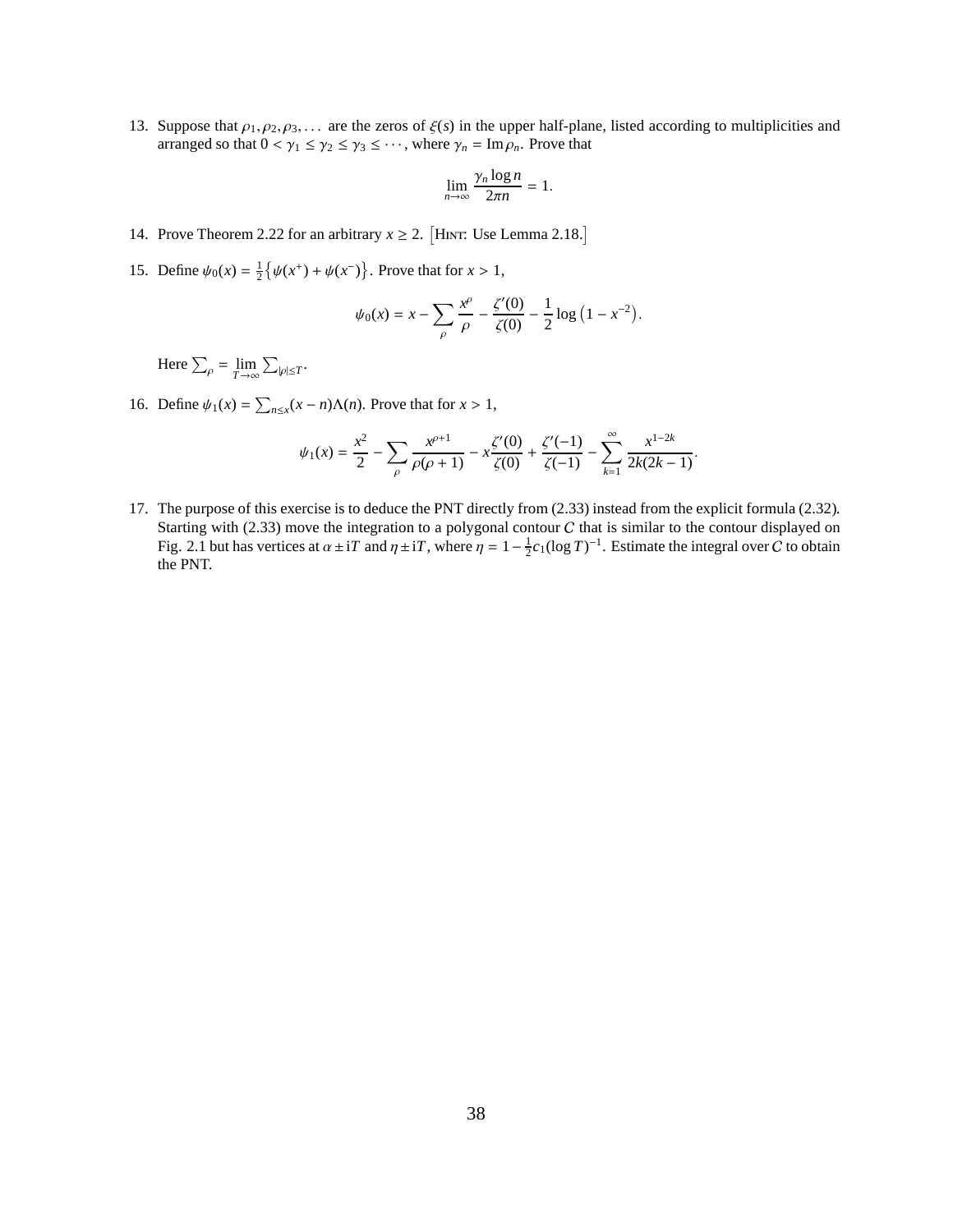13. Suppose that $\rho_1, \rho_2, \rho_3, \dots$ are the zeros of $\xi(s)$ in the upper half-plane, listed according to multiplicities and arranged so that $0 < \gamma_1 \le \gamma_2 \le \gamma_3 \le \cdots$, where $\gamma_n = \operatorname{Im} \rho_n$. Prove that

$$\lim_{n \to \infty} \frac{\gamma_n \log n}{2\pi n} = 1.$$

14. Prove Theorem 2.22 for an arbitrary $x \ge 2$. [Hint: Use Lemma 2.18.]

15. Define $\psi_0(x) = \frac{1}{2}\left\{\psi(x^+) + \psi(x^-)\right\}$. Prove that for $x > 1$,

$$\psi_0(x) = x - \sum_\rho \frac{x^\rho}{\rho} - \frac{\zeta'(0)}{\zeta(0)} - \frac{1}{2}\log\left(1 - x^{-2}\right).$$

Here $\sum_\rho = \lim_{T \to \infty} \sum_{|\rho| \le T}$.

16. Define $\psi_1(x) = \sum_{n \le x} (x - n)\Lambda(n)$. Prove that for $x > 1$,

$$\psi_1(x) = \frac{x^2}{2} - \sum_\rho \frac{x^{\rho+1}}{\rho(\rho+1)} - x\frac{\zeta'(0)}{\zeta(0)} + \frac{\zeta'(-1)}{\zeta(-1)} - \sum_{k=1}^{\infty} \frac{x^{1-2k}}{2k(2k-1)}.$$

17. The purpose of this exercise is to deduce the PNT directly from (2.33) instead from the explicit formula (2.32). Starting with (2.33) move the integration to a polygonal contour $\mathcal{C}$ that is similar to the contour displayed on Fig. 2.1 but has vertices at $\alpha \pm iT$ and $\eta \pm iT$, where $\eta = 1 - \frac{1}{2}c_1(\log T)^{-1}$. Estimate the integral over $\mathcal{C}$ to obtain the PNT.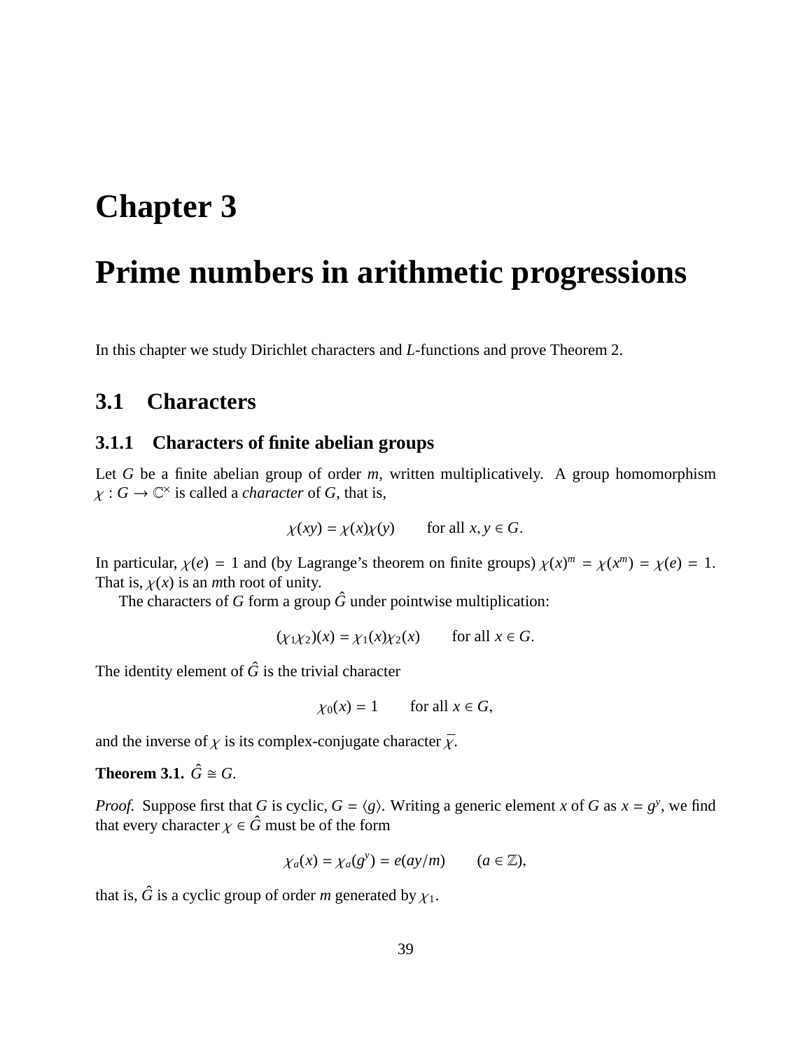# Chapter 3

# Prime numbers in arithmetic progressions

In this chapter we study Dirichlet characters and $L$-functions and prove Theorem 2.

## 3.1 Characters

### 3.1.1 Characters of finite abelian groups

Let $G$ be a finite abelian group of order $m$, written multiplicatively. A group homomorphism $\chi : G \to \mathbb{C}^\times$ is called a *character* of $G$, that is,

$$\chi(xy) = \chi(x)\chi(y) \qquad \text{for all } x, y \in G.$$

In particular, $\chi(e) = 1$ and (by Lagrange's theorem on finite groups) $\chi(x)^m = \chi(x^m) = \chi(e) = 1$. That is, $\chi(x)$ is an $m$th root of unity.

The characters of $G$ form a group $\hat{G}$ under pointwise multiplication:

$$(\chi_1\chi_2)(x) = \chi_1(x)\chi_2(x) \qquad \text{for all } x \in G.$$

The identity element of $\hat{G}$ is the trivial character

$$\chi_0(x) = 1 \qquad \text{for all } x \in G,$$

and the inverse of $\chi$ is its complex-conjugate character $\overline{\chi}$.

**Theorem 3.1.** $\hat{G} \cong G$.

*Proof.* Suppose first that $G$ is cyclic, $G = \langle g \rangle$. Writing a generic element $x$ of $G$ as $x = g^y$, we find that every character $\chi \in \hat{G}$ must be of the form

$$\chi_a(x) = \chi_a(g^y) = e(ay/m) \qquad (a \in \mathbb{Z}),$$

that is, $\hat{G}$ is a cyclic group of order $m$ generated by $\chi_1$.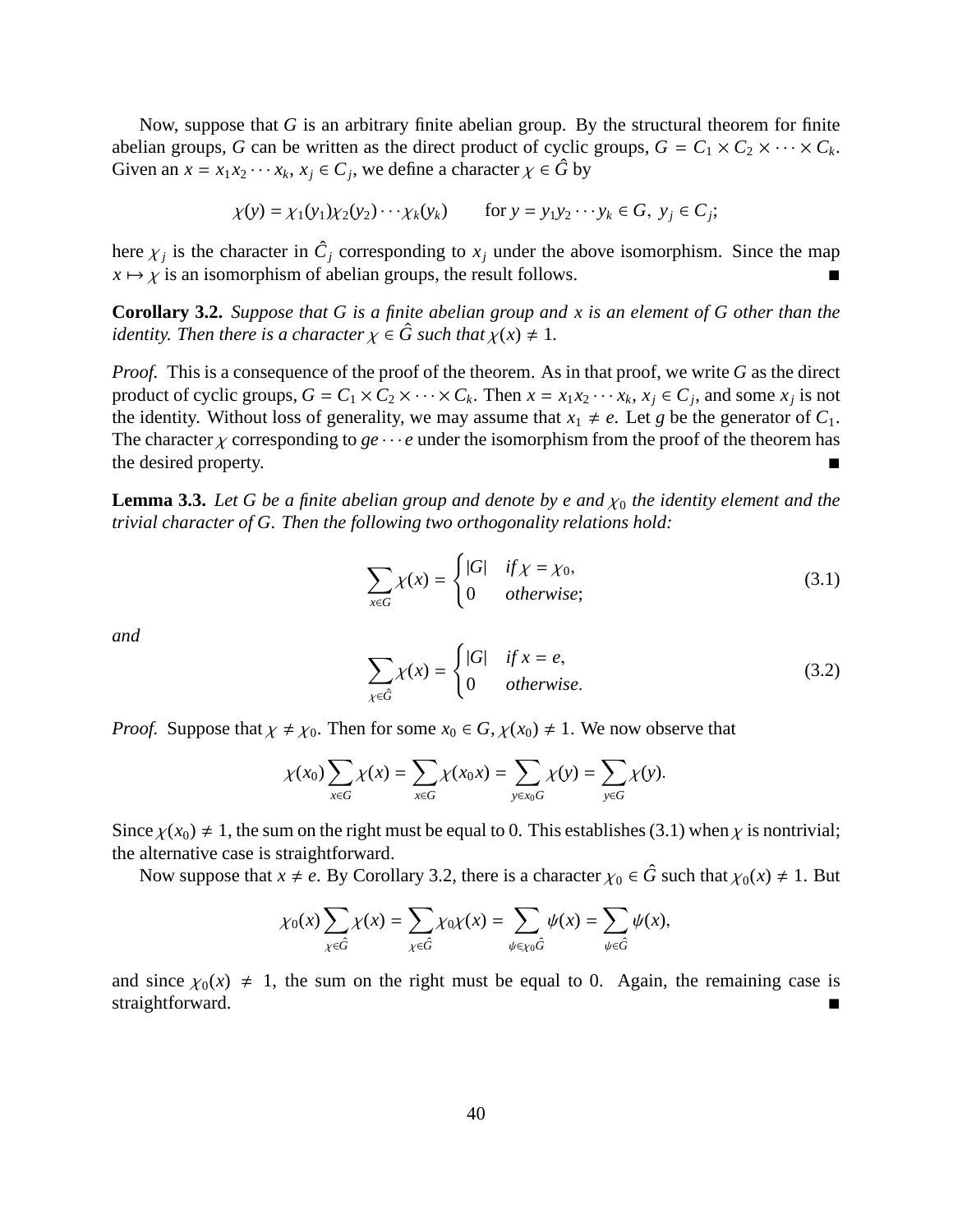Now, suppose that $G$ is an arbitrary finite abelian group. By the structural theorem for finite abelian groups, $G$ can be written as the direct product of cyclic groups, $G = C_1 \times C_2 \times \cdots \times C_k$. Given an $x = x_1 x_2 \cdots x_k$, $x_j \in C_j$, we define a character $\chi \in \hat{G}$ by

$$\chi(y) = \chi_1(y_1)\chi_2(y_2)\cdots\chi_k(y_k) \qquad \text{for } y = y_1 y_2 \cdots y_k \in G,\ y_j \in C_j;$$

here $\chi_j$ is the character in $\hat{C}_j$ corresponding to $x_j$ under the above isomorphism. Since the map $x \mapsto \chi$ is an isomorphism of abelian groups, the result follows. ∎

**Corollary 3.2.** *Suppose that $G$ is a finite abelian group and $x$ is an element of $G$ other than the identity. Then there is a character $\chi \in \hat{G}$ such that $\chi(x) \neq 1$.*

*Proof.* This is a consequence of the proof of the theorem. As in that proof, we write $G$ as the direct product of cyclic groups, $G = C_1 \times C_2 \times \cdots \times C_k$. Then $x = x_1 x_2 \cdots x_k$, $x_j \in C_j$, and some $x_j$ is not the identity. Without loss of generality, we may assume that $x_1 \neq e$. Let $g$ be the generator of $C_1$. The character $\chi$ corresponding to $ge \cdots e$ under the isomorphism from the proof of the theorem has the desired property. ∎

**Lemma 3.3.** *Let $G$ be a finite abelian group and denote by $e$ and $\chi_0$ the identity element and the trivial character of $G$. Then the following two orthogonality relations hold:*

$$\sum_{x \in G} \chi(x) = \begin{cases} |G| & \text{if } \chi = \chi_0, \\ 0 & \text{otherwise}; \end{cases} \tag{3.1}$$

*and*

$$\sum_{\chi \in \hat{G}} \chi(x) = \begin{cases} |G| & \text{if } x = e, \\ 0 & \text{otherwise}. \end{cases} \tag{3.2}$$

*Proof.* Suppose that $\chi \neq \chi_0$. Then for some $x_0 \in G$, $\chi(x_0) \neq 1$. We now observe that

$$\chi(x_0) \sum_{x \in G} \chi(x) = \sum_{x \in G} \chi(x_0 x) = \sum_{y \in x_0 G} \chi(y) = \sum_{y \in G} \chi(y).$$

Since $\chi(x_0) \neq 1$, the sum on the right must be equal to 0. This establishes (3.1) when $\chi$ is nontrivial; the alternative case is straightforward.

Now suppose that $x \neq e$. By Corollary 3.2, there is a character $\chi_0 \in \hat{G}$ such that $\chi_0(x) \neq 1$. But

$$\chi_0(x) \sum_{\chi \in \hat{G}} \chi(x) = \sum_{\chi \in \hat{G}} \chi_0 \chi(x) = \sum_{\psi \in \chi_0 \hat{G}} \psi(x) = \sum_{\psi \in \hat{G}} \psi(x),$$

and since $\chi_0(x) \neq 1$, the sum on the right must be equal to 0. Again, the remaining case is straightforward. ∎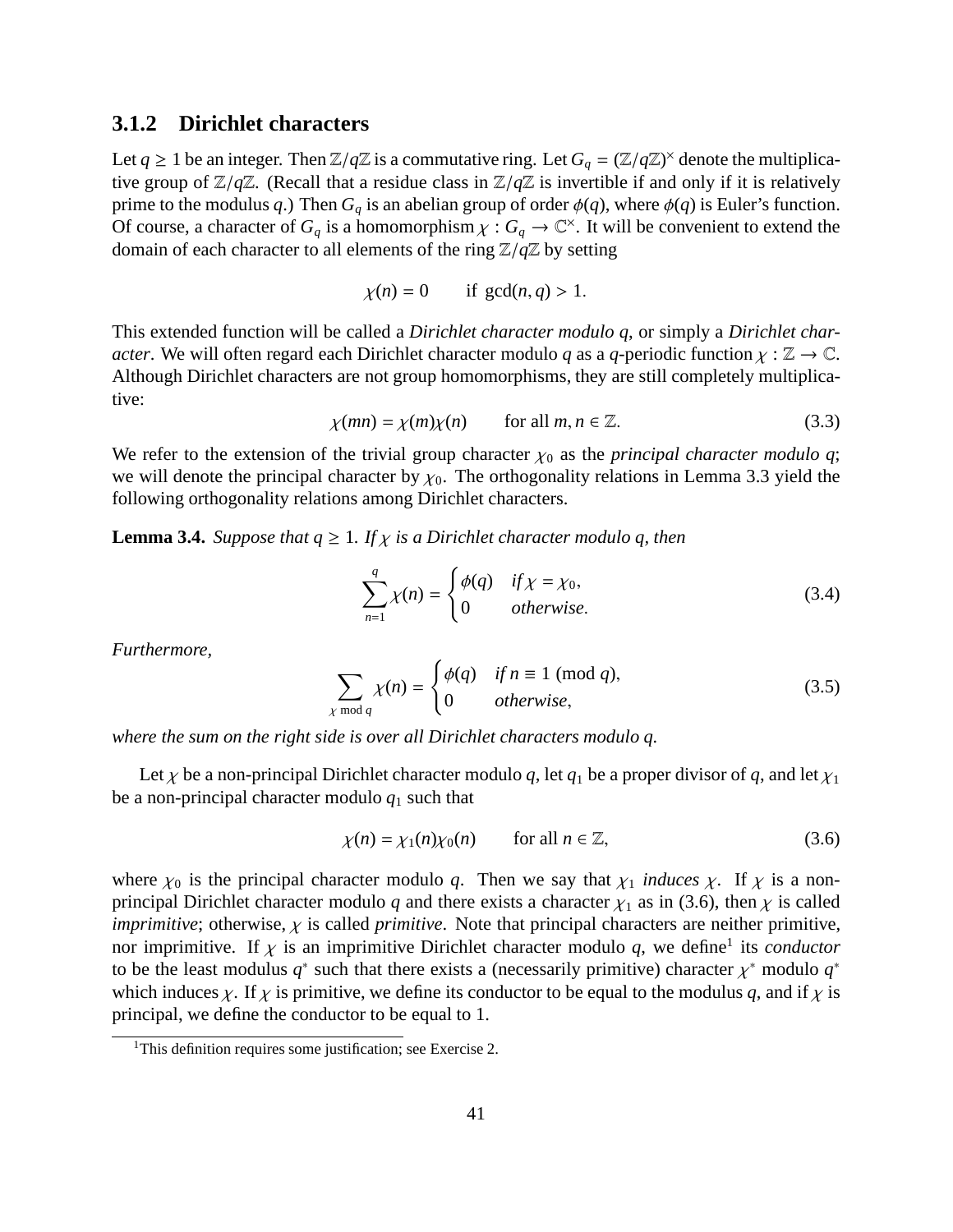### 3.1.2 Dirichlet characters

Let $q \geq 1$ be an integer. Then $\mathbb{Z}/q\mathbb{Z}$ is a commutative ring. Let $G_q = (\mathbb{Z}/q\mathbb{Z})^\times$ denote the multiplicative group of $\mathbb{Z}/q\mathbb{Z}$. (Recall that a residue class in $\mathbb{Z}/q\mathbb{Z}$ is invertible if and only if it is relatively prime to the modulus $q$.) Then $G_q$ is an abelian group of order $\phi(q)$, where $\phi(q)$ is Euler's function. Of course, a character of $G_q$ is a homomorphism $\chi : G_q \to \mathbb{C}^\times$. It will be convenient to extend the domain of each character to all elements of the ring $\mathbb{Z}/q\mathbb{Z}$ by setting

$$\chi(n) = 0 \qquad \text{if } \gcd(n, q) > 1.$$

This extended function will be called a *Dirichlet character modulo q*, or simply a *Dirichlet character*. We will often regard each Dirichlet character modulo $q$ as a $q$-periodic function $\chi : \mathbb{Z} \to \mathbb{C}$. Although Dirichlet characters are not group homomorphisms, they are still completely multiplicative:

$$\chi(mn) = \chi(m)\chi(n) \qquad \text{for all } m, n \in \mathbb{Z}. \tag{3.3}$$

We refer to the extension of the trivial group character $\chi_0$ as the *principal character modulo q*; we will denote the principal character by $\chi_0$. The orthogonality relations in Lemma 3.3 yield the following orthogonality relations among Dirichlet characters.

**Lemma 3.4.** *Suppose that $q \geq 1$. If $\chi$ is a Dirichlet character modulo $q$, then*

$$\sum_{n=1}^{q} \chi(n) = \begin{cases} \phi(q) & \text{if } \chi = \chi_0, \\ 0 & \text{otherwise}. \end{cases} \tag{3.4}$$

*Furthermore,*

$$\sum_{\chi \bmod q} \chi(n) = \begin{cases} \phi(q) & \text{if } n \equiv 1 \pmod{q}, \\ 0 & \text{otherwise}, \end{cases} \tag{3.5}$$

*where the sum on the right side is over all Dirichlet characters modulo q.*

Let $\chi$ be a non-principal Dirichlet character modulo $q$, let $q_1$ be a proper divisor of $q$, and let $\chi_1$ be a non-principal character modulo $q_1$ such that

$$\chi(n) = \chi_1(n)\chi_0(n) \qquad \text{for all } n \in \mathbb{Z}, \tag{3.6}$$

where $\chi_0$ is the principal character modulo $q$. Then we say that $\chi_1$ *induces* $\chi$. If $\chi$ is a non-principal Dirichlet character modulo $q$ and there exists a character $\chi_1$ as in (3.6), then $\chi$ is called *imprimitive*; otherwise, $\chi$ is called *primitive*. Note that principal characters are neither primitive, nor imprimitive. If $\chi$ is an imprimitive Dirichlet character modulo $q$, we define[1] its *conductor* to be the least modulus $q^*$ such that there exists a (necessarily primitive) character $\chi^*$ modulo $q^*$ which induces $\chi$. If $\chi$ is primitive, we define its conductor to be equal to the modulus $q$, and if $\chi$ is principal, we define the conductor to be equal to 1.

[1] This definition requires some justification; see Exercise 2.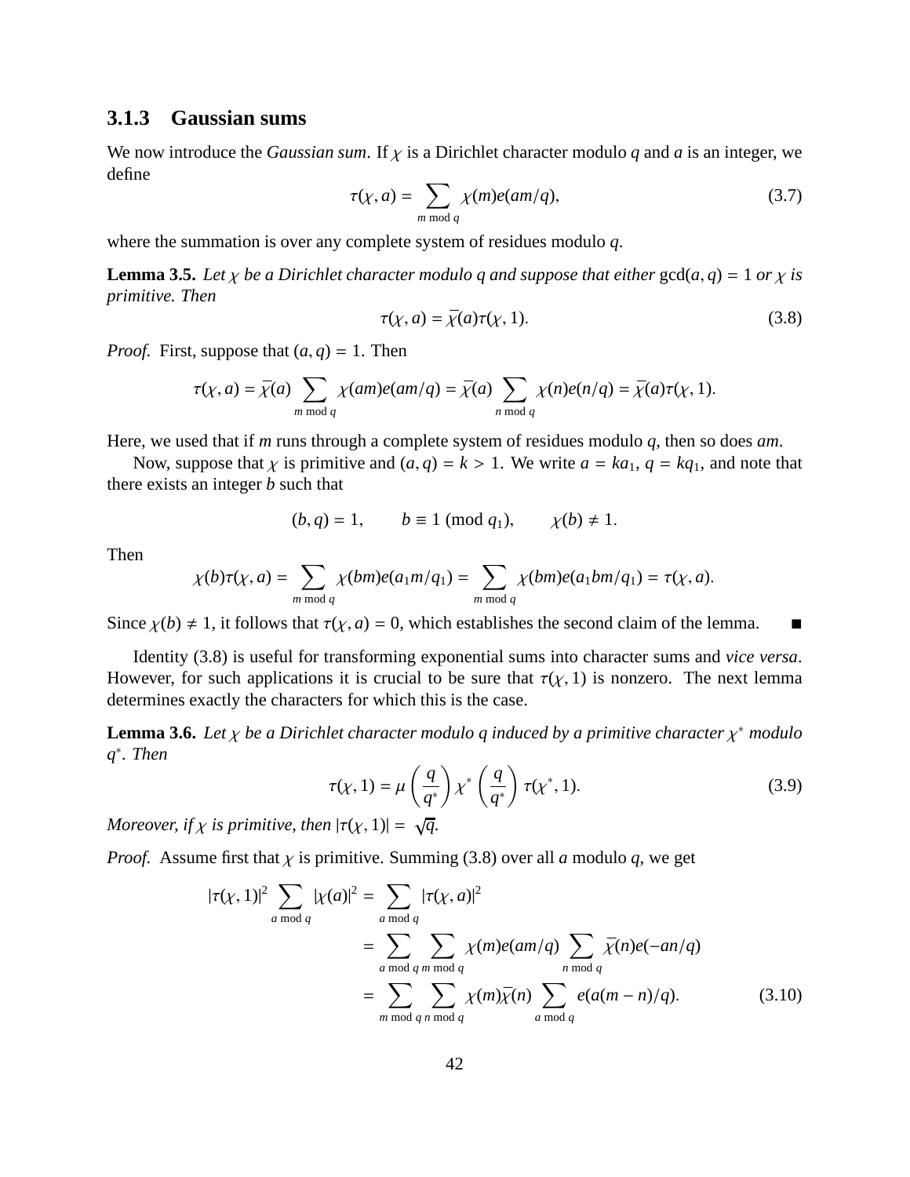### 3.1.3 Gaussian sums

We now introduce the *Gaussian sum*. If $\chi$ is a Dirichlet character modulo $q$ and $a$ is an integer, we define

$$\tau(\chi, a) = \sum_{m \bmod q} \chi(m) e(am/q), \tag{3.7}$$

where the summation is over any complete system of residues modulo $q$.

**Lemma 3.5.** *Let $\chi$ be a Dirichlet character modulo q and suppose that either* $\gcd(a, q) = 1$ *or $\chi$ is primitive. Then*

$$\tau(\chi, a) = \bar{\chi}(a) \tau(\chi, 1). \tag{3.8}$$

*Proof.* First, suppose that $(a, q) = 1$. Then

$$\tau(\chi, a) = \bar{\chi}(a) \sum_{m \bmod q} \chi(am) e(am/q) = \bar{\chi}(a) \sum_{n \bmod q} \chi(n) e(n/q) = \bar{\chi}(a) \tau(\chi, 1).$$

Here, we used that if $m$ runs through a complete system of residues modulo $q$, then so does $am$.

Now, suppose that $\chi$ is primitive and $(a, q) = k > 1$. We write $a = ka_1$, $q = kq_1$, and note that there exists an integer $b$ such that

$$(b, q) = 1, \qquad b \equiv 1 \pmod{q_1}, \qquad \chi(b) \neq 1.$$

Then

$$\chi(b)\tau(\chi, a) = \sum_{m \bmod q} \chi(bm) e(a_1 m/q_1) = \sum_{m \bmod q} \chi(bm) e(a_1 bm/q_1) = \tau(\chi, a).$$

Since $\chi(b) \neq 1$, it follows that $\tau(\chi, a) = 0$, which establishes the second claim of the lemma. ■

Identity (3.8) is useful for transforming exponential sums into character sums and *vice versa*. However, for such applications it is crucial to be sure that $\tau(\chi, 1)$ is nonzero. The next lemma determines exactly the characters for which this is the case.

**Lemma 3.6.** *Let $\chi$ be a Dirichlet character modulo q induced by a primitive character $\chi^*$ modulo $q^*$. Then*

$$\tau(\chi, 1) = \mu\left(\frac{q}{q^*}\right) \chi^*\left(\frac{q}{q^*}\right) \tau(\chi^*, 1). \tag{3.9}$$

*Moreover, if $\chi$ is primitive, then $|\tau(\chi, 1)| = \sqrt{q}$.*

*Proof.* Assume first that $\chi$ is primitive. Summing (3.8) over all $a$ modulo $q$, we get

$$\begin{aligned}
|\tau(\chi, 1)|^2 \sum_{a \bmod q} |\chi(a)|^2 &= \sum_{a \bmod q} |\tau(\chi, a)|^2 \\
&= \sum_{a \bmod q} \sum_{m \bmod q} \chi(m) e(am/q) \sum_{n \bmod q} \bar{\chi}(n) e(-an/q) \\
&= \sum_{m \bmod q} \sum_{n \bmod q} \chi(m)\bar{\chi}(n) \sum_{a \bmod q} e(a(m-n)/q).
\end{aligned} \tag{3.10}$$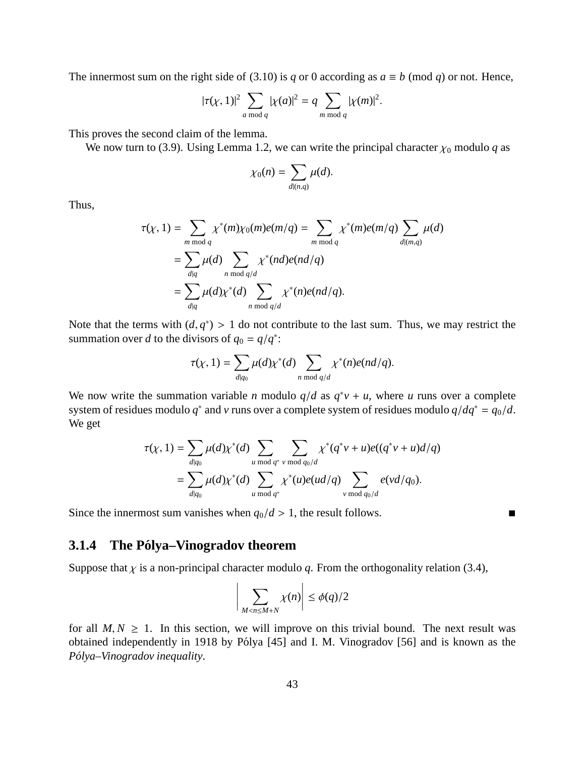The innermost sum on the right side of (3.10) is $q$ or 0 according as $a \equiv b \pmod q$ or not. Hence,

$$|\tau(\chi, 1)|^2 \sum_{a \bmod q} |\chi(a)|^2 = q \sum_{m \bmod q} |\chi(m)|^2.$$

This proves the second claim of the lemma.

We now turn to (3.9). Using Lemma 1.2, we can write the principal character $\chi_0$ modulo $q$ as

$$\chi_0(n) = \sum_{d|(n,q)} \mu(d).$$

Thus,

$$\begin{aligned}
\tau(\chi, 1) &= \sum_{m \bmod q} \chi^*(m)\chi_0(m)e(m/q) = \sum_{m \bmod q} \chi^*(m)e(m/q) \sum_{d|(m,q)} \mu(d) \\
&= \sum_{d|q} \mu(d) \sum_{n \bmod q/d} \chi^*(nd)e(nd/q) \\
&= \sum_{d|q} \mu(d)\chi^*(d) \sum_{n \bmod q/d} \chi^*(n)e(nd/q).
\end{aligned}$$

Note that the terms with $(d, q^*) > 1$ do not contribute to the last sum. Thus, we may restrict the summation over $d$ to the divisors of $q_0 = q/q^*$:

$$\tau(\chi, 1) = \sum_{d|q_0} \mu(d)\chi^*(d) \sum_{n \bmod q/d} \chi^*(n)e(nd/q).$$

We now write the summation variable $n$ modulo $q/d$ as $q^*v + u$, where $u$ runs over a complete system of residues modulo $q^*$ and $v$ runs over a complete system of residues modulo $q/dq^* = q_0/d$. We get

$$\begin{aligned}
\tau(\chi, 1) &= \sum_{d|q_0} \mu(d)\chi^*(d) \sum_{u \bmod q^*} \sum_{v \bmod q_0/d} \chi^*(q^*v + u)e((q^*v + u)d/q) \\
&= \sum_{d|q_0} \mu(d)\chi^*(d) \sum_{u \bmod q^*} \chi^*(u)e(ud/q) \sum_{v \bmod q_0/d} e(vd/q_0).
\end{aligned}$$

Since the innermost sum vanishes when $q_0/d > 1$, the result follows. ∎

### 3.1.4 The Pólya–Vinogradov theorem

Suppose that $\chi$ is a non-principal character modulo $q$. From the orthogonality relation (3.4),

$$\left| \sum_{M<n\leq M+N} \chi(n) \right| \leq \phi(q)/2$$

for all $M, N \geq 1$. In this section, we will improve on this trivial bound. The next result was obtained independently in 1918 by Pólya [45] and I. M. Vinogradov [56] and is known as the *Pólya–Vinogradov inequality*.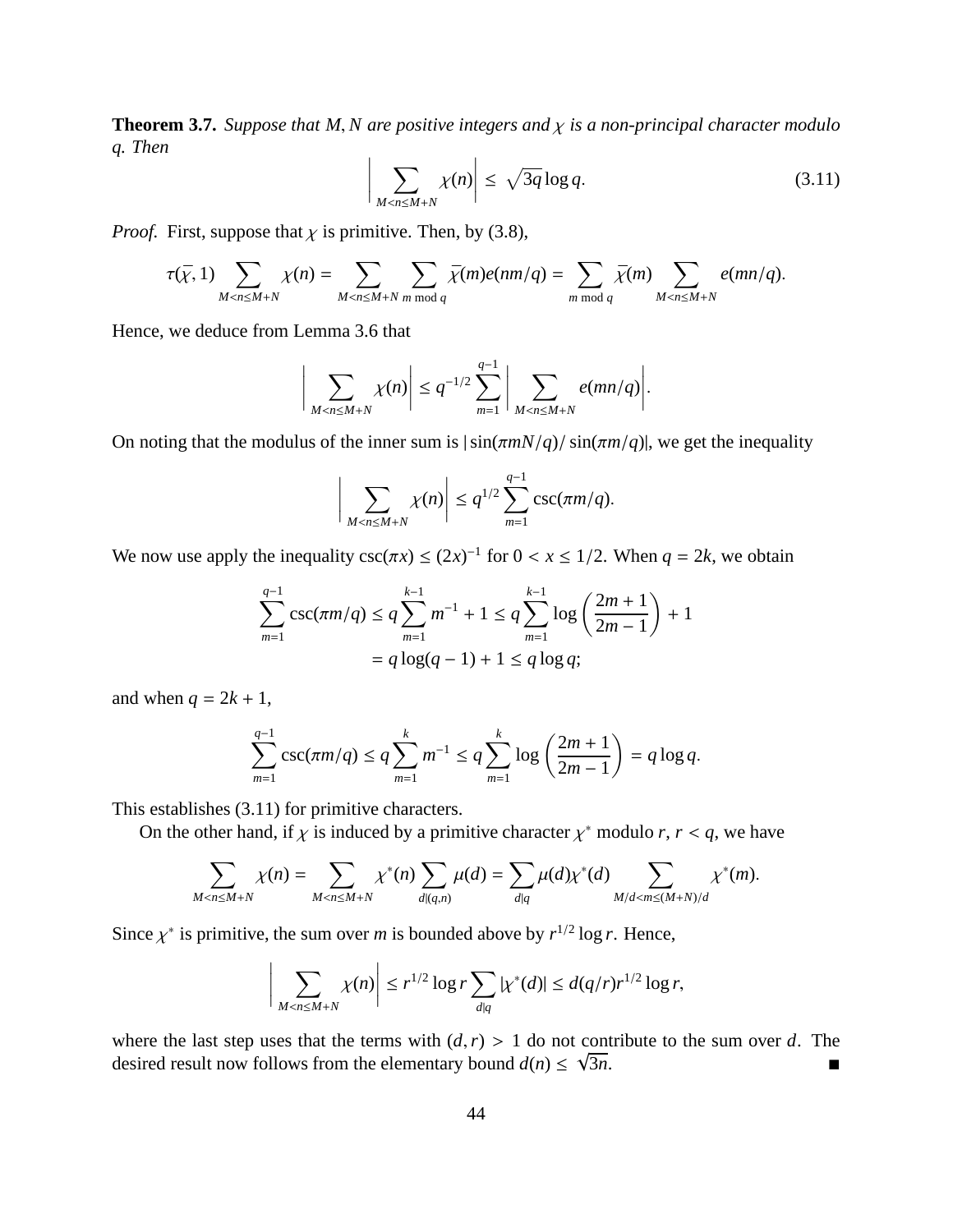**Theorem 3.7.** *Suppose that $M, N$ are positive integers and $\chi$ is a non-principal character modulo $q$. Then*

$$\Bigg| \sum_{M<n\le M+N} \chi(n) \Bigg| \le \sqrt{3q}\log q. \tag{3.11}$$

*Proof.* First, suppose that $\chi$ is primitive. Then, by (3.8),

$$\tau(\bar{\chi}, 1) \sum_{M<n\le M+N} \chi(n) = \sum_{M<n\le M+N} \sum_{m \bmod q} \bar{\chi}(m) e(nm/q) = \sum_{m \bmod q} \bar{\chi}(m) \sum_{M<n\le M+N} e(mn/q).$$

Hence, we deduce from Lemma 3.6 that

$$\Bigg| \sum_{M<n\le M+N} \chi(n) \Bigg| \le q^{-1/2} \sum_{m=1}^{q-1} \Bigg| \sum_{M<n\le M+N} e(mn/q) \Bigg|.$$

On noting that the modulus of the inner sum is $|\sin(\pi mN/q)/\sin(\pi m/q)|$, we get the inequality

$$\Bigg| \sum_{M<n\le M+N} \chi(n) \Bigg| \le q^{1/2} \sum_{m=1}^{q-1} \csc(\pi m/q).$$

We now use apply the inequality $\csc(\pi x) \le (2x)^{-1}$ for $0 < x \le 1/2$. When $q = 2k$, we obtain

$$\begin{aligned}
\sum_{m=1}^{q-1} \csc(\pi m/q) &\le q \sum_{m=1}^{k-1} m^{-1} + 1 \le q \sum_{m=1}^{k-1} \log\left(\frac{2m+1}{2m-1}\right) + 1 \\
&= q\log(q-1) + 1 \le q \log q;
\end{aligned}$$

and when $q = 2k+1$,

$$\sum_{m=1}^{q-1} \csc(\pi m/q) \le q \sum_{m=1}^{k} m^{-1} \le q \sum_{m=1}^{k} \log\left(\frac{2m+1}{2m-1}\right) = q \log q.$$

This establishes (3.11) for primitive characters.

On the other hand, if $\chi$ is induced by a primitive character $\chi^*$ modulo $r$, $r < q$, we have

$$\sum_{M<n\le M+N} \chi(n) = \sum_{M<n\le M+N} \chi^*(n) \sum_{d|(q,n)} \mu(d) = \sum_{d|q} \mu(d)\chi^*(d) \sum_{M/d<m\le (M+N)/d} \chi^*(m).$$

Since $\chi^*$ is primitive, the sum over $m$ is bounded above by $r^{1/2}\log r$. Hence,

$$\Bigg| \sum_{M<n\le M+N} \chi(n) \Bigg| \le r^{1/2}\log r \sum_{d|q} |\chi^*(d)| \le d(q/r) r^{1/2} \log r,$$

where the last step uses that the terms with $(d, r) > 1$ do not contribute to the sum over $d$. The desired result now follows from the elementary bound $d(n) \le \sqrt{3n}$. ∎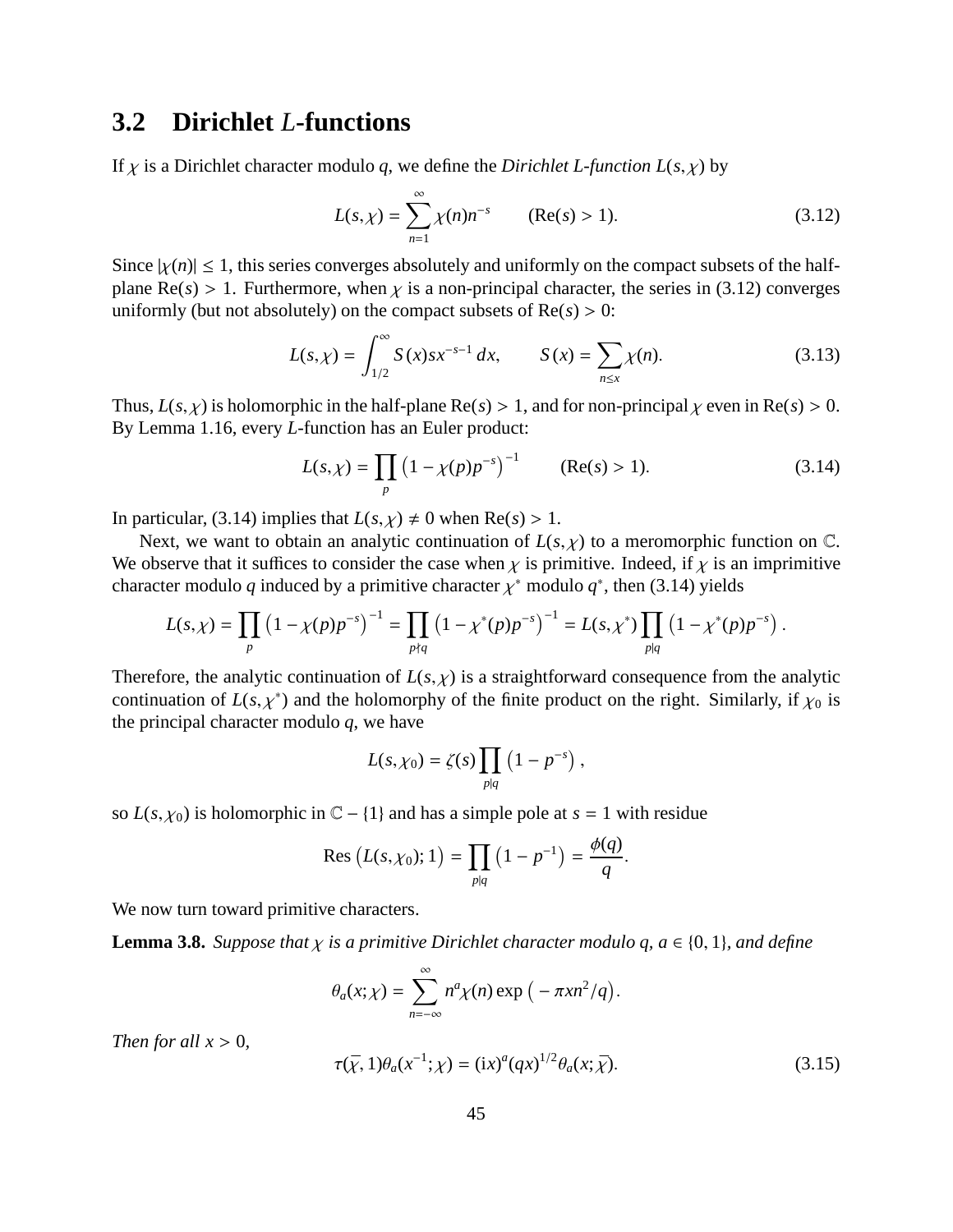## 3.2 Dirichlet $L$-functions

If $\chi$ is a Dirichlet character modulo $q$, we define the *Dirichlet L-function* $L(s,\chi)$ by

$$L(s,\chi) = \sum_{n=1}^{\infty} \chi(n) n^{-s} \qquad (\mathrm{Re}(s) > 1). \tag{3.12}$$

Since $|\chi(n)| \leq 1$, this series converges absolutely and uniformly on the compact subsets of the half-plane $\mathrm{Re}(s) > 1$. Furthermore, when $\chi$ is a non-principal character, the series in (3.12) converges uniformly (but not absolutely) on the compact subsets of $\mathrm{Re}(s) > 0$:

$$L(s,\chi) = \int_{1/2}^{\infty} S(x) s x^{-s-1}\, dx, \qquad S(x) = \sum_{n \leq x} \chi(n). \tag{3.13}$$

Thus, $L(s,\chi)$ is holomorphic in the half-plane $\mathrm{Re}(s) > 1$, and for non-principal $\chi$ even in $\mathrm{Re}(s) > 0$. By Lemma 1.16, every $L$-function has an Euler product:

$$L(s,\chi) = \prod_{p} \left(1 - \chi(p) p^{-s}\right)^{-1} \qquad (\mathrm{Re}(s) > 1). \tag{3.14}$$

In particular, (3.14) implies that $L(s,\chi) \neq 0$ when $\mathrm{Re}(s) > 1$.

Next, we want to obtain an analytic continuation of $L(s,\chi)$ to a meromorphic function on $\mathbb{C}$. We observe that it suffices to consider the case when $\chi$ is primitive. Indeed, if $\chi$ is an imprimitive character modulo $q$ induced by a primitive character $\chi^*$ modulo $q^*$, then (3.14) yields

$$L(s,\chi) = \prod_{p} \left(1 - \chi(p) p^{-s}\right)^{-1} = \prod_{p \nmid q} \left(1 - \chi^*(p) p^{-s}\right)^{-1} = L(s,\chi^*) \prod_{p \mid q} \left(1 - \chi^*(p) p^{-s}\right).$$

Therefore, the analytic continuation of $L(s,\chi)$ is a straightforward consequence from the analytic continuation of $L(s,\chi^*)$ and the holomorphy of the finite product on the right. Similarly, if $\chi_0$ is the principal character modulo $q$, we have

$$L(s,\chi_0) = \zeta(s) \prod_{p \mid q} \left(1 - p^{-s}\right),$$

so $L(s,\chi_0)$ is holomorphic in $\mathbb{C} - \{1\}$ and has a simple pole at $s = 1$ with residue

$$\mathrm{Res}\left(L(s,\chi_0); 1\right) = \prod_{p \mid q} \left(1 - p^{-1}\right) = \frac{\phi(q)}{q}.$$

We now turn toward primitive characters.

**Lemma 3.8.** *Suppose that $\chi$ is a primitive Dirichlet character modulo $q$, $a \in \{0,1\}$, and define*

$$\theta_a(x;\chi) = \sum_{n=-\infty}^{\infty} n^a \chi(n) \exp\left(-\pi x n^2/q\right).$$

*Then for all $x > 0$,*

$$\tau(\overline{\chi}, 1)\theta_a(x^{-1};\chi) = (\mathrm{i}x)^a (qx)^{1/2} \theta_a(x;\overline{\chi}). \tag{3.15}$$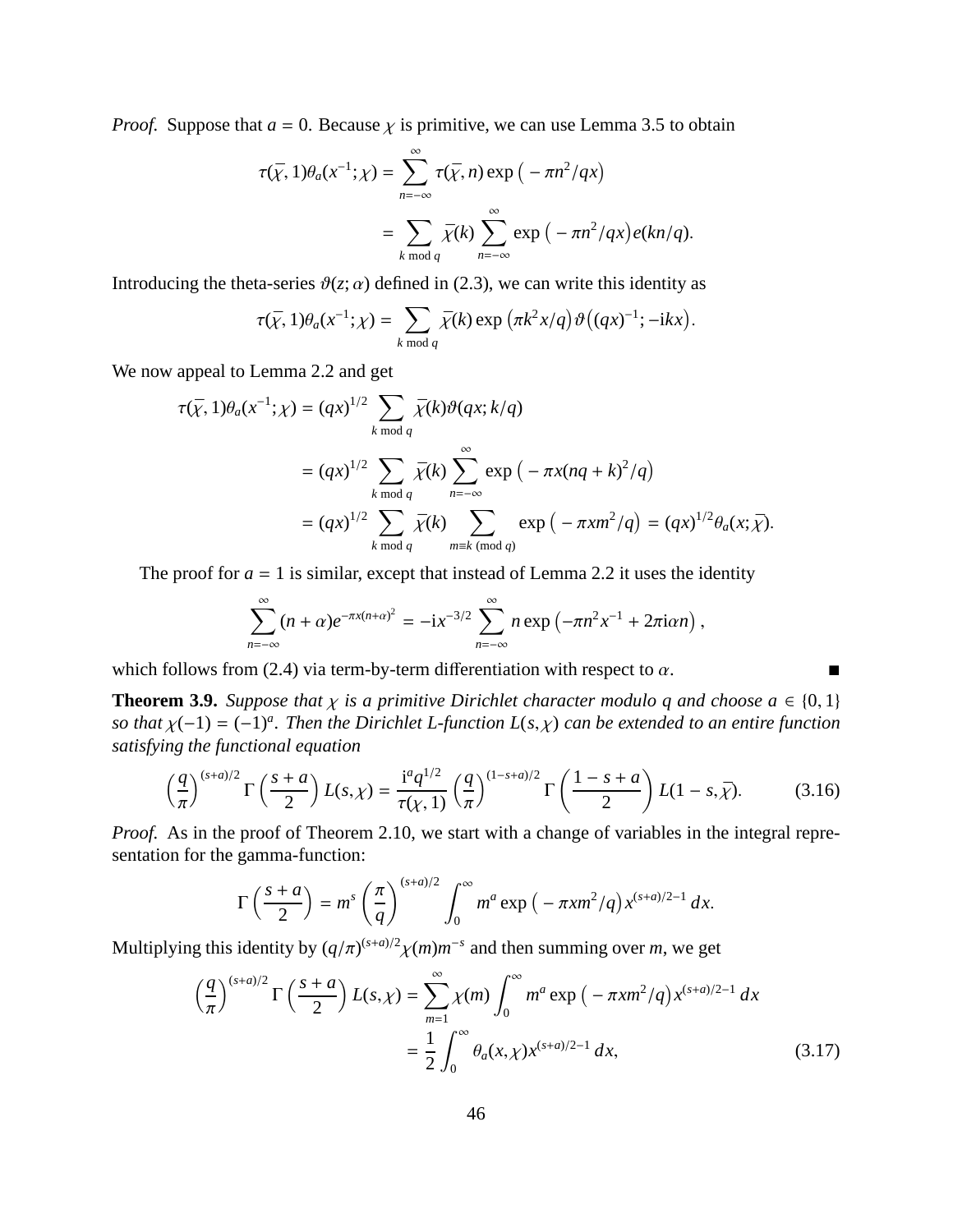*Proof.* Suppose that $a = 0$. Because $\chi$ is primitive, we can use Lemma 3.5 to obtain

$$\tau(\bar{\chi}, 1)\theta_a(x^{-1}; \chi) = \sum_{n=-\infty}^{\infty} \tau(\bar{\chi}, n) \exp\big( -\pi n^2/qx\big)$$

$$= \sum_{k \bmod q} \bar{\chi}(k) \sum_{n=-\infty}^{\infty} \exp\big( -\pi n^2/qx\big) e(kn/q).$$

Introducing the theta-series $\vartheta(z; \alpha)$ defined in (2.3), we can write this identity as

$$\tau(\bar{\chi}, 1)\theta_a(x^{-1}; \chi) = \sum_{k \bmod q} \bar{\chi}(k) \exp\big(\pi k^2 x/q\big) \vartheta\big((qx)^{-1}; -\mathrm{i}kx\big).$$

We now appeal to Lemma 2.2 and get

$$\begin{aligned}
\tau(\bar{\chi}, 1)\theta_a(x^{-1}; \chi) &= (qx)^{1/2} \sum_{k \bmod q} \bar{\chi}(k) \vartheta(qx; k/q) \\
&= (qx)^{1/2} \sum_{k \bmod q} \bar{\chi}(k) \sum_{n=-\infty}^{\infty} \exp\big( -\pi x(nq+k)^2/q\big) \\
&= (qx)^{1/2} \sum_{k \bmod q} \bar{\chi}(k) \sum_{m \equiv k \ (\mathrm{mod}\ q)} \exp\big( -\pi x m^2/q\big) = (qx)^{1/2} \theta_a(x; \bar{\chi}).
\end{aligned}$$

The proof for $a = 1$ is similar, except that instead of Lemma 2.2 it uses the identity

$$\sum_{n=-\infty}^{\infty} (n+\alpha) e^{-\pi x(n+\alpha)^2} = -\mathrm{i} x^{-3/2} \sum_{n=-\infty}^{\infty} n \exp\big(-\pi n^2 x^{-1} + 2\pi \mathrm{i}\alpha n\big),$$

which follows from (2.4) via term-by-term differentiation with respect to $\alpha$. ∎

**Theorem 3.9.** *Suppose that $\chi$ is a primitive Dirichlet character modulo $q$ and choose $a \in \{0, 1\}$ so that $\chi(-1) = (-1)^a$. Then the Dirichlet L-function $L(s, \chi)$ can be extended to an entire function satisfying the functional equation*

$$\left(\frac{q}{\pi}\right)^{(s+a)/2} \Gamma\left(\frac{s+a}{2}\right) L(s, \chi) = \frac{\mathrm{i}^a q^{1/2}}{\tau(\chi, 1)} \left(\frac{q}{\pi}\right)^{(1-s+a)/2} \Gamma\left(\frac{1-s+a}{2}\right) L(1-s, \bar{\chi}). \tag{3.16}$$

*Proof.* As in the proof of Theorem 2.10, we start with a change of variables in the integral representation for the gamma-function:

$$\Gamma\left(\frac{s+a}{2}\right) = m^s \left(\frac{\pi}{q}\right)^{(s+a)/2} \int_0^\infty m^a \exp\big( -\pi x m^2/q\big) x^{(s+a)/2-1} \, dx.$$

Multiplying this identity by $(q/\pi)^{(s+a)/2}\chi(m)m^{-s}$ and then summing over $m$, we get

$$\begin{aligned}
\left(\frac{q}{\pi}\right)^{(s+a)/2} \Gamma\left(\frac{s+a}{2}\right) L(s, \chi) &= \sum_{m=1}^{\infty} \chi(m) \int_0^\infty m^a \exp\big( -\pi x m^2/q\big) x^{(s+a)/2-1} \, dx \\
&= \frac{1}{2} \int_0^\infty \theta_a(x, \chi) x^{(s+a)/2-1} \, dx,
\end{aligned} \tag{3.17}$$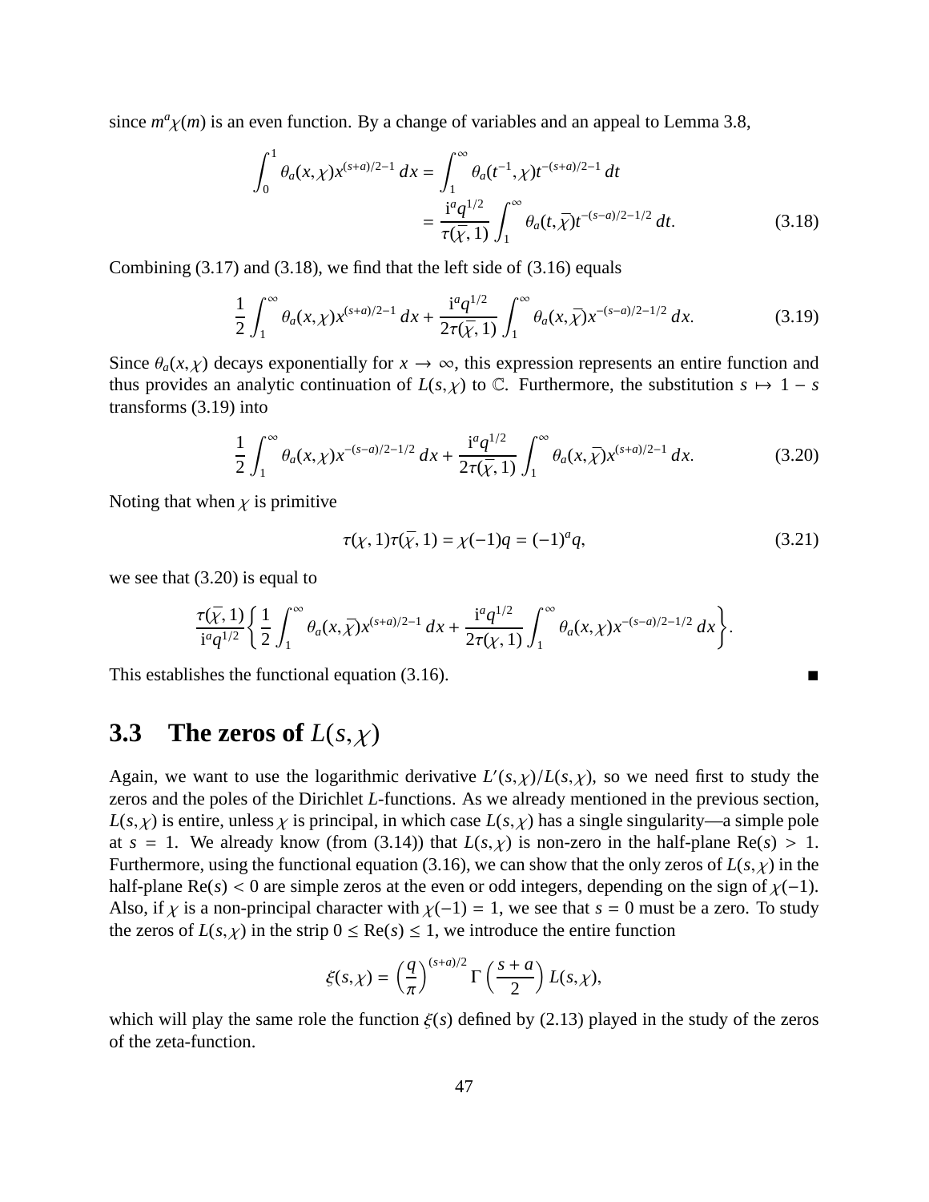since $m^a\chi(m)$ is an even function. By a change of variables and an appeal to Lemma 3.8,

$$\begin{aligned}\int_0^1 \theta_a(x,\chi)x^{(s+a)/2-1}\,dx &= \int_1^\infty \theta_a(t^{-1},\chi)t^{-(s+a)/2-1}\,dt \\ &= \frac{\mathrm{i}^a q^{1/2}}{\tau(\bar{\chi},1)}\int_1^\infty \theta_a(t,\bar{\chi})t^{-(s-a)/2-1/2}\,dt. \end{aligned} \tag{3.18}$$

Combining (3.17) and (3.18), we find that the left side of (3.16) equals

$$\frac{1}{2}\int_1^\infty \theta_a(x,\chi)x^{(s+a)/2-1}\,dx + \frac{\mathrm{i}^a q^{1/2}}{2\tau(\bar{\chi},1)}\int_1^\infty \theta_a(x,\bar{\chi})x^{-(s-a)/2-1/2}\,dx. \tag{3.19}$$

Since $\theta_a(x,\chi)$ decays exponentially for $x \to \infty$, this expression represents an entire function and thus provides an analytic continuation of $L(s,\chi)$ to $\mathbb{C}$. Furthermore, the substitution $s \mapsto 1-s$ transforms (3.19) into

$$\frac{1}{2}\int_1^\infty \theta_a(x,\chi)x^{-(s-a)/2-1/2}\,dx + \frac{\mathrm{i}^a q^{1/2}}{2\tau(\bar{\chi},1)}\int_1^\infty \theta_a(x,\bar{\chi})x^{(s+a)/2-1}\,dx. \tag{3.20}$$

Noting that when $\chi$ is primitive

$$\tau(\chi,1)\tau(\bar{\chi},1) = \chi(-1)q = (-1)^a q, \tag{3.21}$$

we see that (3.20) is equal to

$$\frac{\tau(\bar{\chi},1)}{\mathrm{i}^a q^{1/2}}\left\{\frac{1}{2}\int_1^\infty \theta_a(x,\bar{\chi})x^{(s+a)/2-1}\,dx + \frac{\mathrm{i}^a q^{1/2}}{2\tau(\chi,1)}\int_1^\infty \theta_a(x,\chi)x^{-(s-a)/2-1/2}\,dx\right\}.$$

This establishes the functional equation (3.16). ∎

## 3.3 The zeros of $L(s,\chi)$

Again, we want to use the logarithmic derivative $L'(s,\chi)/L(s,\chi)$, so we need first to study the zeros and the poles of the Dirichlet $L$-functions. As we already mentioned in the previous section, $L(s,\chi)$ is entire, unless $\chi$ is principal, in which case $L(s,\chi)$ has a single singularity—a simple pole at $s = 1$. We already know (from (3.14)) that $L(s,\chi)$ is non-zero in the half-plane $\mathrm{Re}(s) > 1$. Furthermore, using the functional equation (3.16), we can show that the only zeros of $L(s,\chi)$ in the half-plane $\mathrm{Re}(s) < 0$ are simple zeros at the even or odd integers, depending on the sign of $\chi(-1)$. Also, if $\chi$ is a non-principal character with $\chi(-1) = 1$, we see that $s = 0$ must be a zero. To study the zeros of $L(s,\chi)$ in the strip $0 \le \mathrm{Re}(s) \le 1$, we introduce the entire function

$$\xi(s,\chi) = \left(\frac{q}{\pi}\right)^{(s+a)/2}\Gamma\left(\frac{s+a}{2}\right)L(s,\chi),$$

which will play the same role the function $\xi(s)$ defined by (2.13) played in the study of the zeros of the zeta-function.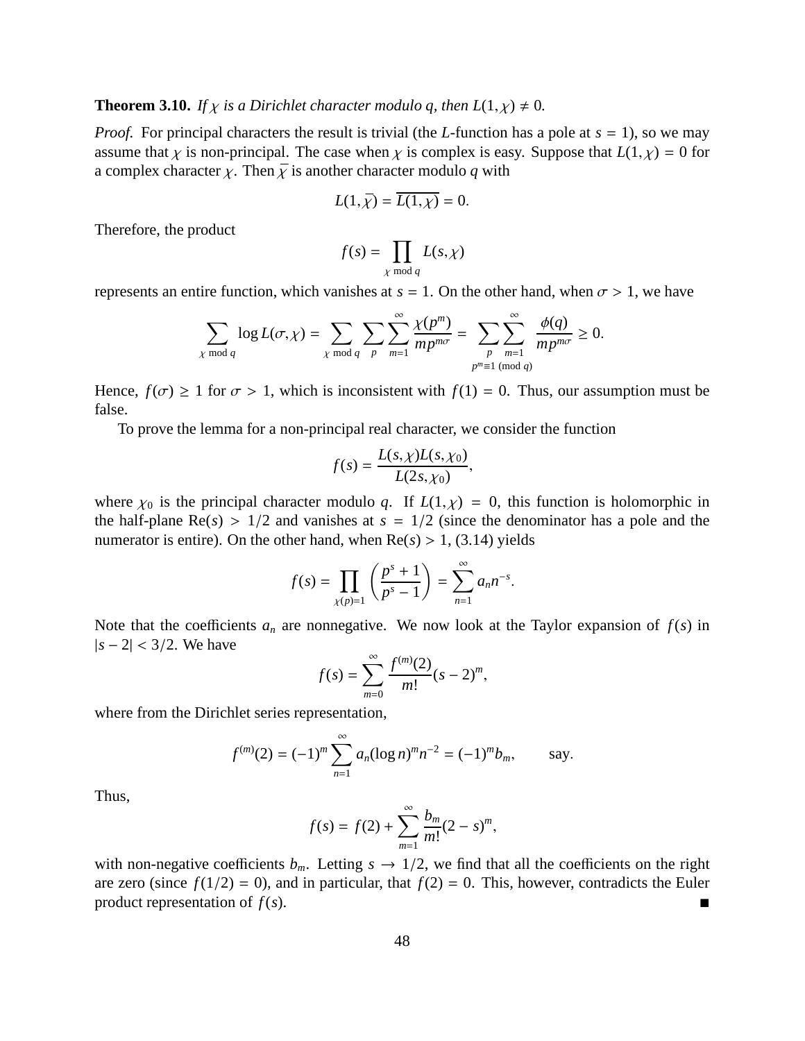**Theorem 3.10.** *If $\chi$ is a Dirichlet character modulo $q$, then $L(1, \chi) \neq 0$.*

*Proof.* For principal characters the result is trivial (the $L$-function has a pole at $s = 1$), so we may assume that $\chi$ is non-principal. The case when $\chi$ is complex is easy. Suppose that $L(1, \chi) = 0$ for a complex character $\chi$. Then $\overline{\chi}$ is another character modulo $q$ with

$$L(1, \overline{\chi}) = \overline{L(1, \chi)} = 0.$$

Therefore, the product

$$f(s) = \prod_{\chi \bmod q} L(s, \chi)$$

represents an entire function, which vanishes at $s = 1$. On the other hand, when $\sigma > 1$, we have

$$\sum_{\chi \bmod q} \log L(\sigma, \chi) = \sum_{\chi \bmod q} \sum_{p} \sum_{m=1}^{\infty} \frac{\chi(p^m)}{mp^{m\sigma}} = \sum_{\substack{p \\ p^m \equiv 1 \ (\mathrm{mod}\ q)}} \sum_{m=1}^{\infty} \frac{\phi(q)}{mp^{m\sigma}} \geq 0.$$

Hence, $f(\sigma) \geq 1$ for $\sigma > 1$, which is inconsistent with $f(1) = 0$. Thus, our assumption must be false.

To prove the lemma for a non-principal real character, we consider the function

$$f(s) = \frac{L(s, \chi) L(s, \chi_0)}{L(2s, \chi_0)},$$

where $\chi_0$ is the principal character modulo $q$. If $L(1, \chi) = 0$, this function is holomorphic in the half-plane $\mathrm{Re}(s) > 1/2$ and vanishes at $s = 1/2$ (since the denominator has a pole and the numerator is entire). On the other hand, when $\mathrm{Re}(s) > 1$, (3.14) yields

$$f(s) = \prod_{\chi(p)=1} \left( \frac{p^s + 1}{p^s - 1} \right) = \sum_{n=1}^{\infty} a_n n^{-s}.$$

Note that the coefficients $a_n$ are nonnegative. We now look at the Taylor expansion of $f(s)$ in $|s - 2| < 3/2$. We have

$$f(s) = \sum_{m=0}^{\infty} \frac{f^{(m)}(2)}{m!} (s - 2)^m,$$

where from the Dirichlet series representation,

$$f^{(m)}(2) = (-1)^m \sum_{n=1}^{\infty} a_n (\log n)^m n^{-2} = (-1)^m b_m, \qquad \text{say.}$$

Thus,

$$f(s) = f(2) + \sum_{m=1}^{\infty} \frac{b_m}{m!} (2 - s)^m,$$

with non-negative coefficients $b_m$. Letting $s \to 1/2$, we find that all the coefficients on the right are zero (since $f(1/2) = 0$), and in particular, that $f(2) = 0$. This, however, contradicts the Euler product representation of $f(s)$. ∎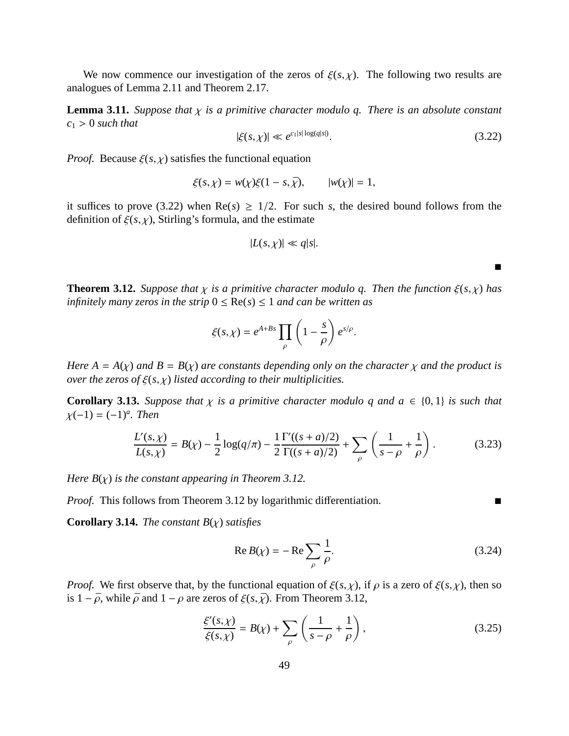We now commence our investigation of the zeros of $\xi(s, \chi)$. The following two results are analogues of Lemma 2.11 and Theorem 2.17.

**Lemma 3.11.** *Suppose that $\chi$ is a primitive character modulo $q$. There is an absolute constant $c_1 > 0$ such that*

$$|\xi(s, \chi)| \ll e^{c_1|s| \log(q|s|)}. \tag{3.22}$$

*Proof.* Because $\xi(s, \chi)$ satisfies the functional equation

$$\xi(s, \chi) = w(\chi)\xi(1 - s, \overline{\chi}), \qquad |w(\chi)| = 1,$$

it suffices to prove (3.22) when $\mathrm{Re}(s) \geq 1/2$. For such $s$, the desired bound follows from the definition of $\xi(s, \chi)$, Stirling's formula, and the estimate

$$|L(s, \chi)| \ll q|s|.$$

∎

**Theorem 3.12.** *Suppose that $\chi$ is a primitive character modulo $q$. Then the function $\xi(s, \chi)$ has infinitely many zeros in the strip $0 \leq \mathrm{Re}(s) \leq 1$ and can be written as*

$$\xi(s, \chi) = e^{A+Bs} \prod_{\rho} \left(1 - \frac{s}{\rho}\right) e^{s/\rho}.$$

*Here $A = A(\chi)$ and $B = B(\chi)$ are constants depending only on the character $\chi$ and the product is over the zeros of $\xi(s, \chi)$ listed according to their multiplicities.*

**Corollary 3.13.** *Suppose that $\chi$ is a primitive character modulo $q$ and $a \in \{0, 1\}$ is such that $\chi(-1) = (-1)^a$. Then*

$$\frac{L'(s, \chi)}{L(s, \chi)} = B(\chi) - \frac{1}{2}\log(q/\pi) - \frac{1}{2}\frac{\Gamma'((s + a)/2)}{\Gamma((s + a)/2)} + \sum_{\rho} \left(\frac{1}{s - \rho} + \frac{1}{\rho}\right). \tag{3.23}$$

*Here $B(\chi)$ is the constant appearing in Theorem 3.12.*

*Proof.* This follows from Theorem 3.12 by logarithmic differentiation. ∎

**Corollary 3.14.** *The constant $B(\chi)$ satisfies*

$$\mathrm{Re}\, B(\chi) = -\,\mathrm{Re} \sum_{\rho} \frac{1}{\rho}. \tag{3.24}$$

*Proof.* We first observe that, by the functional equation of $\xi(s, \chi)$, if $\rho$ is a zero of $\xi(s, \chi)$, then so is $1 - \overline{\rho}$, while $\overline{\rho}$ and $1 - \rho$ are zeros of $\xi(s, \overline{\chi})$. From Theorem 3.12,

$$\frac{\xi'(s, \chi)}{\xi(s, \chi)} = B(\chi) + \sum_{\rho} \left(\frac{1}{s - \rho} + \frac{1}{\rho}\right), \tag{3.25}$$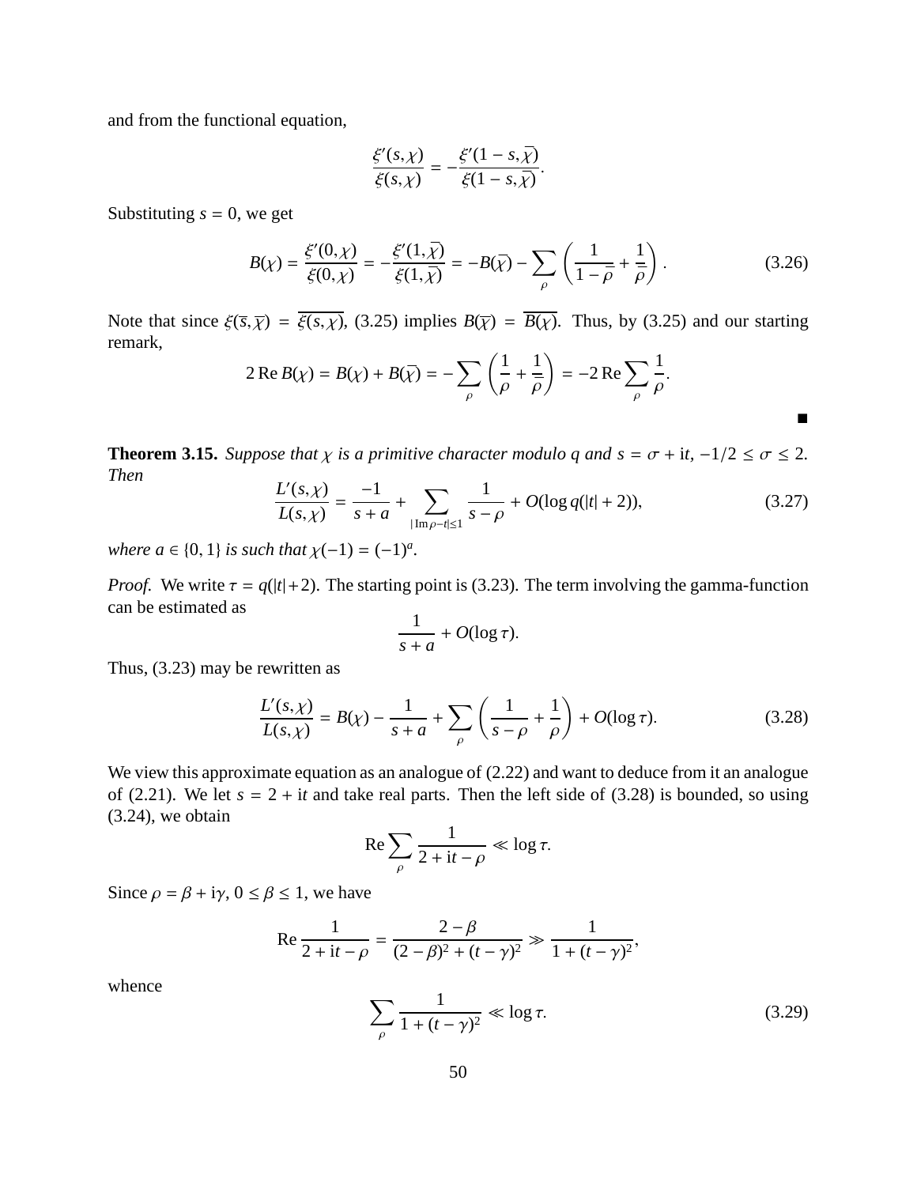and from the functional equation,

$$\frac{\xi'(s,\chi)}{\xi(s,\chi)} = -\frac{\xi'(1-s,\overline{\chi})}{\xi(1-s,\overline{\chi})}.$$

Substituting $s = 0$, we get

$$B(\chi) = \frac{\xi'(0,\chi)}{\xi(0,\chi)} = -\frac{\xi'(1,\overline{\chi})}{\xi(1,\overline{\chi})} = -B(\overline{\chi}) - \sum_{\rho} \left( \frac{1}{1-\overline{\rho}} + \frac{1}{\overline{\rho}} \right). \tag{3.26}$$

Note that since $\xi(\overline{s},\overline{\chi}) = \overline{\xi(s,\chi)}$, (3.25) implies $B(\overline{\chi}) = \overline{B(\chi)}$. Thus, by (3.25) and our starting remark,

$$2\operatorname{Re} B(\chi) = B(\chi) + B(\overline{\chi}) = -\sum_{\rho} \left( \frac{1}{\rho} + \frac{1}{\overline{\rho}} \right) = -2\operatorname{Re} \sum_{\rho} \frac{1}{\rho}.$$

■

**Theorem 3.15.** *Suppose that $\chi$ is a primitive character modulo $q$ and $s = \sigma + \mathrm{i}t$, $-1/2 \le \sigma \le 2$. Then*

$$\frac{L'(s,\chi)}{L(s,\chi)} = \frac{-1}{s+a} + \sum_{|\operatorname{Im}\rho - t| \le 1} \frac{1}{s-\rho} + O(\log q(|t|+2)), \tag{3.27}$$

*where $a \in \{0,1\}$ is such that $\chi(-1) = (-1)^a$.*

*Proof.* We write $\tau = q(|t|+2)$. The starting point is (3.23). The term involving the gamma-function can be estimated as

$$\frac{1}{s+a} + O(\log\tau).$$

Thus, (3.23) may be rewritten as

$$\frac{L'(s,\chi)}{L(s,\chi)} = B(\chi) - \frac{1}{s+a} + \sum_{\rho} \left( \frac{1}{s-\rho} + \frac{1}{\rho} \right) + O(\log\tau). \tag{3.28}$$

We view this approximate equation as an analogue of (2.22) and want to deduce from it an analogue of (2.21). We let $s = 2 + \mathrm{i}t$ and take real parts. Then the left side of (3.28) is bounded, so using (3.24), we obtain

$$\operatorname{Re} \sum_{\rho} \frac{1}{2 + \mathrm{i}t - \rho} \ll \log\tau.$$

Since $\rho = \beta + \mathrm{i}\gamma$, $0 \le \beta \le 1$, we have

$$\operatorname{Re} \frac{1}{2 + \mathrm{i}t - \rho} = \frac{2-\beta}{(2-\beta)^2 + (t-\gamma)^2} \gg \frac{1}{1 + (t-\gamma)^2},$$

whence

$$\sum_{\rho} \frac{1}{1 + (t-\gamma)^2} \ll \log\tau. \tag{3.29}$$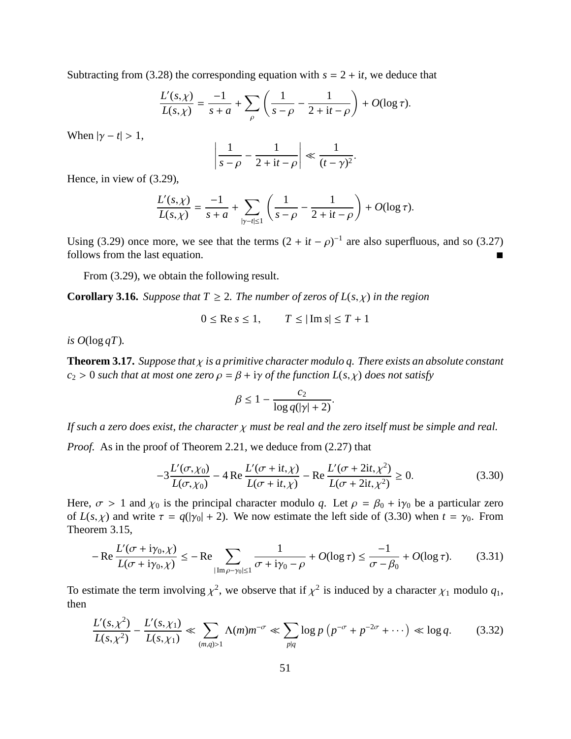Subtracting from (3.28) the corresponding equation with $s = 2 + \mathrm{i}t$, we deduce that

$$\frac{L'(s,\chi)}{L(s,\chi)} = \frac{-1}{s+a} + \sum_{\rho} \left( \frac{1}{s-\rho} - \frac{1}{2+\mathrm{i}t-\rho} \right) + O(\log \tau).$$

When $|\gamma - t| > 1$,

$$\left| \frac{1}{s-\rho} - \frac{1}{2+\mathrm{i}t-\rho} \right| \ll \frac{1}{(t-\gamma)^2}.$$

Hence, in view of (3.29),

$$\frac{L'(s,\chi)}{L(s,\chi)} = \frac{-1}{s+a} + \sum_{|\gamma - t| \le 1} \left( \frac{1}{s-\rho} - \frac{1}{2+\mathrm{i}t-\rho} \right) + O(\log \tau).$$

Using (3.29) once more, we see that the terms $(2 + \mathrm{i}t - \rho)^{-1}$ are also superfluous, and so (3.27) follows from the last equation. ∎

From (3.29), we obtain the following result.

**Corollary 3.16.** *Suppose that $T \ge 2$. The number of zeros of $L(s,\chi)$ in the region*

$$0 \le \operatorname{Re} s \le 1, \qquad T \le |\operatorname{Im} s| \le T + 1$$

*is $O(\log qT)$.*

**Theorem 3.17.** *Suppose that $\chi$ is a primitive character modulo $q$. There exists an absolute constant $c_2 > 0$ such that at most one zero $\rho = \beta + \mathrm{i}\gamma$ of the function $L(s,\chi)$ does not satisfy*

$$\beta \le 1 - \frac{c_2}{\log q(|\gamma| + 2)}.$$

*If such a zero does exist, the character $\chi$ must be real and the zero itself must be simple and real.*

*Proof.* As in the proof of Theorem 2.21, we deduce from (2.27) that

$$-3\frac{L'(\sigma,\chi_0)}{L(\sigma,\chi_0)} - 4\operatorname{Re}\frac{L'(\sigma+\mathrm{i}t,\chi)}{L(\sigma+\mathrm{i}t,\chi)} - \operatorname{Re}\frac{L'(\sigma+2\mathrm{i}t,\chi^2)}{L(\sigma+2\mathrm{i}t,\chi^2)} \ge 0. \tag{3.30}$$

Here, $\sigma > 1$ and $\chi_0$ is the principal character modulo $q$. Let $\rho = \beta_0 + \mathrm{i}\gamma_0$ be a particular zero of $L(s,\chi)$ and write $\tau = q(|\gamma_0| + 2)$. We now estimate the left side of (3.30) when $t = \gamma_0$. From Theorem 3.15,

$$-\operatorname{Re}\frac{L'(\sigma+\mathrm{i}\gamma_0,\chi)}{L(\sigma+\mathrm{i}\gamma_0,\chi)} \le -\operatorname{Re}\sum_{|\operatorname{Im}\rho - \gamma_0| \le 1} \frac{1}{\sigma + \mathrm{i}\gamma_0 - \rho} + O(\log \tau) \le \frac{-1}{\sigma - \beta_0} + O(\log \tau). \tag{3.31}$$

To estimate the term involving $\chi^2$, we observe that if $\chi^2$ is induced by a character $\chi_1$ modulo $q_1$, then

$$\frac{L'(s,\chi^2)}{L(s,\chi^2)} - \frac{L'(s,\chi_1)}{L(s,\chi_1)} \ll \sum_{(m,q)>1} \Lambda(m) m^{-\sigma} \ll \sum_{p|q} \log p \left( p^{-\sigma} + p^{-2\sigma} + \cdots \right) \ll \log q. \tag{3.32}$$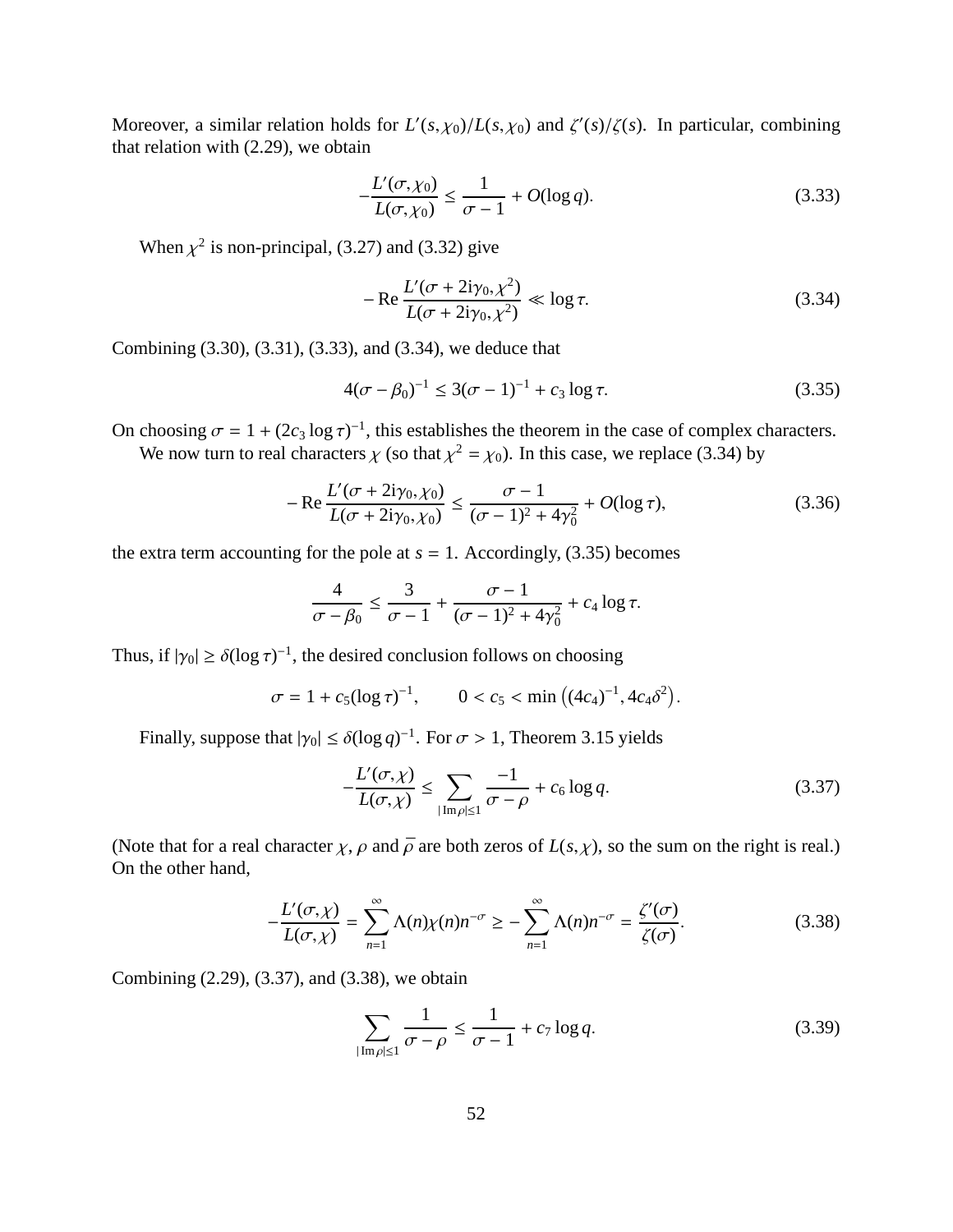Moreover, a similar relation holds for $L'(s,\chi_0)/L(s,\chi_0)$ and $\zeta'(s)/\zeta(s)$. In particular, combining that relation with (2.29), we obtain

$$-\frac{L'(\sigma,\chi_0)}{L(\sigma,\chi_0)} \le \frac{1}{\sigma-1} + O(\log q). \tag{3.33}$$

When $\chi^2$ is non-principal, (3.27) and (3.32) give

$$-\operatorname{Re}\frac{L'(\sigma+2\mathrm{i}\gamma_0,\chi^2)}{L(\sigma+2\mathrm{i}\gamma_0,\chi^2)} \ll \log\tau. \tag{3.34}$$

Combining (3.30), (3.31), (3.33), and (3.34), we deduce that

$$4(\sigma-\beta_0)^{-1} \le 3(\sigma-1)^{-1} + c_3\log\tau. \tag{3.35}$$

On choosing $\sigma = 1 + (2c_3\log\tau)^{-1}$, this establishes the theorem in the case of complex characters.

We now turn to real characters $\chi$ (so that $\chi^2 = \chi_0$). In this case, we replace (3.34) by

$$-\operatorname{Re}\frac{L'(\sigma+2\mathrm{i}\gamma_0,\chi_0)}{L(\sigma+2\mathrm{i}\gamma_0,\chi_0)} \le \frac{\sigma-1}{(\sigma-1)^2+4\gamma_0^2} + O(\log\tau), \tag{3.36}$$

the extra term accounting for the pole at $s = 1$. Accordingly, (3.35) becomes

$$\frac{4}{\sigma-\beta_0} \le \frac{3}{\sigma-1} + \frac{\sigma-1}{(\sigma-1)^2+4\gamma_0^2} + c_4\log\tau.$$

Thus, if $|\gamma_0| \ge \delta(\log\tau)^{-1}$, the desired conclusion follows on choosing

$$\sigma = 1 + c_5(\log\tau)^{-1}, \qquad 0 < c_5 < \min\left((4c_4)^{-1}, 4c_4\delta^2\right).$$

Finally, suppose that $|\gamma_0| \le \delta(\log q)^{-1}$. For $\sigma > 1$, Theorem 3.15 yields

$$-\frac{L'(\sigma,\chi)}{L(\sigma,\chi)} \le \sum_{|\operatorname{Im}\rho|\le 1}\frac{-1}{\sigma-\rho} + c_6\log q. \tag{3.37}$$

(Note that for a real character $\chi$, $\rho$ and $\bar\rho$ are both zeros of $L(s,\chi)$, so the sum on the right is real.) On the other hand,

$$-\frac{L'(\sigma,\chi)}{L(\sigma,\chi)} = \sum_{n=1}^{\infty}\Lambda(n)\chi(n)n^{-\sigma} \ge -\sum_{n=1}^{\infty}\Lambda(n)n^{-\sigma} = \frac{\zeta'(\sigma)}{\zeta(\sigma)}. \tag{3.38}$$

Combining (2.29), (3.37), and (3.38), we obtain

$$\sum_{|\operatorname{Im}\rho|\le 1}\frac{1}{\sigma-\rho} \le \frac{1}{\sigma-1} + c_7\log q. \tag{3.39}$$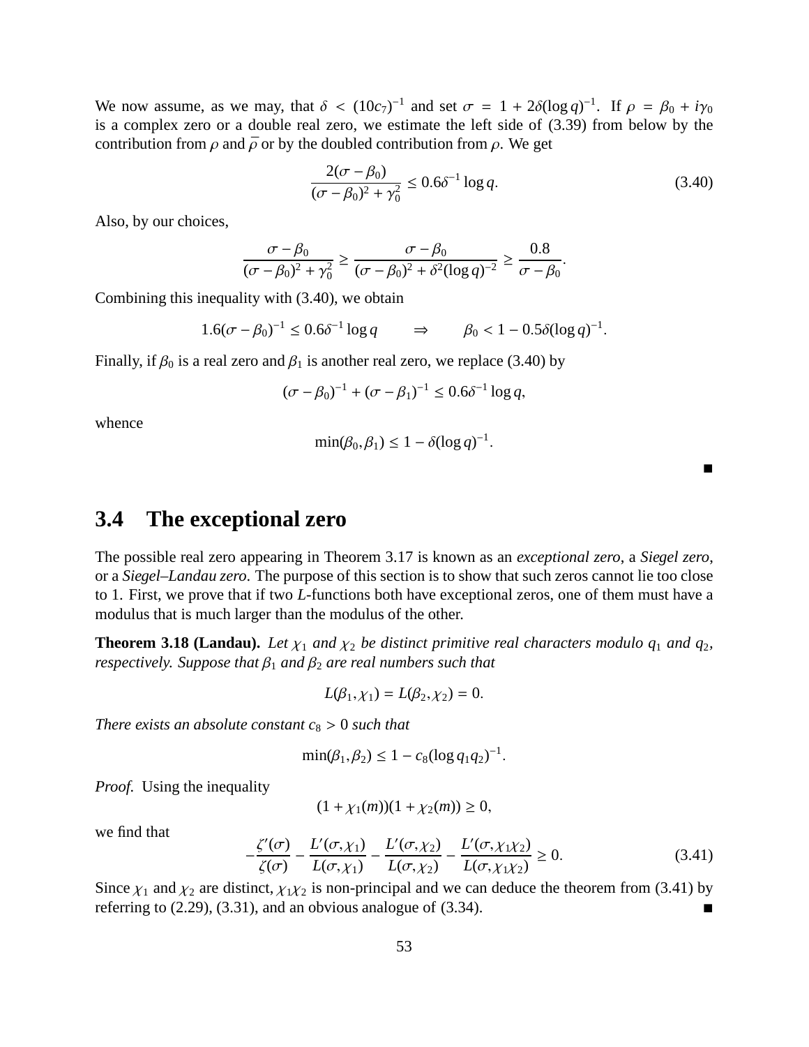We now assume, as we may, that $\delta < (10c_7)^{-1}$ and set $\sigma = 1 + 2\delta(\log q)^{-1}$. If $\rho = \beta_0 + i\gamma_0$ is a complex zero or a double real zero, we estimate the left side of (3.39) from below by the contribution from $\rho$ and $\overline{\rho}$ or by the doubled contribution from $\rho$. We get

$$\frac{2(\sigma - \beta_0)}{(\sigma - \beta_0)^2 + \gamma_0^2} \leq 0.6\delta^{-1} \log q. \tag{3.40}$$

Also, by our choices,

$$\frac{\sigma - \beta_0}{(\sigma - \beta_0)^2 + \gamma_0^2} \geq \frac{\sigma - \beta_0}{(\sigma - \beta_0)^2 + \delta^2(\log q)^{-2}} \geq \frac{0.8}{\sigma - \beta_0}.$$

Combining this inequality with (3.40), we obtain

$$1.6(\sigma - \beta_0)^{-1} \leq 0.6\delta^{-1} \log q \qquad \Rightarrow \qquad \beta_0 < 1 - 0.5\delta(\log q)^{-1}.$$

Finally, if $\beta_0$ is a real zero and $\beta_1$ is another real zero, we replace (3.40) by

$$(\sigma - \beta_0)^{-1} + (\sigma - \beta_1)^{-1} \leq 0.6\delta^{-1} \log q,$$

whence

$$\min(\beta_0, \beta_1) \leq 1 - \delta(\log q)^{-1}.$$

■

## 3.4 The exceptional zero

The possible real zero appearing in Theorem 3.17 is known as an *exceptional zero*, a *Siegel zero*, or a *Siegel–Landau zero*. The purpose of this section is to show that such zeros cannot lie too close to 1. First, we prove that if two $L$-functions both have exceptional zeros, one of them must have a modulus that is much larger than the modulus of the other.

**Theorem 3.18 (Landau).** *Let $\chi_1$ and $\chi_2$ be distinct primitive real characters modulo $q_1$ and $q_2$, respectively. Suppose that $\beta_1$ and $\beta_2$ are real numbers such that*

$$L(\beta_1, \chi_1) = L(\beta_2, \chi_2) = 0.$$

*There exists an absolute constant $c_8 > 0$ such that*

$$\min(\beta_1, \beta_2) \leq 1 - c_8(\log q_1 q_2)^{-1}.$$

*Proof.* Using the inequality

$$(1 + \chi_1(m))(1 + \chi_2(m)) \geq 0,$$

we find that

$$-\frac{\zeta'(\sigma)}{\zeta(\sigma)} - \frac{L'(\sigma, \chi_1)}{L(\sigma, \chi_1)} - \frac{L'(\sigma, \chi_2)}{L(\sigma, \chi_2)} - \frac{L'(\sigma, \chi_1\chi_2)}{L(\sigma, \chi_1\chi_2)} \geq 0. \tag{3.41}$$

Since $\chi_1$ and $\chi_2$ are distinct, $\chi_1\chi_2$ is non-principal and we can deduce the theorem from (3.41) by referring to (2.29), (3.31), and an obvious analogue of (3.34). ■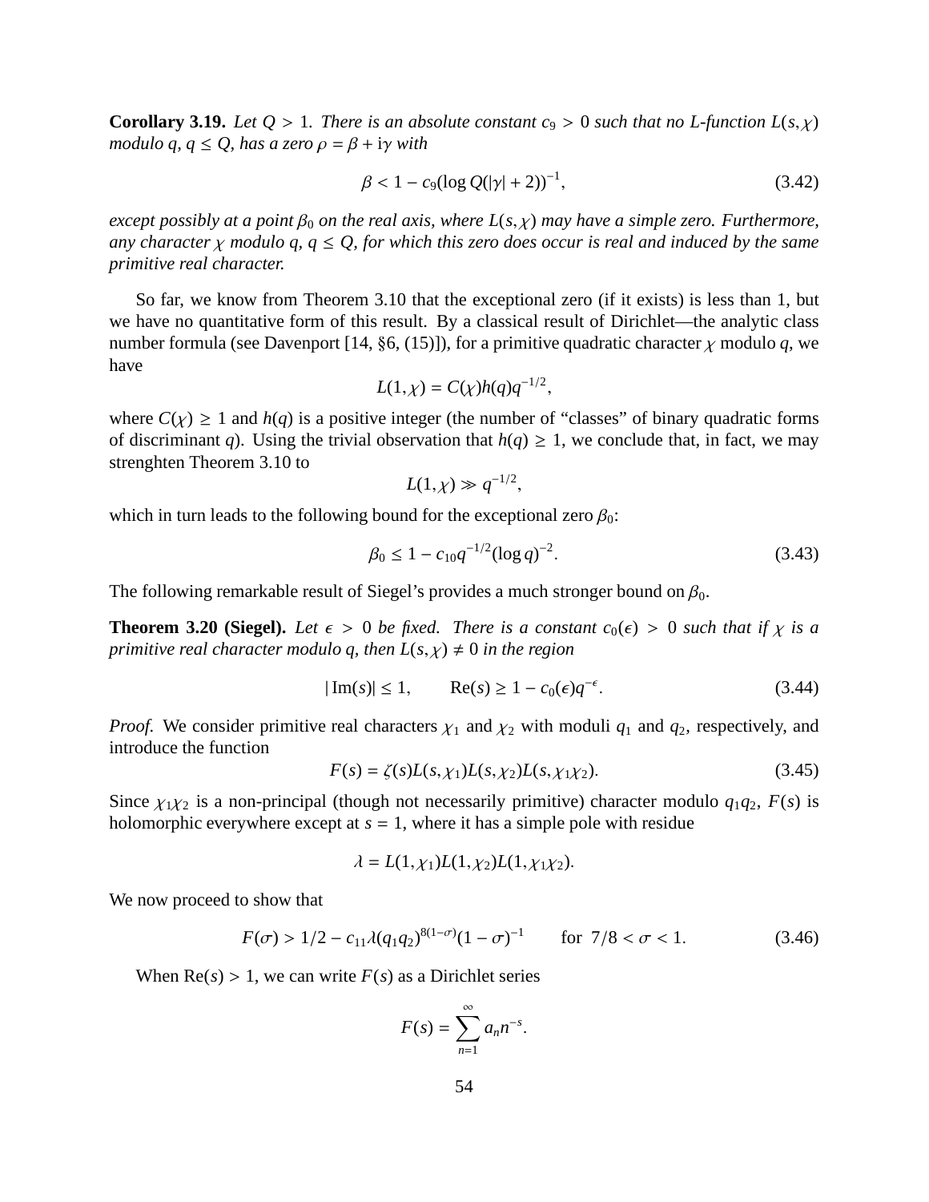**Corollary 3.19.** *Let $Q > 1$. There is an absolute constant $c_9 > 0$ such that no L-function $L(s,\chi)$ modulo $q$, $q \leq Q$, has a zero $\rho = \beta + i\gamma$ with*

$$\beta < 1 - c_9(\log Q(|\gamma| + 2))^{-1}, \tag{3.42}$$

*except possibly at a point $\beta_0$ on the real axis, where $L(s,\chi)$ may have a simple zero. Furthermore, any character $\chi$ modulo $q$, $q \leq Q$, for which this zero does occur is real and induced by the same primitive real character.*

So far, we know from Theorem 3.10 that the exceptional zero (if it exists) is less than 1, but we have no quantitative form of this result. By a classical result of Dirichlet—the analytic class number formula (see Davenport [14, §6, (15)]), for a primitive quadratic character $\chi$ modulo $q$, we have

$$L(1,\chi) = C(\chi)h(q)q^{-1/2},$$

where $C(\chi) \geq 1$ and $h(q)$ is a positive integer (the number of "classes" of binary quadratic forms of discriminant $q$). Using the trivial observation that $h(q) \geq 1$, we conclude that, in fact, we may strenghten Theorem 3.10 to

$$L(1,\chi) \gg q^{-1/2},$$

which in turn leads to the following bound for the exceptional zero $\beta_0$:

$$\beta_0 \leq 1 - c_{10}q^{-1/2}(\log q)^{-2}. \tag{3.43}$$

The following remarkable result of Siegel's provides a much stronger bound on $\beta_0$.

**Theorem 3.20 (Siegel).** *Let $\epsilon > 0$ be fixed. There is a constant $c_0(\epsilon) > 0$ such that if $\chi$ is a primitive real character modulo $q$, then $L(s,\chi) \neq 0$ in the region*

$$|\operatorname{Im}(s)| \leq 1, \qquad \operatorname{Re}(s) \geq 1 - c_0(\epsilon)q^{-\epsilon}. \tag{3.44}$$

*Proof.* We consider primitive real characters $\chi_1$ and $\chi_2$ with moduli $q_1$ and $q_2$, respectively, and introduce the function

$$F(s) = \zeta(s)L(s,\chi_1)L(s,\chi_2)L(s,\chi_1\chi_2). \tag{3.45}$$

Since $\chi_1\chi_2$ is a non-principal (though not necessarily primitive) character modulo $q_1q_2$, $F(s)$ is holomorphic everywhere except at $s = 1$, where it has a simple pole with residue

$$\lambda = L(1,\chi_1)L(1,\chi_2)L(1,\chi_1\chi_2).$$

We now proceed to show that

$$F(\sigma) > 1/2 - c_{11}\lambda(q_1q_2)^{8(1-\sigma)}(1-\sigma)^{-1} \qquad \text{for } 7/8 < \sigma < 1. \tag{3.46}$$

When $\operatorname{Re}(s) > 1$, we can write $F(s)$ as a Dirichlet series

$$F(s) = \sum_{n=1}^{\infty} a_n n^{-s}.$$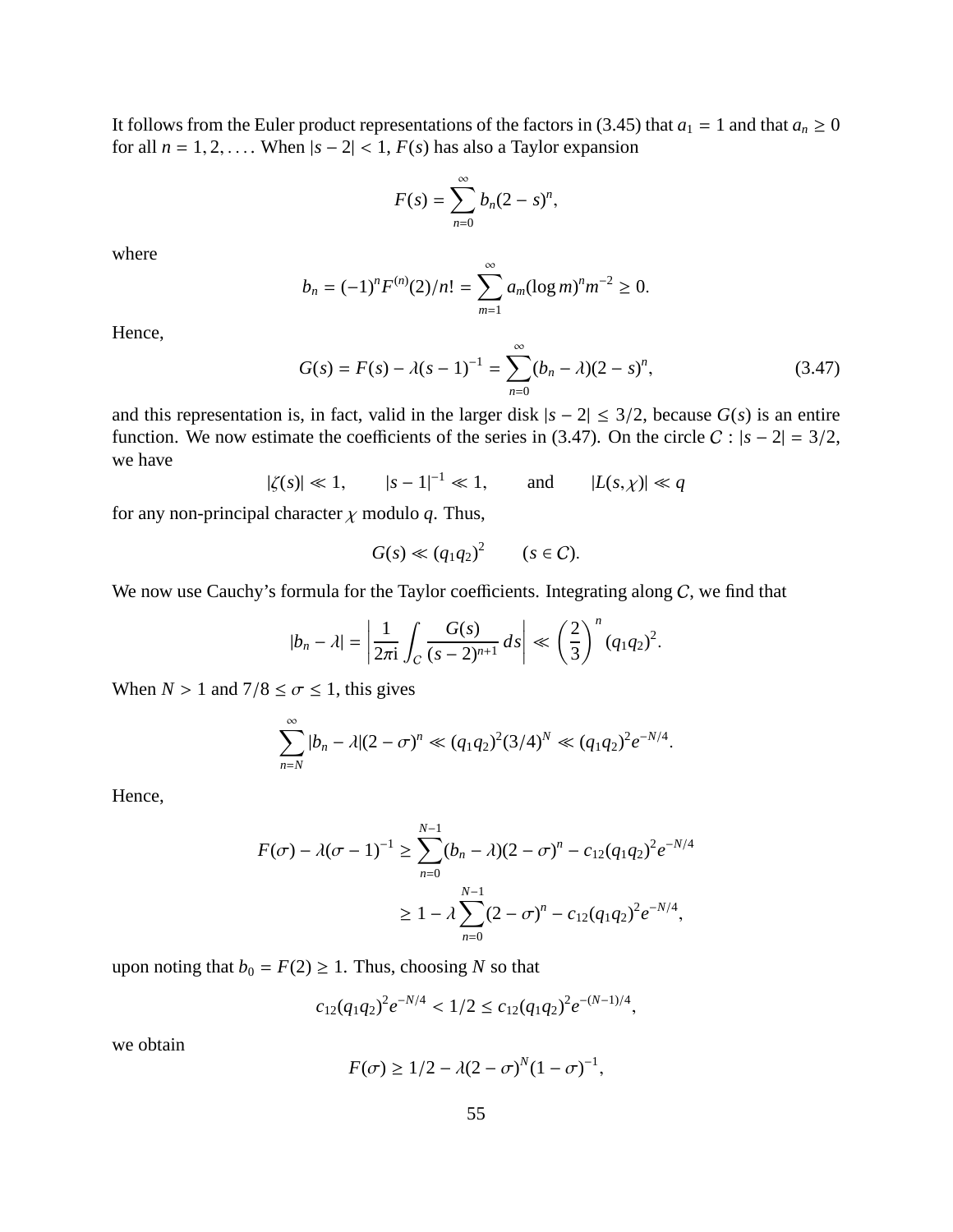It follows from the Euler product representations of the factors in (3.45) that $a_1 = 1$ and that $a_n \geq 0$ for all $n = 1, 2, \ldots$. When $|s - 2| < 1$, $F(s)$ has also a Taylor expansion

$$F(s) = \sum_{n=0}^{\infty} b_n (2 - s)^n,$$

where

$$b_n = (-1)^n F^{(n)}(2)/n! = \sum_{m=1}^{\infty} a_m (\log m)^n m^{-2} \geq 0.$$

Hence,

$$G(s) = F(s) - \lambda (s-1)^{-1} = \sum_{n=0}^{\infty} (b_n - \lambda)(2 - s)^n, \tag{3.47}$$

and this representation is, in fact, valid in the larger disk $|s - 2| \leq 3/2$, because $G(s)$ is an entire function. We now estimate the coefficients of the series in (3.47). On the circle $C : |s - 2| = 3/2$, we have

$$|\zeta(s)| \ll 1, \qquad |s-1|^{-1} \ll 1, \qquad \text{and} \qquad |L(s, \chi)| \ll q$$

for any non-principal character $\chi$ modulo $q$. Thus,

$$G(s) \ll (q_1 q_2)^2 \qquad (s \in C).$$

We now use Cauchy's formula for the Taylor coefficients. Integrating along $C$, we find that

$$|b_n - \lambda| = \left| \frac{1}{2\pi \mathrm{i}} \int_C \frac{G(s)}{(s-2)^{n+1}} \, ds \right| \ll \left( \frac{2}{3} \right)^n (q_1 q_2)^2.$$

When $N > 1$ and $7/8 \leq \sigma \leq 1$, this gives

$$\sum_{n=N}^{\infty} |b_n - \lambda| (2 - \sigma)^n \ll (q_1 q_2)^2 (3/4)^N \ll (q_1 q_2)^2 e^{-N/4}.$$

Hence,

$$\begin{aligned} F(\sigma) - \lambda(\sigma - 1)^{-1} &\geq \sum_{n=0}^{N-1} (b_n - \lambda)(2 - \sigma)^n - c_{12}(q_1 q_2)^2 e^{-N/4} \\ &\geq 1 - \lambda \sum_{n=0}^{N-1} (2 - \sigma)^n - c_{12}(q_1 q_2)^2 e^{-N/4}, \end{aligned}$$

upon noting that $b_0 = F(2) \geq 1$. Thus, choosing $N$ so that

$$c_{12}(q_1 q_2)^2 e^{-N/4} < 1/2 \leq c_{12}(q_1 q_2)^2 e^{-(N-1)/4},$$

we obtain

$$F(\sigma) \geq 1/2 - \lambda (2 - \sigma)^N (1 - \sigma)^{-1},$$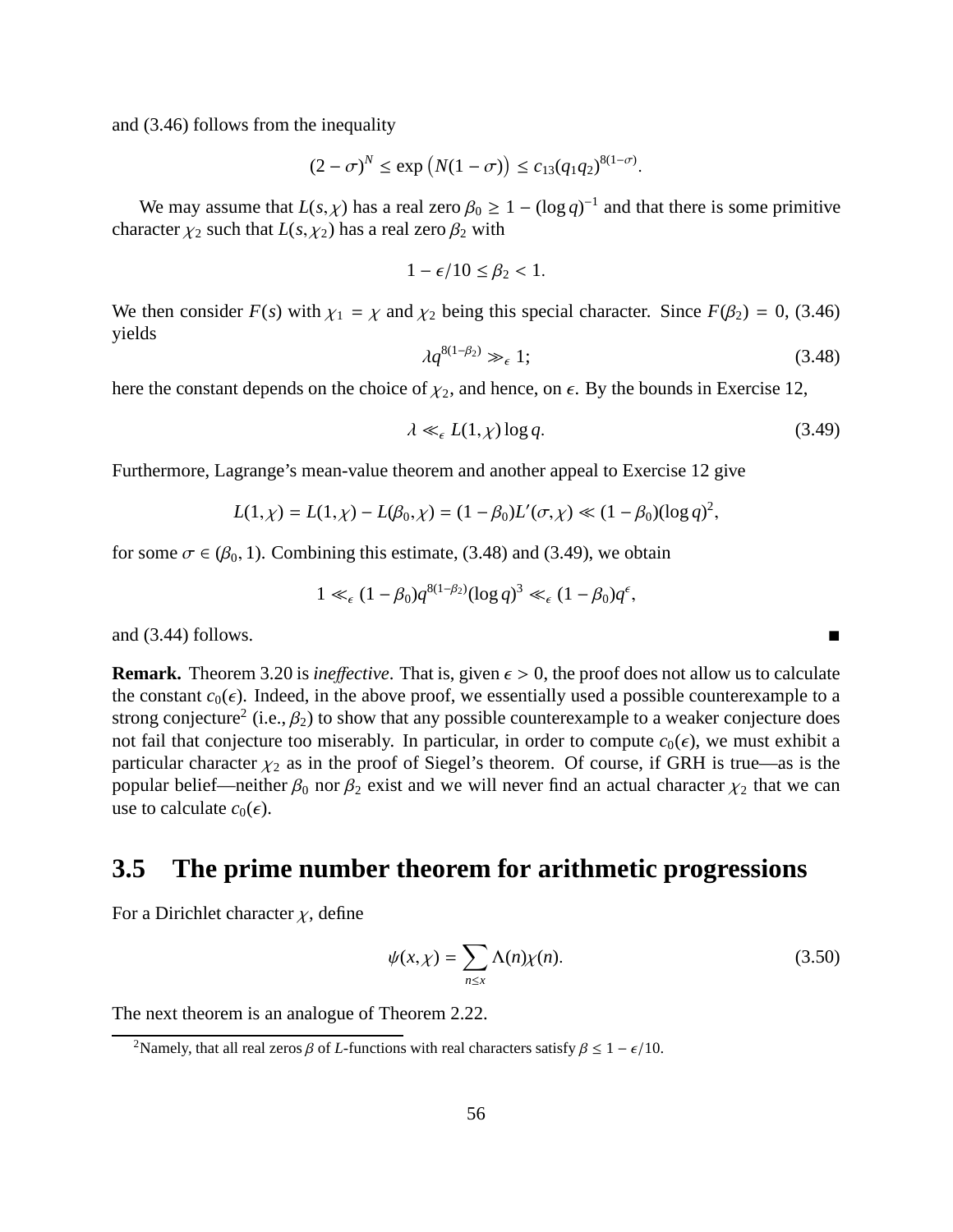and (3.46) follows from the inequality

$$(2-\sigma)^N \le \exp\big(N(1-\sigma)\big) \le c_{13}(q_1q_2)^{8(1-\sigma)}.$$

We may assume that $L(s,\chi)$ has a real zero $\beta_0 \ge 1-(\log q)^{-1}$ and that there is some primitive character $\chi_2$ such that $L(s,\chi_2)$ has a real zero $\beta_2$ with

$$1-\epsilon/10 \le \beta_2 < 1.$$

We then consider $F(s)$ with $\chi_1 = \chi$ and $\chi_2$ being this special character. Since $F(\beta_2) = 0$, (3.46) yields

$$\lambda q^{8(1-\beta_2)} \gg_\epsilon 1; \tag{3.48}$$

here the constant depends on the choice of $\chi_2$, and hence, on $\epsilon$. By the bounds in Exercise 12,

$$\lambda \ll_\epsilon L(1,\chi)\log q. \tag{3.49}$$

Furthermore, Lagrange's mean-value theorem and another appeal to Exercise 12 give

$$L(1,\chi) = L(1,\chi) - L(\beta_0,\chi) = (1-\beta_0)L'(\sigma,\chi) \ll (1-\beta_0)(\log q)^2,$$

for some $\sigma \in (\beta_0, 1)$. Combining this estimate, (3.48) and (3.49), we obtain

$$1 \ll_\epsilon (1-\beta_0)q^{8(1-\beta_2)}(\log q)^3 \ll_\epsilon (1-\beta_0)q^\epsilon,$$

and (3.44) follows. ∎

**Remark.** Theorem 3.20 is *ineffective*. That is, given $\epsilon > 0$, the proof does not allow us to calculate the constant $c_0(\epsilon)$. Indeed, in the above proof, we essentially used a possible counterexample to a strong conjecture[2] (i.e., $\beta_2$) to show that any possible counterexample to a weaker conjecture does not fail that conjecture too miserably. In particular, in order to compute $c_0(\epsilon)$, we must exhibit a particular character $\chi_2$ as in the proof of Siegel's theorem. Of course, if GRH is true—as is the popular belief—neither $\beta_0$ nor $\beta_2$ exist and we will never find an actual character $\chi_2$ that we can use to calculate $c_0(\epsilon)$.

## 3.5 The prime number theorem for arithmetic progressions

For a Dirichlet character $\chi$, define

$$\psi(x,\chi) = \sum_{n\le x} \Lambda(n)\chi(n). \tag{3.50}$$

The next theorem is an analogue of Theorem 2.22.

[2] Namely, that all real zeros $\beta$ of $L$-functions with real characters satisfy $\beta \le 1-\epsilon/10$.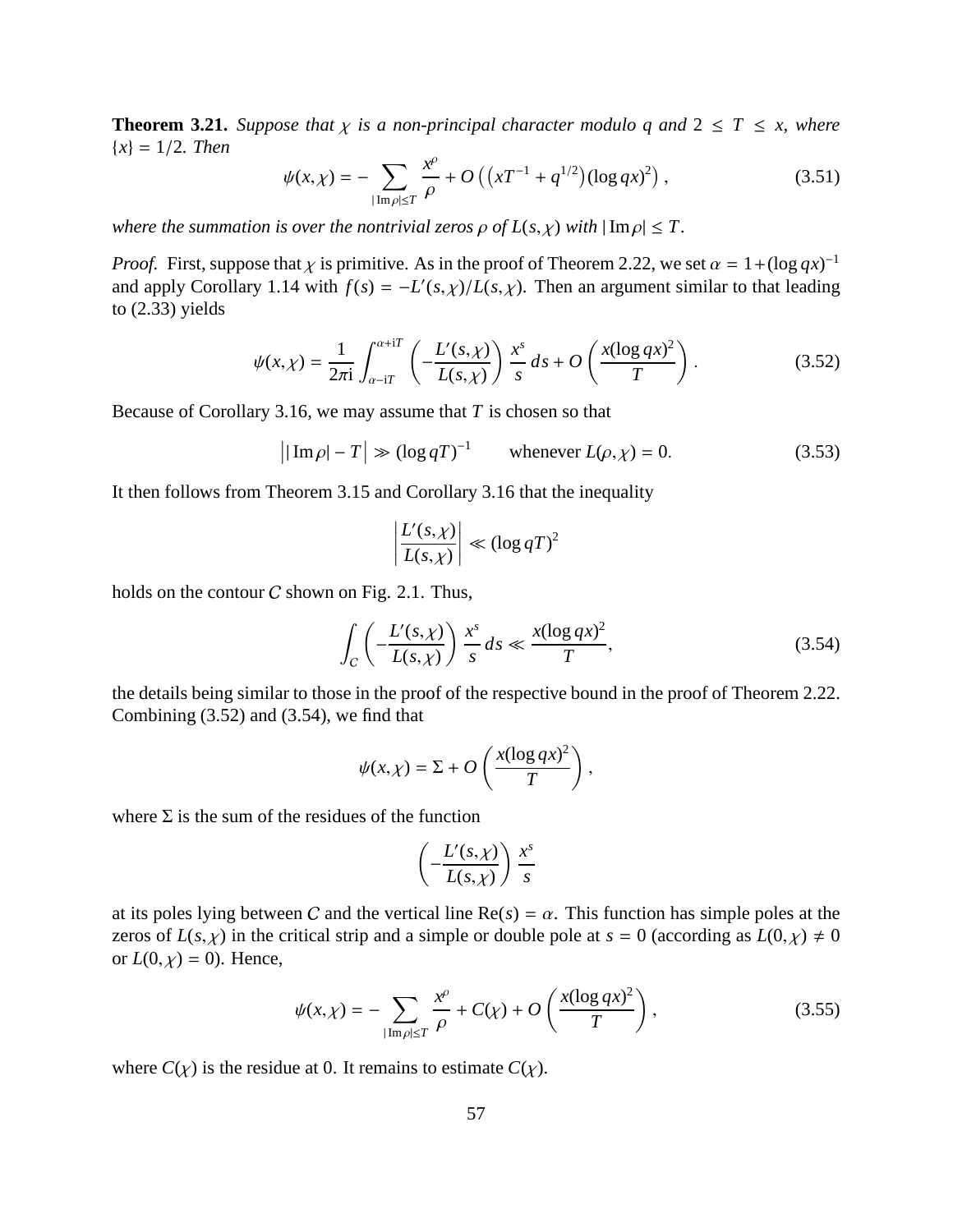**Theorem 3.21.** *Suppose that $\chi$ is a non-principal character modulo $q$ and $2 \le T \le x$, where $\{x\} = 1/2$. Then*

$$\psi(x,\chi) = -\sum_{|\operatorname{Im}\rho| \le T} \frac{x^\rho}{\rho} + O\left(\left(xT^{-1} + q^{1/2}\right)(\log qx)^2\right), \tag{3.51}$$

*where the summation is over the nontrivial zeros $\rho$ of $L(s,\chi)$ with $|\operatorname{Im}\rho| \le T$.*

*Proof.* First, suppose that $\chi$ is primitive. As in the proof of Theorem 2.22, we set $\alpha = 1 + (\log qx)^{-1}$ and apply Corollary 1.14 with $f(s) = -L'(s,\chi)/L(s,\chi)$. Then an argument similar to that leading to (2.33) yields

$$\psi(x,\chi) = \frac{1}{2\pi \mathrm{i}} \int_{\alpha - \mathrm{i}T}^{\alpha + \mathrm{i}T} \left(-\frac{L'(s,\chi)}{L(s,\chi)}\right) \frac{x^s}{s}\, ds + O\left(\frac{x(\log qx)^2}{T}\right). \tag{3.52}$$

Because of Corollary 3.16, we may assume that $T$ is chosen so that

$$\big| |\operatorname{Im}\rho| - T \big| \gg (\log qT)^{-1} \qquad \text{whenever } L(\rho,\chi) = 0. \tag{3.53}$$

It then follows from Theorem 3.15 and Corollary 3.16 that the inequality

$$\left|\frac{L'(s,\chi)}{L(s,\chi)}\right| \ll (\log qT)^2$$

holds on the contour $C$ shown on Fig. 2.1. Thus,

$$\int_C \left(-\frac{L'(s,\chi)}{L(s,\chi)}\right) \frac{x^s}{s}\, ds \ll \frac{x(\log qx)^2}{T}, \tag{3.54}$$

the details being similar to those in the proof of the respective bound in the proof of Theorem 2.22. Combining (3.52) and (3.54), we find that

$$\psi(x,\chi) = \Sigma + O\left(\frac{x(\log qx)^2}{T}\right),$$

where $\Sigma$ is the sum of the residues of the function

$$\left(-\frac{L'(s,\chi)}{L(s,\chi)}\right) \frac{x^s}{s}$$

at its poles lying between $C$ and the vertical line $\operatorname{Re}(s) = \alpha$. This function has simple poles at the zeros of $L(s,\chi)$ in the critical strip and a simple or double pole at $s = 0$ (according as $L(0,\chi) \ne 0$ or $L(0,\chi) = 0$). Hence,

$$\psi(x,\chi) = -\sum_{|\operatorname{Im}\rho| \le T} \frac{x^\rho}{\rho} + C(\chi) + O\left(\frac{x(\log qx)^2}{T}\right), \tag{3.55}$$

where $C(\chi)$ is the residue at 0. It remains to estimate $C(\chi)$.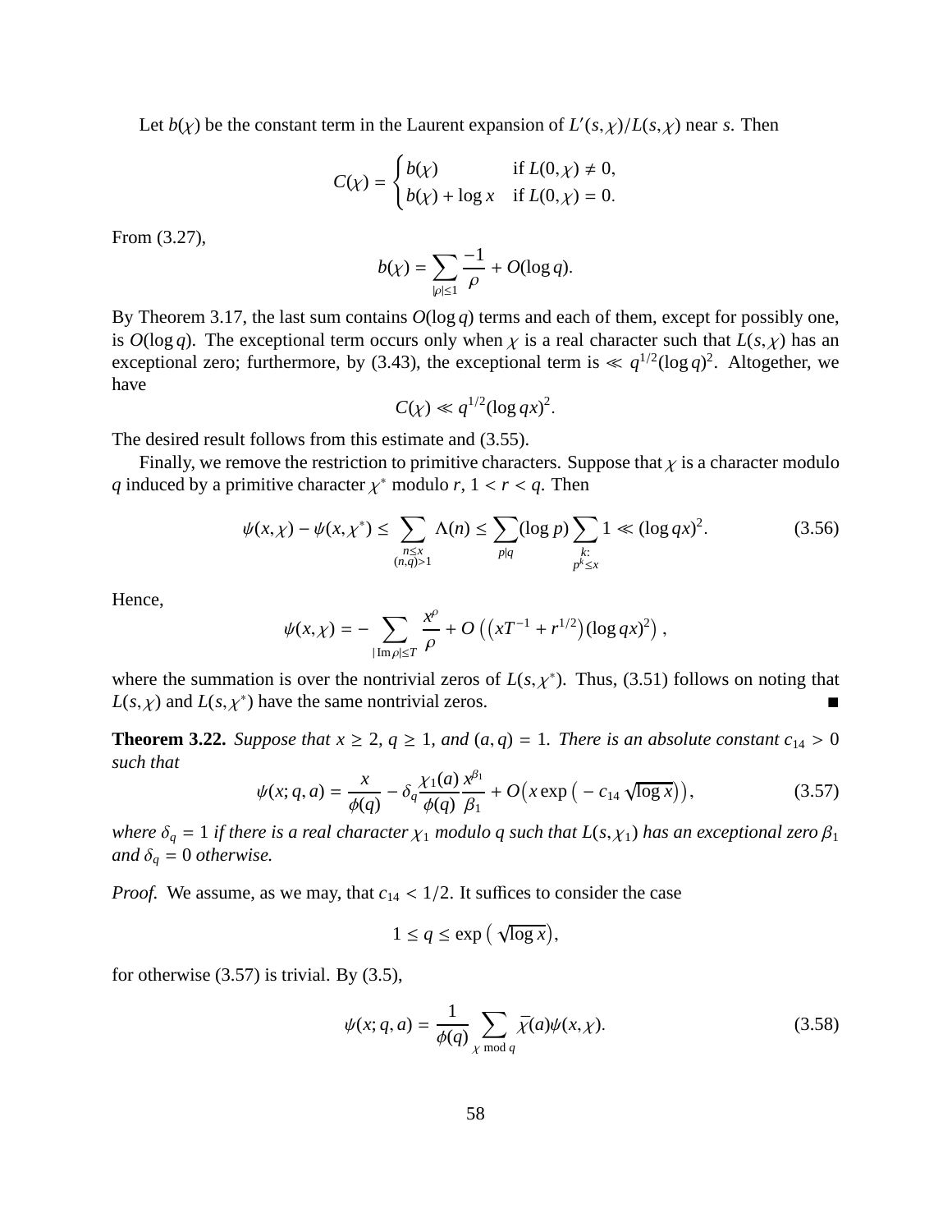Let $b(\chi)$ be the constant term in the Laurent expansion of $L'(s,\chi)/L(s,\chi)$ near $s$. Then

$$C(\chi) = \begin{cases} b(\chi) & \text{if } L(0,\chi) \neq 0, \\ b(\chi) + \log x & \text{if } L(0,\chi) = 0. \end{cases}$$

From (3.27),

$$b(\chi) = \sum_{|\rho| \leq 1} \frac{-1}{\rho} + O(\log q).$$

By Theorem 3.17, the last sum contains $O(\log q)$ terms and each of them, except for possibly one, is $O(\log q)$. The exceptional term occurs only when $\chi$ is a real character such that $L(s,\chi)$ has an exceptional zero; furthermore, by (3.43), the exceptional term is $\ll q^{1/2}(\log q)^2$. Altogether, we have

$$C(\chi) \ll q^{1/2}(\log qx)^2.$$

The desired result follows from this estimate and (3.55).

Finally, we remove the restriction to primitive characters. Suppose that $\chi$ is a character modulo $q$ induced by a primitive character $\chi^*$ modulo $r$, $1 < r < q$. Then

$$\psi(x,\chi) - \psi(x,\chi^*) \leq \sum_{\substack{n \leq x \\ (n,q)>1}} \Lambda(n) \leq \sum_{p|q} (\log p) \sum_{\substack{k: \\ p^k \leq x}} 1 \ll (\log qx)^2. \tag{3.56}$$

Hence,

$$\psi(x,\chi) = -\sum_{|\operatorname{Im}\rho| \leq T} \frac{x^\rho}{\rho} + O\left(\left(xT^{-1} + r^{1/2}\right)(\log qx)^2\right),$$

where the summation is over the nontrivial zeros of $L(s,\chi^*)$. Thus, (3.51) follows on noting that $L(s,\chi)$ and $L(s,\chi^*)$ have the same nontrivial zeros. ∎

**Theorem 3.22.** *Suppose that $x \geq 2$, $q \geq 1$, and $(a,q) = 1$. There is an absolute constant $c_{14} > 0$ such that*

$$\psi(x;q,a) = \frac{x}{\phi(q)} - \delta_q \frac{\chi_1(a)}{\phi(q)} \frac{x^{\beta_1}}{\beta_1} + O\big(x \exp\big(-c_{14}\sqrt{\log x}\big)\big), \tag{3.57}$$

*where $\delta_q = 1$ if there is a real character $\chi_1$ modulo $q$ such that $L(s,\chi_1)$ has an exceptional zero $\beta_1$ and $\delta_q = 0$ otherwise.*

*Proof.* We assume, as we may, that $c_{14} < 1/2$. It suffices to consider the case

$$1 \leq q \leq \exp\big(\sqrt{\log x}\big),$$

for otherwise (3.57) is trivial. By (3.5),

$$\psi(x;q,a) = \frac{1}{\phi(q)} \sum_{\chi \bmod q} \bar{\chi}(a)\psi(x,\chi). \tag{3.58}$$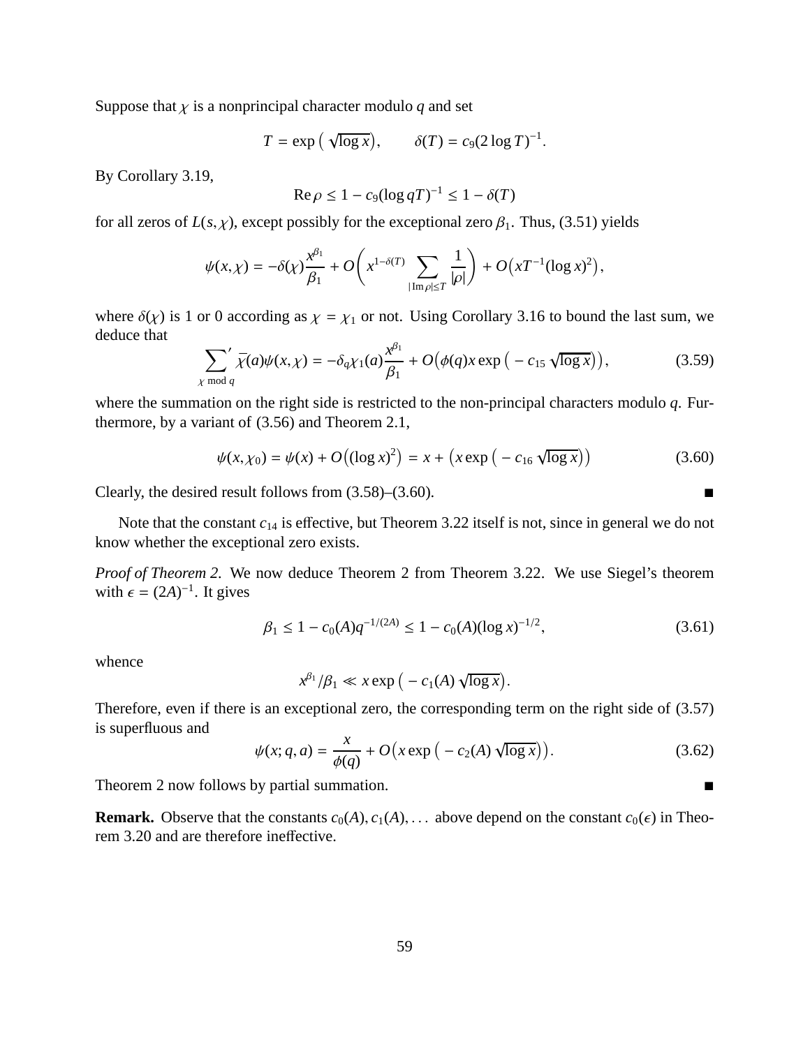Suppose that $\chi$ is a nonprincipal character modulo $q$ and set

$$T = \exp\left(\sqrt{\log x}\right), \qquad \delta(T) = c_9(2\log T)^{-1}.$$

By Corollary 3.19,

$$\operatorname{Re}\rho \le 1 - c_9(\log qT)^{-1} \le 1 - \delta(T)$$

for all zeros of $L(s,\chi)$, except possibly for the exceptional zero $\beta_1$. Thus, (3.51) yields

$$\psi(x,\chi) = -\delta(\chi)\frac{x^{\beta_1}}{\beta_1} + O\Bigg(x^{1-\delta(T)} \sum_{|\operatorname{Im}\rho|\le T} \frac{1}{|\rho|}\Bigg) + O\big(xT^{-1}(\log x)^2\big),$$

where $\delta(\chi)$ is 1 or 0 according as $\chi = \chi_1$ or not. Using Corollary 3.16 to bound the last sum, we deduce that

$$\sum_{\chi \bmod q}{}' \,\bar{\chi}(a)\psi(x,\chi) = -\delta_q\chi_1(a)\frac{x^{\beta_1}}{\beta_1} + O\big(\phi(q)x\exp\left(-c_{15}\sqrt{\log x}\right)\big), \tag{3.59}$$

where the summation on the right side is restricted to the non-principal characters modulo $q$. Furthermore, by a variant of (3.56) and Theorem 2.1,

$$\psi(x,\chi_0) = \psi(x) + O\big((\log x)^2\big) = x + \big(x\exp\left(-c_{16}\sqrt{\log x}\right)\big) \tag{3.60}$$

Clearly, the desired result follows from (3.58)–(3.60). ∎

Note that the constant $c_{14}$ is effective, but Theorem 3.22 itself is not, since in general we do not know whether the exceptional zero exists.

*Proof of Theorem 2.* We now deduce Theorem 2 from Theorem 3.22. We use Siegel's theorem with $\epsilon = (2A)^{-1}$. It gives

$$\beta_1 \le 1 - c_0(A)q^{-1/(2A)} \le 1 - c_0(A)(\log x)^{-1/2}, \tag{3.61}$$

whence

$$x^{\beta_1}/\beta_1 \ll x\exp\left(-c_1(A)\sqrt{\log x}\right).$$

Therefore, even if there is an exceptional zero, the corresponding term on the right side of (3.57) is superfluous and

$$\psi(x;q,a) = \frac{x}{\phi(q)} + O\big(x\exp\left(-c_2(A)\sqrt{\log x}\right)\big). \tag{3.62}$$

Theorem 2 now follows by partial summation. ∎

**Remark.** Observe that the constants $c_0(A), c_1(A), \dots$ above depend on the constant $c_0(\epsilon)$ in Theorem 3.20 and are therefore ineffective.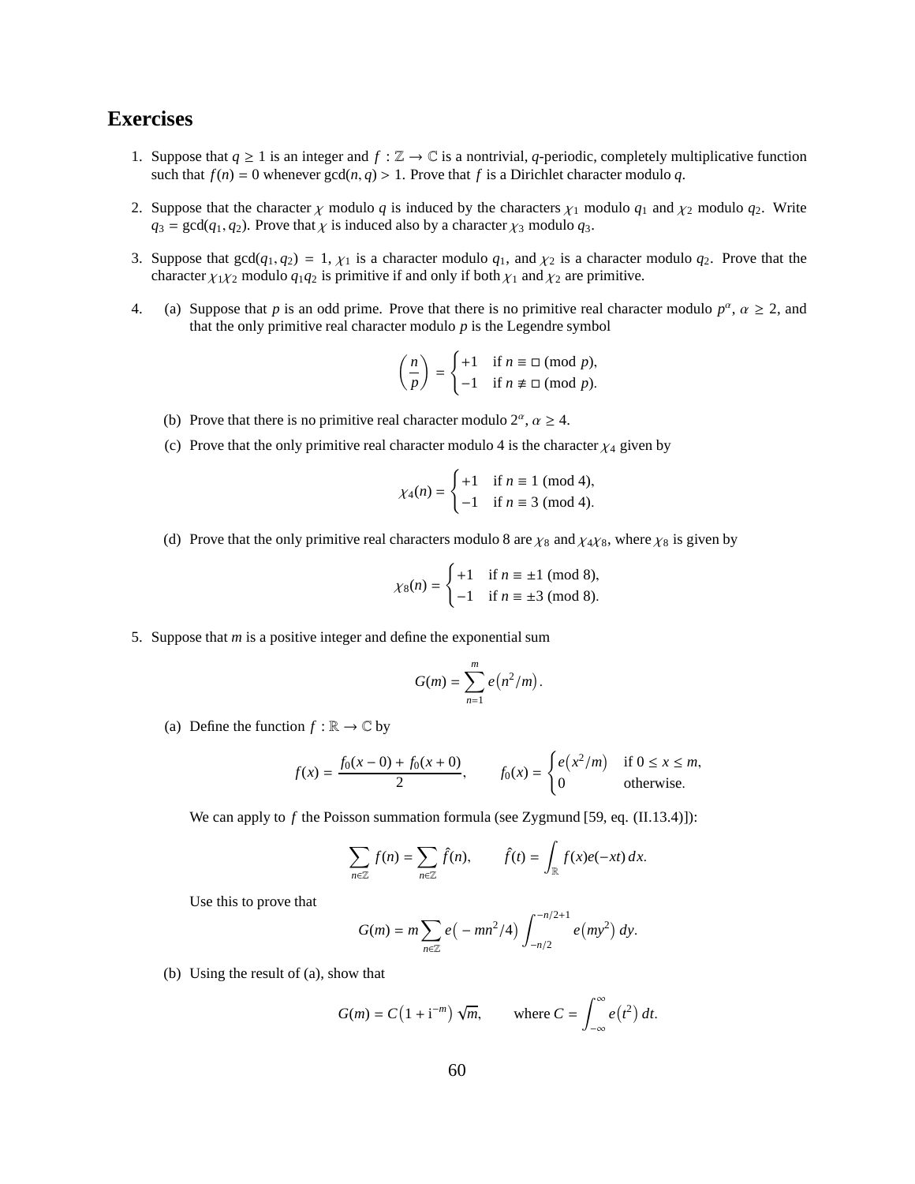## Exercises

1. Suppose that $q \geq 1$ is an integer and $f : \mathbb{Z} \to \mathbb{C}$ is a nontrivial, $q$-periodic, completely multiplicative function such that $f(n) = 0$ whenever $\gcd(n, q) > 1$. Prove that $f$ is a Dirichlet character modulo $q$.

2. Suppose that the character $\chi$ modulo $q$ is induced by the characters $\chi_1$ modulo $q_1$ and $\chi_2$ modulo $q_2$. Write $q_3 = \gcd(q_1, q_2)$. Prove that $\chi$ is induced also by a character $\chi_3$ modulo $q_3$.

3. Suppose that $\gcd(q_1, q_2) = 1$, $\chi_1$ is a character modulo $q_1$, and $\chi_2$ is a character modulo $q_2$. Prove that the character $\chi_1\chi_2$ modulo $q_1q_2$ is primitive if and only if both $\chi_1$ and $\chi_2$ are primitive.

4. (a) Suppose that $p$ is an odd prime. Prove that there is no primitive real character modulo $p^\alpha$, $\alpha \geq 2$, and that the only primitive real character modulo $p$ is the Legendre symbol

$$\left(\frac{n}{p}\right) = \begin{cases} +1 & \text{if } n \equiv \square \pmod{p}, \\ -1 & \text{if } n \not\equiv \square \pmod{p}. \end{cases}$$

   (b) Prove that there is no primitive real character modulo $2^\alpha$, $\alpha \geq 4$.

   (c) Prove that the only primitive real character modulo 4 is the character $\chi_4$ given by

$$\chi_4(n) = \begin{cases} +1 & \text{if } n \equiv 1 \pmod{4}, \\ -1 & \text{if } n \equiv 3 \pmod{4}. \end{cases}$$

   (d) Prove that the only primitive real characters modulo 8 are $\chi_8$ and $\chi_4\chi_8$, where $\chi_8$ is given by

$$\chi_8(n) = \begin{cases} +1 & \text{if } n \equiv \pm 1 \pmod{8}, \\ -1 & \text{if } n \equiv \pm 3 \pmod{8}. \end{cases}$$

5. Suppose that $m$ is a positive integer and define the exponential sum

$$G(m) = \sum_{n=1}^{m} e\big(n^2/m\big).$$

   (a) Define the function $f : \mathbb{R} \to \mathbb{C}$ by

$$f(x) = \frac{f_0(x-0) + f_0(x+0)}{2}, \qquad f_0(x) = \begin{cases} e\big(x^2/m\big) & \text{if } 0 \leq x \leq m, \\ 0 & \text{otherwise}. \end{cases}$$

   We can apply to $f$ the Poisson summation formula (see Zygmund [59, eq. (II.13.4)]):

$$\sum_{n\in\mathbb{Z}} f(n) = \sum_{n\in\mathbb{Z}} \hat{f}(n), \qquad \hat{f}(t) = \int_{\mathbb{R}} f(x)e(-xt)\,dx.$$

   Use this to prove that

$$G(m) = m \sum_{n\in\mathbb{Z}} e\big(-mn^2/4\big) \int_{-n/2}^{-n/2+1} e\big(my^2\big)\,dy.$$

   (b) Using the result of (a), show that

$$G(m) = C\big(1 + \mathrm{i}^{-m}\big)\sqrt{m}, \qquad \text{where } C = \int_{-\infty}^{\infty} e\big(t^2\big)\,dt.$$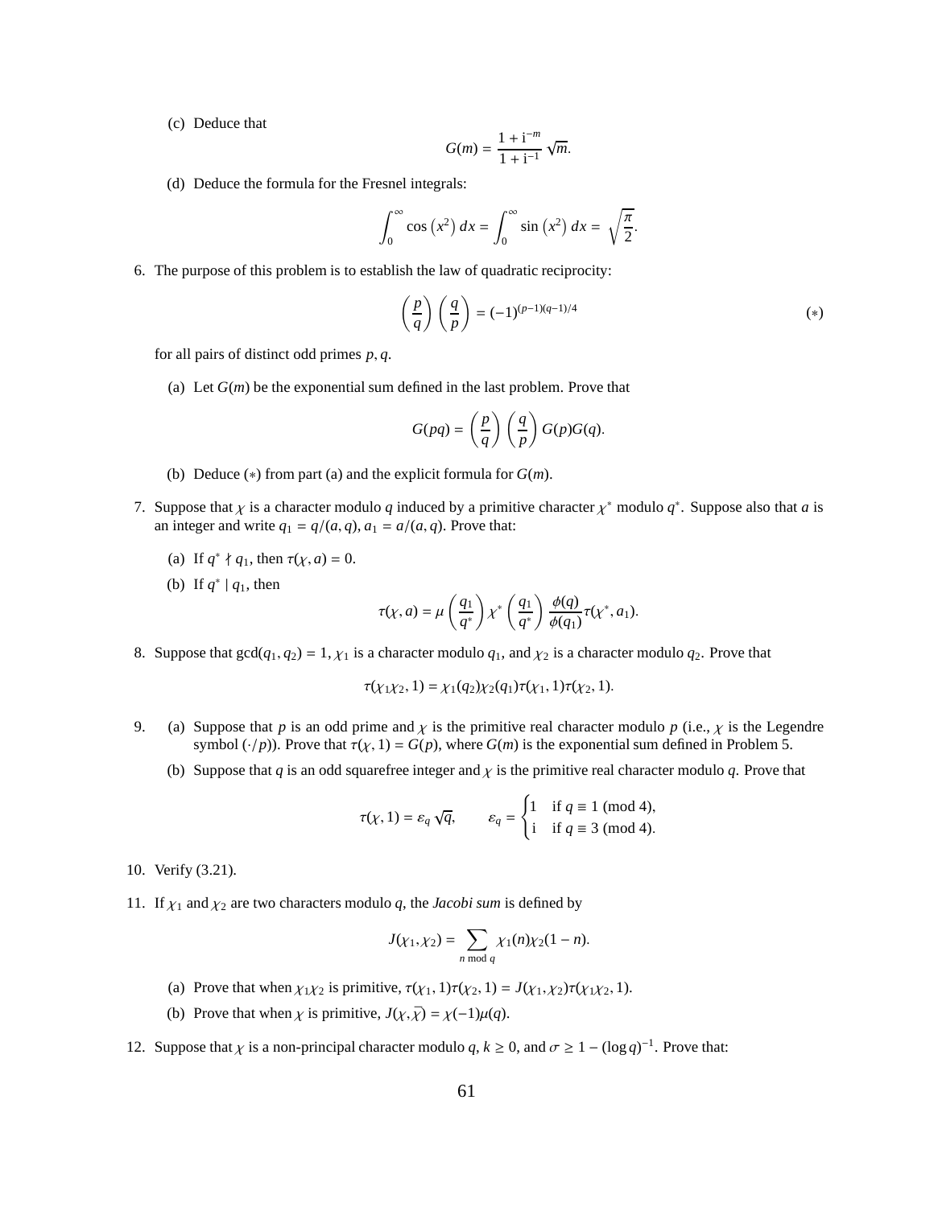(c) Deduce that

$$G(m) = \frac{1 + \mathrm{i}^{-m}}{1 + \mathrm{i}^{-1}} \sqrt{m}.$$

(d) Deduce the formula for the Fresnel integrals:

$$\int_0^\infty \cos\left(x^2\right) dx = \int_0^\infty \sin\left(x^2\right) dx = \sqrt{\frac{\pi}{2}}.$$

6. The purpose of this problem is to establish the law of quadratic reciprocity:

$$\left(\frac{p}{q}\right)\left(\frac{q}{p}\right) = (-1)^{(p-1)(q-1)/4} \tag{$*$}$$

for all pairs of distinct odd primes $p, q$.

(a) Let $G(m)$ be the exponential sum defined in the last problem. Prove that

$$G(pq) = \left(\frac{p}{q}\right)\left(\frac{q}{p}\right) G(p)G(q).$$

(b) Deduce ($*$) from part (a) and the explicit formula for $G(m)$.

7. Suppose that $\chi$ is a character modulo $q$ induced by a primitive character $\chi^*$ modulo $q^*$. Suppose also that $a$ is an integer and write $q_1 = q/(a,q)$, $a_1 = a/(a,q)$. Prove that:

(a) If $q^* \nmid q_1$, then $\tau(\chi, a) = 0$.

(b) If $q^* \mid q_1$, then

$$\tau(\chi, a) = \mu\left(\frac{q_1}{q^*}\right) \chi^*\left(\frac{q_1}{q^*}\right) \frac{\phi(q)}{\phi(q_1)} \tau(\chi^*, a_1).$$

8. Suppose that $\gcd(q_1, q_2) = 1$, $\chi_1$ is a character modulo $q_1$, and $\chi_2$ is a character modulo $q_2$. Prove that

$$\tau(\chi_1\chi_2, 1) = \chi_1(q_2)\chi_2(q_1)\tau(\chi_1, 1)\tau(\chi_2, 1).$$

9. (a) Suppose that $p$ is an odd prime and $\chi$ is the primitive real character modulo $p$ (i.e., $\chi$ is the Legendre symbol $(\cdot/p)$). Prove that $\tau(\chi, 1) = G(p)$, where $G(m)$ is the exponential sum defined in Problem 5.

(b) Suppose that $q$ is an odd squarefree integer and $\chi$ is the primitive real character modulo $q$. Prove that

$$\tau(\chi, 1) = \varepsilon_q \sqrt{q}, \qquad \varepsilon_q = \begin{cases} 1 & \text{if } q \equiv 1 \pmod 4, \\ \mathrm{i} & \text{if } q \equiv 3 \pmod 4. \end{cases}$$

10. Verify (3.21).

11. If $\chi_1$ and $\chi_2$ are two characters modulo $q$, the *Jacobi sum* is defined by

$$J(\chi_1, \chi_2) = \sum_{n \bmod q} \chi_1(n)\chi_2(1-n).$$

(a) Prove that when $\chi_1\chi_2$ is primitive, $\tau(\chi_1, 1)\tau(\chi_2, 1) = J(\chi_1, \chi_2)\tau(\chi_1\chi_2, 1)$.

(b) Prove that when $\chi$ is primitive, $J(\chi, \bar{\chi}) = \chi(-1)\mu(q)$.

12. Suppose that $\chi$ is a non-principal character modulo $q$, $k \geq 0$, and $\sigma \geq 1 - (\log q)^{-1}$. Prove that: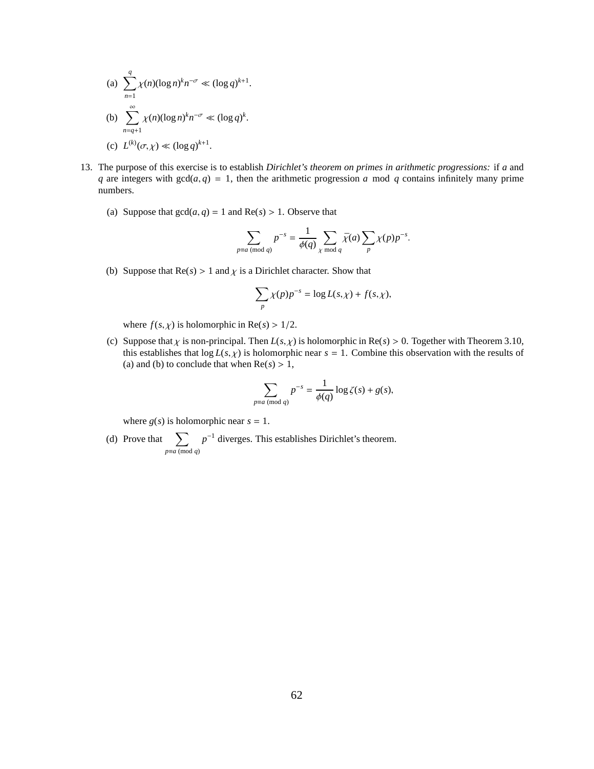(a) $\displaystyle\sum_{n=1}^{q} \chi(n)(\log n)^k n^{-\sigma} \ll (\log q)^{k+1}$.

(b) $\displaystyle\sum_{n=q+1}^{\infty} \chi(n)(\log n)^k n^{-\sigma} \ll (\log q)^k$.

(c) $L^{(k)}(\sigma, \chi) \ll (\log q)^{k+1}$.

13. The purpose of this exercise is to establish *Dirichlet's theorem on primes in arithmetic progressions:* if $a$ and $q$ are integers with $\gcd(a, q) = 1$, then the arithmetic progression $a \mod q$ contains infinitely many prime numbers.

   (a) Suppose that $\gcd(a, q) = 1$ and $\mathrm{Re}(s) > 1$. Observe that

   $$\sum_{p \equiv a \ (\mathrm{mod}\ q)} p^{-s} = \frac{1}{\phi(q)} \sum_{\chi \bmod q} \bar{\chi}(a) \sum_{p} \chi(p) p^{-s}.$$

   (b) Suppose that $\mathrm{Re}(s) > 1$ and $\chi$ is a Dirichlet character. Show that

   $$\sum_{p} \chi(p) p^{-s} = \log L(s, \chi) + f(s, \chi),$$

   where $f(s, \chi)$ is holomorphic in $\mathrm{Re}(s) > 1/2$.

   (c) Suppose that $\chi$ is non-principal. Then $L(s, \chi)$ is holomorphic in $\mathrm{Re}(s) > 0$. Together with Theorem 3.10, this establishes that $\log L(s, \chi)$ is holomorphic near $s = 1$. Combine this observation with the results of (a) and (b) to conclude that when $\mathrm{Re}(s) > 1$,

   $$\sum_{p \equiv a \ (\mathrm{mod}\ q)} p^{-s} = \frac{1}{\phi(q)} \log \zeta(s) + g(s),$$

   where $g(s)$ is holomorphic near $s = 1$.

   (d) Prove that $\displaystyle\sum_{p \equiv a \ (\mathrm{mod}\ q)} p^{-1}$ diverges. This establishes Dirichlet's theorem.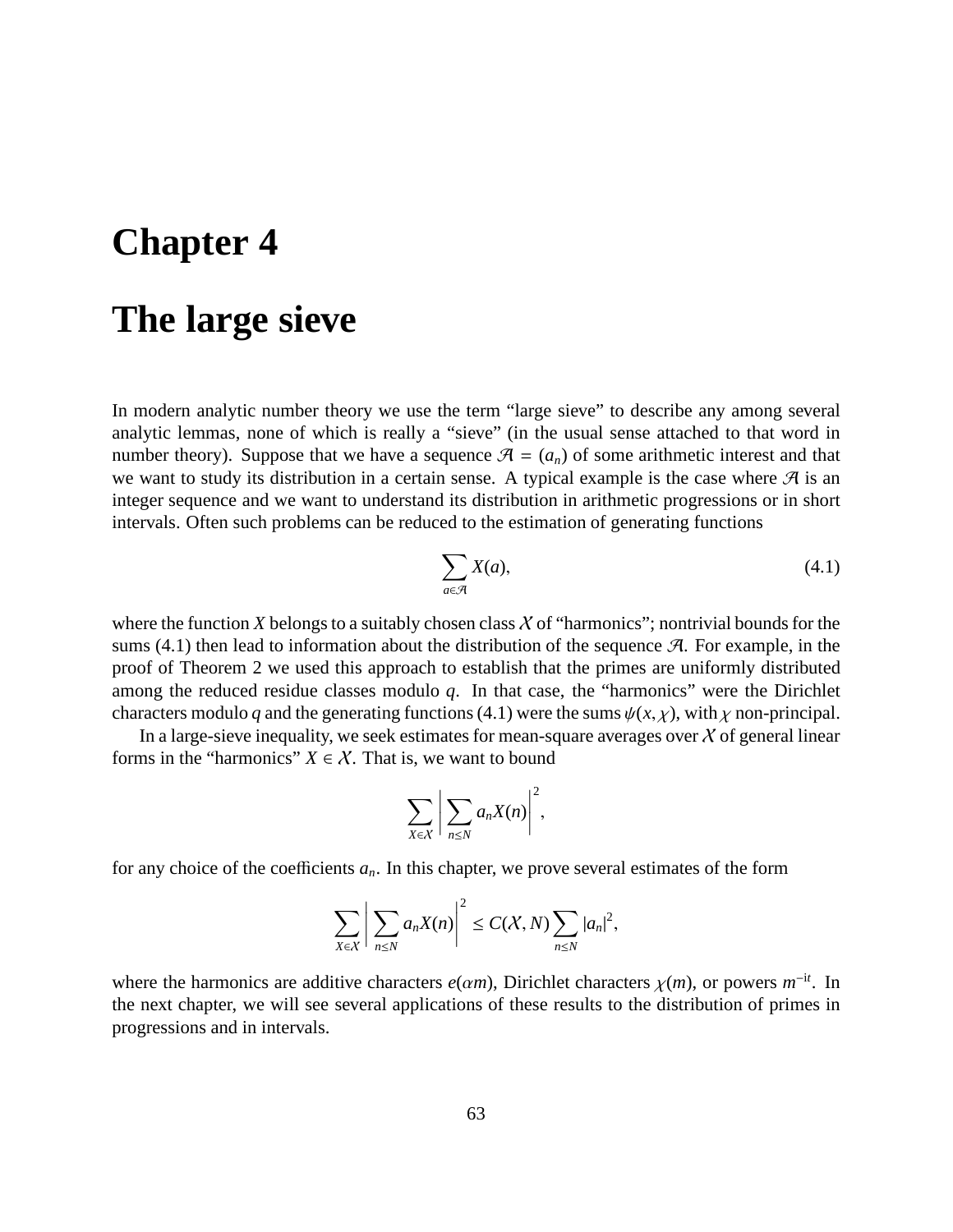# Chapter 4

# The large sieve

In modern analytic number theory we use the term "large sieve" to describe any among several analytic lemmas, none of which is really a "sieve" (in the usual sense attached to that word in number theory). Suppose that we have a sequence $\mathcal{A} = (a_n)$ of some arithmetic interest and that we want to study its distribution in a certain sense. A typical example is the case where $\mathcal{A}$ is an integer sequence and we want to understand its distribution in arithmetic progressions or in short intervals. Often such problems can be reduced to the estimation of generating functions

$$\sum_{a \in \mathcal{A}} X(a), \tag{4.1}$$

where the function $X$ belongs to a suitably chosen class $\mathcal{X}$ of "harmonics"; nontrivial bounds for the sums (4.1) then lead to information about the distribution of the sequence $\mathcal{A}$. For example, in the proof of Theorem 2 we used this approach to establish that the primes are uniformly distributed among the reduced residue classes modulo $q$. In that case, the "harmonics" were the Dirichlet characters modulo $q$ and the generating functions (4.1) were the sums $\psi(x, \chi)$, with $\chi$ non-principal.

In a large-sieve inequality, we seek estimates for mean-square averages over $\mathcal{X}$ of general linear forms in the "harmonics" $X \in \mathcal{X}$. That is, we want to bound

$$\sum_{X \in \mathcal{X}} \bigg| \sum_{n \le N} a_n X(n) \bigg|^2,$$

for any choice of the coefficients $a_n$. In this chapter, we prove several estimates of the form

$$\sum_{X \in \mathcal{X}} \bigg| \sum_{n \le N} a_n X(n) \bigg|^2 \le C(\mathcal{X}, N) \sum_{n \le N} |a_n|^2,$$

where the harmonics are additive characters $e(\alpha m)$, Dirichlet characters $\chi(m)$, or powers $m^{-it}$. In the next chapter, we will see several applications of these results to the distribution of primes in progressions and in intervals.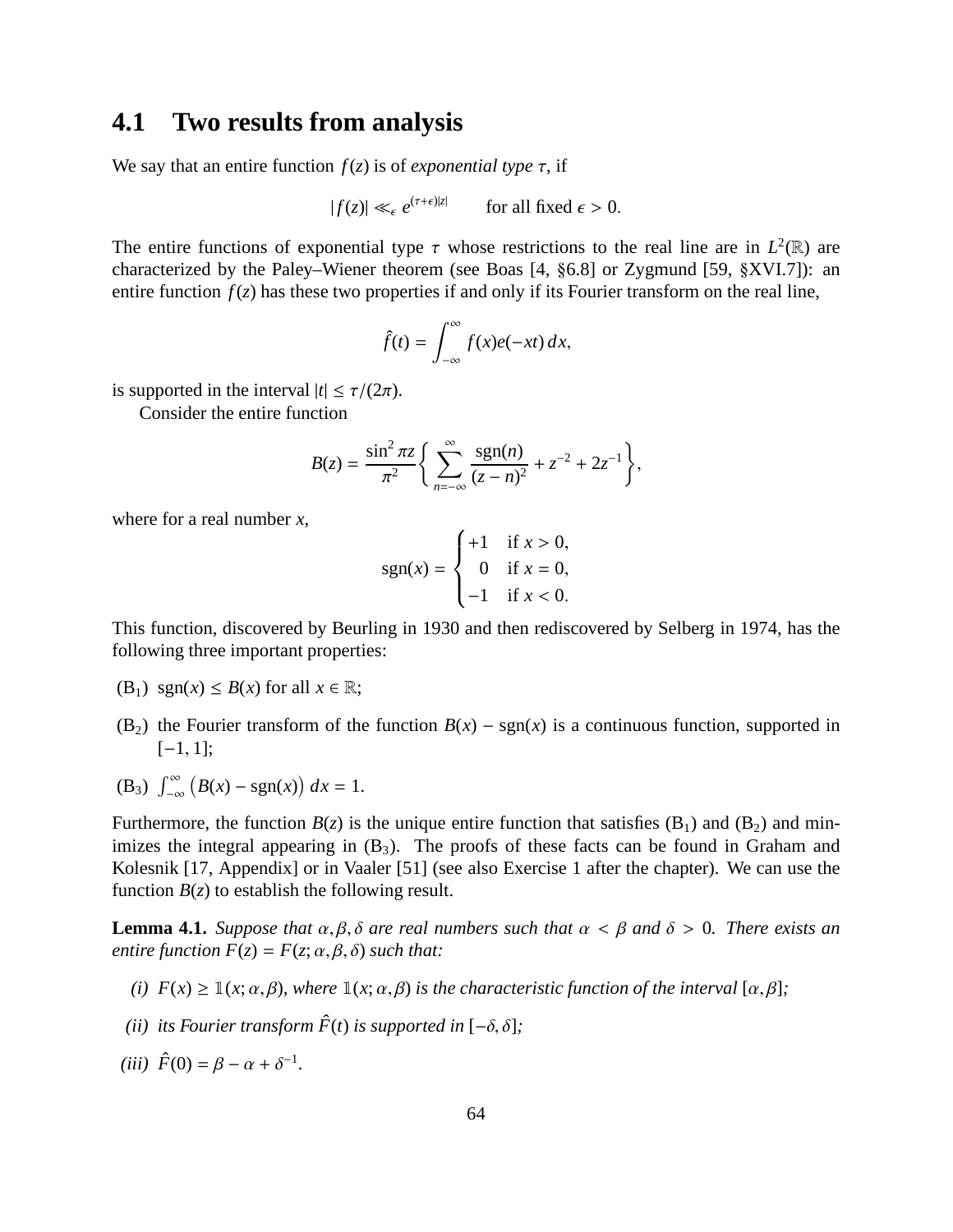## 4.1 Two results from analysis

We say that an entire function $f(z)$ is of *exponential type* $\tau$, if

$$|f(z)| \ll_\epsilon e^{(\tau+\epsilon)|z|} \qquad \text{for all fixed } \epsilon > 0.$$

The entire functions of exponential type $\tau$ whose restrictions to the real line are in $L^2(\mathbb{R})$ are characterized by the Paley–Wiener theorem (see Boas [4, §6.8] or Zygmund [59, §XVI.7]): an entire function $f(z)$ has these two properties if and only if its Fourier transform on the real line,

$$\hat{f}(t) = \int_{-\infty}^{\infty} f(x)e(-xt)\,dx,$$

is supported in the interval $|t| \le \tau/(2\pi)$.

Consider the entire function

$$B(z) = \frac{\sin^2 \pi z}{\pi^2}\left\{ \sum_{n=-\infty}^{\infty} \frac{\operatorname{sgn}(n)}{(z-n)^2} + z^{-2} + 2z^{-1} \right\},$$

where for a real number $x$,

$$\operatorname{sgn}(x) = \begin{cases} +1 & \text{if } x > 0, \\ \phantom{+}0 & \text{if } x = 0, \\ -1 & \text{if } x < 0. \end{cases}$$

This function, discovered by Beurling in 1930 and then rediscovered by Selberg in 1974, has the following three important properties:

($B_1$) $\operatorname{sgn}(x) \le B(x)$ for all $x \in \mathbb{R}$;

($B_2$) the Fourier transform of the function $B(x) - \operatorname{sgn}(x)$ is a continuous function, supported in $[-1, 1]$;

($B_3$) $\int_{-\infty}^{\infty} \big(B(x) - \operatorname{sgn}(x)\big)\,dx = 1$.

Furthermore, the function $B(z)$ is the unique entire function that satisfies ($B_1$) and ($B_2$) and minimizes the integral appearing in ($B_3$). The proofs of these facts can be found in Graham and Kolesnik [17, Appendix] or in Vaaler [51] (see also Exercise 1 after the chapter). We can use the function $B(z)$ to establish the following result.

**Lemma 4.1.** *Suppose that $\alpha, \beta, \delta$ are real numbers such that $\alpha < \beta$ and $\delta > 0$. There exists an entire function $F(z) = F(z; \alpha, \beta, \delta)$ such that:*

*(i)* $F(x) \ge \mathbb{1}(x; \alpha, \beta)$*, where $\mathbb{1}(x; \alpha, \beta)$ is the characteristic function of the interval $[\alpha, \beta]$;*

*(ii) its Fourier transform $\hat{F}(t)$ is supported in $[-\delta, \delta]$;*

*(iii)* $\hat{F}(0) = \beta - \alpha + \delta^{-1}$.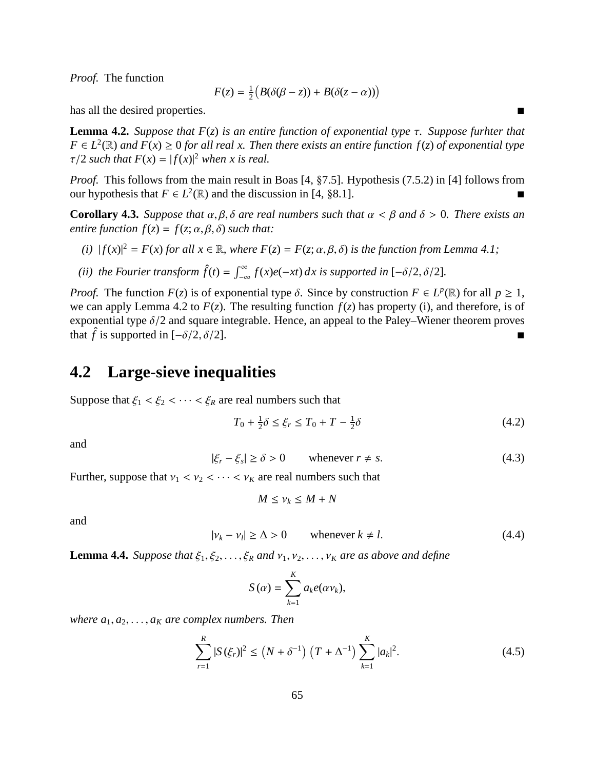*Proof.* The function

$$F(z) = \tfrac{1}{2}\big(B(\delta(\beta - z)) + B(\delta(z - \alpha))\big)$$

has all the desired properties. ∎

**Lemma 4.2.** *Suppose that $F(z)$ is an entire function of exponential type $\tau$. Suppose furhter that $F \in L^2(\mathbb{R})$ and $F(x) \geq 0$ for all real $x$. Then there exists an entire function $f(z)$ of exponential type $\tau/2$ such that $F(x) = |f(x)|^2$ when $x$ is real.*

*Proof.* This follows from the main result in Boas [4, §7.5]. Hypothesis (7.5.2) in [4] follows from our hypothesis that $F \in L^2(\mathbb{R})$ and the discussion in [4, §8.1]. ∎

**Corollary 4.3.** *Suppose that $\alpha, \beta, \delta$ are real numbers such that $\alpha < \beta$ and $\delta > 0$. There exists an entire function $f(z) = f(z; \alpha, \beta, \delta)$ such that:*

*(i) $|f(x)|^2 = F(x)$ for all $x \in \mathbb{R}$, where $F(z) = F(z; \alpha, \beta, \delta)$ is the function from Lemma 4.1;*

*(ii) the Fourier transform $\hat{f}(t) = \int_{-\infty}^{\infty} f(x)e(-xt)\,dx$ is supported in $[-\delta/2, \delta/2]$.*

*Proof.* The function $F(z)$ is of exponential type $\delta$. Since by construction $F \in L^p(\mathbb{R})$ for all $p \geq 1$, we can apply Lemma 4.2 to $F(z)$. The resulting function $f(z)$ has property (i), and therefore, is of exponential type $\delta/2$ and square integrable. Hence, an appeal to the Paley–Wiener theorem proves that $\hat{f}$ is supported in $[-\delta/2, \delta/2]$. ∎

## 4.2 Large-sieve inequalities

Suppose that $\xi_1 < \xi_2 < \cdots < \xi_R$ are real numbers such that

$$T_0 + \tfrac{1}{2}\delta \leq \xi_r \leq T_0 + T - \tfrac{1}{2}\delta \tag{4.2}$$

and

$$|\xi_r - \xi_s| \geq \delta > 0 \qquad \text{whenever } r \neq s. \tag{4.3}$$

Further, suppose that $\nu_1 < \nu_2 < \cdots < \nu_K$ are real numbers such that

$$M \leq \nu_k \leq M + N$$

and

$$|\nu_k - \nu_l| \geq \Delta > 0 \qquad \text{whenever } k \neq l. \tag{4.4}$$

**Lemma 4.4.** *Suppose that $\xi_1, \xi_2, \ldots, \xi_R$ and $\nu_1, \nu_2, \ldots, \nu_K$ are as above and define*

$$S(\alpha) = \sum_{k=1}^{K} a_k e(\alpha \nu_k),$$

*where $a_1, a_2, \ldots, a_K$ are complex numbers. Then*

$$\sum_{r=1}^{R} |S(\xi_r)|^2 \leq \left(N + \delta^{-1}\right)\left(T + \Delta^{-1}\right) \sum_{k=1}^{K} |a_k|^2. \tag{4.5}$$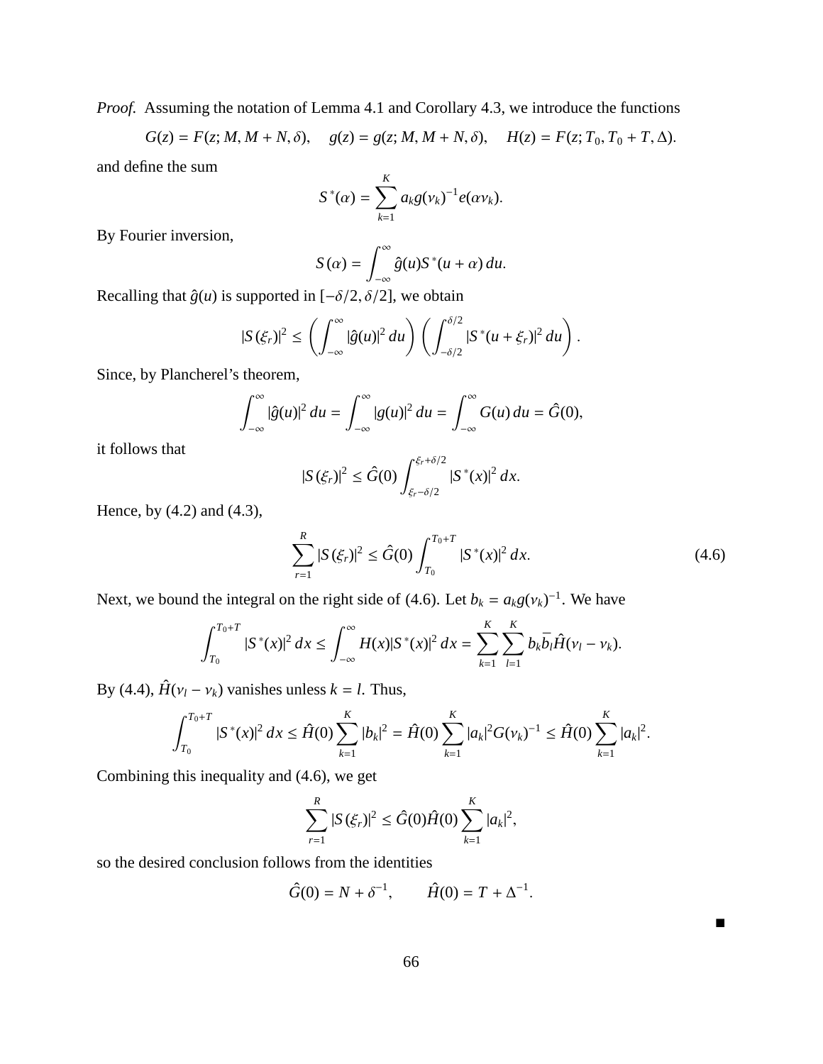*Proof.* Assuming the notation of Lemma 4.1 and Corollary 4.3, we introduce the functions

$$G(z) = F(z; M, M+N, \delta), \quad g(z) = g(z; M, M+N, \delta), \quad H(z) = F(z; T_0, T_0+T, \Delta).$$

and define the sum

$$S^*(\alpha) = \sum_{k=1}^{K} a_k g(\nu_k)^{-1} e(\alpha \nu_k).$$

By Fourier inversion,

$$S(\alpha) = \int_{-\infty}^{\infty} \hat{g}(u) S^*(u+\alpha)\, du.$$

Recalling that $\hat{g}(u)$ is supported in $[-\delta/2, \delta/2]$, we obtain

$$|S(\xi_r)|^2 \le \left( \int_{-\infty}^{\infty} |\hat{g}(u)|^2\, du \right) \left( \int_{-\delta/2}^{\delta/2} |S^*(u+\xi_r)|^2\, du \right).$$

Since, by Plancherel's theorem,

$$\int_{-\infty}^{\infty} |\hat{g}(u)|^2\, du = \int_{-\infty}^{\infty} |g(u)|^2\, du = \int_{-\infty}^{\infty} G(u)\, du = \hat{G}(0),$$

it follows that

$$|S(\xi_r)|^2 \le \hat{G}(0) \int_{\xi_r - \delta/2}^{\xi_r + \delta/2} |S^*(x)|^2\, dx.$$

Hence, by (4.2) and (4.3),

$$\sum_{r=1}^{R} |S(\xi_r)|^2 \le \hat{G}(0) \int_{T_0}^{T_0+T} |S^*(x)|^2\, dx. \tag{4.6}$$

Next, we bound the integral on the right side of (4.6). Let $b_k = a_k g(\nu_k)^{-1}$. We have

$$\int_{T_0}^{T_0+T} |S^*(x)|^2\, dx \le \int_{-\infty}^{\infty} H(x) |S^*(x)|^2\, dx = \sum_{k=1}^{K} \sum_{l=1}^{K} b_k \bar{b}_l \hat{H}(\nu_l - \nu_k).$$

By (4.4), $\hat{H}(\nu_l - \nu_k)$ vanishes unless $k = l$. Thus,

$$\int_{T_0}^{T_0+T} |S^*(x)|^2\, dx \le \hat{H}(0) \sum_{k=1}^{K} |b_k|^2 = \hat{H}(0) \sum_{k=1}^{K} |a_k|^2 G(\nu_k)^{-1} \le \hat{H}(0) \sum_{k=1}^{K} |a_k|^2.$$

Combining this inequality and (4.6), we get

$$\sum_{r=1}^{R} |S(\xi_r)|^2 \le \hat{G}(0) \hat{H}(0) \sum_{k=1}^{K} |a_k|^2,$$

so the desired conclusion follows from the identities

$$\hat{G}(0) = N + \delta^{-1}, \qquad \hat{H}(0) = T + \Delta^{-1}.$$

■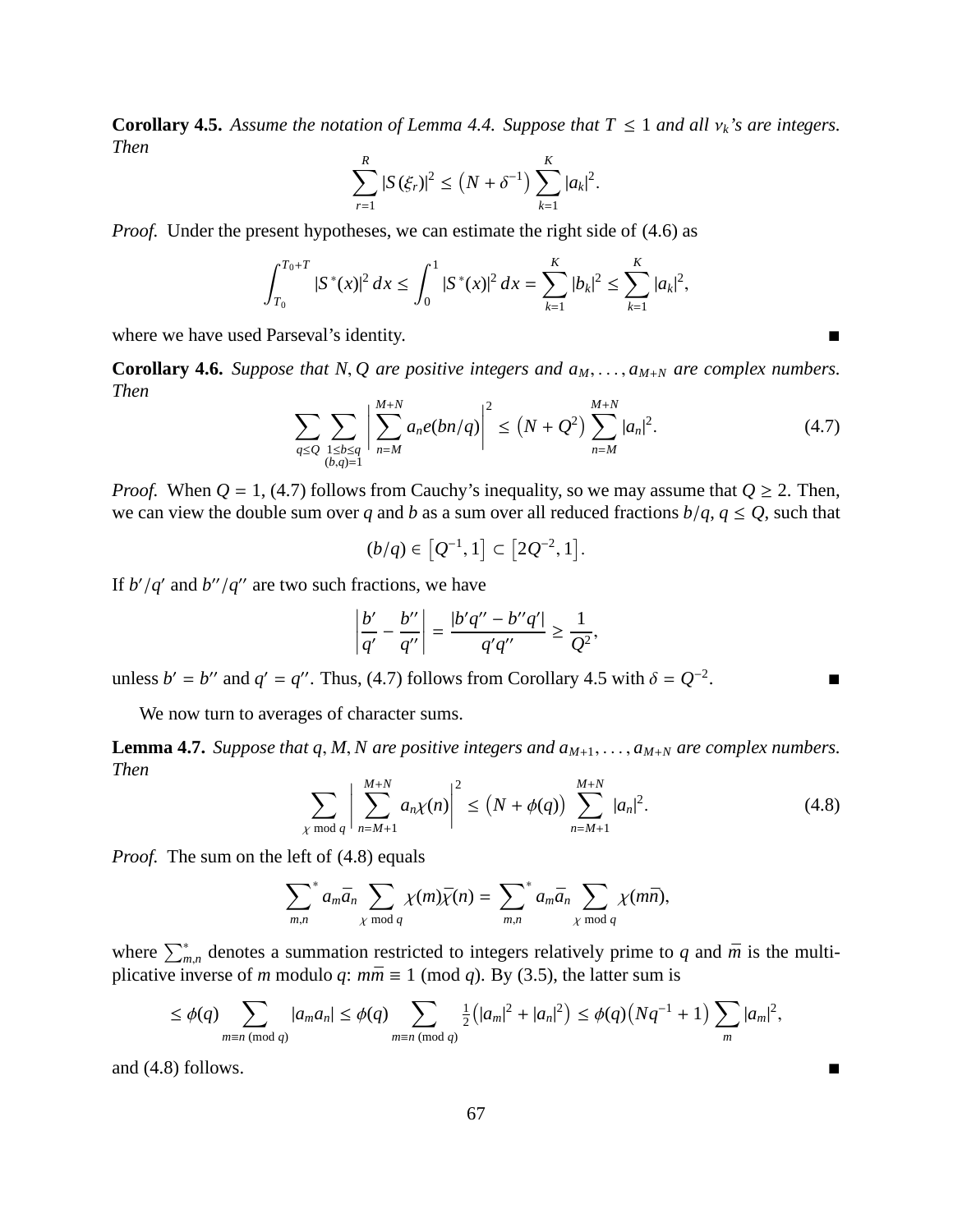**Corollary 4.5.** *Assume the notation of Lemma 4.4. Suppose that $T \leq 1$ and all $\nu_k$'s are integers. Then*

$$\sum_{r=1}^{R} |S(\xi_r)|^2 \leq \left(N + \delta^{-1}\right) \sum_{k=1}^{K} |a_k|^2.$$

*Proof.* Under the present hypotheses, we can estimate the right side of (4.6) as

$$\int_{T_0}^{T_0+T} |S^*(x)|^2 \, dx \leq \int_0^1 |S^*(x)|^2 \, dx = \sum_{k=1}^{K} |b_k|^2 \leq \sum_{k=1}^{K} |a_k|^2,$$

where we have used Parseval's identity. ∎

**Corollary 4.6.** *Suppose that $N, Q$ are positive integers and $a_M, \dots, a_{M+N}$ are complex numbers. Then*

$$\sum_{q \leq Q} \sum_{\substack{1 \leq b \leq q \\ (b,q)=1}} \left| \sum_{n=M}^{M+N} a_n e(bn/q) \right|^2 \leq \left(N + Q^2\right) \sum_{n=M}^{M+N} |a_n|^2. \tag{4.7}$$

*Proof.* When $Q = 1$, (4.7) follows from Cauchy's inequality, so we may assume that $Q \geq 2$. Then, we can view the double sum over $q$ and $b$ as a sum over all reduced fractions $b/q$, $q \leq Q$, such that

$$(b/q) \in \left[Q^{-1}, 1\right] \subset \left[2Q^{-2}, 1\right].$$

If $b'/q'$ and $b''/q''$ are two such fractions, we have

$$\left| \frac{b'}{q'} - \frac{b''}{q''} \right| = \frac{|b'q'' - b''q'|}{q'q''} \geq \frac{1}{Q^2},$$

unless $b' = b''$ and $q' = q''$. Thus, (4.7) follows from Corollary 4.5 with $\delta = Q^{-2}$. ∎

We now turn to averages of character sums.

**Lemma 4.7.** *Suppose that $q, M, N$ are positive integers and $a_{M+1}, \dots, a_{M+N}$ are complex numbers. Then*

$$\sum_{\chi \bmod q} \left| \sum_{n=M+1}^{M+N} a_n \chi(n) \right|^2 \leq \left(N + \phi(q)\right) \sum_{n=M+1}^{M+N} |a_n|^2. \tag{4.8}$$

*Proof.* The sum on the left of (4.8) equals

$$\sideset{}{^*}\sum_{m,n} a_m \bar{a}_n \sum_{\chi \bmod q} \chi(m)\bar{\chi}(n) = \sideset{}{^*}\sum_{m,n} a_m \bar{a}_n \sum_{\chi \bmod q} \chi(m\bar{n}),$$

where $\sum_{m,n}^{*}$ denotes a summation restricted to integers relatively prime to $q$ and $\bar{m}$ is the multiplicative inverse of $m$ modulo $q$: $m\bar{m} \equiv 1 \pmod{q}$. By (3.5), the latter sum is

$$\leq \phi(q) \sum_{m \equiv n \ (\mathrm{mod}\ q)} |a_m a_n| \leq \phi(q) \sum_{m \equiv n \ (\mathrm{mod}\ q)} \tfrac{1}{2}\left(|a_m|^2 + |a_n|^2\right) \leq \phi(q)\left(Nq^{-1} + 1\right) \sum_m |a_m|^2,$$

and (4.8) follows. ∎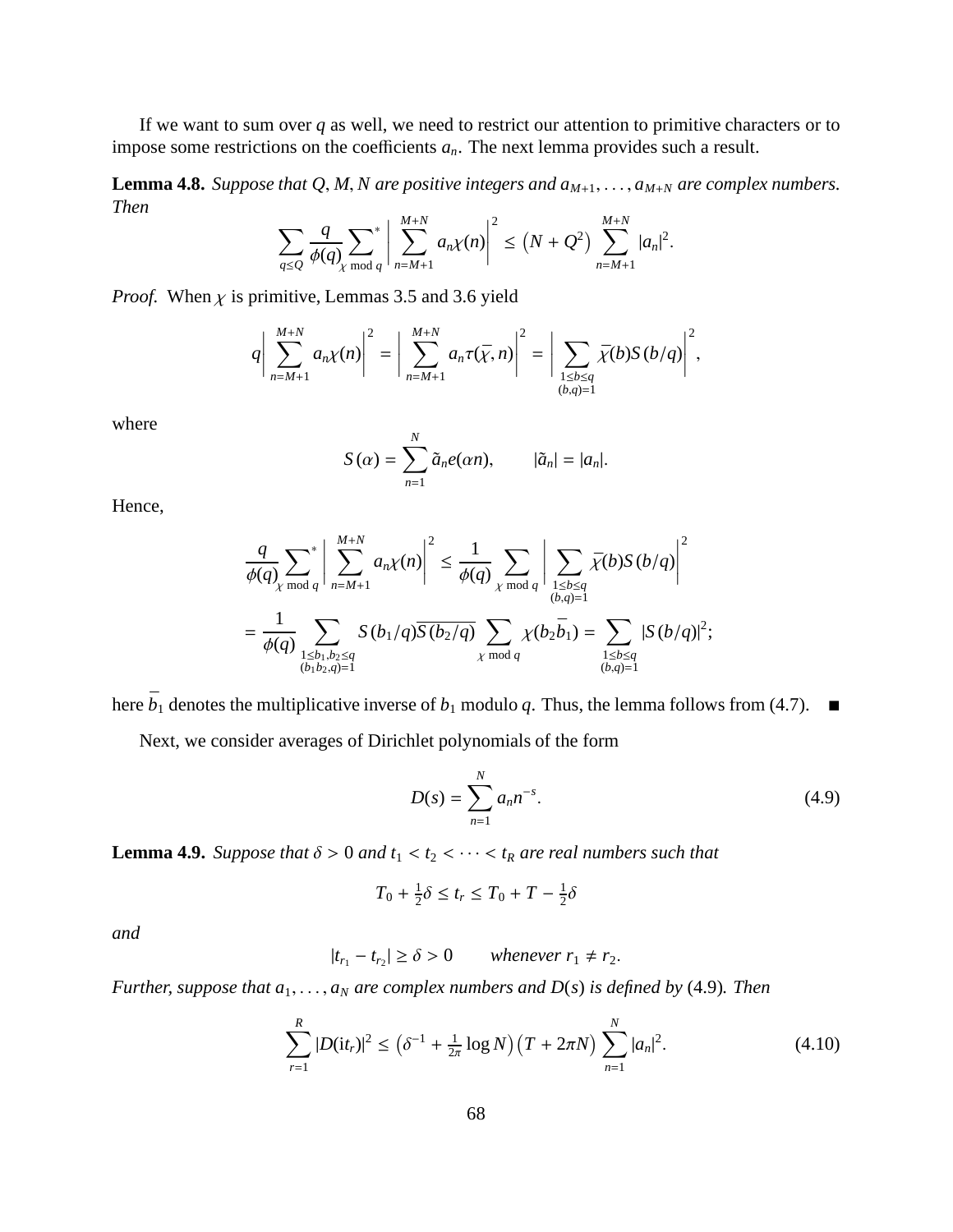If we want to sum over $q$ as well, we need to restrict our attention to primitive characters or to impose some restrictions on the coefficients $a_n$. The next lemma provides such a result.

**Lemma 4.8.** *Suppose that $Q, M, N$ are positive integers and $a_{M+1}, \dots, a_{M+N}$ are complex numbers. Then*

$$\sum_{q \le Q} \frac{q}{\phi(q)} \sideset{}{^*}\sum_{\chi \bmod q} \bigg| \sum_{n=M+1}^{M+N} a_n \chi(n) \bigg|^2 \le \big(N + Q^2\big) \sum_{n=M+1}^{M+N} |a_n|^2.$$

*Proof.* When $\chi$ is primitive, Lemmas 3.5 and 3.6 yield

$$q \bigg| \sum_{n=M+1}^{M+N} a_n \chi(n) \bigg|^2 = \bigg| \sum_{n=M+1}^{M+N} a_n \tau(\overline{\chi}, n) \bigg|^2 = \bigg| \sum_{\substack{1 \le b \le q \\ (b,q)=1}} \overline{\chi}(b) S(b/q) \bigg|^2,$$

where

$$S(\alpha) = \sum_{n=1}^{N} \tilde{a}_n e(\alpha n), \qquad |\tilde{a}_n| = |a_n|.$$

Hence,

$$\begin{aligned}
\frac{q}{\phi(q)} \sideset{}{^*}\sum_{\chi \bmod q} \bigg| \sum_{n=M+1}^{M+N} a_n \chi(n) \bigg|^2 &\le \frac{1}{\phi(q)} \sum_{\chi \bmod q} \bigg| \sum_{\substack{1 \le b \le q \\ (b,q)=1}} \overline{\chi}(b) S(b/q) \bigg|^2 \\
= \frac{1}{\phi(q)} \sum_{\substack{1 \le b_1, b_2 \le q \\ (b_1 b_2, q)=1}} S(b_1/q) \overline{S(b_2/q)} \sum_{\chi \bmod q} \chi(b_2 \overline{b}_1) &= \sum_{\substack{1 \le b \le q \\ (b,q)=1}} |S(b/q)|^2;
\end{aligned}$$

here $\overline{b}_1$ denotes the multiplicative inverse of $b_1$ modulo $q$. Thus, the lemma follows from (4.7). ∎

Next, we consider averages of Dirichlet polynomials of the form

$$D(s) = \sum_{n=1}^{N} a_n n^{-s}. \tag{4.9}$$

**Lemma 4.9.** *Suppose that $\delta > 0$ and $t_1 < t_2 < \cdots < t_R$ are real numbers such that*

$$T_0 + \tfrac{1}{2}\delta \le t_r \le T_0 + T - \tfrac{1}{2}\delta$$

*and*

$$|t_{r_1} - t_{r_2}| \ge \delta > 0 \qquad \text{whenever } r_1 \ne r_2.$$

*Further, suppose that $a_1, \dots, a_N$ are complex numbers and $D(s)$ is defined by* (4.9)*. Then*

$$\sum_{r=1}^{R} |D(\mathrm{i}t_r)|^2 \le \big(\delta^{-1} + \tfrac{1}{2\pi} \log N\big)\big(T + 2\pi N\big) \sum_{n=1}^{N} |a_n|^2. \tag{4.10}$$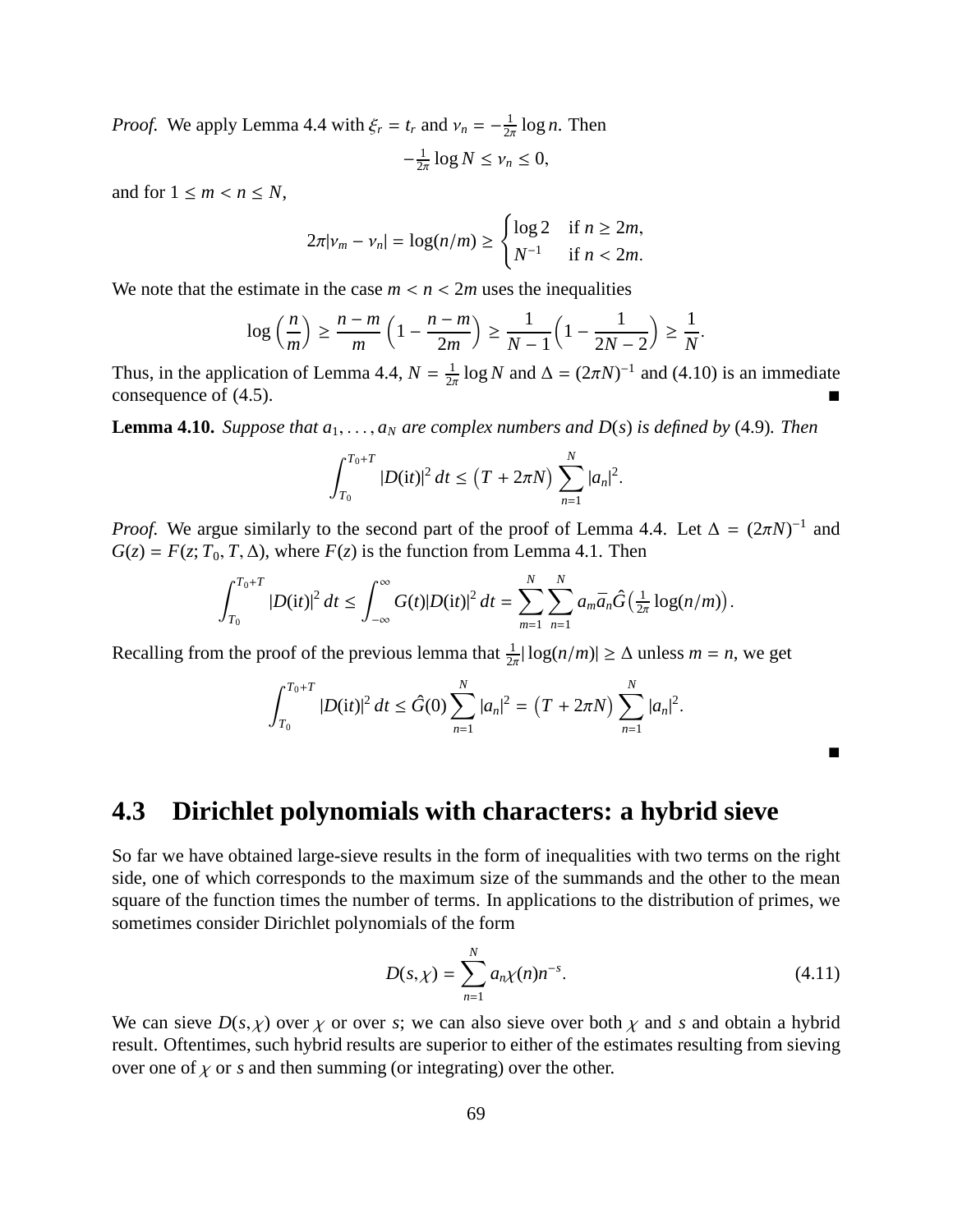*Proof.* We apply Lemma 4.4 with $\xi_r = t_r$ and $\nu_n = -\frac{1}{2\pi}\log n$. Then

$$-\tfrac{1}{2\pi}\log N \le \nu_n \le 0,$$

and for $1 \le m < n \le N$,

$$2\pi|\nu_m - \nu_n| = \log(n/m) \ge \begin{cases} \log 2 & \text{if } n \ge 2m, \\ N^{-1} & \text{if } n < 2m. \end{cases}$$

We note that the estimate in the case $m < n < 2m$ uses the inequalities

$$\log\left(\frac{n}{m}\right) \ge \frac{n-m}{m}\left(1 - \frac{n-m}{2m}\right) \ge \frac{1}{N-1}\left(1 - \frac{1}{2N-2}\right) \ge \frac{1}{N}.$$

Thus, in the application of Lemma 4.4, $N = \frac{1}{2\pi}\log N$ and $\Delta = (2\pi N)^{-1}$ and (4.10) is an immediate consequence of (4.5). ∎

**Lemma 4.10.** *Suppose that $a_1, \dots, a_N$ are complex numbers and $D(s)$ is defined by* (4.9)*. Then*

$$\int_{T_0}^{T_0+T} |D(\mathrm{i}t)|^2\, dt \le \big(T + 2\pi N\big)\sum_{n=1}^{N} |a_n|^2.$$

*Proof.* We argue similarly to the second part of the proof of Lemma 4.4. Let $\Delta = (2\pi N)^{-1}$ and $G(z) = F(z; T_0, T, \Delta)$, where $F(z)$ is the function from Lemma 4.1. Then

$$\int_{T_0}^{T_0+T} |D(\mathrm{i}t)|^2\, dt \le \int_{-\infty}^{\infty} G(t)|D(\mathrm{i}t)|^2\, dt = \sum_{m=1}^{N}\sum_{n=1}^{N} a_m \bar{a}_n \hat{G}\big(\tfrac{1}{2\pi}\log(n/m)\big).$$

Recalling from the proof of the previous lemma that $\frac{1}{2\pi}|\log(n/m)| \ge \Delta$ unless $m = n$, we get

$$\int_{T_0}^{T_0+T} |D(\mathrm{i}t)|^2\, dt \le \hat{G}(0)\sum_{n=1}^{N} |a_n|^2 = \big(T + 2\pi N\big)\sum_{n=1}^{N} |a_n|^2.$$

∎

## 4.3 Dirichlet polynomials with characters: a hybrid sieve

So far we have obtained large-sieve results in the form of inequalities with two terms on the right side, one of which corresponds to the maximum size of the summands and the other to the mean square of the function times the number of terms. In applications to the distribution of primes, we sometimes consider Dirichlet polynomials of the form

$$D(s,\chi) = \sum_{n=1}^{N} a_n \chi(n) n^{-s}. \tag{4.11}$$

We can sieve $D(s,\chi)$ over $\chi$ or over $s$; we can also sieve over both $\chi$ and $s$ and obtain a hybrid result. Oftentimes, such hybrid results are superior to either of the estimates resulting from sieving over one of $\chi$ or $s$ and then summing (or integrating) over the other.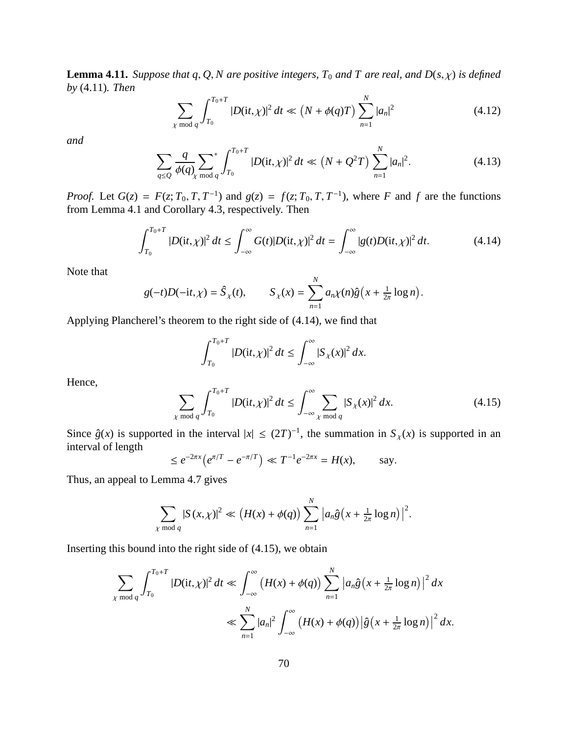**Lemma 4.11.** *Suppose that $q, Q, N$ are positive integers, $T_0$ and $T$ are real, and $D(s,\chi)$ is defined by* (4.11)*. Then*

$$\sum_{\chi \bmod q} \int_{T_0}^{T_0+T} |D(\mathrm{i}t,\chi)|^2\, dt \ll \big(N + \phi(q)T\big) \sum_{n=1}^{N} |a_n|^2 \tag{4.12}$$

*and*

$$\sum_{q \le Q} \frac{q}{\phi(q)} \sideset{}{^*}\sum_{\chi \bmod q} \int_{T_0}^{T_0+T} |D(\mathrm{i}t,\chi)|^2\, dt \ll \big(N + Q^2T\big) \sum_{n=1}^{N} |a_n|^2. \tag{4.13}$$

*Proof.* Let $G(z) = F(z; T_0, T, T^{-1})$ and $g(z) = f(z; T_0, T, T^{-1})$, where $F$ and $f$ are the functions from Lemma 4.1 and Corollary 4.3, respectively. Then

$$\int_{T_0}^{T_0+T} |D(\mathrm{i}t,\chi)|^2\, dt \le \int_{-\infty}^{\infty} G(t)|D(\mathrm{i}t,\chi)|^2\, dt = \int_{-\infty}^{\infty} |g(t)D(\mathrm{i}t,\chi)|^2\, dt. \tag{4.14}$$

Note that

$$g(-t)D(-\mathrm{i}t,\chi) = \hat{S}_\chi(t), \qquad S_\chi(x) = \sum_{n=1}^{N} a_n\chi(n)\hat{g}\big(x + \tfrac{1}{2\pi}\log n\big).$$

Applying Plancherel's theorem to the right side of (4.14), we find that

$$\int_{T_0}^{T_0+T} |D(\mathrm{i}t,\chi)|^2\, dt \le \int_{-\infty}^{\infty} |S_\chi(x)|^2\, dx.$$

Hence,

$$\sum_{\chi \bmod q} \int_{T_0}^{T_0+T} |D(\mathrm{i}t,\chi)|^2\, dt \le \int_{-\infty}^{\infty} \sum_{\chi \bmod q} |S_\chi(x)|^2\, dx. \tag{4.15}$$

Since $\hat{g}(x)$ is supported in the interval $|x| \le (2T)^{-1}$, the summation in $S_\chi(x)$ is supported in an interval of length

$$\le e^{-2\pi x}\big(e^{\pi/T} - e^{-\pi/T}\big) \ll T^{-1}e^{-2\pi x} = H(x), \qquad \text{say.}$$

Thus, an appeal to Lemma 4.7 gives

$$\sum_{\chi \bmod q} |S(x,\chi)|^2 \ll \big(H(x) + \phi(q)\big) \sum_{n=1}^{N} \big|a_n\hat{g}\big(x + \tfrac{1}{2\pi}\log n\big)\big|^2.$$

Inserting this bound into the right side of (4.15), we obtain

$$\begin{aligned}
\sum_{\chi \bmod q} \int_{T_0}^{T_0+T} |D(\mathrm{i}t,\chi)|^2\, dt &\ll \int_{-\infty}^{\infty} \big(H(x) + \phi(q)\big) \sum_{n=1}^{N} \big|a_n\hat{g}\big(x + \tfrac{1}{2\pi}\log n\big)\big|^2\, dx \\
&\ll \sum_{n=1}^{N} |a_n|^2 \int_{-\infty}^{\infty} \big(H(x) + \phi(q)\big)\big|\hat{g}\big(x + \tfrac{1}{2\pi}\log n\big)\big|^2\, dx.
\end{aligned}$$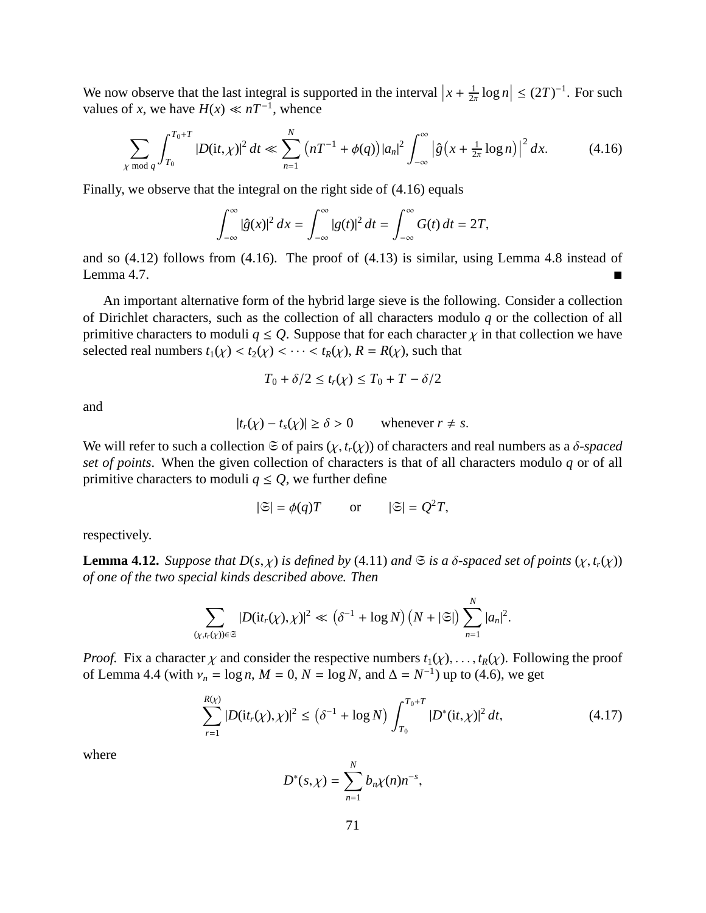We now observe that the last integral is supported in the interval $\left|x + \frac{1}{2\pi}\log n\right| \le (2T)^{-1}$. For such values of $x$, we have $H(x) \ll nT^{-1}$, whence

$$\sum_{\chi \bmod q} \int_{T_0}^{T_0+T} |D(\mathrm{i}t,\chi)|^2\,dt \ll \sum_{n=1}^{N} \left(nT^{-1} + \phi(q)\right)|a_n|^2 \int_{-\infty}^{\infty} \left|\hat{g}\left(x + \tfrac{1}{2\pi}\log n\right)\right|^2 dx. \tag{4.16}$$

Finally, we observe that the integral on the right side of (4.16) equals

$$\int_{-\infty}^{\infty} |\hat{g}(x)|^2\,dx = \int_{-\infty}^{\infty} |g(t)|^2\,dt = \int_{-\infty}^{\infty} G(t)\,dt = 2T,$$

and so (4.12) follows from (4.16). The proof of (4.13) is similar, using Lemma 4.8 instead of Lemma 4.7. ∎

An important alternative form of the hybrid large sieve is the following. Consider a collection of Dirichlet characters, such as the collection of all characters modulo $q$ or the collection of all primitive characters to moduli $q \le Q$. Suppose that for each character $\chi$ in that collection we have selected real numbers $t_1(\chi) < t_2(\chi) < \cdots < t_R(\chi)$, $R = R(\chi)$, such that

$$T_0 + \delta/2 \le t_r(\chi) \le T_0 + T - \delta/2$$

and

$$|t_r(\chi) - t_s(\chi)| \ge \delta > 0 \qquad \text{whenever } r \ne s.$$

We will refer to such a collection $\mathfrak{S}$ of pairs $(\chi, t_r(\chi))$ of characters and real numbers as a *$\delta$-spaced set of points*. When the given collection of characters is that of all characters modulo $q$ or of all primitive characters to moduli $q \le Q$, we further define

$$|\mathfrak{S}| = \phi(q)T \qquad \text{or} \qquad |\mathfrak{S}| = Q^2 T,$$

respectively.

**Lemma 4.12.** *Suppose that $D(s,\chi)$ is defined by* (4.11) *and $\mathfrak{S}$ is a $\delta$-spaced set of points $(\chi, t_r(\chi))$ of one of the two special kinds described above. Then*

$$\sum_{(\chi, t_r(\chi)) \in \mathfrak{S}} |D(\mathrm{i}t_r(\chi),\chi)|^2 \ll \left(\delta^{-1} + \log N\right)\left(N + |\mathfrak{S}|\right) \sum_{n=1}^{N} |a_n|^2.$$

*Proof.* Fix a character $\chi$ and consider the respective numbers $t_1(\chi), \dots, t_R(\chi)$. Following the proof of Lemma 4.4 (with $\nu_n = \log n$, $M = 0$, $N = \log N$, and $\Delta = N^{-1}$) up to (4.6), we get

$$\sum_{r=1}^{R(\chi)} |D(\mathrm{i}t_r(\chi),\chi)|^2 \le \left(\delta^{-1} + \log N\right) \int_{T_0}^{T_0+T} |D^*(\mathrm{i}t,\chi)|^2\,dt, \tag{4.17}$$

where

$$D^*(s,\chi) = \sum_{n=1}^{N} b_n \chi(n) n^{-s},$$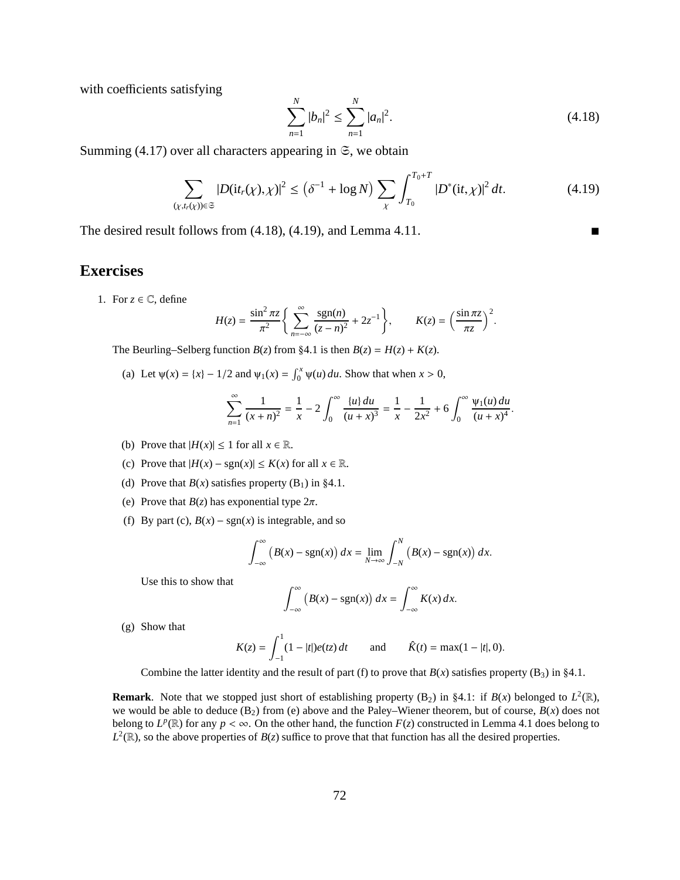with coefficients satisfying

$$\sum_{n=1}^{N} |b_n|^2 \le \sum_{n=1}^{N} |a_n|^2. \tag{4.18}$$

Summing (4.17) over all characters appearing in $\mathfrak{S}$, we obtain

$$\sum_{(\chi, t_r(\chi)) \in \mathfrak{S}} |D(\mathrm{i}t_r(\chi), \chi)|^2 \le \left(\delta^{-1} + \log N\right) \sum_{\chi} \int_{T_0}^{T_0+T} |D^*(\mathrm{i}t, \chi)|^2 \, dt. \tag{4.19}$$

The desired result follows from (4.18), (4.19), and Lemma 4.11. ∎

## Exercises

1. For $z \in \mathbb{C}$, define

$$H(z) = \frac{\sin^2 \pi z}{\pi^2} \left\{ \sum_{n=-\infty}^{\infty} \frac{\mathrm{sgn}(n)}{(z-n)^2} + 2z^{-1} \right\}, \qquad K(z) = \left( \frac{\sin \pi z}{\pi z} \right)^2.$$

The Beurling–Selberg function $B(z)$ from §4.1 is then $B(z) = H(z) + K(z)$.

(a) Let $\psi(x) = \{x\} - 1/2$ and $\psi_1(x) = \int_0^x \psi(u) \, du$. Show that when $x > 0$,

$$\sum_{n=1}^{\infty} \frac{1}{(x+n)^2} = \frac{1}{x} - 2 \int_0^{\infty} \frac{\{u\} \, du}{(u+x)^3} = \frac{1}{x} - \frac{1}{2x^2} + 6 \int_0^{\infty} \frac{\psi_1(u) \, du}{(u+x)^4}.$$

(b) Prove that $|H(x)| \le 1$ for all $x \in \mathbb{R}$.

(c) Prove that $|H(x) - \mathrm{sgn}(x)| \le K(x)$ for all $x \in \mathbb{R}$.

(d) Prove that $B(x)$ satisfies property ($\mathrm{B}_1$) in §4.1.

(e) Prove that $B(z)$ has exponential type $2\pi$.

(f) By part (c), $B(x) - \mathrm{sgn}(x)$ is integrable, and so

$$\int_{-\infty}^{\infty} \left( B(x) - \mathrm{sgn}(x) \right) dx = \lim_{N \to \infty} \int_{-N}^{N} \left( B(x) - \mathrm{sgn}(x) \right) dx.$$

Use this to show that

$$\int_{-\infty}^{\infty} \left( B(x) - \mathrm{sgn}(x) \right) dx = \int_{-\infty}^{\infty} K(x) \, dx.$$

(g) Show that

$$K(z) = \int_{-1}^{1} (1 - |t|) e(tz) \, dt \qquad \text{and} \qquad \hat{K}(t) = \max(1 - |t|, 0).$$

Combine the latter identity and the result of part (f) to prove that $B(x)$ satisfies property ($\mathrm{B}_3$) in §4.1.

**Remark**. Note that we stopped just short of establishing property ($\mathrm{B}_2$) in §4.1: if $B(x)$ belonged to $L^2(\mathbb{R})$, we would be able to deduce ($\mathrm{B}_2$) from (e) above and the Paley–Wiener theorem, but of course, $B(x)$ does not belong to $L^p(\mathbb{R})$ for any $p < \infty$. On the other hand, the function $F(z)$ constructed in Lemma 4.1 does belong to $L^2(\mathbb{R})$, so the above properties of $B(z)$ suffice to prove that that function has all the desired properties.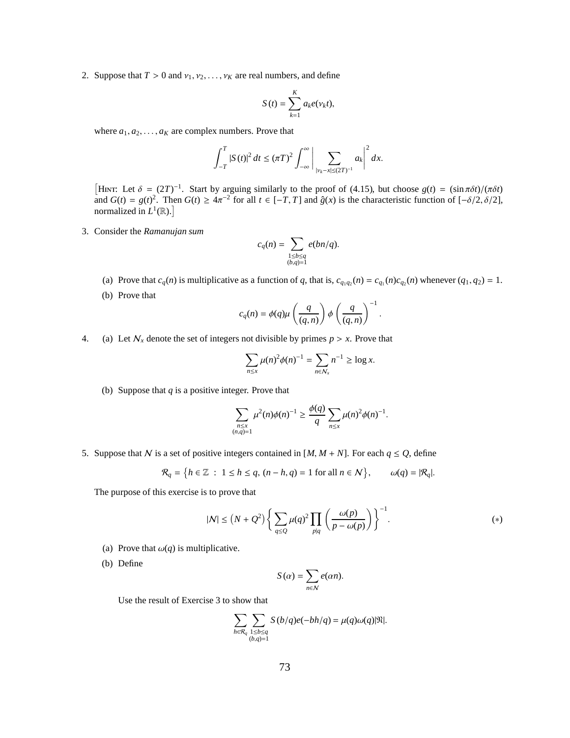2. Suppose that $T > 0$ and $\nu_1, \nu_2, \dots, \nu_K$ are real numbers, and define

$$S(t) = \sum_{k=1}^{K} a_k e(\nu_k t),$$

where $a_1, a_2, \dots, a_K$ are complex numbers. Prove that

$$\int_{-T}^{T} |S(t)|^2 \, dt \le (\pi T)^2 \int_{-\infty}^{\infty} \Bigg| \sum_{|\nu_k - x| \le (2T)^{-1}} a_k \Bigg|^2 dx.$$

[Hint: Let $\delta = (2T)^{-1}$. Start by arguing similarly to the proof of (4.15), but choose $g(t) = (\sin \pi\delta t)/(\pi\delta t)$ and $G(t) = g(t)^2$. Then $G(t) \ge 4\pi^{-2}$ for all $t \in [-T, T]$ and $\hat{g}(x)$ is the characteristic function of $[-\delta/2, \delta/2]$, normalized in $L^1(\mathbb{R})$.]

3. Consider the *Ramanujan sum*

$$c_q(n) = \sum_{\substack{1 \le b \le q \\ (b,q)=1}} e(bn/q).$$

   (a) Prove that $c_q(n)$ is multiplicative as a function of $q$, that is, $c_{q_1 q_2}(n) = c_{q_1}(n) c_{q_2}(n)$ whenever $(q_1, q_2) = 1$.

   (b) Prove that

$$c_q(n) = \phi(q) \mu\left(\frac{q}{(q,n)}\right) \phi\left(\frac{q}{(q,n)}\right)^{-1}.$$

4. (a) Let $\mathcal{N}_x$ denote the set of integers not divisible by primes $p > x$. Prove that

$$\sum_{n \le x} \mu(n)^2 \phi(n)^{-1} = \sum_{n \in \mathcal{N}_x} n^{-1} \ge \log x.$$

   (b) Suppose that $q$ is a positive integer. Prove that

$$\sum_{\substack{n \le x \\ (n,q)=1}} \mu^2(n) \phi(n)^{-1} \ge \frac{\phi(q)}{q} \sum_{n \le x} \mu(n)^2 \phi(n)^{-1}.$$

5. Suppose that $\mathcal{N}$ is a set of positive integers contained in $[M, M+N]$. For each $q \le Q$, define

$$\mathcal{R}_q = \left\{ h \in \mathbb{Z} \ : \ 1 \le h \le q, \ (n - h, q) = 1 \text{ for all } n \in \mathcal{N} \right\}, \qquad \omega(q) = |\mathcal{R}_q|.$$

The purpose of this exercise is to prove that

$$|\mathcal{N}| \le \left(N + Q^2\right) \left\{ \sum_{q \le Q} \mu(q)^2 \prod_{p \mid q} \left( \frac{\omega(p)}{p - \omega(p)} \right) \right\}^{-1}. \qquad (*)$$

   (a) Prove that $\omega(q)$ is multiplicative.

   (b) Define

$$S(\alpha) = \sum_{n \in \mathcal{N}} e(\alpha n).$$

   Use the result of Exercise 3 to show that

$$\sum_{h \in \mathcal{R}_q} \sum_{\substack{1 \le b \le q \\ (b,q)=1}} S(b/q) e(-bh/q) = \mu(q) \omega(q) |\mathfrak{N}|.$$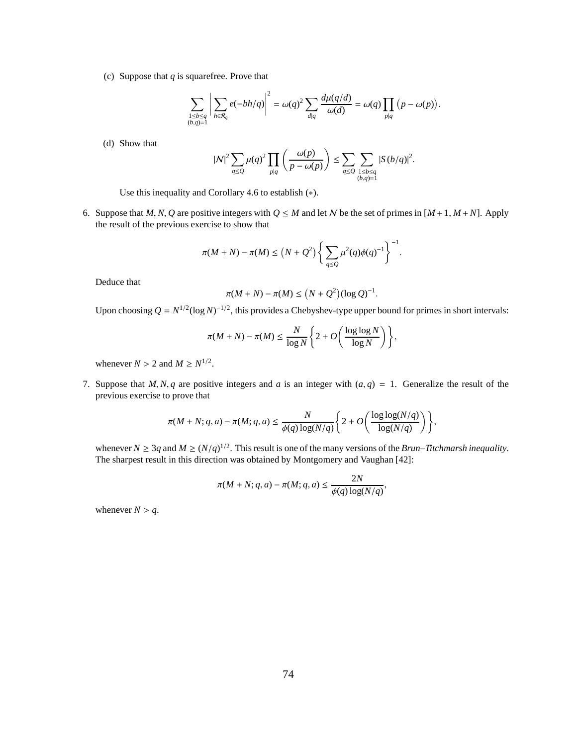(c) Suppose that $q$ is squarefree. Prove that

$$\sum_{\substack{1\le b\le q\\(b,q)=1}} \left| \sum_{h\in\mathcal{R}_q} e(-bh/q) \right|^2 = \omega(q)^2 \sum_{d|q} \frac{d\mu(q/d)}{\omega(d)} = \omega(q) \prod_{p|q} \big(p - \omega(p)\big).$$

(d) Show that

$$|\mathcal{N}|^2 \sum_{q\le Q} \mu(q)^2 \prod_{p|q} \left( \frac{\omega(p)}{p-\omega(p)} \right) \le \sum_{q\le Q} \sum_{\substack{1\le b\le q\\(b,q)=1}} |S(b/q)|^2.$$

Use this inequality and Corollary 4.6 to establish (∗).

6. Suppose that $M, N, Q$ are positive integers with $Q \le M$ and let $\mathcal{N}$ be the set of primes in $[M+1, M+N]$. Apply the result of the previous exercise to show that

$$\pi(M+N) - \pi(M) \le \big(N + Q^2\big) \left\{ \sum_{q\le Q} \mu^2(q)\phi(q)^{-1} \right\}^{-1}.$$

Deduce that

$$\pi(M+N) - \pi(M) \le \big(N + Q^2\big)(\log Q)^{-1}.$$

Upon choosing $Q = N^{1/2}(\log N)^{-1/2}$, this provides a Chebyshev-type upper bound for primes in short intervals:

$$\pi(M+N) - \pi(M) \le \frac{N}{\log N} \left\{ 2 + O\left( \frac{\log\log N}{\log N} \right) \right\},$$

whenever $N > 2$ and $M \ge N^{1/2}$.

7. Suppose that $M, N, q$ are positive integers and $a$ is an integer with $(a, q) = 1$. Generalize the result of the previous exercise to prove that

$$\pi(M+N; q, a) - \pi(M; q, a) \le \frac{N}{\phi(q)\log(N/q)} \left\{ 2 + O\left( \frac{\log\log(N/q)}{\log(N/q)} \right) \right\},$$

whenever $N \ge 3q$ and $M \ge (N/q)^{1/2}$. This result is one of the many versions of the *Brun–Titchmarsh inequality*. The sharpest result in this direction was obtained by Montgomery and Vaughan [42]:

$$\pi(M+N; q, a) - \pi(M; q, a) \le \frac{2N}{\phi(q)\log(N/q)},$$

whenever $N > q$.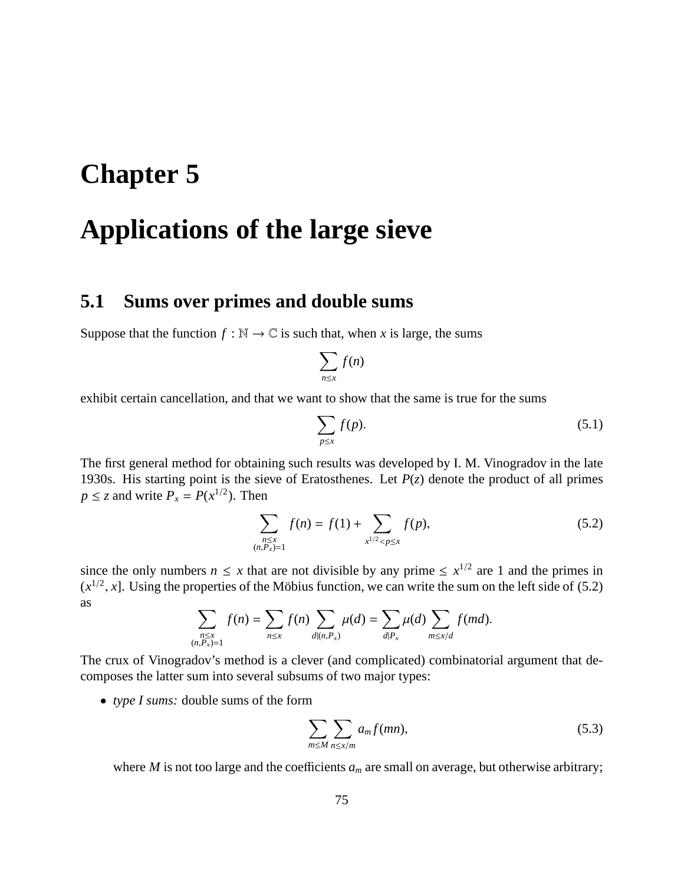# Chapter 5

# Applications of the large sieve

## 5.1 Sums over primes and double sums

Suppose that the function $f : \mathbb{N} \to \mathbb{C}$ is such that, when $x$ is large, the sums

$$\sum_{n \le x} f(n)$$

exhibit certain cancellation, and that we want to show that the same is true for the sums

$$\sum_{p \le x} f(p). \tag{5.1}$$

The first general method for obtaining such results was developed by I. M. Vinogradov in the late 1930s. His starting point is the sieve of Eratosthenes. Let $P(z)$ denote the product of all primes $p \le z$ and write $P_x = P(x^{1/2})$. Then

$$\sum_{\substack{n \le x \\ (n, P_x) = 1}} f(n) = f(1) + \sum_{x^{1/2} < p \le x} f(p), \tag{5.2}$$

since the only numbers $n \le x$ that are not divisible by any prime $\le x^{1/2}$ are 1 and the primes in $(x^{1/2}, x]$. Using the properties of the Möbius function, we can write the sum on the left side of (5.2) as

$$\sum_{\substack{n \le x \\ (n, P_x) = 1}} f(n) = \sum_{n \le x} f(n) \sum_{d | (n, P_x)} \mu(d) = \sum_{d | P_x} \mu(d) \sum_{m \le x/d} f(md).$$

The crux of Vinogradov's method is a clever (and complicated) combinatorial argument that decomposes the latter sum into several subsums of two major types:

- *type I sums:* double sums of the form

$$\sum_{m \le M} \sum_{n \le x/m} a_m f(mn), \tag{5.3}$$

where $M$ is not too large and the coefficients $a_m$ are small on average, but otherwise arbitrary;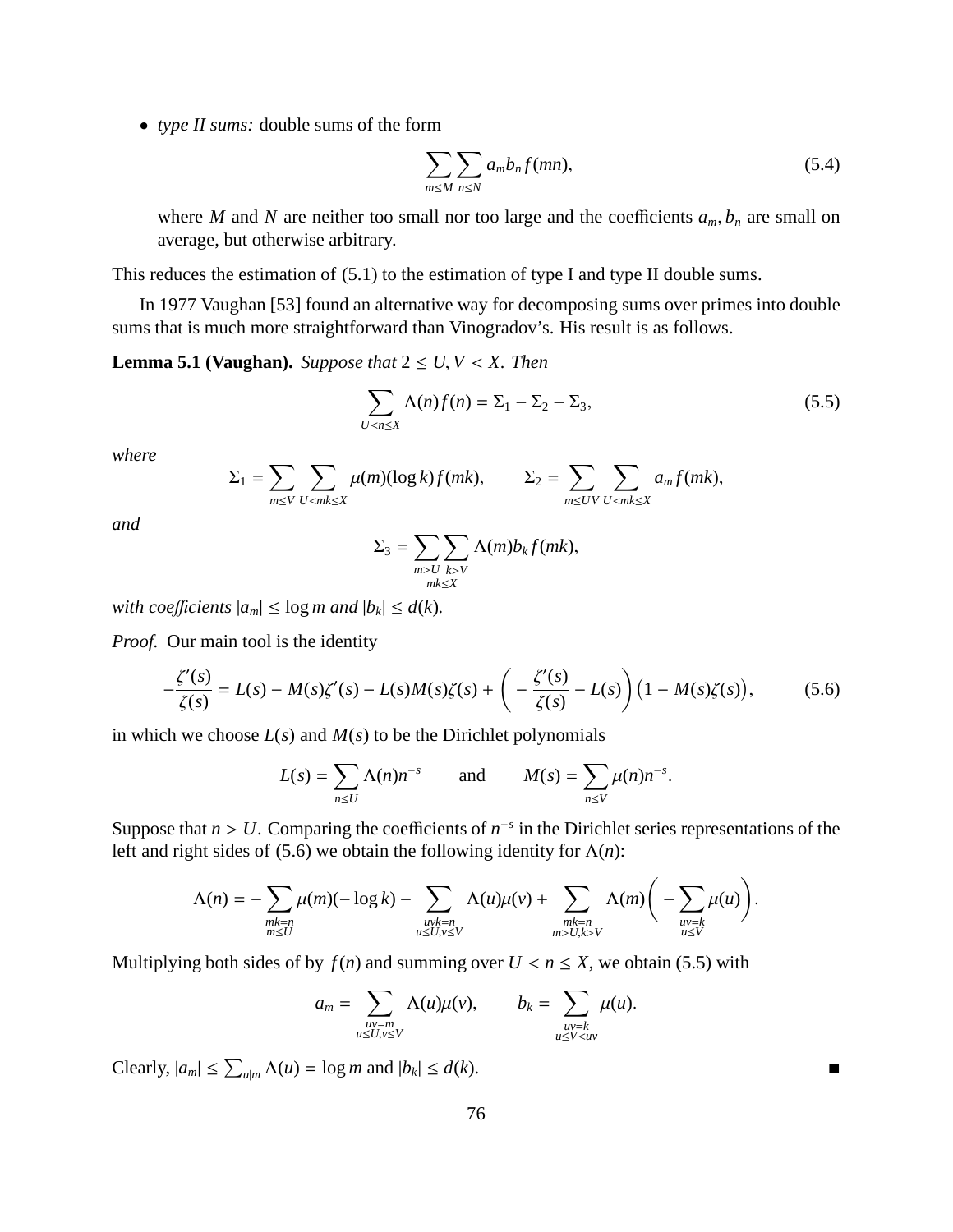- *type II sums:* double sums of the form

$$\sum_{m\le M}\sum_{n\le N} a_m b_n f(mn), \tag{5.4}$$

where $M$ and $N$ are neither too small nor too large and the coefficients $a_m, b_n$ are small on average, but otherwise arbitrary.

This reduces the estimation of (5.1) to the estimation of type I and type II double sums.

In 1977 Vaughan [53] found an alternative way for decomposing sums over primes into double sums that is much more straightforward than Vinogradov's. His result is as follows.

**Lemma 5.1 (Vaughan).** *Suppose that $2 \le U, V < X$. Then*

$$\sum_{U<n\le X} \Lambda(n) f(n) = \Sigma_1 - \Sigma_2 - \Sigma_3, \tag{5.5}$$

*where*

$$\Sigma_1 = \sum_{m\le V}\sum_{U<mk\le X} \mu(m)(\log k) f(mk), \qquad \Sigma_2 = \sum_{m\le UV}\sum_{U<mk\le X} a_m f(mk),$$

*and*

$$\Sigma_3 = \sum_{\substack{m>U \\ mk\le X}}\sum_{k>V} \Lambda(m) b_k f(mk),$$

*with coefficients $|a_m| \le \log m$ and $|b_k| \le d(k)$.*

*Proof.* Our main tool is the identity

$$-\frac{\zeta'(s)}{\zeta(s)} = L(s) - M(s)\zeta'(s) - L(s)M(s)\zeta(s) + \left(-\frac{\zeta'(s)}{\zeta(s)} - L(s)\right)\big(1 - M(s)\zeta(s)\big), \tag{5.6}$$

in which we choose $L(s)$ and $M(s)$ to be the Dirichlet polynomials

$$L(s) = \sum_{n\le U} \Lambda(n) n^{-s} \qquad \text{and} \qquad M(s) = \sum_{n\le V} \mu(n) n^{-s}.$$

Suppose that $n > U$. Comparing the coefficients of $n^{-s}$ in the Dirichlet series representations of the left and right sides of (5.6) we obtain the following identity for $\Lambda(n)$:

$$\Lambda(n) = -\sum_{\substack{mk=n \\ m\le U}} \mu(m)(-\log k) - \sum_{\substack{uvk=n \\ u\le U, v\le V}} \Lambda(u)\mu(v) + \sum_{\substack{mk=n \\ m>U, k>V}} \Lambda(m)\left(-\sum_{\substack{uv=k \\ u\le V}} \mu(u)\right).$$

Multiplying both sides of by $f(n)$ and summing over $U < n \le X$, we obtain (5.5) with

$$a_m = \sum_{\substack{uv=m \\ u\le U, v\le V}} \Lambda(u)\mu(v), \qquad b_k = \sum_{\substack{uv=k \\ u\le V<uv}} \mu(u).$$

Clearly, $|a_m| \le \sum_{u|m} \Lambda(u) = \log m$ and $|b_k| \le d(k)$. ∎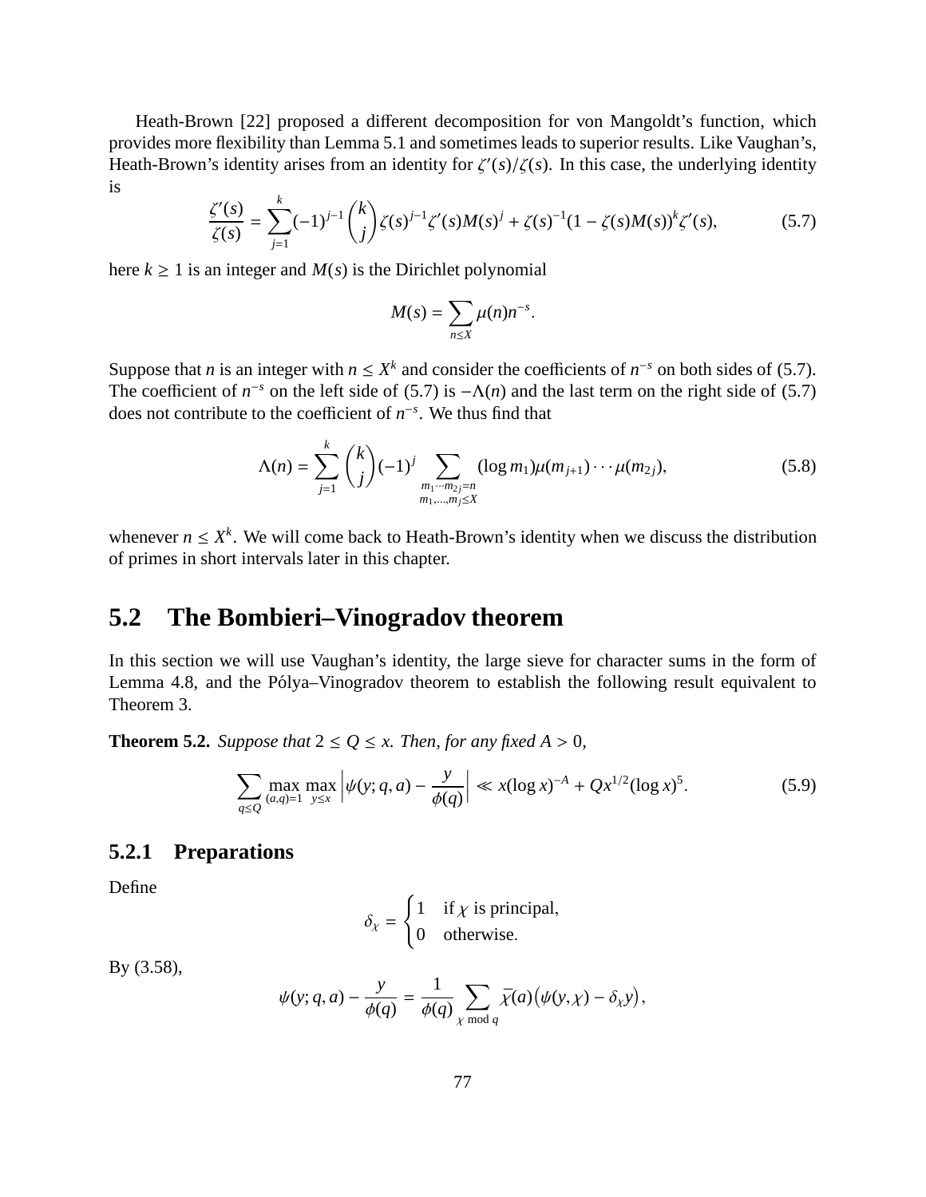Heath-Brown [22] proposed a different decomposition for von Mangoldt's function, which provides more flexibility than Lemma 5.1 and sometimes leads to superior results. Like Vaughan's, Heath-Brown's identity arises from an identity for $\zeta'(s)/\zeta(s)$. In this case, the underlying identity is

$$\frac{\zeta'(s)}{\zeta(s)} = \sum_{j=1}^{k} (-1)^{j-1} \binom{k}{j} \zeta(s)^{j-1} \zeta'(s) M(s)^j + \zeta(s)^{-1} (1 - \zeta(s) M(s))^k \zeta'(s), \tag{5.7}$$

here $k \geq 1$ is an integer and $M(s)$ is the Dirichlet polynomial

$$M(s) = \sum_{n \leq X} \mu(n) n^{-s}.$$

Suppose that $n$ is an integer with $n \leq X^k$ and consider the coefficients of $n^{-s}$ on both sides of (5.7). The coefficient of $n^{-s}$ on the left side of (5.7) is $-\Lambda(n)$ and the last term on the right side of (5.7) does not contribute to the coefficient of $n^{-s}$. We thus find that

$$\Lambda(n) = \sum_{j=1}^{k} \binom{k}{j} (-1)^j \sum_{\substack{m_1 \cdots m_{2j} = n \\ m_1, \ldots, m_j \leq X}} (\log m_1) \mu(m_{j+1}) \cdots \mu(m_{2j}), \tag{5.8}$$

whenever $n \leq X^k$. We will come back to Heath-Brown's identity when we discuss the distribution of primes in short intervals later in this chapter.

## 5.2 The Bombieri–Vinogradov theorem

In this section we will use Vaughan's identity, the large sieve for character sums in the form of Lemma 4.8, and the Pólya–Vinogradov theorem to establish the following result equivalent to Theorem 3.

**Theorem 5.2.** *Suppose that* $2 \leq Q \leq x$. *Then, for any fixed* $A > 0$,

$$\sum_{q \leq Q} \max_{(a,q)=1} \max_{y \leq x} \left| \psi(y; q, a) - \frac{y}{\phi(q)} \right| \ll x (\log x)^{-A} + Q x^{1/2} (\log x)^5. \tag{5.9}$$

### 5.2.1 Preparations

Define

$$\delta_\chi = \begin{cases} 1 & \text{if } \chi \text{ is principal,} \\ 0 & \text{otherwise.} \end{cases}$$

By (3.58),

$$\psi(y; q, a) - \frac{y}{\phi(q)} = \frac{1}{\phi(q)} \sum_{\chi \bmod q} \bar{\chi}(a) \big( \psi(y, \chi) - \delta_\chi y \big),$$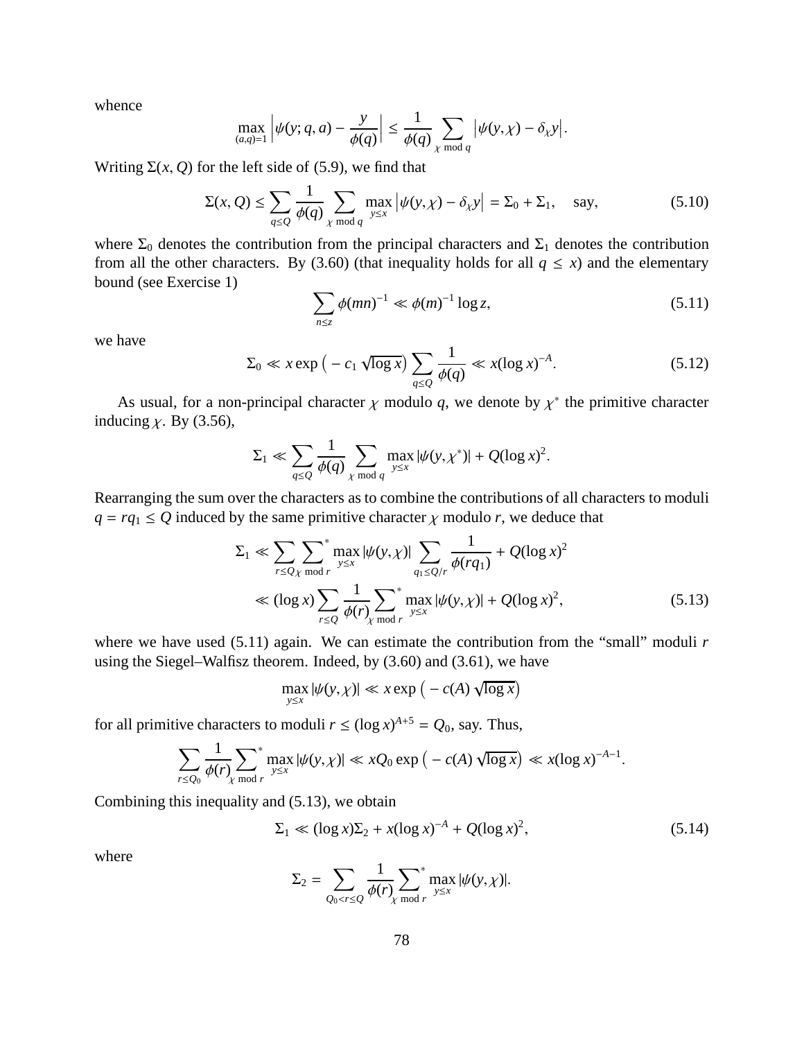whence

$$\max_{(a,q)=1} \left| \psi(y; q, a) - \frac{y}{\phi(q)} \right| \leq \frac{1}{\phi(q)} \sum_{\chi \bmod q} \left| \psi(y, \chi) - \delta_\chi y \right|.$$

Writing $\Sigma(x, Q)$ for the left side of (5.9), we find that

$$\Sigma(x, Q) \leq \sum_{q \leq Q} \frac{1}{\phi(q)} \sum_{\chi \bmod q} \max_{y \leq x} \left| \psi(y, \chi) - \delta_\chi y \right| = \Sigma_0 + \Sigma_1, \quad \text{say,} \tag{5.10}$$

where $\Sigma_0$ denotes the contribution from the principal characters and $\Sigma_1$ denotes the contribution from all the other characters. By (3.60) (that inequality holds for all $q \leq x$) and the elementary bound (see Exercise 1)

$$\sum_{n \leq z} \phi(mn)^{-1} \ll \phi(m)^{-1} \log z, \tag{5.11}$$

we have

$$\Sigma_0 \ll x \exp\left( -c_1 \sqrt{\log x} \right) \sum_{q \leq Q} \frac{1}{\phi(q)} \ll x(\log x)^{-A}. \tag{5.12}$$

As usual, for a non-principal character $\chi$ modulo $q$, we denote by $\chi^*$ the primitive character inducing $\chi$. By (3.56),

$$\Sigma_1 \ll \sum_{q \leq Q} \frac{1}{\phi(q)} \sum_{\chi \bmod q} \max_{y \leq x} |\psi(y, \chi^*)| + Q(\log x)^2.$$

Rearranging the sum over the characters as to combine the contributions of all characters to moduli $q = rq_1 \leq Q$ induced by the same primitive character $\chi$ modulo $r$, we deduce that

$$\begin{aligned}
\Sigma_1 &\ll \sum_{r \leq Q} \sideset{}{^*}\sum_{\chi \bmod r} \max_{y \leq x} |\psi(y, \chi)| \sum_{q_1 \leq Q/r} \frac{1}{\phi(rq_1)} + Q(\log x)^2 \\
&\ll (\log x) \sum_{r \leq Q} \frac{1}{\phi(r)} \sideset{}{^*}\sum_{\chi \bmod r} \max_{y \leq x} |\psi(y, \chi)| + Q(\log x)^2,
\end{aligned} \tag{5.13}$$

where we have used (5.11) again. We can estimate the contribution from the "small" moduli $r$ using the Siegel–Walfisz theorem. Indeed, by (3.60) and (3.61), we have

$$\max_{y \leq x} |\psi(y, \chi)| \ll x \exp\left( -c(A) \sqrt{\log x} \right)$$

for all primitive characters to moduli $r \leq (\log x)^{A+5} = Q_0$, say. Thus,

$$\sum_{r \leq Q_0} \frac{1}{\phi(r)} \sideset{}{^*}\sum_{\chi \bmod r} \max_{y \leq x} |\psi(y, \chi)| \ll xQ_0 \exp\left( -c(A) \sqrt{\log x} \right) \ll x(\log x)^{-A-1}.$$

Combining this inequality and (5.13), we obtain

$$\Sigma_1 \ll (\log x)\Sigma_2 + x(\log x)^{-A} + Q(\log x)^2, \tag{5.14}$$

where

$$\Sigma_2 = \sum_{Q_0 < r \leq Q} \frac{1}{\phi(r)} \sideset{}{^*}\sum_{\chi \bmod r} \max_{y \leq x} |\psi(y, \chi)|.$$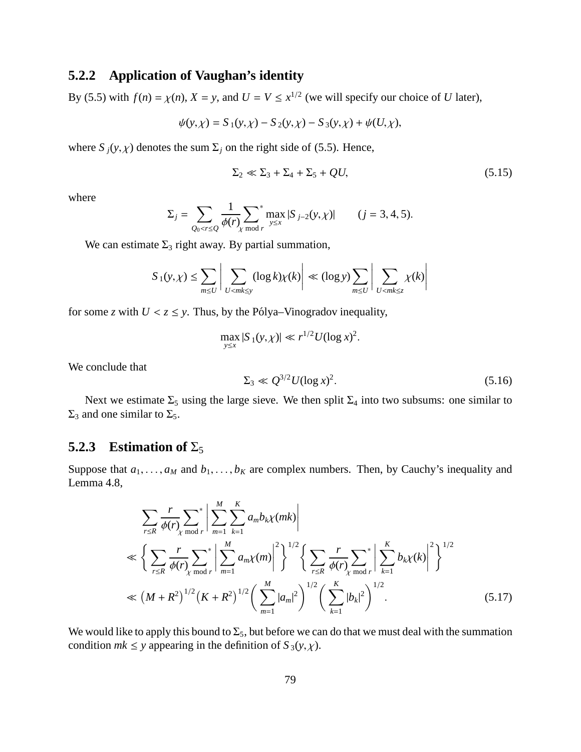### 5.2.2 Application of Vaughan's identity

By (5.5) with $f(n) = \chi(n)$, $X = y$, and $U = V \le x^{1/2}$ (we will specify our choice of $U$ later),

$$\psi(y, \chi) = S_1(y, \chi) - S_2(y, \chi) - S_3(y, \chi) + \psi(U, \chi),$$

where $S_j(y, \chi)$ denotes the sum $\Sigma_j$ on the right side of (5.5). Hence,

$$\Sigma_2 \ll \Sigma_3 + \Sigma_4 + \Sigma_5 + QU, \tag{5.15}$$

where

$$\Sigma_j = \sum_{Q_0 < r \le Q} \frac{1}{\phi(r)} \sideset{}{^*}\sum_{\chi \bmod r} \max_{y \le x} |S_{j-2}(y, \chi)| \qquad (j = 3, 4, 5).$$

We can estimate $\Sigma_3$ right away. By partial summation,

$$S_1(y, \chi) \le \sum_{m \le U} \left| \sum_{U < mk \le y} (\log k) \chi(k) \right| \ll (\log y) \sum_{m \le U} \left| \sum_{U < mk \le z} \chi(k) \right|$$

for some $z$ with $U < z \le y$. Thus, by the Pólya–Vinogradov inequality,

$$\max_{y \le x} |S_1(y, \chi)| \ll r^{1/2} U (\log x)^2.$$

We conclude that

$$\Sigma_3 \ll Q^{3/2} U (\log x)^2. \tag{5.16}$$

Next we estimate $\Sigma_5$ using the large sieve. We then split $\Sigma_4$ into two subsums: one similar to $\Sigma_3$ and one similar to $\Sigma_5$.

### 5.2.3 Estimation of $\Sigma_5$

Suppose that $a_1, \dots, a_M$ and $b_1, \dots, b_K$ are complex numbers. Then, by Cauchy's inequality and Lemma 4.8,

$$\begin{aligned}
&\sum_{r \le R} \frac{r}{\phi(r)} \sideset{}{^*}\sum_{\chi \bmod r} \left| \sum_{m=1}^{M} \sum_{k=1}^{K} a_m b_k \chi(mk) \right| \\
&\ll \left\{ \sum_{r \le R} \frac{r}{\phi(r)} \sideset{}{^*}\sum_{\chi \bmod r} \left| \sum_{m=1}^{M} a_m \chi(m) \right|^2 \right\}^{1/2} \left\{ \sum_{r \le R} \frac{r}{\phi(r)} \sideset{}{^*}\sum_{\chi \bmod r} \left| \sum_{k=1}^{K} b_k \chi(k) \right|^2 \right\}^{1/2} \\
&\ll \left(M + R^2\right)^{1/2} \left(K + R^2\right)^{1/2} \left( \sum_{m=1}^{M} |a_m|^2 \right)^{1/2} \left( \sum_{k=1}^{K} |b_k|^2 \right)^{1/2}.
\end{aligned} \tag{5.17}$$

We would like to apply this bound to $\Sigma_5$, but before we can do that we must deal with the summation condition $mk \le y$ appearing in the definition of $S_3(y, \chi)$.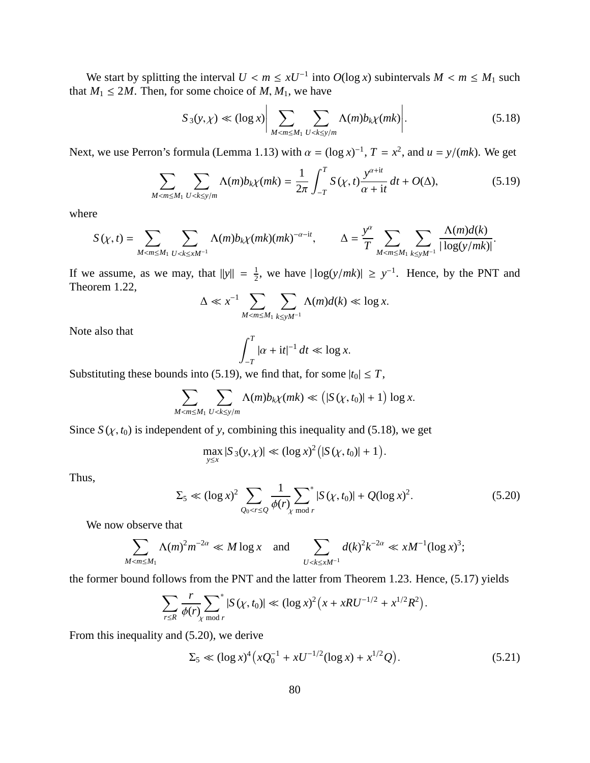We start by splitting the interval $U < m \le xU^{-1}$ into $O(\log x)$ subintervals $M < m \le M_1$ such that $M_1 \le 2M$. Then, for some choice of $M, M_1$, we have

$$S_3(y,\chi) \ll (\log x)\left| \sum_{M<m\le M_1} \sum_{U<k\le y/m} \Lambda(m) b_k \chi(mk) \right|. \tag{5.18}$$

Next, we use Perron's formula (Lemma 1.13) with $\alpha = (\log x)^{-1}$, $T = x^2$, and $u = y/(mk)$. We get

$$\sum_{M<m\le M_1} \sum_{U<k\le y/m} \Lambda(m) b_k \chi(mk) = \frac{1}{2\pi} \int_{-T}^{T} S(\chi, t) \frac{y^{\alpha+\mathrm{i}t}}{\alpha + \mathrm{i}t}\, dt + O(\Delta), \tag{5.19}$$

where

$$S(\chi,t) = \sum_{M<m\le M_1} \sum_{U<k\le xM^{-1}} \Lambda(m) b_k \chi(mk)(mk)^{-\alpha-\mathrm{i}t}, \qquad \Delta = \frac{y^{\alpha}}{T} \sum_{M<m\le M_1} \sum_{k\le yM^{-1}} \frac{\Lambda(m)d(k)}{|\log(y/mk)|}.$$

If we assume, as we may, that $\|y\| = \frac{1}{2}$, we have $|\log(y/mk)| \ge y^{-1}$. Hence, by the PNT and Theorem 1.22,

$$\Delta \ll x^{-1} \sum_{M<m\le M_1} \sum_{k\le yM^{-1}} \Lambda(m) d(k) \ll \log x.$$

Note also that

$$\int_{-T}^{T} |\alpha + \mathrm{i}t|^{-1}\, dt \ll \log x.$$

Substituting these bounds into (5.19), we find that, for some $|t_0| \le T$,

$$\sum_{M<m\le M_1} \sum_{U<k\le y/m} \Lambda(m) b_k \chi(mk) \ll \big(|S(\chi,t_0)| + 1\big) \log x.$$

Since $S(\chi, t_0)$ is independent of $y$, combining this inequality and (5.18), we get

$$\max_{y\le x} |S_3(y,\chi)| \ll (\log x)^2 \big(|S(\chi,t_0)| + 1\big).$$

Thus,

$$\Sigma_5 \ll (\log x)^2 \sum_{Q_0<r\le Q} \frac{1}{\phi(r)} \sideset{}{^*}\sum_{\chi \bmod r} |S(\chi,t_0)| + Q(\log x)^2. \tag{5.20}$$

We now observe that

$$\sum_{M<m\le M_1} \Lambda(m)^2 m^{-2\alpha} \ll M \log x \quad \text{and} \quad \sum_{U<k\le xM^{-1}} d(k)^2 k^{-2\alpha} \ll xM^{-1}(\log x)^3;$$

the former bound follows from the PNT and the latter from Theorem 1.23. Hence, (5.17) yields

$$\sum_{r\le R} \frac{r}{\phi(r)} \sideset{}{^*}\sum_{\chi \bmod r} |S(\chi,t_0)| \ll (\log x)^2 \big(x + xRU^{-1/2} + x^{1/2}R^2\big).$$

From this inequality and (5.20), we derive

$$\Sigma_5 \ll (\log x)^4 \big(xQ_0^{-1} + xU^{-1/2}(\log x) + x^{1/2}Q\big). \tag{5.21}$$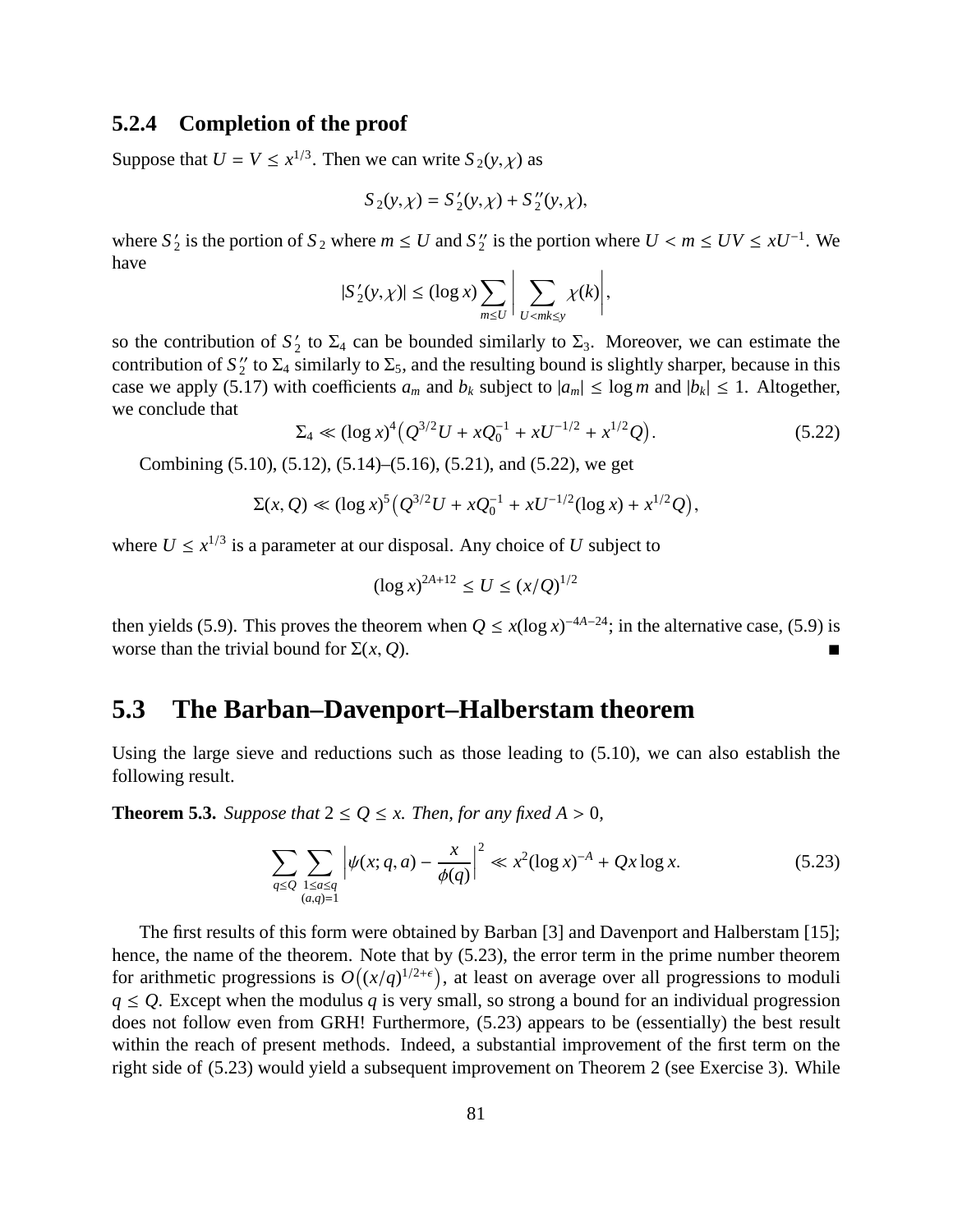### 5.2.4 Completion of the proof

Suppose that $U = V \leq x^{1/3}$. Then we can write $S_2(y, \chi)$ as

$$S_2(y, \chi) = S_2'(y, \chi) + S_2''(y, \chi),$$

where $S_2'$ is the portion of $S_2$ where $m \leq U$ and $S_2''$ is the portion where $U < m \leq UV \leq xU^{-1}$. We have

$$|S_2'(y, \chi)| \leq (\log x) \sum_{m \leq U} \left| \sum_{U < mk \leq y} \chi(k) \right|,$$

so the contribution of $S_2'$ to $\Sigma_4$ can be bounded similarly to $\Sigma_3$. Moreover, we can estimate the contribution of $S_2''$ to $\Sigma_4$ similarly to $\Sigma_5$, and the resulting bound is slightly sharper, because in this case we apply (5.17) with coefficients $a_m$ and $b_k$ subject to $|a_m| \leq \log m$ and $|b_k| \leq 1$. Altogether, we conclude that

$$\Sigma_4 \ll (\log x)^4 \big( Q^{3/2} U + xQ_0^{-1} + xU^{-1/2} + x^{1/2} Q \big). \tag{5.22}$$

Combining (5.10), (5.12), (5.14)–(5.16), (5.21), and (5.22), we get

$$\Sigma(x, Q) \ll (\log x)^5 \big( Q^{3/2} U + xQ_0^{-1} + xU^{-1/2} (\log x) + x^{1/2} Q \big),$$

where $U \leq x^{1/3}$ is a parameter at our disposal. Any choice of $U$ subject to

$$(\log x)^{2A+12} \leq U \leq (x/Q)^{1/2}$$

then yields (5.9). This proves the theorem when $Q \leq x(\log x)^{-4A-24}$; in the alternative case, (5.9) is worse than the trivial bound for $\Sigma(x, Q)$. ∎

## 5.3 The Barban–Davenport–Halberstam theorem

Using the large sieve and reductions such as those leading to (5.10), we can also establish the following result.

**Theorem 5.3.** *Suppose that $2 \leq Q \leq x$. Then, for any fixed $A > 0$,*

$$\sum_{q \leq Q} \sum_{\substack{1 \leq a \leq q \\ (a,q)=1}} \left| \psi(x; q, a) - \frac{x}{\phi(q)} \right|^2 \ll x^2 (\log x)^{-A} + Qx \log x. \tag{5.23}$$

The first results of this form were obtained by Barban [3] and Davenport and Halberstam [15]; hence, the name of the theorem. Note that by (5.23), the error term in the prime number theorem for arithmetic progressions is $O\big((x/q)^{1/2+\epsilon}\big)$, at least on average over all progressions to moduli $q \leq Q$. Except when the modulus $q$ is very small, so strong a bound for an individual progression does not follow even from GRH! Furthermore, (5.23) appears to be (essentially) the best result within the reach of present methods. Indeed, a substantial improvement of the first term on the right side of (5.23) would yield a subsequent improvement on Theorem 2 (see Exercise 3). While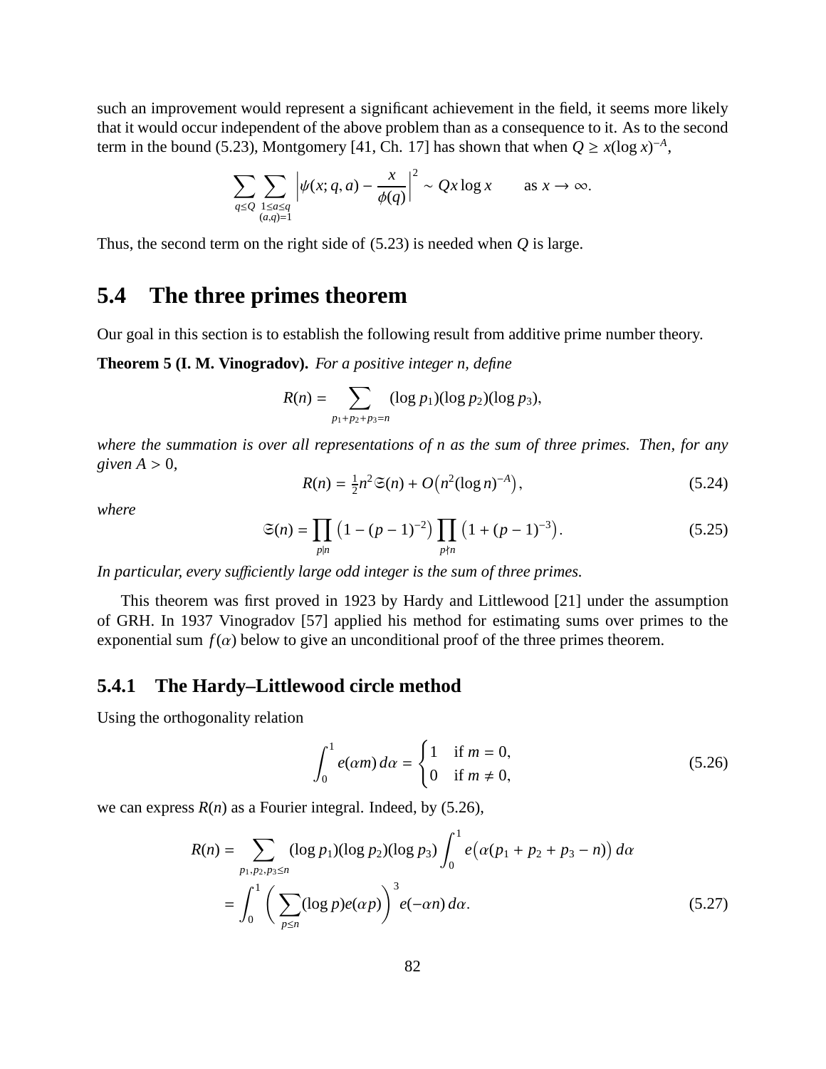such an improvement would represent a significant achievement in the field, it seems more likely that it would occur independent of the above problem than as a consequence to it. As to the second term in the bound (5.23), Montgomery [41, Ch. 17] has shown that when $Q \geq x(\log x)^{-A}$,

$$\sum_{q \leq Q} \sum_{\substack{1 \leq a \leq q \\ (a,q)=1}} \left| \psi(x; q, a) - \frac{x}{\phi(q)} \right|^2 \sim Qx \log x \qquad \text{as } x \to \infty.$$

Thus, the second term on the right side of (5.23) is needed when $Q$ is large.

## 5.4 The three primes theorem

Our goal in this section is to establish the following result from additive prime number theory.

**Theorem 5 (I. M. Vinogradov).** *For a positive integer $n$, define*

$$R(n) = \sum_{p_1+p_2+p_3=n} (\log p_1)(\log p_2)(\log p_3),$$

*where the summation is over all representations of $n$ as the sum of three primes. Then, for any given $A > 0$,*

$$R(n) = \tfrac{1}{2} n^2 \mathfrak{S}(n) + O\big(n^2 (\log n)^{-A}\big), \tag{5.24}$$

*where*

$$\mathfrak{S}(n) = \prod_{p \mid n} \left(1 - (p-1)^{-2}\right) \prod_{p \nmid n} \left(1 + (p-1)^{-3}\right). \tag{5.25}$$

*In particular, every sufficiently large odd integer is the sum of three primes.*

This theorem was first proved in 1923 by Hardy and Littlewood [21] under the assumption of GRH. In 1937 Vinogradov [57] applied his method for estimating sums over primes to the exponential sum $f(\alpha)$ below to give an unconditional proof of the three primes theorem.

### 5.4.1 The Hardy–Littlewood circle method

Using the orthogonality relation

$$\int_0^1 e(\alpha m)\, d\alpha = \begin{cases} 1 & \text{if } m = 0, \\ 0 & \text{if } m \neq 0, \end{cases} \tag{5.26}$$

we can express $R(n)$ as a Fourier integral. Indeed, by (5.26),

$$\begin{aligned} R(n) &= \sum_{p_1, p_2, p_3 \leq n} (\log p_1)(\log p_2)(\log p_3) \int_0^1 e\big(\alpha(p_1 + p_2 + p_3 - n)\big)\, d\alpha \\ &= \int_0^1 \bigg( \sum_{p \leq n} (\log p) e(\alpha p) \bigg)^3 e(-\alpha n)\, d\alpha. \end{aligned} \tag{5.27}$$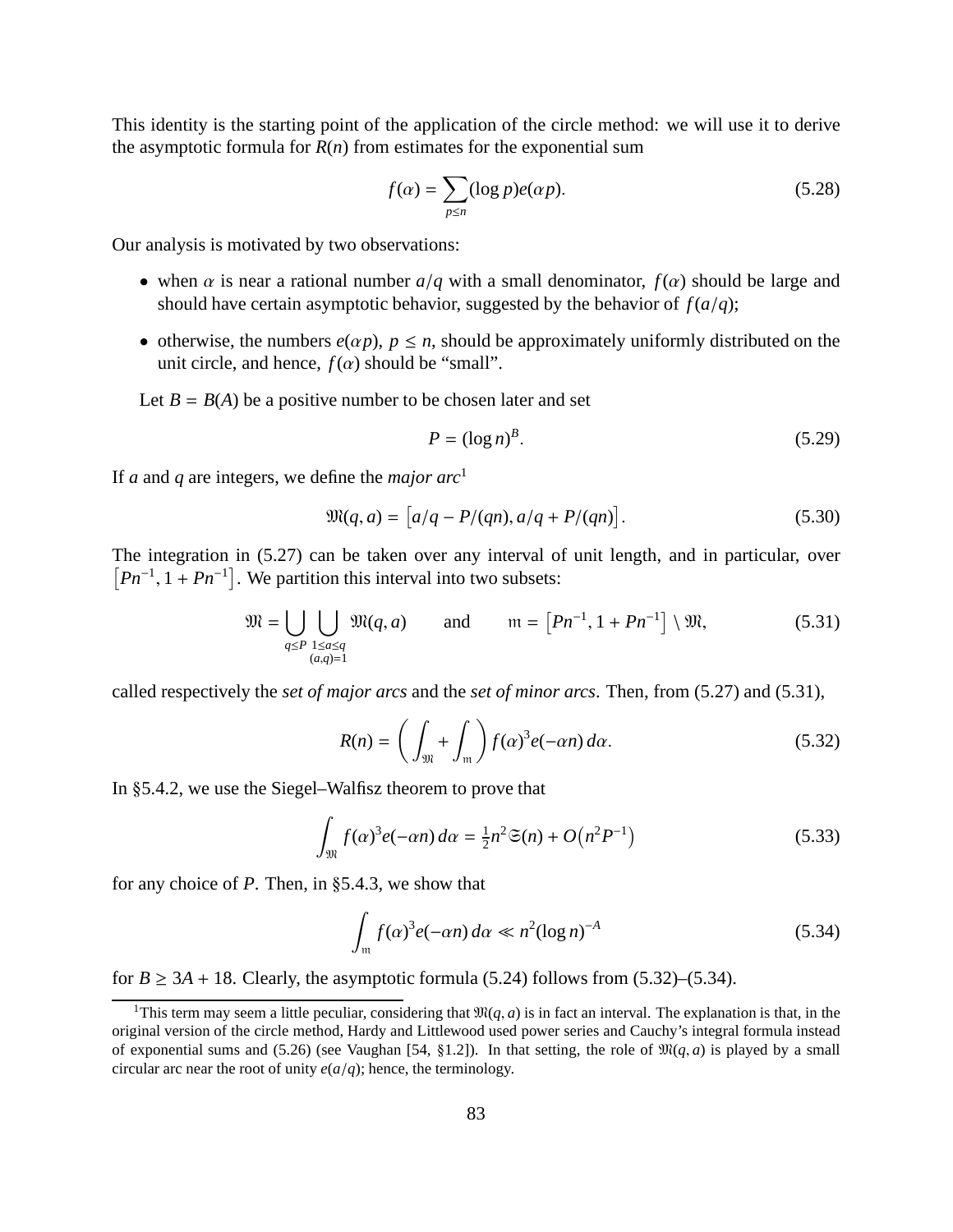This identity is the starting point of the application of the circle method: we will use it to derive the asymptotic formula for $R(n)$ from estimates for the exponential sum

$$f(\alpha) = \sum_{p \le n} (\log p) e(\alpha p). \tag{5.28}$$

Our analysis is motivated by two observations:

- when $\alpha$ is near a rational number $a/q$ with a small denominator, $f(\alpha)$ should be large and should have certain asymptotic behavior, suggested by the behavior of $f(a/q)$;
- otherwise, the numbers $e(\alpha p)$, $p \le n$, should be approximately uniformly distributed on the unit circle, and hence, $f(\alpha)$ should be "small".

Let $B = B(A)$ be a positive number to be chosen later and set

$$P = (\log n)^B. \tag{5.29}$$

If $a$ and $q$ are integers, we define the *major arc*[1]

$$\mathfrak{M}(q,a) = \left[ a/q - P/(qn), a/q + P/(qn) \right]. \tag{5.30}$$

The integration in (5.27) can be taken over any interval of unit length, and in particular, over $\left[ Pn^{-1}, 1 + Pn^{-1} \right]$. We partition this interval into two subsets:

$$\mathfrak{M} = \bigcup_{q \le P} \bigcup_{\substack{1 \le a \le q \\ (a,q)=1}} \mathfrak{M}(q,a) \qquad \text{and} \qquad \mathfrak{m} = \left[ Pn^{-1}, 1 + Pn^{-1} \right] \setminus \mathfrak{M}, \tag{5.31}$$

called respectively the *set of major arcs* and the *set of minor arcs*. Then, from (5.27) and (5.31),

$$R(n) = \left( \int_{\mathfrak{M}} + \int_{\mathfrak{m}} \right) f(\alpha)^3 e(-\alpha n)\, d\alpha. \tag{5.32}$$

In §5.4.2, we use the Siegel–Walfisz theorem to prove that

$$\int_{\mathfrak{M}} f(\alpha)^3 e(-\alpha n)\, d\alpha = \tfrac{1}{2} n^2 \mathfrak{S}(n) + O\left( n^2 P^{-1} \right) \tag{5.33}$$

for any choice of $P$. Then, in §5.4.3, we show that

$$\int_{\mathfrak{m}} f(\alpha)^3 e(-\alpha n)\, d\alpha \ll n^2 (\log n)^{-A} \tag{5.34}$$

for $B \ge 3A + 18$. Clearly, the asymptotic formula (5.24) follows from (5.32)–(5.34).

[1] This term may seem a little peculiar, considering that $\mathfrak{M}(q,a)$ is in fact an interval. The explanation is that, in the original version of the circle method, Hardy and Littlewood used power series and Cauchy's integral formula instead of exponential sums and (5.26) (see Vaughan [54, §1.2]). In that setting, the role of $\mathfrak{M}(q,a)$ is played by a small circular arc near the root of unity $e(a/q)$; hence, the terminology.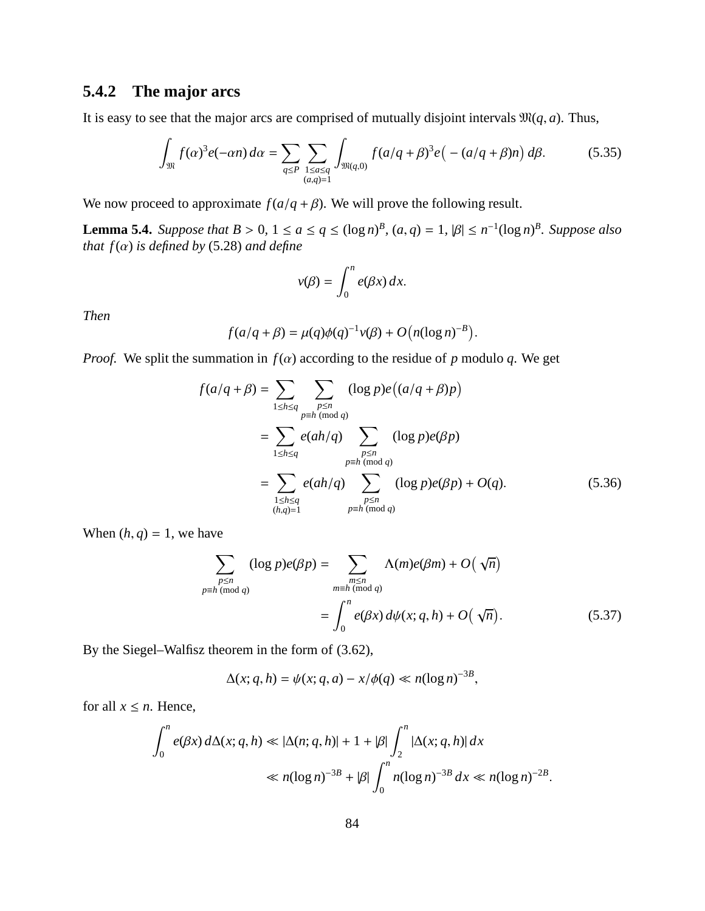### 5.4.2 The major arcs

It is easy to see that the major arcs are comprised of mutually disjoint intervals $\mathfrak{M}(q, a)$. Thus,

$$\int_{\mathfrak{M}} f(\alpha)^3 e(-\alpha n)\, d\alpha = \sum_{q \le P} \sum_{\substack{1 \le a \le q \\ (a,q)=1}} \int_{\mathfrak{M}(q,0)} f(a/q + \beta)^3 e\big(-(a/q+\beta)n\big)\, d\beta. \tag{5.35}$$

We now proceed to approximate $f(a/q + \beta)$. We will prove the following result.

**Lemma 5.4.** *Suppose that $B > 0$, $1 \le a \le q \le (\log n)^B$, $(a, q) = 1$, $|\beta| \le n^{-1}(\log n)^B$. Suppose also that $f(\alpha)$ is defined by* (5.28) *and define*

$$v(\beta) = \int_0^n e(\beta x)\, dx.$$

*Then*

$$f(a/q + \beta) = \mu(q)\phi(q)^{-1} v(\beta) + O\big(n(\log n)^{-B}\big).$$

*Proof.* We split the summation in $f(\alpha)$ according to the residue of $p$ modulo $q$. We get

$$\begin{aligned}
f(a/q+\beta) &= \sum_{1 \le h \le q} \sum_{\substack{p \le n \\ p \equiv h \ (\mathrm{mod}\ q)}} (\log p) e\big((a/q+\beta)p\big) \\
&= \sum_{1 \le h \le q} e(ah/q) \sum_{\substack{p \le n \\ p \equiv h \ (\mathrm{mod}\ q)}} (\log p) e(\beta p) \\
&= \sum_{\substack{1 \le h \le q \\ (h,q)=1}} e(ah/q) \sum_{\substack{p \le n \\ p \equiv h \ (\mathrm{mod}\ q)}} (\log p) e(\beta p) + O(q).
\end{aligned} \tag{5.36}$$

When $(h, q) = 1$, we have

$$\begin{aligned}
\sum_{\substack{p \le n \\ p \equiv h \ (\mathrm{mod}\ q)}} (\log p) e(\beta p) &= \sum_{\substack{m \le n \\ m \equiv h \ (\mathrm{mod}\ q)}} \Lambda(m) e(\beta m) + O\big(\sqrt{n}\big) \\
&= \int_0^n e(\beta x)\, d\psi(x; q, h) + O\big(\sqrt{n}\big).
\end{aligned} \tag{5.37}$$

By the Siegel–Walfisz theorem in the form of (3.62),

$$\Delta(x; q, h) = \psi(x; q, a) - x/\phi(q) \ll n(\log n)^{-3B},$$

for all $x \le n$. Hence,

$$\begin{aligned}
\int_0^n e(\beta x)\, d\Delta(x; q, h) &\ll |\Delta(n; q, h)| + 1 + |\beta| \int_2^n |\Delta(x; q, h)|\, dx \\
&\ll n(\log n)^{-3B} + |\beta| \int_0^n n(\log n)^{-3B}\, dx \ll n(\log n)^{-2B}.
\end{aligned}$$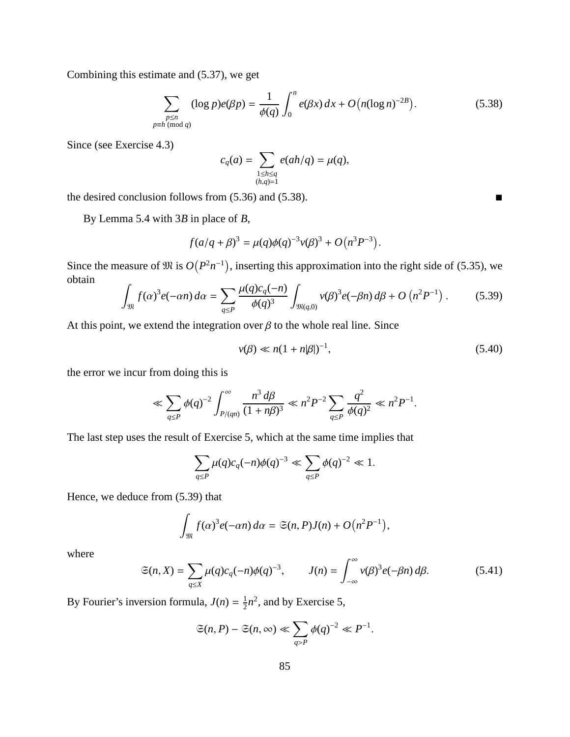Combining this estimate and (5.37), we get

$$\sum_{\substack{p\le n\\ p\equiv h \pmod q}} (\log p)e(\beta p) = \frac{1}{\phi(q)}\int_0^n e(\beta x)\,dx + O\big(n(\log n)^{-2B}\big). \tag{5.38}$$

Since (see Exercise 4.3)

$$c_q(a) = \sum_{\substack{1\le h\le q\\ (h,q)=1}} e(ah/q) = \mu(q),$$

the desired conclusion follows from (5.36) and (5.38). ∎

By Lemma 5.4 with $3B$ in place of $B$,

$$f(a/q+\beta)^3 = \mu(q)\phi(q)^{-3}v(\beta)^3 + O\big(n^3P^{-3}\big).$$

Since the measure of $\mathfrak{M}$ is $O\big(P^2n^{-1}\big)$, inserting this approximation into the right side of (5.35), we obtain

$$\int_{\mathfrak{M}} f(\alpha)^3 e(-\alpha n)\,d\alpha = \sum_{q\le P}\frac{\mu(q)c_q(-n)}{\phi(q)^3}\int_{\mathfrak{M}(q,0)} v(\beta)^3 e(-\beta n)\,d\beta + O\left(n^2P^{-1}\right). \tag{5.39}$$

At this point, we extend the integration over $\beta$ to the whole real line. Since

$$v(\beta) \ll n(1+n|\beta|)^{-1}, \tag{5.40}$$

the error we incur from doing this is

$$\ll \sum_{q\le P}\phi(q)^{-2}\int_{P/(qn)}^{\infty}\frac{n^3\,d\beta}{(1+n\beta)^3} \ll n^2P^{-2}\sum_{q\le P}\frac{q^2}{\phi(q)^2} \ll n^2P^{-1}.$$

The last step uses the result of Exercise 5, which at the same time implies that

$$\sum_{q\le P}\mu(q)c_q(-n)\phi(q)^{-3} \ll \sum_{q\le P}\phi(q)^{-2} \ll 1.$$

Hence, we deduce from (5.39) that

$$\int_{\mathfrak{M}} f(\alpha)^3 e(-\alpha n)\,d\alpha = \mathfrak{S}(n,P)J(n) + O\big(n^2P^{-1}\big),$$

where

$$\mathfrak{S}(n,X) = \sum_{q\le X}\mu(q)c_q(-n)\phi(q)^{-3}, \qquad J(n) = \int_{-\infty}^{\infty} v(\beta)^3 e(-\beta n)\,d\beta. \tag{5.41}$$

By Fourier's inversion formula, $J(n) = \frac{1}{2}n^2$, and by Exercise 5,

$$\mathfrak{S}(n,P) - \mathfrak{S}(n,\infty) \ll \sum_{q>P}\phi(q)^{-2} \ll P^{-1}.$$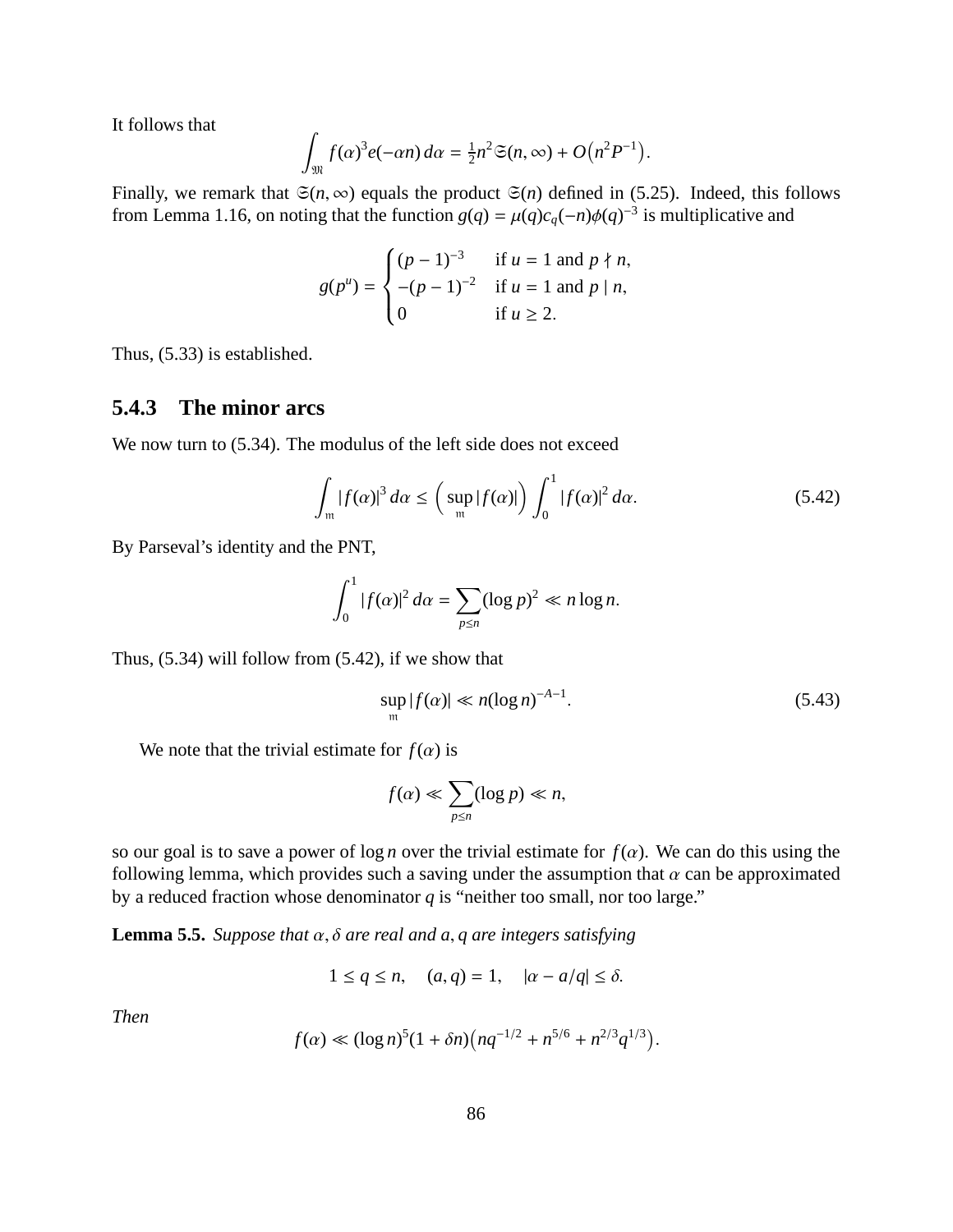It follows that

$$\int_{\mathfrak{M}} f(\alpha)^3 e(-\alpha n)\, d\alpha = \tfrac{1}{2} n^2 \mathfrak{S}(n,\infty) + O\big(n^2 P^{-1}\big).$$

Finally, we remark that $\mathfrak{S}(n,\infty)$ equals the product $\mathfrak{S}(n)$ defined in (5.25). Indeed, this follows from Lemma 1.16, on noting that the function $g(q) = \mu(q) c_q(-n) \phi(q)^{-3}$ is multiplicative and

$$g(p^u) = \begin{cases} (p-1)^{-3} & \text{if } u = 1 \text{ and } p \nmid n, \\ -(p-1)^{-2} & \text{if } u = 1 \text{ and } p \mid n, \\ 0 & \text{if } u \geq 2. \end{cases}$$

Thus, (5.33) is established.

### 5.4.3 The minor arcs

We now turn to (5.34). The modulus of the left side does not exceed

$$\int_{\mathfrak{m}} |f(\alpha)|^3\, d\alpha \leq \Big( \sup_{\mathfrak{m}} |f(\alpha)| \Big) \int_0^1 |f(\alpha)|^2\, d\alpha. \tag{5.42}$$

By Parseval's identity and the PNT,

$$\int_0^1 |f(\alpha)|^2\, d\alpha = \sum_{p \leq n} (\log p)^2 \ll n \log n.$$

Thus, (5.34) will follow from (5.42), if we show that

$$\sup_{\mathfrak{m}} |f(\alpha)| \ll n(\log n)^{-A-1}. \tag{5.43}$$

We note that the trivial estimate for $f(\alpha)$ is

$$f(\alpha) \ll \sum_{p \leq n} (\log p) \ll n,$$

so our goal is to save a power of $\log n$ over the trivial estimate for $f(\alpha)$. We can do this using the following lemma, which provides such a saving under the assumption that $\alpha$ can be approximated by a reduced fraction whose denominator $q$ is "neither too small, nor too large."

**Lemma 5.5.** *Suppose that $\alpha, \delta$ are real and $a, q$ are integers satisfying*

$$1 \leq q \leq n, \quad (a,q) = 1, \quad |\alpha - a/q| \leq \delta.$$

*Then*

$$f(\alpha) \ll (\log n)^5 (1 + \delta n)\big(n q^{-1/2} + n^{5/6} + n^{2/3} q^{1/3}\big).$$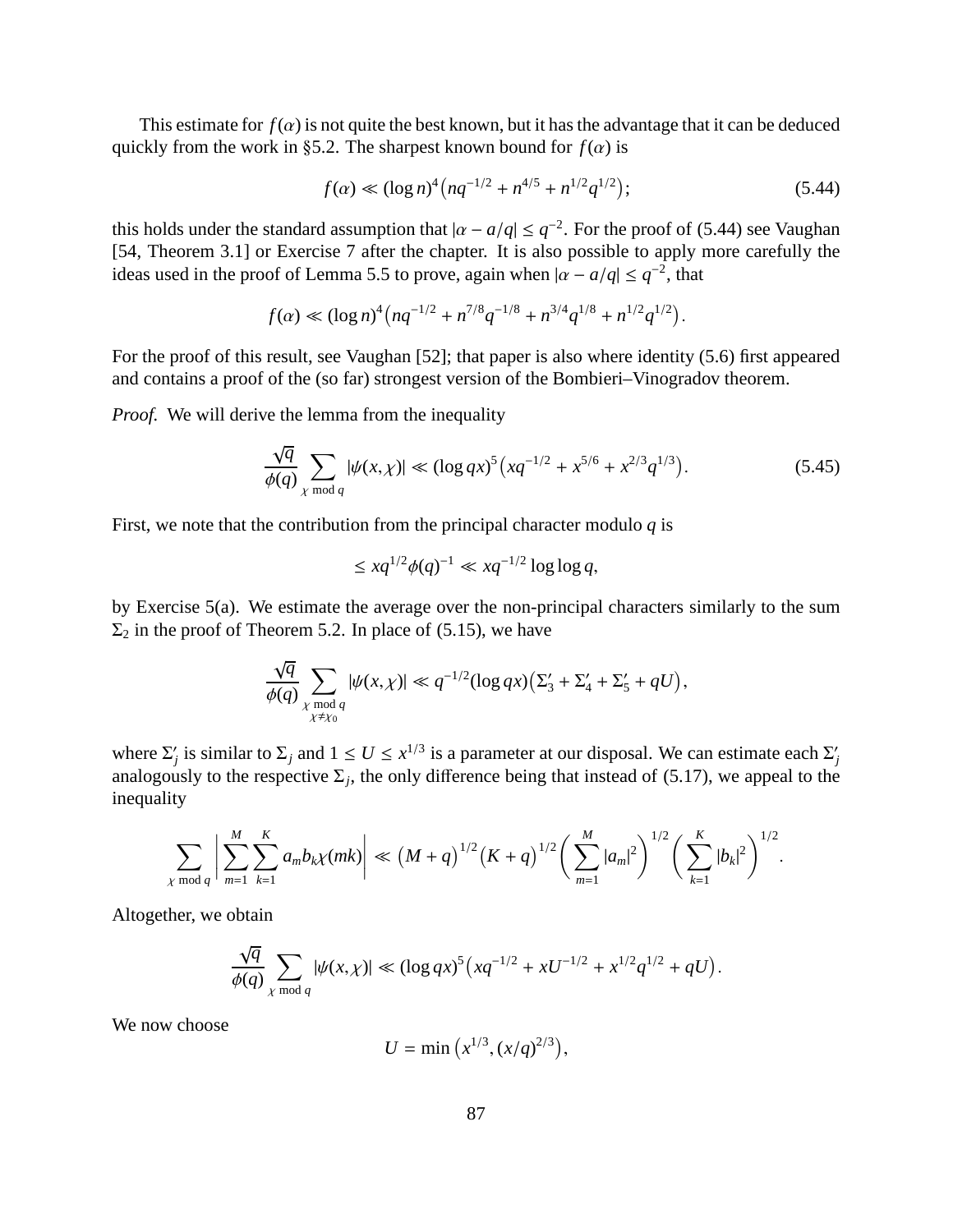This estimate for $f(\alpha)$ is not quite the best known, but it has the advantage that it can be deduced quickly from the work in §5.2. The sharpest known bound for $f(\alpha)$ is

$$f(\alpha) \ll (\log n)^4 \big( nq^{-1/2} + n^{4/5} + n^{1/2}q^{1/2} \big); \tag{5.44}$$

this holds under the standard assumption that $|\alpha - a/q| \leq q^{-2}$. For the proof of (5.44) see Vaughan [54, Theorem 3.1] or Exercise 7 after the chapter. It is also possible to apply more carefully the ideas used in the proof of Lemma 5.5 to prove, again when $|\alpha - a/q| \leq q^{-2}$, that

$$f(\alpha) \ll (\log n)^4 \big( nq^{-1/2} + n^{7/8}q^{-1/8} + n^{3/4}q^{1/8} + n^{1/2}q^{1/2} \big).$$

For the proof of this result, see Vaughan [52]; that paper is also where identity (5.6) first appeared and contains a proof of the (so far) strongest version of the Bombieri–Vinogradov theorem.

*Proof.* We will derive the lemma from the inequality

$$\frac{\sqrt{q}}{\phi(q)} \sum_{\chi \bmod q} |\psi(x, \chi)| \ll (\log qx)^5 \big( xq^{-1/2} + x^{5/6} + x^{2/3}q^{1/3} \big). \tag{5.45}$$

First, we note that the contribution from the principal character modulo $q$ is

$$\leq xq^{1/2}\phi(q)^{-1} \ll xq^{-1/2} \log\log q,$$

by Exercise 5(a). We estimate the average over the non-principal characters similarly to the sum $\Sigma_2$ in the proof of Theorem 5.2. In place of (5.15), we have

$$\frac{\sqrt{q}}{\phi(q)} \sum_{\substack{\chi \bmod q \\ \chi \neq \chi_0}} |\psi(x, \chi)| \ll q^{-1/2} (\log qx) \big( \Sigma_3' + \Sigma_4' + \Sigma_5' + qU \big),$$

where $\Sigma_j'$ is similar to $\Sigma_j$ and $1 \leq U \leq x^{1/3}$ is a parameter at our disposal. We can estimate each $\Sigma_j'$ analogously to the respective $\Sigma_j$, the only difference being that instead of (5.17), we appeal to the inequality

$$\sum_{\chi \bmod q} \bigg| \sum_{m=1}^{M} \sum_{k=1}^{K} a_m b_k \chi(mk) \bigg| \ll \big( M + q \big)^{1/2} \big( K + q \big)^{1/2} \bigg( \sum_{m=1}^{M} |a_m|^2 \bigg)^{1/2} \bigg( \sum_{k=1}^{K} |b_k|^2 \bigg)^{1/2}.$$

Altogether, we obtain

$$\frac{\sqrt{q}}{\phi(q)} \sum_{\chi \bmod q} |\psi(x, \chi)| \ll (\log qx)^5 \big( xq^{-1/2} + xU^{-1/2} + x^{1/2}q^{1/2} + qU \big).$$

We now choose

$$U = \min \big( x^{1/3}, (x/q)^{2/3} \big),$$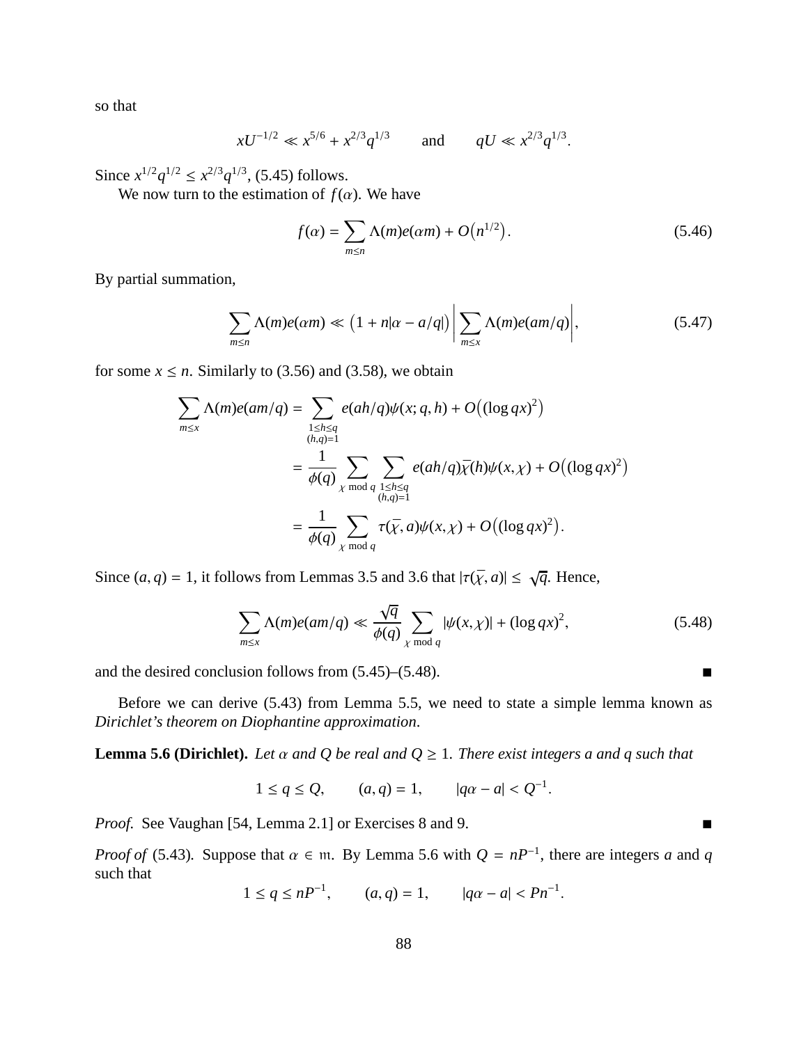so that

$$xU^{-1/2} \ll x^{5/6} + x^{2/3}q^{1/3} \qquad \text{and} \qquad qU \ll x^{2/3}q^{1/3}.$$

Since $x^{1/2}q^{1/2} \le x^{2/3}q^{1/3}$, (5.45) follows.

We now turn to the estimation of $f(\alpha)$. We have

$$f(\alpha) = \sum_{m \le n} \Lambda(m)e(\alpha m) + O\big(n^{1/2}\big). \tag{5.46}$$

By partial summation,

$$\sum_{m \le n} \Lambda(m)e(\alpha m) \ll \big(1 + n|\alpha - a/q|\big)\left|\sum_{m \le x} \Lambda(m)e(am/q)\right|, \tag{5.47}$$

for some $x \le n$. Similarly to (3.56) and (3.58), we obtain

$$\begin{aligned}
\sum_{m \le x} \Lambda(m)e(am/q) &= \sum_{\substack{1 \le h \le q \\ (h,q)=1}} e(ah/q)\psi(x;q,h) + O\big((\log qx)^2\big) \\
&= \frac{1}{\phi(q)} \sum_{\chi \bmod q} \sum_{\substack{1 \le h \le q \\ (h,q)=1}} e(ah/q)\bar{\chi}(h)\psi(x,\chi) + O\big((\log qx)^2\big) \\
&= \frac{1}{\phi(q)} \sum_{\chi \bmod q} \tau(\bar{\chi}, a)\psi(x,\chi) + O\big((\log qx)^2\big).
\end{aligned}$$

Since $(a,q) = 1$, it follows from Lemmas 3.5 and 3.6 that $|\tau(\bar{\chi}, a)| \le \sqrt{q}$. Hence,

$$\sum_{m \le x} \Lambda(m)e(am/q) \ll \frac{\sqrt{q}}{\phi(q)} \sum_{\chi \bmod q} |\psi(x,\chi)| + (\log qx)^2, \tag{5.48}$$

and the desired conclusion follows from (5.45)–(5.48). ∎

Before we can derive (5.43) from Lemma 5.5, we need to state a simple lemma known as *Dirichlet's theorem on Diophantine approximation*.

**Lemma 5.6 (Dirichlet).** *Let $\alpha$ and $Q$ be real and $Q \ge 1$. There exist integers $a$ and $q$ such that*

$$1 \le q \le Q, \qquad (a,q) = 1, \qquad |q\alpha - a| < Q^{-1}.$$

*Proof.* See Vaughan [54, Lemma 2.1] or Exercises 8 and 9. ∎

*Proof of* (5.43). Suppose that $\alpha \in \mathfrak{m}$. By Lemma 5.6 with $Q = nP^{-1}$, there are integers $a$ and $q$ such that

$$1 \le q \le nP^{-1}, \qquad (a,q) = 1, \qquad |q\alpha - a| < Pn^{-1}.$$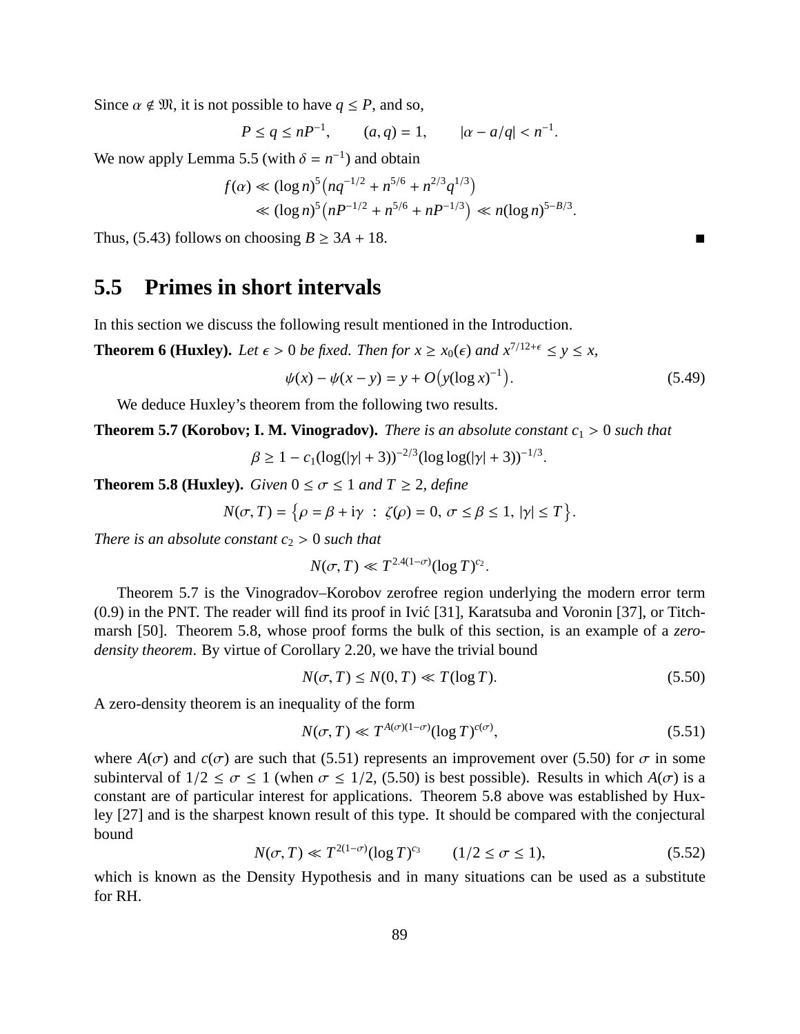Since $\alpha \notin \mathfrak{M}$, it is not possible to have $q \le P$, and so,

$$P \le q \le nP^{-1}, \qquad (a,q) = 1, \qquad |\alpha - a/q| < n^{-1}.$$

We now apply Lemma 5.5 (with $\delta = n^{-1}$) and obtain

$$\begin{aligned} f(\alpha) &\ll (\log n)^5 \big( nq^{-1/2} + n^{5/6} + n^{2/3} q^{1/3} \big) \\ &\ll (\log n)^5 \big( nP^{-1/2} + n^{5/6} + nP^{-1/3} \big) \ll n(\log n)^{5-B/3}. \end{aligned}$$

Thus, (5.43) follows on choosing $B \ge 3A + 18$. ∎

## 5.5 Primes in short intervals

In this section we discuss the following result mentioned in the Introduction.

**Theorem 6 (Huxley).** *Let $\epsilon > 0$ be fixed. Then for $x \ge x_0(\epsilon)$ and $x^{7/12+\epsilon} \le y \le x$,*

$$\psi(x) - \psi(x-y) = y + O\big( y(\log x)^{-1} \big). \tag{5.49}$$

We deduce Huxley's theorem from the following two results.

**Theorem 5.7 (Korobov; I. M. Vinogradov).** *There is an absolute constant $c_1 > 0$ such that*

$$\beta \ge 1 - c_1 (\log(|\gamma| + 3))^{-2/3} (\log\log(|\gamma| + 3))^{-1/3}.$$

**Theorem 5.8 (Huxley).** *Given $0 \le \sigma \le 1$ and $T \ge 2$, define*

$$N(\sigma, T) = \big\{ \rho = \beta + i\gamma \;:\; \zeta(\rho) = 0,\ \sigma \le \beta \le 1,\ |\gamma| \le T \big\}.$$

*There is an absolute constant $c_2 > 0$ such that*

$$N(\sigma, T) \ll T^{2.4(1-\sigma)} (\log T)^{c_2}.$$

Theorem 5.7 is the Vinogradov–Korobov zerofree region underlying the modern error term (0.9) in the PNT. The reader will find its proof in Ivić [31], Karatsuba and Voronin [37], or Titchmarsh [50]. Theorem 5.8, whose proof forms the bulk of this section, is an example of a *zero-density theorem*. By virtue of Corollary 2.20, we have the trivial bound

$$N(\sigma, T) \le N(0, T) \ll T(\log T). \tag{5.50}$$

A zero-density theorem is an inequality of the form

$$N(\sigma, T) \ll T^{A(\sigma)(1-\sigma)} (\log T)^{c(\sigma)}, \tag{5.51}$$

where $A(\sigma)$ and $c(\sigma)$ are such that (5.51) represents an improvement over (5.50) for $\sigma$ in some subinterval of $1/2 \le \sigma \le 1$ (when $\sigma \le 1/2$, (5.50) is best possible). Results in which $A(\sigma)$ is a constant are of particular interest for applications. Theorem 5.8 above was established by Huxley [27] and is the sharpest known result of this type. It should be compared with the conjectural bound

$$N(\sigma, T) \ll T^{2(1-\sigma)} (\log T)^{c_3} \qquad (1/2 \le \sigma \le 1), \tag{5.52}$$

which is known as the Density Hypothesis and in many situations can be used as a substitute for RH.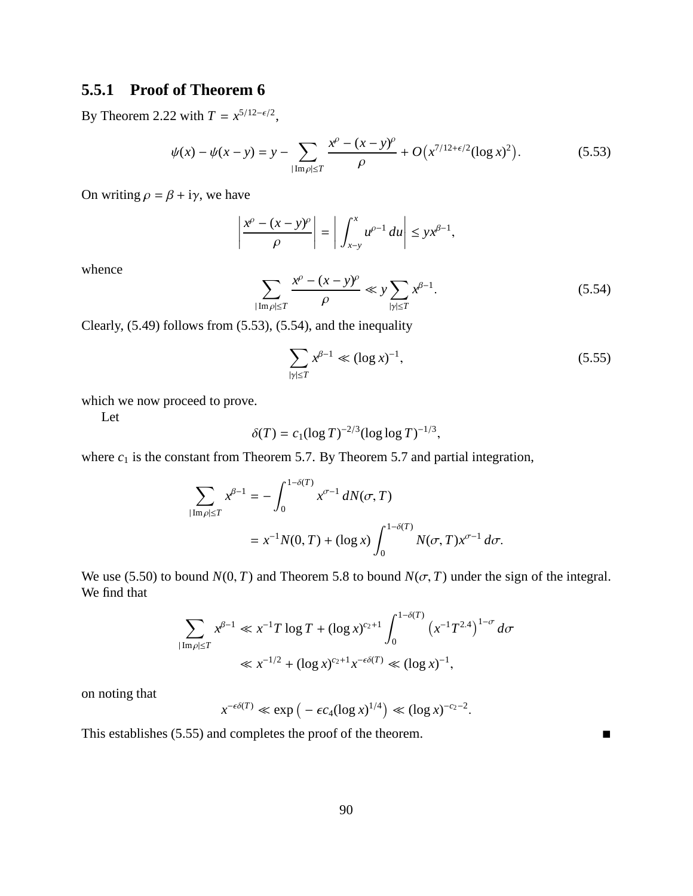### 5.5.1 Proof of Theorem 6

By Theorem 2.22 with $T = x^{5/12-\epsilon/2}$,

$$\psi(x) - \psi(x-y) = y - \sum_{|\operatorname{Im}\rho|\le T} \frac{x^\rho - (x-y)^\rho}{\rho} + O\big(x^{7/12+\epsilon/2}(\log x)^2\big). \tag{5.53}$$

On writing $\rho = \beta + i\gamma$, we have

$$\left| \frac{x^\rho - (x-y)^\rho}{\rho} \right| = \left| \int_{x-y}^{x} u^{\rho-1}\, du \right| \le y x^{\beta-1},$$

whence

$$\sum_{|\operatorname{Im}\rho|\le T} \frac{x^\rho - (x-y)^\rho}{\rho} \ll y \sum_{|\gamma|\le T} x^{\beta-1}. \tag{5.54}$$

Clearly, (5.49) follows from (5.53), (5.54), and the inequality

$$\sum_{|\gamma|\le T} x^{\beta-1} \ll (\log x)^{-1}, \tag{5.55}$$

which we now proceed to prove.

Let

$$\delta(T) = c_1(\log T)^{-2/3}(\log\log T)^{-1/3},$$

where $c_1$ is the constant from Theorem 5.7. By Theorem 5.7 and partial integration,

$$\begin{aligned}
\sum_{|\operatorname{Im}\rho|\le T} x^{\beta-1} &= -\int_0^{1-\delta(T)} x^{\sigma-1}\, dN(\sigma, T) \\
&= x^{-1}N(0,T) + (\log x)\int_0^{1-\delta(T)} N(\sigma,T)x^{\sigma-1}\, d\sigma.
\end{aligned}$$

We use (5.50) to bound $N(0,T)$ and Theorem 5.8 to bound $N(\sigma,T)$ under the sign of the integral. We find that

$$\begin{aligned}
\sum_{|\operatorname{Im}\rho|\le T} x^{\beta-1} &\ll x^{-1}T\log T + (\log x)^{c_2+1}\int_0^{1-\delta(T)} \big(x^{-1}T^{2.4}\big)^{1-\sigma}\, d\sigma \\
&\ll x^{-1/2} + (\log x)^{c_2+1}x^{-\epsilon\delta(T)} \ll (\log x)^{-1},
\end{aligned}$$

on noting that

$$x^{-\epsilon\delta(T)} \ll \exp\big(-\epsilon c_4(\log x)^{1/4}\big) \ll (\log x)^{-c_2-2}.$$

This establishes (5.55) and completes the proof of the theorem. ■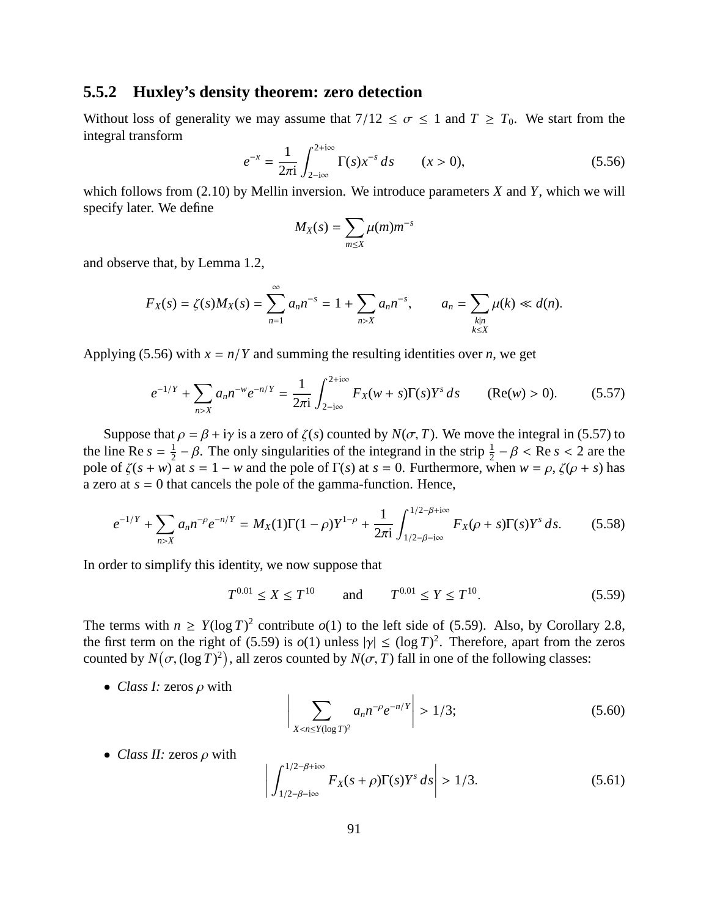### 5.5.2 Huxley's density theorem: zero detection

Without loss of generality we may assume that $7/12 \leq \sigma \leq 1$ and $T \geq T_0$. We start from the integral transform

$$e^{-x} = \frac{1}{2\pi i} \int_{2-i\infty}^{2+i\infty} \Gamma(s) x^{-s} \, ds \qquad (x > 0), \tag{5.56}$$

which follows from (2.10) by Mellin inversion. We introduce parameters $X$ and $Y$, which we will specify later. We define

$$M_X(s) = \sum_{m \leq X} \mu(m) m^{-s}$$

and observe that, by Lemma 1.2,

$$F_X(s) = \zeta(s) M_X(s) = \sum_{n=1}^{\infty} a_n n^{-s} = 1 + \sum_{n > X} a_n n^{-s}, \qquad a_n = \sum_{\substack{k \mid n \\ k \leq X}} \mu(k) \ll d(n).$$

Applying (5.56) with $x = n/Y$ and summing the resulting identities over $n$, we get

$$e^{-1/Y} + \sum_{n > X} a_n n^{-w} e^{-n/Y} = \frac{1}{2\pi i} \int_{2-i\infty}^{2+i\infty} F_X(w+s) \Gamma(s) Y^s \, ds \qquad (\mathrm{Re}(w) > 0). \tag{5.57}$$

Suppose that $\rho = \beta + i\gamma$ is a zero of $\zeta(s)$ counted by $N(\sigma, T)$. We move the integral in (5.57) to the line $\mathrm{Re}\, s = \frac{1}{2} - \beta$. The only singularities of the integrand in the strip $\frac{1}{2} - \beta < \mathrm{Re}\, s < 2$ are the pole of $\zeta(s+w)$ at $s = 1 - w$ and the pole of $\Gamma(s)$ at $s = 0$. Furthermore, when $w = \rho$, $\zeta(\rho + s)$ has a zero at $s = 0$ that cancels the pole of the gamma-function. Hence,

$$e^{-1/Y} + \sum_{n > X} a_n n^{-\rho} e^{-n/Y} = M_X(1) \Gamma(1-\rho) Y^{1-\rho} + \frac{1}{2\pi i} \int_{1/2-\beta-i\infty}^{1/2-\beta+i\infty} F_X(\rho+s) \Gamma(s) Y^s \, ds. \tag{5.58}$$

In order to simplify this identity, we now suppose that

$$T^{0.01} \leq X \leq T^{10} \qquad \text{and} \qquad T^{0.01} \leq Y \leq T^{10}. \tag{5.59}$$

The terms with $n \geq Y(\log T)^2$ contribute $o(1)$ to the left side of (5.59). Also, by Corollary 2.8, the first term on the right of (5.59) is $o(1)$ unless $|\gamma| \leq (\log T)^2$. Therefore, apart from the zeros counted by $N\big(\sigma, (\log T)^2\big)$, all zeros counted by $N(\sigma, T)$ fall in one of the following classes:

- *Class I:* zeros $\rho$ with
$$\left| \sum_{X < n \leq Y(\log T)^2} a_n n^{-\rho} e^{-n/Y} \right| > 1/3; \tag{5.60}$$

- *Class II:* zeros $\rho$ with
$$\left| \int_{1/2-\beta-i\infty}^{1/2-\beta+i\infty} F_X(s+\rho) \Gamma(s) Y^s \, ds \right| > 1/3. \tag{5.61}$$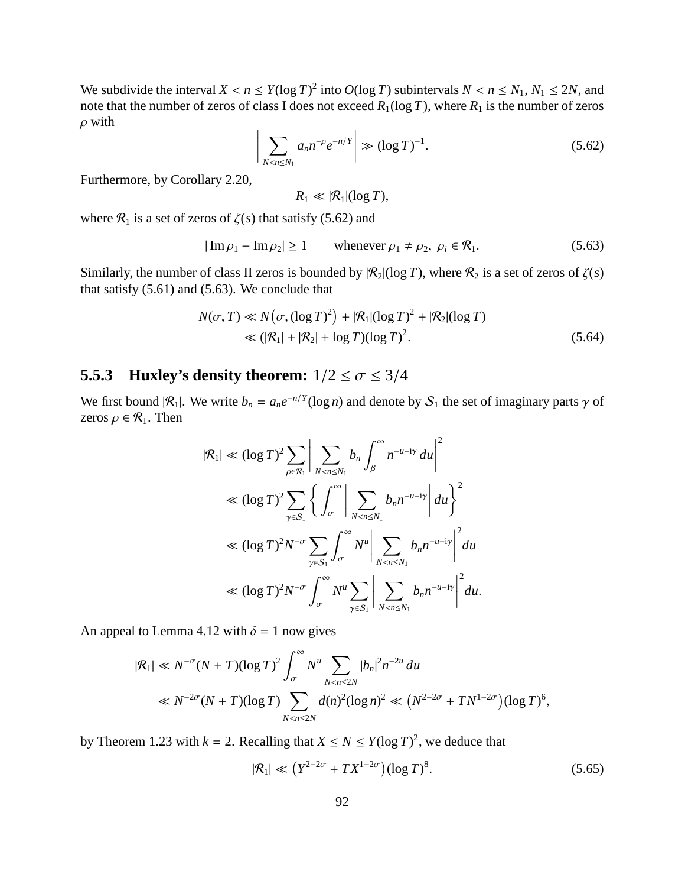We subdivide the interval $X < n \le Y(\log T)^2$ into $O(\log T)$ subintervals $N < n \le N_1$, $N_1 \le 2N$, and note that the number of zeros of class I does not exceed $R_1(\log T)$, where $R_1$ is the number of zeros $\rho$ with

$$\left| \sum_{N<n\le N_1} a_n n^{-\rho} e^{-n/Y} \right| \gg (\log T)^{-1}. \tag{5.62}$$

Furthermore, by Corollary 2.20,

$$R_1 \ll |\mathcal{R}_1|(\log T),$$

where $\mathcal{R}_1$ is a set of zeros of $\zeta(s)$ that satisfy (5.62) and

$$|\operatorname{Im}\rho_1 - \operatorname{Im}\rho_2| \ge 1 \qquad \text{whenever } \rho_1 \ne \rho_2,\ \rho_i \in \mathcal{R}_1. \tag{5.63}$$

Similarly, the number of class II zeros is bounded by $|\mathcal{R}_2|(\log T)$, where $\mathcal{R}_2$ is a set of zeros of $\zeta(s)$ that satisfy (5.61) and (5.63). We conclude that

$$\begin{aligned} N(\sigma, T) &\ll N\big(\sigma, (\log T)^2\big) + |\mathcal{R}_1|(\log T)^2 + |\mathcal{R}_2|(\log T) \\ &\ll (|\mathcal{R}_1| + |\mathcal{R}_2| + \log T)(\log T)^2. \end{aligned} \tag{5.64}$$

### 5.5.3 Huxley's density theorem: $1/2 \le \sigma \le 3/4$

We first bound $|\mathcal{R}_1|$. We write $b_n = a_n e^{-n/Y}(\log n)$ and denote by $\mathcal{S}_1$ the set of imaginary parts $\gamma$ of zeros $\rho \in \mathcal{R}_1$. Then

$$\begin{aligned} |\mathcal{R}_1| &\ll (\log T)^2 \sum_{\rho\in\mathcal{R}_1} \left| \sum_{N<n\le N_1} b_n \int_\beta^\infty n^{-u-i\gamma}\,du \right|^2 \\ &\ll (\log T)^2 \sum_{\gamma\in\mathcal{S}_1} \left\{ \int_\sigma^\infty \left| \sum_{N<n\le N_1} b_n n^{-u-i\gamma} \right| du \right\}^2 \\ &\ll (\log T)^2 N^{-\sigma} \sum_{\gamma\in\mathcal{S}_1} \int_\sigma^\infty N^u \left| \sum_{N<n\le N_1} b_n n^{-u-i\gamma} \right|^2 du \\ &\ll (\log T)^2 N^{-\sigma} \int_\sigma^\infty N^u \sum_{\gamma\in\mathcal{S}_1} \left| \sum_{N<n\le N_1} b_n n^{-u-i\gamma} \right|^2 du. \end{aligned}$$

An appeal to Lemma 4.12 with $\delta = 1$ now gives

$$\begin{aligned} |\mathcal{R}_1| &\ll N^{-\sigma}(N+T)(\log T)^2 \int_\sigma^\infty N^u \sum_{N<n\le 2N} |b_n|^2 n^{-2u}\,du \\ &\ll N^{-2\sigma}(N+T)(\log T) \sum_{N<n\le 2N} d(n)^2(\log n)^2 \ll \big(N^{2-2\sigma} + TN^{1-2\sigma}\big)(\log T)^6, \end{aligned}$$

by Theorem 1.23 with $k = 2$. Recalling that $X \le N \le Y(\log T)^2$, we deduce that

$$|\mathcal{R}_1| \ll \big(Y^{2-2\sigma} + TX^{1-2\sigma}\big)(\log T)^8. \tag{5.65}$$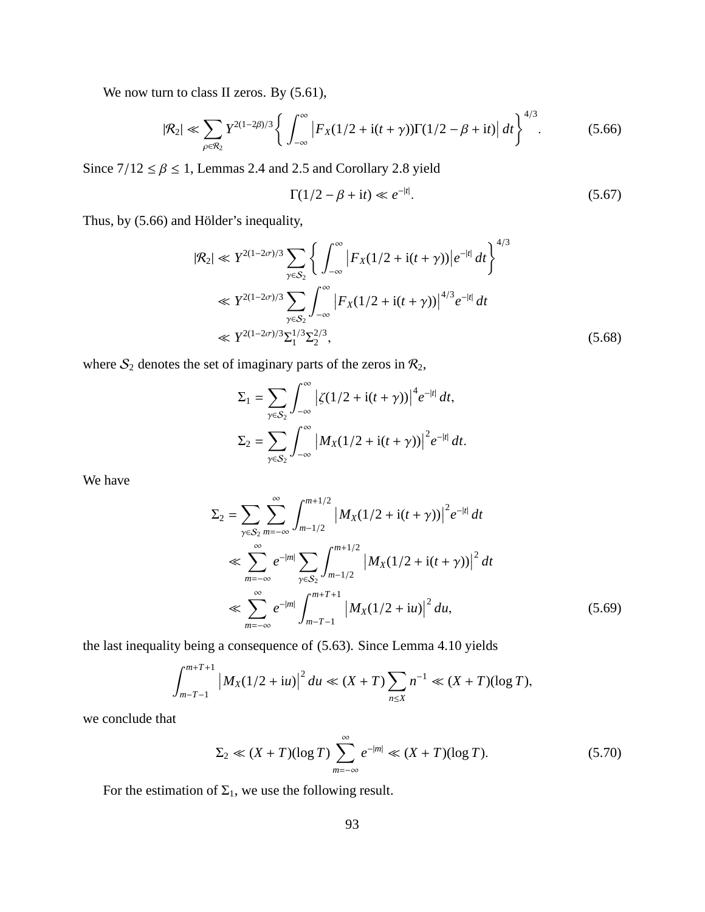We now turn to class II zeros. By (5.61),

$$|\mathcal{R}_2| \ll \sum_{\rho \in \mathcal{R}_2} Y^{2(1-2\beta)/3} \left\{ \int_{-\infty}^{\infty} \left| F_X(1/2 + \mathrm{i}(t+\gamma))\Gamma(1/2 - \beta + \mathrm{i}t) \right| dt \right\}^{4/3}. \tag{5.66}$$

Since $7/12 \le \beta \le 1$, Lemmas 2.4 and 2.5 and Corollary 2.8 yield

$$\Gamma(1/2 - \beta + \mathrm{i}t) \ll e^{-|t|}. \tag{5.67}$$

Thus, by (5.66) and Hölder's inequality,

$$\begin{aligned}
|\mathcal{R}_2| &\ll Y^{2(1-2\sigma)/3} \sum_{\gamma \in \mathcal{S}_2} \left\{ \int_{-\infty}^{\infty} \left| F_X(1/2 + \mathrm{i}(t+\gamma)) \right| e^{-|t|}\, dt \right\}^{4/3} \\
&\ll Y^{2(1-2\sigma)/3} \sum_{\gamma \in \mathcal{S}_2} \int_{-\infty}^{\infty} \left| F_X(1/2 + \mathrm{i}(t+\gamma)) \right|^{4/3} e^{-|t|}\, dt \\
&\ll Y^{2(1-2\sigma)/3} \Sigma_1^{1/3} \Sigma_2^{2/3},
\end{aligned} \tag{5.68}$$

where $\mathcal{S}_2$ denotes the set of imaginary parts of the zeros in $\mathcal{R}_2$,

$$\Sigma_1 = \sum_{\gamma \in \mathcal{S}_2} \int_{-\infty}^{\infty} \left| \zeta(1/2 + \mathrm{i}(t+\gamma)) \right|^4 e^{-|t|}\, dt,$$

$$\Sigma_2 = \sum_{\gamma \in \mathcal{S}_2} \int_{-\infty}^{\infty} \left| M_X(1/2 + \mathrm{i}(t+\gamma)) \right|^2 e^{-|t|}\, dt.$$

We have

$$\begin{aligned}
\Sigma_2 &= \sum_{\gamma \in \mathcal{S}_2} \sum_{m=-\infty}^{\infty} \int_{m-1/2}^{m+1/2} \left| M_X(1/2 + \mathrm{i}(t+\gamma)) \right|^2 e^{-|t|}\, dt \\
&\ll \sum_{m=-\infty}^{\infty} e^{-|m|} \sum_{\gamma \in \mathcal{S}_2} \int_{m-1/2}^{m+1/2} \left| M_X(1/2 + \mathrm{i}(t+\gamma)) \right|^2 dt \\
&\ll \sum_{m=-\infty}^{\infty} e^{-|m|} \int_{m-T-1}^{m+T+1} \left| M_X(1/2 + \mathrm{i}u) \right|^2 du,
\end{aligned} \tag{5.69}$$

the last inequality being a consequence of (5.63). Since Lemma 4.10 yields

$$\int_{m-T-1}^{m+T+1} \left| M_X(1/2 + \mathrm{i}u) \right|^2 du \ll (X+T) \sum_{n \le X} n^{-1} \ll (X+T)(\log T),$$

we conclude that

$$\Sigma_2 \ll (X+T)(\log T) \sum_{m=-\infty}^{\infty} e^{-|m|} \ll (X+T)(\log T). \tag{5.70}$$

For the estimation of $\Sigma_1$, we use the following result.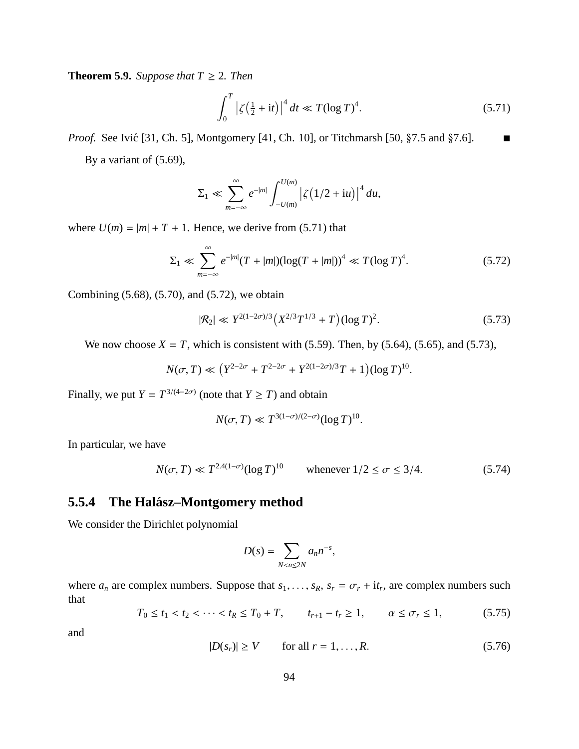**Theorem 5.9.** *Suppose that $T \geq 2$. Then*

$$\int_0^T \left|\zeta\left(\tfrac{1}{2} + \mathrm{i}t\right)\right|^4 dt \ll T(\log T)^4. \tag{5.71}$$

*Proof.* See Ivić [31, Ch. 5], Montgomery [41, Ch. 10], or Titchmarsh [50, §7.5 and §7.6]. ∎

By a variant of (5.69),

$$\Sigma_1 \ll \sum_{m=-\infty}^{\infty} e^{-|m|} \int_{-U(m)}^{U(m)} \left|\zeta\left(1/2 + \mathrm{i}u\right)\right|^4 du,$$

where $U(m) = |m| + T + 1$. Hence, we derive from (5.71) that

$$\Sigma_1 \ll \sum_{m=-\infty}^{\infty} e^{-|m|}(T + |m|)(\log(T + |m|))^4 \ll T(\log T)^4. \tag{5.72}$$

Combining (5.68), (5.70), and (5.72), we obtain

$$|\mathcal{R}_2| \ll Y^{2(1-2\sigma)/3}\left(X^{2/3}T^{1/3} + T\right)(\log T)^2. \tag{5.73}$$

We now choose $X = T$, which is consistent with (5.59). Then, by (5.64), (5.65), and (5.73),

$$N(\sigma, T) \ll \left(Y^{2-2\sigma} + T^{2-2\sigma} + Y^{2(1-2\sigma)/3}T + 1\right)(\log T)^{10}.$$

Finally, we put $Y = T^{3/(4-2\sigma)}$ (note that $Y \geq T$) and obtain

$$N(\sigma, T) \ll T^{3(1-\sigma)/(2-\sigma)}(\log T)^{10}.$$

In particular, we have

$$N(\sigma, T) \ll T^{2.4(1-\sigma)}(\log T)^{10} \qquad \text{whenever } 1/2 \leq \sigma \leq 3/4. \tag{5.74}$$

### 5.5.4 The Halász–Montgomery method

We consider the Dirichlet polynomial

$$D(s) = \sum_{N<n\leq 2N} a_n n^{-s},$$

where $a_n$ are complex numbers. Suppose that $s_1, \ldots, s_R$, $s_r = \sigma_r + \mathrm{i}t_r$, are complex numbers such that

$$T_0 \leq t_1 < t_2 < \cdots < t_R \leq T_0 + T, \qquad t_{r+1} - t_r \geq 1, \qquad \alpha \leq \sigma_r \leq 1, \tag{5.75}$$

and

$$|D(s_r)| \geq V \qquad \text{for all } r = 1, \ldots, R. \tag{5.76}$$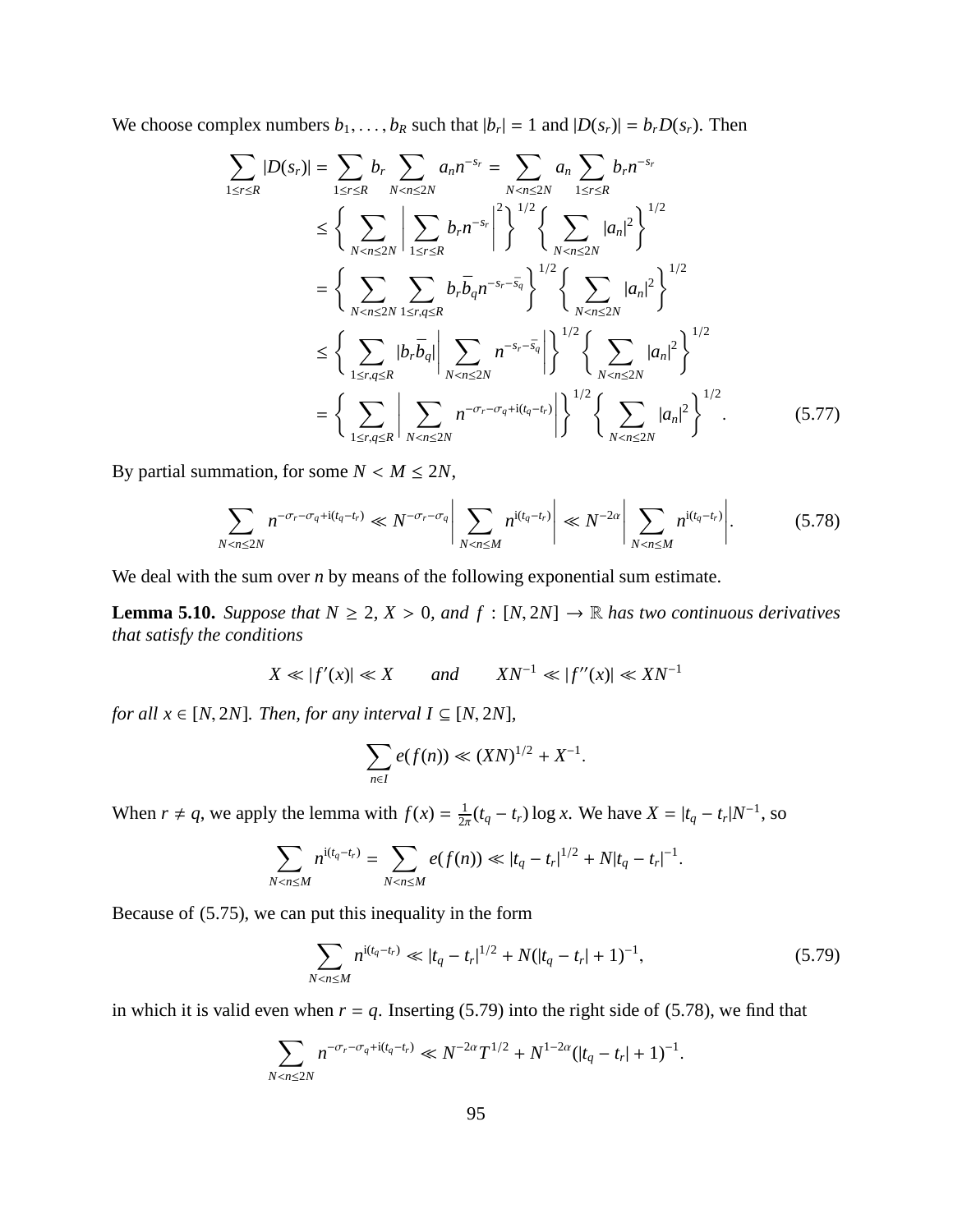We choose complex numbers $b_1, \ldots, b_R$ such that $|b_r| = 1$ and $|D(s_r)| = b_r D(s_r)$. Then

$$
\begin{aligned}
\sum_{1\le r\le R} |D(s_r)| &= \sum_{1\le r\le R} b_r \sum_{N<n\le 2N} a_n n^{-s_r} = \sum_{N<n\le 2N} a_n \sum_{1\le r\le R} b_r n^{-s_r} \\
&\le \left\{ \sum_{N<n\le 2N} \left| \sum_{1\le r\le R} b_r n^{-s_r} \right|^2 \right\}^{1/2} \left\{ \sum_{N<n\le 2N} |a_n|^2 \right\}^{1/2} \\
&= \left\{ \sum_{N<n\le 2N} \sum_{1\le r,q\le R} b_r \overline{b}_q n^{-s_r - \overline{s}_q} \right\}^{1/2} \left\{ \sum_{N<n\le 2N} |a_n|^2 \right\}^{1/2} \\
&\le \left\{ \sum_{1\le r,q\le R} |b_r \overline{b}_q| \left| \sum_{N<n\le 2N} n^{-s_r - \overline{s}_q} \right| \right\}^{1/2} \left\{ \sum_{N<n\le 2N} |a_n|^2 \right\}^{1/2} \\
&= \left\{ \sum_{1\le r,q\le R} \left| \sum_{N<n\le 2N} n^{-\sigma_r - \sigma_q + \mathrm{i}(t_q - t_r)} \right| \right\}^{1/2} \left\{ \sum_{N<n\le 2N} |a_n|^2 \right\}^{1/2}.
\end{aligned}
\tag{5.77}
$$

By partial summation, for some $N < M \le 2N$,

$$
\sum_{N<n\le 2N} n^{-\sigma_r - \sigma_q + \mathrm{i}(t_q - t_r)} \ll N^{-\sigma_r - \sigma_q} \left| \sum_{N<n\le M} n^{\mathrm{i}(t_q - t_r)} \right| \ll N^{-2\alpha} \left| \sum_{N<n\le M} n^{\mathrm{i}(t_q - t_r)} \right|. \tag{5.78}
$$

We deal with the sum over $n$ by means of the following exponential sum estimate.

**Lemma 5.10.** *Suppose that $N \ge 2$, $X > 0$, and $f : [N, 2N] \to \mathbb{R}$ has two continuous derivatives that satisfy the conditions*

$$
X \ll |f'(x)| \ll X \qquad \text{and} \qquad XN^{-1} \ll |f''(x)| \ll XN^{-1}
$$

*for all $x \in [N, 2N]$. Then, for any interval $I \subseteq [N, 2N]$,*

$$
\sum_{n\in I} e(f(n)) \ll (XN)^{1/2} + X^{-1}.
$$

When $r \ne q$, we apply the lemma with $f(x) = \frac{1}{2\pi}(t_q - t_r)\log x$. We have $X = |t_q - t_r|N^{-1}$, so

$$
\sum_{N<n\le M} n^{\mathrm{i}(t_q - t_r)} = \sum_{N<n\le M} e(f(n)) \ll |t_q - t_r|^{1/2} + N|t_q - t_r|^{-1}.
$$

Because of (5.75), we can put this inequality in the form

$$
\sum_{N<n\le M} n^{\mathrm{i}(t_q - t_r)} \ll |t_q - t_r|^{1/2} + N(|t_q - t_r| + 1)^{-1}, \tag{5.79}
$$

in which it is valid even when $r = q$. Inserting (5.79) into the right side of (5.78), we find that

$$
\sum_{N<n\le 2N} n^{-\sigma_r - \sigma_q + \mathrm{i}(t_q - t_r)} \ll N^{-2\alpha} T^{1/2} + N^{1-2\alpha}(|t_q - t_r| + 1)^{-1}.
$$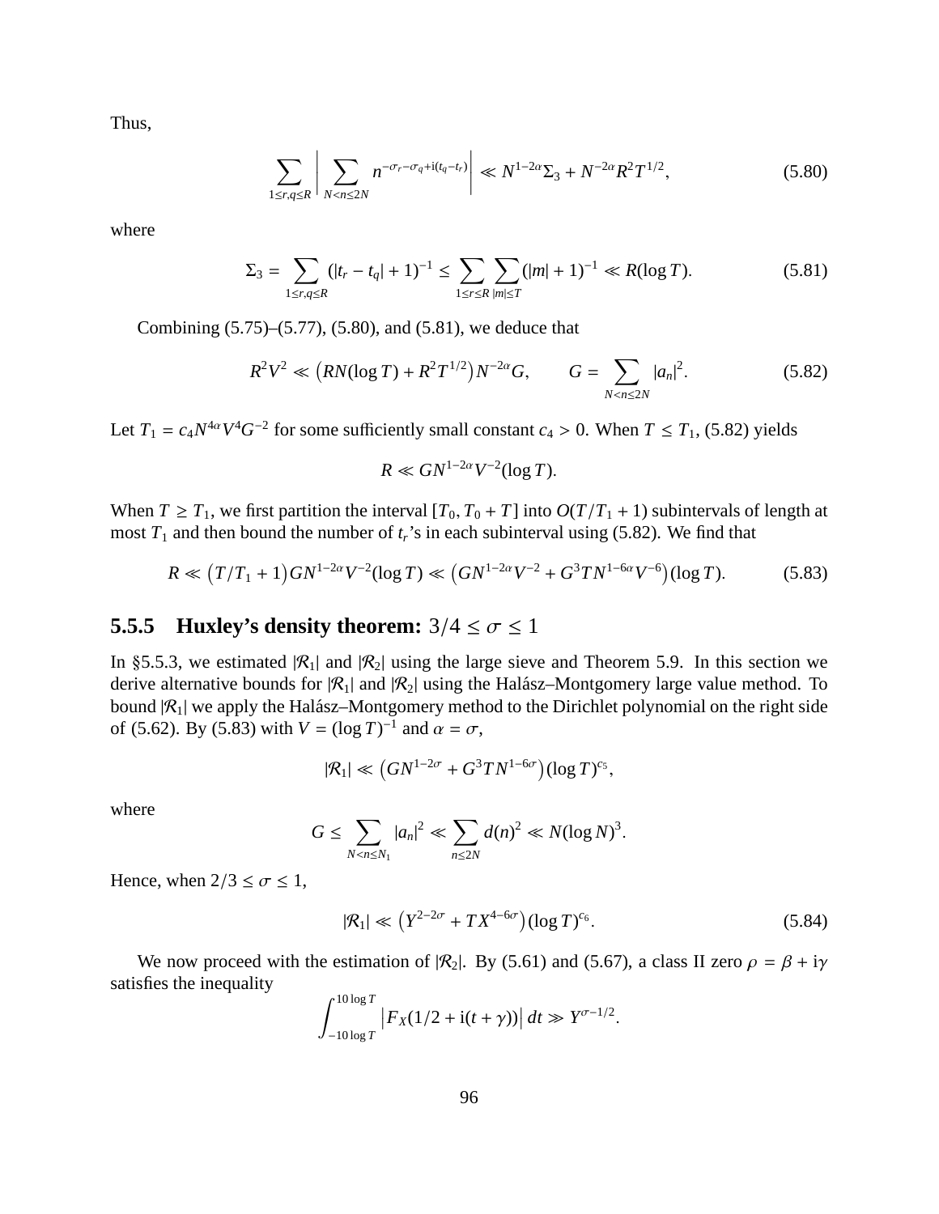Thus,

$$\sum_{1\le r,q\le R}\left|\sum_{N<n\le 2N} n^{-\sigma_r-\sigma_q+\mathrm{i}(t_q-t_r)}\right| \ll N^{1-2\alpha}\Sigma_3 + N^{-2\alpha}R^2T^{1/2}, \tag{5.80}$$

where

$$\Sigma_3 = \sum_{1\le r,q\le R}(|t_r-t_q|+1)^{-1} \le \sum_{1\le r\le R}\sum_{|m|\le T}(|m|+1)^{-1} \ll R(\log T). \tag{5.81}$$

Combining (5.75)–(5.77), (5.80), and (5.81), we deduce that

$$R^2V^2 \ll \left(RN(\log T) + R^2T^{1/2}\right)N^{-2\alpha}G, \qquad G = \sum_{N<n\le 2N}|a_n|^2. \tag{5.82}$$

Let $T_1 = c_4N^{4\alpha}V^4G^{-2}$ for some sufficiently small constant $c_4 > 0$. When $T \le T_1$, (5.82) yields

$$R \ll GN^{1-2\alpha}V^{-2}(\log T).$$

When $T \ge T_1$, we first partition the interval $[T_0, T_0+T]$ into $O(T/T_1+1)$ subintervals of length at most $T_1$ and then bound the number of $t_r$'s in each subinterval using (5.82). We find that

$$R \ll \left(T/T_1+1\right)GN^{1-2\alpha}V^{-2}(\log T) \ll \left(GN^{1-2\alpha}V^{-2} + G^3TN^{1-6\alpha}V^{-6}\right)(\log T). \tag{5.83}$$

### 5.5.5 Huxley's density theorem: $3/4 \le \sigma \le 1$

In §5.5.3, we estimated $|\mathcal{R}_1|$ and $|\mathcal{R}_2|$ using the large sieve and Theorem 5.9. In this section we derive alternative bounds for $|\mathcal{R}_1|$ and $|\mathcal{R}_2|$ using the Halász–Montgomery large value method. To bound $|\mathcal{R}_1|$ we apply the Halász–Montgomery method to the Dirichlet polynomial on the right side of (5.62). By (5.83) with $V = (\log T)^{-1}$ and $\alpha = \sigma$,

$$|\mathcal{R}_1| \ll \left(GN^{1-2\sigma} + G^3TN^{1-6\sigma}\right)(\log T)^{c_5},$$

where

$$G \le \sum_{N<n\le N_1}|a_n|^2 \ll \sum_{n\le 2N} d(n)^2 \ll N(\log N)^3.$$

Hence, when $2/3 \le \sigma \le 1$,

$$|\mathcal{R}_1| \ll \left(Y^{2-2\sigma} + TX^{4-6\sigma}\right)(\log T)^{c_6}. \tag{5.84}$$

We now proceed with the estimation of $|\mathcal{R}_2|$. By (5.61) and (5.67), a class II zero $\rho = \beta + \mathrm{i}\gamma$ satisfies the inequality

$$\int_{-10\log T}^{10\log T}\left|F_X(1/2+\mathrm{i}(t+\gamma))\right|dt \gg Y^{\sigma-1/2}.$$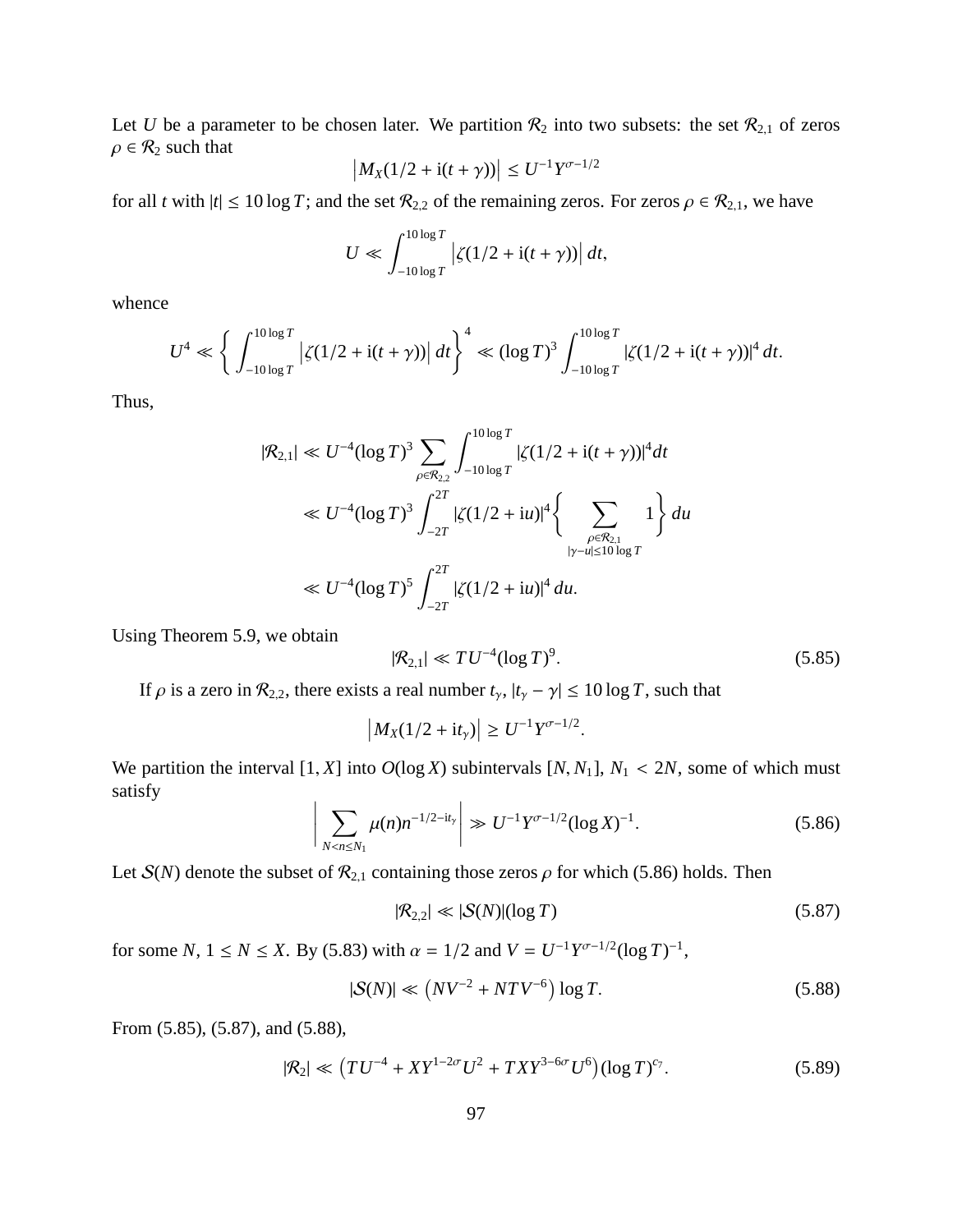Let $U$ be a parameter to be chosen later. We partition $\mathcal{R}_2$ into two subsets: the set $\mathcal{R}_{2,1}$ of zeros $\rho \in \mathcal{R}_2$ such that

$$\left|M_X(1/2 + \mathrm{i}(t+\gamma))\right| \leq U^{-1} Y^{\sigma - 1/2}$$

for all $t$ with $|t| \leq 10 \log T$; and the set $\mathcal{R}_{2,2}$ of the remaining zeros. For zeros $\rho \in \mathcal{R}_{2,1}$, we have

$$U \ll \int_{-10\log T}^{10\log T} \left|\zeta(1/2 + \mathrm{i}(t+\gamma))\right| dt,$$

whence

$$U^4 \ll \left\{ \int_{-10\log T}^{10\log T} \left|\zeta(1/2 + \mathrm{i}(t+\gamma))\right| dt \right\}^4 \ll (\log T)^3 \int_{-10\log T}^{10\log T} |\zeta(1/2 + \mathrm{i}(t+\gamma))|^4 \, dt.$$

Thus,

$$\begin{aligned}
|\mathcal{R}_{2,1}| &\ll U^{-4} (\log T)^3 \sum_{\rho \in \mathcal{R}_{2,2}} \int_{-10\log T}^{10\log T} |\zeta(1/2 + \mathrm{i}(t+\gamma))|^4 dt \\
&\ll U^{-4} (\log T)^3 \int_{-2T}^{2T} |\zeta(1/2 + \mathrm{i}u)|^4 \Bigg\{ \sum_{\substack{\rho \in \mathcal{R}_{2,1} \\ |\gamma - u| \leq 10 \log T}} 1 \Bigg\} \, du \\
&\ll U^{-4} (\log T)^5 \int_{-2T}^{2T} |\zeta(1/2 + \mathrm{i}u)|^4 \, du.
\end{aligned}$$

Using Theorem 5.9, we obtain

$$|\mathcal{R}_{2,1}| \ll T U^{-4} (\log T)^9. \tag{5.85}$$

If $\rho$ is a zero in $\mathcal{R}_{2,2}$, there exists a real number $t_\gamma$, $|t_\gamma - \gamma| \leq 10 \log T$, such that

$$\left|M_X(1/2 + \mathrm{i}t_\gamma)\right| \geq U^{-1} Y^{\sigma - 1/2}.$$

We partition the interval $[1, X]$ into $O(\log X)$ subintervals $[N, N_1]$, $N_1 < 2N$, some of which must satisfy

$$\left| \sum_{N < n \leq N_1} \mu(n) n^{-1/2 - \mathrm{i}t_\gamma} \right| \gg U^{-1} Y^{\sigma - 1/2} (\log X)^{-1}. \tag{5.86}$$

Let $\mathcal{S}(N)$ denote the subset of $\mathcal{R}_{2,1}$ containing those zeros $\rho$ for which (5.86) holds. Then

$$|\mathcal{R}_{2,2}| \ll |\mathcal{S}(N)| (\log T) \tag{5.87}$$

for some $N$, $1 \leq N \leq X$. By (5.83) with $\alpha = 1/2$ and $V = U^{-1} Y^{\sigma - 1/2} (\log T)^{-1}$,

$$|\mathcal{S}(N)| \ll \left( N V^{-2} + N T V^{-6} \right) \log T. \tag{5.88}$$

From (5.85), (5.87), and (5.88),

$$|\mathcal{R}_2| \ll \left( T U^{-4} + X Y^{1 - 2\sigma} U^2 + T X Y^{3 - 6\sigma} U^6 \right) (\log T)^{c_7}. \tag{5.89}$$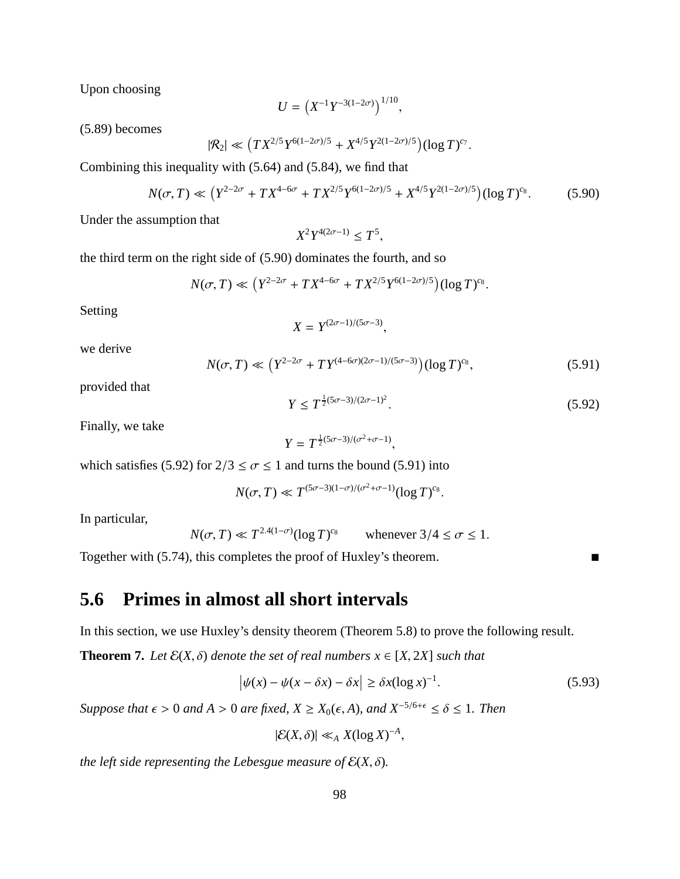Upon choosing

$$U = \left(X^{-1}Y^{-3(1-2\sigma)}\right)^{1/10},$$

(5.89) becomes

$$|\mathcal{R}_2| \ll \left(TX^{2/5}Y^{6(1-2\sigma)/5} + X^{4/5}Y^{2(1-2\sigma)/5}\right)(\log T)^{c_7}.$$

Combining this inequality with (5.64) and (5.84), we find that

$$N(\sigma, T) \ll \left(Y^{2-2\sigma} + TX^{4-6\sigma} + TX^{2/5}Y^{6(1-2\sigma)/5} + X^{4/5}Y^{2(1-2\sigma)/5}\right)(\log T)^{c_8}. \tag{5.90}$$

Under the assumption that

$$X^2Y^{4(2\sigma-1)} \leq T^5,$$

the third term on the right side of (5.90) dominates the fourth, and so

$$N(\sigma, T) \ll \left(Y^{2-2\sigma} + TX^{4-6\sigma} + TX^{2/5}Y^{6(1-2\sigma)/5}\right)(\log T)^{c_8}.$$

Setting

$$X = Y^{(2\sigma-1)/(5\sigma-3)},$$

we derive

$$N(\sigma, T) \ll \left(Y^{2-2\sigma} + TY^{(4-6\sigma)(2\sigma-1)/(5\sigma-3)}\right)(\log T)^{c_8}, \tag{5.91}$$

provided that

$$Y \leq T^{\frac{1}{2}(5\sigma-3)/(2\sigma-1)^2}. \tag{5.92}$$

Finally, we take

$$Y = T^{\frac{1}{2}(5\sigma-3)/(\sigma^2+\sigma-1)},$$

which satisfies (5.92) for $2/3 \leq \sigma \leq 1$ and turns the bound (5.91) into

$$N(\sigma, T) \ll T^{(5\sigma-3)(1-\sigma)/(\sigma^2+\sigma-1)}(\log T)^{c_8}.$$

In particular,

$$N(\sigma, T) \ll T^{2.4(1-\sigma)}(\log T)^{c_8} \qquad \text{whenever } 3/4 \leq \sigma \leq 1.$$

Together with (5.74), this completes the proof of Huxley's theorem. ∎

## 5.6 Primes in almost all short intervals

In this section, we use Huxley's density theorem (Theorem 5.8) to prove the following result.

**Theorem 7.** *Let $\mathcal{E}(X, \delta)$ denote the set of real numbers $x \in [X, 2X]$ such that*

$$\left|\psi(x) - \psi(x - \delta x) - \delta x\right| \geq \delta x(\log x)^{-1}. \tag{5.93}$$

*Suppose that $\epsilon > 0$ and $A > 0$ are fixed, $X \geq X_0(\epsilon, A)$, and $X^{-5/6+\epsilon} \leq \delta \leq 1$. Then*

$$|\mathcal{E}(X, \delta)| \ll_A X(\log X)^{-A},$$

*the left side representing the Lebesgue measure of $\mathcal{E}(X, \delta)$.*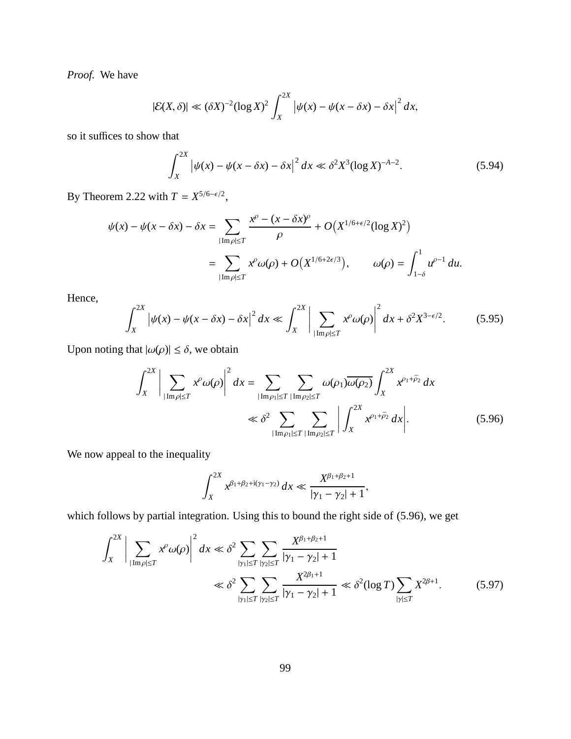*Proof.* We have

$$|\mathcal{E}(X,\delta)| \ll (\delta X)^{-2}(\log X)^2 \int_X^{2X} \left|\psi(x) - \psi(x-\delta x) - \delta x\right|^2 dx,$$

so it suffices to show that

$$\int_X^{2X} \left|\psi(x) - \psi(x-\delta x) - \delta x\right|^2 dx \ll \delta^2 X^3 (\log X)^{-A-2}. \tag{5.94}$$

By Theorem 2.22 with $T = X^{5/6-\epsilon/2}$,

$$\begin{aligned}
\psi(x) - \psi(x-\delta x) - \delta x &= \sum_{|\operatorname{Im}\rho|\le T} \frac{x^\rho - (x-\delta x)^\rho}{\rho} + O\big(X^{1/6+\epsilon/2}(\log X)^2\big) \\
&= \sum_{|\operatorname{Im}\rho|\le T} x^\rho \omega(\rho) + O\big(X^{1/6+2\epsilon/3}\big), \qquad \omega(\rho) = \int_{1-\delta}^1 u^{\rho-1}\, du.
\end{aligned}$$

Hence,

$$\int_X^{2X} \left|\psi(x) - \psi(x-\delta x) - \delta x\right|^2 dx \ll \int_X^{2X} \bigg|\sum_{|\operatorname{Im}\rho|\le T} x^\rho \omega(\rho)\bigg|^2 dx + \delta^2 X^{3-\epsilon/2}. \tag{5.95}$$

Upon noting that $|\omega(\rho)| \le \delta$, we obtain

$$\begin{aligned}
\int_X^{2X} \bigg|\sum_{|\operatorname{Im}\rho|\le T} x^\rho \omega(\rho)\bigg|^2 dx &= \sum_{|\operatorname{Im}\rho_1|\le T}\ \sum_{|\operatorname{Im}\rho_2|\le T} \omega(\rho_1)\overline{\omega(\rho_2)} \int_X^{2X} x^{\rho_1+\bar{\rho}_2}\, dx \\
&\ll \delta^2 \sum_{|\operatorname{Im}\rho_1|\le T}\ \sum_{|\operatorname{Im}\rho_2|\le T} \bigg|\int_X^{2X} x^{\rho_1+\bar{\rho}_2}\, dx\bigg|. 
\end{aligned} \tag{5.96}$$

We now appeal to the inequality

$$\int_X^{2X} x^{\beta_1+\beta_2+i(\gamma_1-\gamma_2)}\, dx \ll \frac{X^{\beta_1+\beta_2+1}}{|\gamma_1-\gamma_2|+1},$$

which follows by partial integration. Using this to bound the right side of (5.96), we get

$$\begin{aligned}
\int_X^{2X} \bigg|\sum_{|\operatorname{Im}\rho|\le T} x^\rho \omega(\rho)\bigg|^2 dx &\ll \delta^2 \sum_{|\gamma_1|\le T}\ \sum_{|\gamma_2|\le T} \frac{X^{\beta_1+\beta_2+1}}{|\gamma_1-\gamma_2|+1} \\
&\ll \delta^2 \sum_{|\gamma_1|\le T}\ \sum_{|\gamma_2|\le T} \frac{X^{2\beta_1+1}}{|\gamma_1-\gamma_2|+1} \ll \delta^2(\log T) \sum_{|\gamma|\le T} X^{2\beta+1}.
\end{aligned} \tag{5.97}$$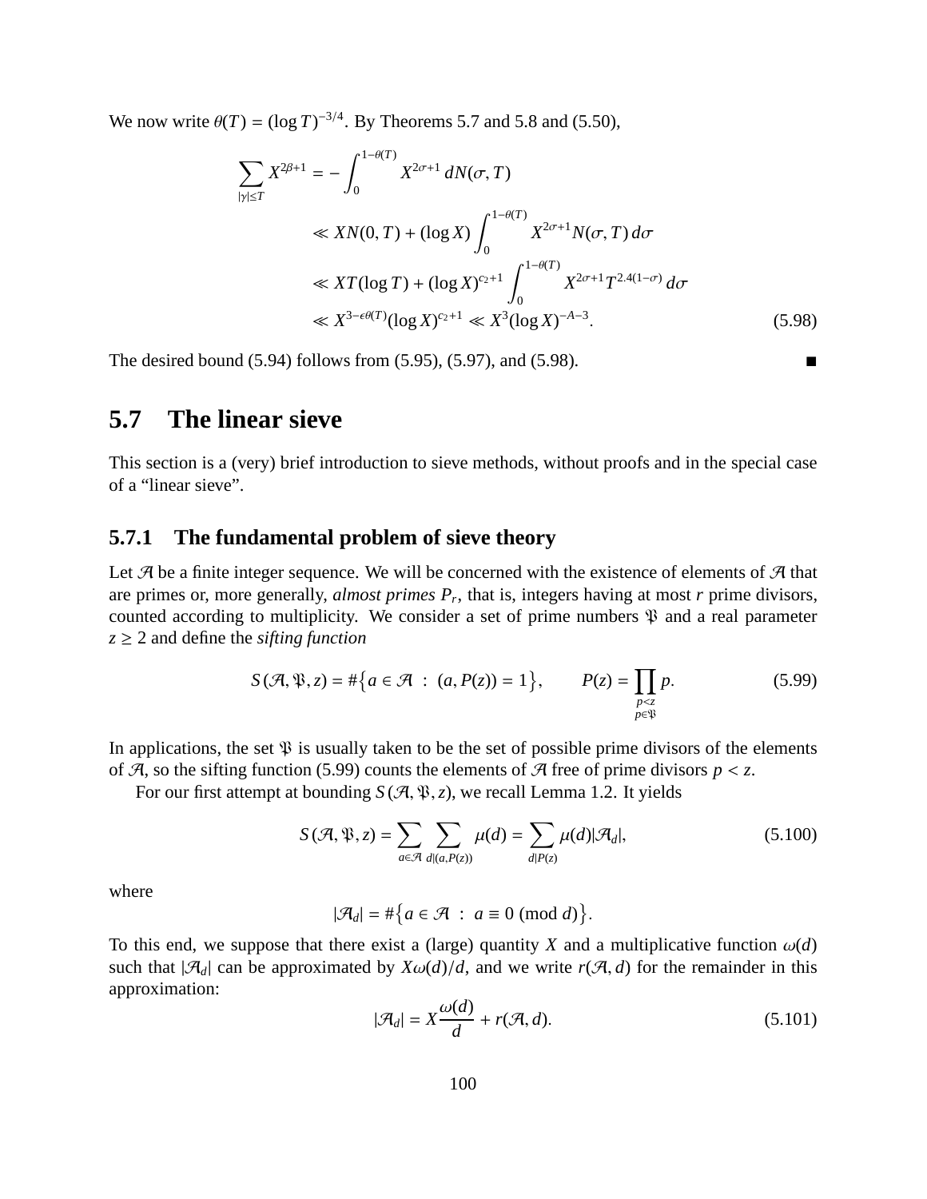We now write $\theta(T) = (\log T)^{-3/4}$. By Theorems 5.7 and 5.8 and (5.50),

$$
\begin{aligned}
\sum_{|\gamma| \le T} X^{2\beta+1} &= -\int_0^{1-\theta(T)} X^{2\sigma+1}\, dN(\sigma, T) \\
&\ll XN(0,T) + (\log X) \int_0^{1-\theta(T)} X^{2\sigma+1} N(\sigma, T)\, d\sigma \\
&\ll XT(\log T) + (\log X)^{c_2+1} \int_0^{1-\theta(T)} X^{2\sigma+1} T^{2.4(1-\sigma)}\, d\sigma \\
&\ll X^{3-\epsilon\theta(T)} (\log X)^{c_2+1} \ll X^3 (\log X)^{-A-3}. \qquad (5.98)
\end{aligned}
$$

The desired bound (5.94) follows from (5.95), (5.97), and (5.98). ∎

## 5.7 The linear sieve

This section is a (very) brief introduction to sieve methods, without proofs and in the special case of a "linear sieve".

### 5.7.1 The fundamental problem of sieve theory

Let $\mathcal{A}$ be a finite integer sequence. We will be concerned with the existence of elements of $\mathcal{A}$ that are primes or, more generally, *almost primes* $P_r$, that is, integers having at most $r$ prime divisors, counted according to multiplicity. We consider a set of prime numbers $\mathfrak{P}$ and a real parameter $z \ge 2$ and define the *sifting function*

$$
S(\mathcal{A}, \mathfrak{P}, z) = \#\big\{a \in \mathcal{A} \;:\; (a, P(z)) = 1\big\}, \qquad P(z) = \prod_{\substack{p<z \\ p \in \mathfrak{P}}} p. \qquad (5.99)
$$

In applications, the set $\mathfrak{P}$ is usually taken to be the set of possible prime divisors of the elements of $\mathcal{A}$, so the sifting function (5.99) counts the elements of $\mathcal{A}$ free of prime divisors $p < z$.

For our first attempt at bounding $S(\mathcal{A}, \mathfrak{P}, z)$, we recall Lemma 1.2. It yields

$$
S(\mathcal{A}, \mathfrak{P}, z) = \sum_{a \in \mathcal{A}} \sum_{d | (a, P(z))} \mu(d) = \sum_{d | P(z)} \mu(d) |\mathcal{A}_d|, \qquad (5.100)
$$

where

$$
|\mathcal{A}_d| = \#\big\{a \in \mathcal{A} \;:\; a \equiv 0 \pmod{d}\big\}.
$$

To this end, we suppose that there exist a (large) quantity $X$ and a multiplicative function $\omega(d)$ such that $|\mathcal{A}_d|$ can be approximated by $X\omega(d)/d$, and we write $r(\mathcal{A}, d)$ for the remainder in this approximation:

$$
|\mathcal{A}_d| = X \frac{\omega(d)}{d} + r(\mathcal{A}, d). \qquad (5.101)
$$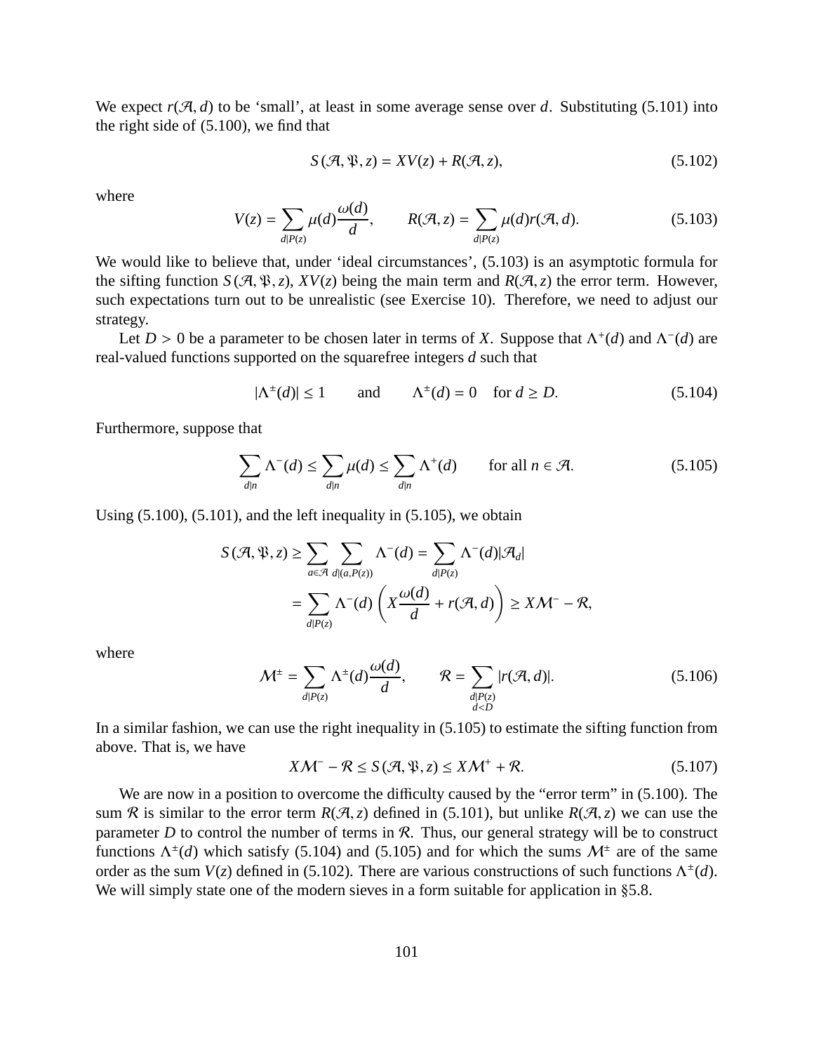We expect $r(\mathcal{A}, d)$ to be 'small', at least in some average sense over $d$. Substituting (5.101) into the right side of (5.100), we find that

$$S(\mathcal{A}, \mathfrak{P}, z) = XV(z) + R(\mathcal{A}, z), \tag{5.102}$$

where

$$V(z) = \sum_{d|P(z)} \mu(d) \frac{\omega(d)}{d}, \qquad R(\mathcal{A}, z) = \sum_{d|P(z)} \mu(d) r(\mathcal{A}, d). \tag{5.103}$$

We would like to believe that, under 'ideal circumstances', (5.103) is an asymptotic formula for the sifting function $S(\mathcal{A}, \mathfrak{P}, z)$, $XV(z)$ being the main term and $R(\mathcal{A}, z)$ the error term. However, such expectations turn out to be unrealistic (see Exercise 10). Therefore, we need to adjust our strategy.

Let $D > 0$ be a parameter to be chosen later in terms of $X$. Suppose that $\Lambda^+(d)$ and $\Lambda^-(d)$ are real-valued functions supported on the squarefree integers $d$ such that

$$|\Lambda^{\pm}(d)| \leq 1 \qquad \text{and} \qquad \Lambda^{\pm}(d) = 0 \quad \text{for } d \geq D. \tag{5.104}$$

Furthermore, suppose that

$$\sum_{d|n} \Lambda^-(d) \leq \sum_{d|n} \mu(d) \leq \sum_{d|n} \Lambda^+(d) \qquad \text{for all } n \in \mathcal{A}. \tag{5.105}$$

Using (5.100), (5.101), and the left inequality in (5.105), we obtain

$$\begin{aligned} S(\mathcal{A}, \mathfrak{P}, z) &\geq \sum_{a \in \mathcal{A}} \sum_{d|(a, P(z))} \Lambda^-(d) = \sum_{d|P(z)} \Lambda^-(d) |\mathcal{A}_d| \\ &= \sum_{d|P(z)} \Lambda^-(d) \left( X \frac{\omega(d)}{d} + r(\mathcal{A}, d) \right) \geq X\mathcal{M}^- - \mathcal{R}, \end{aligned}$$

where

$$\mathcal{M}^{\pm} = \sum_{d|P(z)} \Lambda^{\pm}(d) \frac{\omega(d)}{d}, \qquad \mathcal{R} = \sum_{\substack{d|P(z) \\ d<D}} |r(\mathcal{A}, d)|. \tag{5.106}$$

In a similar fashion, we can use the right inequality in (5.105) to estimate the sifting function from above. That is, we have

$$X\mathcal{M}^- - \mathcal{R} \leq S(\mathcal{A}, \mathfrak{P}, z) \leq X\mathcal{M}^+ + \mathcal{R}. \tag{5.107}$$

We are now in a position to overcome the difficulty caused by the "error term" in (5.100). The sum $\mathcal{R}$ is similar to the error term $R(\mathcal{A}, z)$ defined in (5.101), but unlike $R(\mathcal{A}, z)$ we can use the parameter $D$ to control the number of terms in $\mathcal{R}$. Thus, our general strategy will be to construct functions $\Lambda^{\pm}(d)$ which satisfy (5.104) and (5.105) and for which the sums $\mathcal{M}^{\pm}$ are of the same order as the sum $V(z)$ defined in (5.102). There are various constructions of such functions $\Lambda^{\pm}(d)$. We will simply state one of the modern sieves in a form suitable for application in §5.8.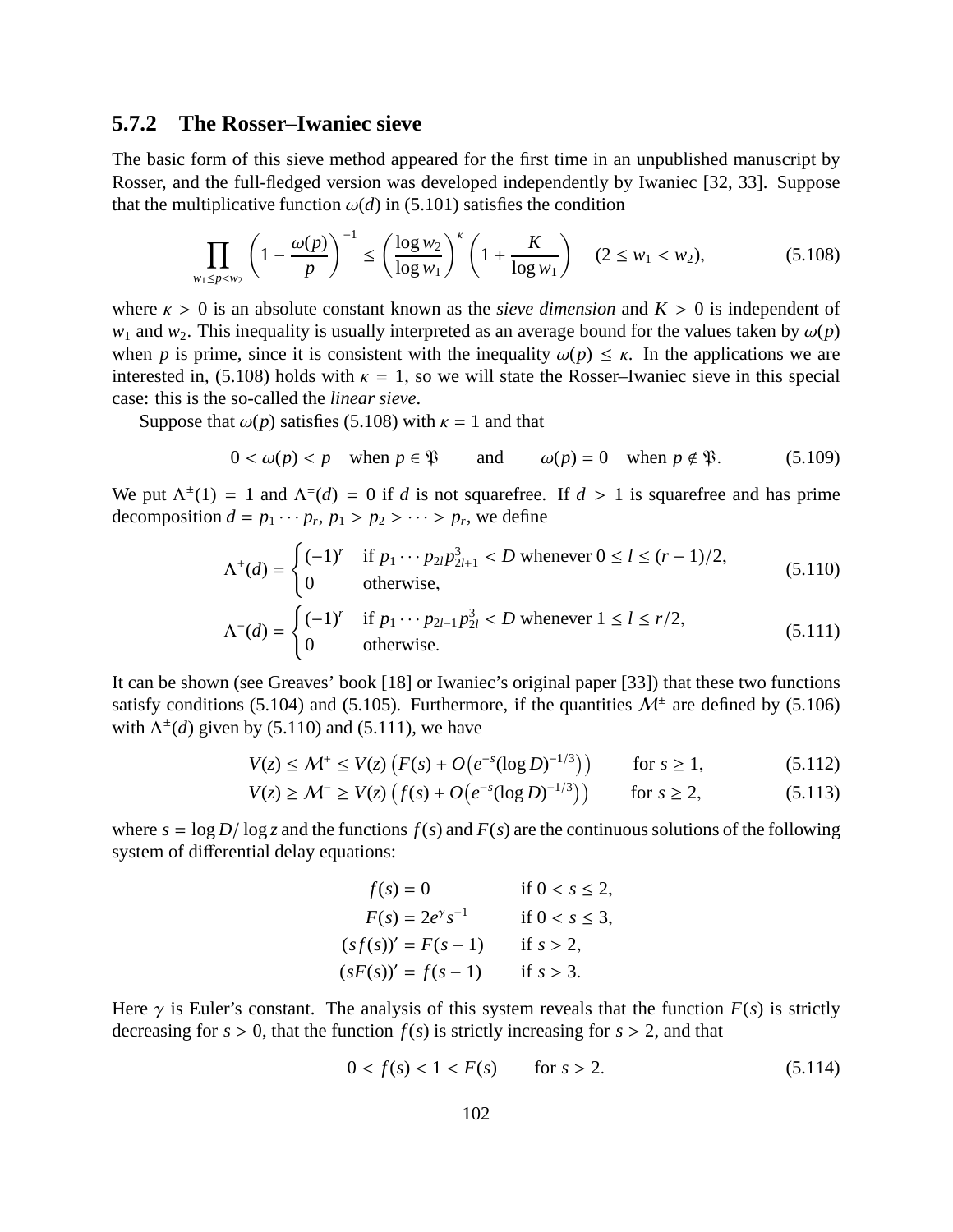### 5.7.2 The Rosser–Iwaniec sieve

The basic form of this sieve method appeared for the first time in an unpublished manuscript by Rosser, and the full-fledged version was developed independently by Iwaniec [32, 33]. Suppose that the multiplicative function $\omega(d)$ in (5.101) satisfies the condition

$$\prod_{w_1 \le p < w_2} \left(1 - \frac{\omega(p)}{p}\right)^{-1} \le \left(\frac{\log w_2}{\log w_1}\right)^{\kappa} \left(1 + \frac{K}{\log w_1}\right) \quad (2 \le w_1 < w_2), \tag{5.108}$$

where $\kappa > 0$ is an absolute constant known as the *sieve dimension* and $K > 0$ is independent of $w_1$ and $w_2$. This inequality is usually interpreted as an average bound for the values taken by $\omega(p)$ when $p$ is prime, since it is consistent with the inequality $\omega(p) \le \kappa$. In the applications we are interested in, (5.108) holds with $\kappa = 1$, so we will state the Rosser–Iwaniec sieve in this special case: this is the so-called the *linear sieve*.

Suppose that $\omega(p)$ satisfies (5.108) with $\kappa = 1$ and that

$$0 < \omega(p) < p \quad \text{when } p \in \mathfrak{P} \qquad \text{and} \qquad \omega(p) = 0 \quad \text{when } p \notin \mathfrak{P}. \tag{5.109}$$

We put $\Lambda^{\pm}(1) = 1$ and $\Lambda^{\pm}(d) = 0$ if $d$ is not squarefree. If $d > 1$ is squarefree and has prime decomposition $d = p_1 \cdots p_r$, $p_1 > p_2 > \cdots > p_r$, we define

$$\Lambda^{+}(d) = \begin{cases} (-1)^r & \text{if } p_1 \cdots p_{2l} p_{2l+1}^3 < D \text{ whenever } 0 \le l \le (r-1)/2, \\ 0 & \text{otherwise,} \end{cases} \tag{5.110}$$

$$\Lambda^{-}(d) = \begin{cases} (-1)^r & \text{if } p_1 \cdots p_{2l-1} p_{2l}^3 < D \text{ whenever } 1 \le l \le r/2, \\ 0 & \text{otherwise.} \end{cases} \tag{5.111}$$

It can be shown (see Greaves' book [18] or Iwaniec's original paper [33]) that these two functions satisfy conditions (5.104) and (5.105). Furthermore, if the quantities $\mathcal{M}^{\pm}$ are defined by (5.106) with $\Lambda^{\pm}(d)$ given by (5.110) and (5.111), we have

$$V(z) \le \mathcal{M}^{+} \le V(z)\left(F(s) + O\left(e^{-s}(\log D)^{-1/3}\right)\right) \qquad \text{for } s \ge 1, \tag{5.112}$$

$$V(z) \ge \mathcal{M}^{-} \ge V(z)\left(f(s) + O\left(e^{-s}(\log D)^{-1/3}\right)\right) \qquad \text{for } s \ge 2, \tag{5.113}$$

where $s = \log D / \log z$ and the functions $f(s)$ and $F(s)$ are the continuous solutions of the following system of differential delay equations:

$$\begin{aligned} f(s) &= 0 && \text{if } 0 < s \le 2, \\ F(s) &= 2e^{\gamma} s^{-1} && \text{if } 0 < s \le 3, \\ (s f(s))' &= F(s-1) && \text{if } s > 2, \\ (sF(s))' &= f(s-1) && \text{if } s > 3. \end{aligned}$$

Here $\gamma$ is Euler's constant. The analysis of this system reveals that the function $F(s)$ is strictly decreasing for $s > 0$, that the function $f(s)$ is strictly increasing for $s > 2$, and that

$$0 < f(s) < 1 < F(s) \qquad \text{for } s > 2. \tag{5.114}$$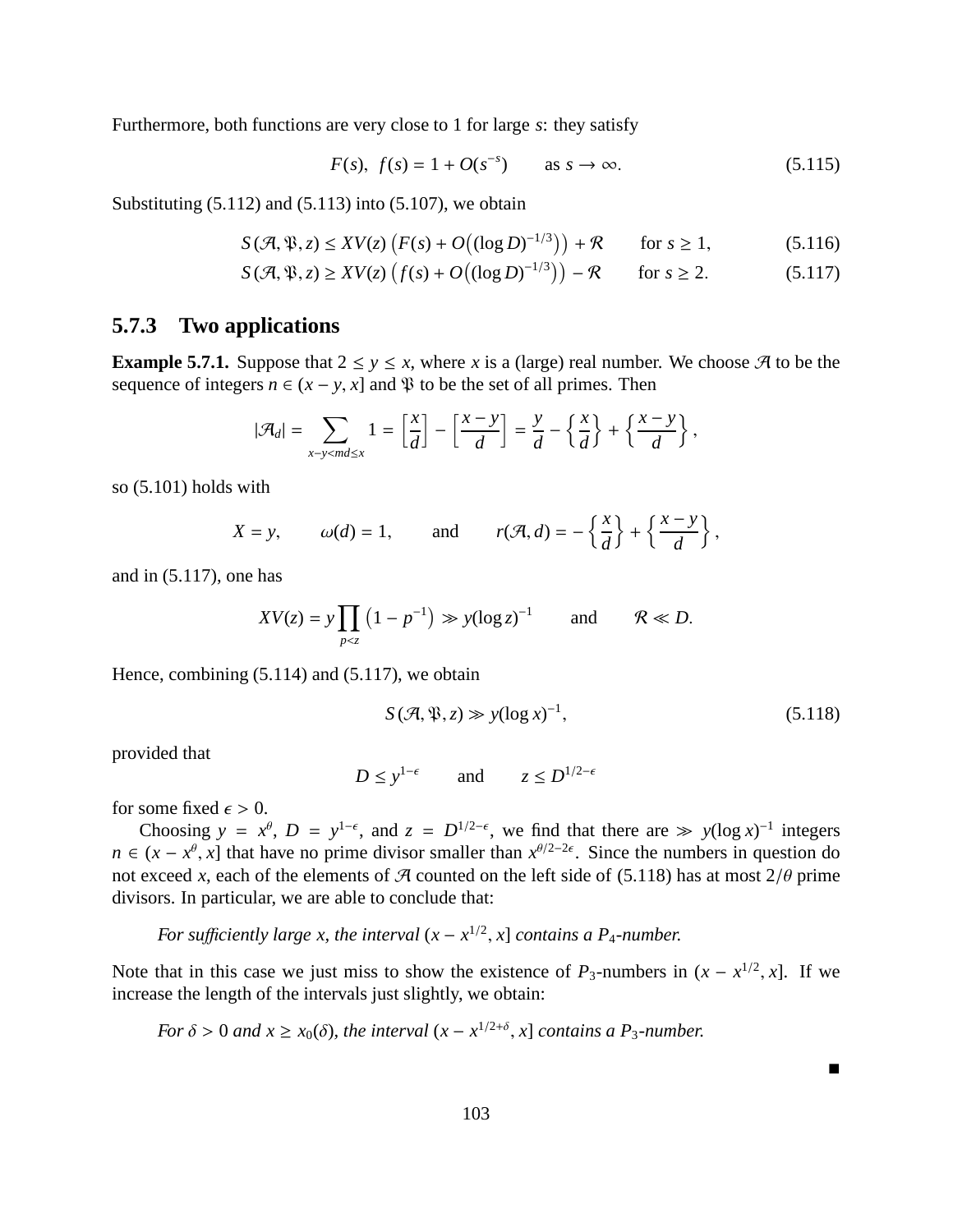Furthermore, both functions are very close to 1 for large $s$: they satisfy

$$F(s),\ f(s) = 1 + O(s^{-s}) \qquad \text{as } s \to \infty. \tag{5.115}$$

Substituting (5.112) and (5.113) into (5.107), we obtain

$$S(\mathcal{A}, \mathfrak{P}, z) \le XV(z)\left(F(s) + O\big((\log D)^{-1/3}\big)\right) + \mathcal{R} \qquad \text{for } s \ge 1, \tag{5.116}$$

$$S(\mathcal{A}, \mathfrak{P}, z) \ge XV(z)\left(f(s) + O\big((\log D)^{-1/3}\big)\right) - \mathcal{R} \qquad \text{for } s \ge 2. \tag{5.117}$$

### 5.7.3 Two applications

**Example 5.7.1.** Suppose that $2 \le y \le x$, where $x$ is a (large) real number. We choose $\mathcal{A}$ to be the sequence of integers $n \in (x - y, x]$ and $\mathfrak{P}$ to be the set of all primes. Then

$$|\mathcal{A}_d| = \sum_{x-y<md\le x} 1 = \left[\frac{x}{d}\right] - \left[\frac{x-y}{d}\right] = \frac{y}{d} - \left\{\frac{x}{d}\right\} + \left\{\frac{x-y}{d}\right\},$$

so (5.101) holds with

$$X = y, \qquad \omega(d) = 1, \qquad \text{and} \qquad r(\mathcal{A}, d) = -\left\{\frac{x}{d}\right\} + \left\{\frac{x-y}{d}\right\},$$

and in (5.117), one has

$$XV(z) = y\prod_{p<z}\left(1 - p^{-1}\right) \gg y(\log z)^{-1} \qquad \text{and} \qquad \mathcal{R} \ll D.$$

Hence, combining (5.114) and (5.117), we obtain

$$S(\mathcal{A}, \mathfrak{P}, z) \gg y(\log x)^{-1}, \tag{5.118}$$

provided that

$$D \le y^{1-\epsilon} \qquad \text{and} \qquad z \le D^{1/2-\epsilon}$$

for some fixed $\epsilon > 0$.

Choosing $y = x^{\theta}$, $D = y^{1-\epsilon}$, and $z = D^{1/2-\epsilon}$, we find that there are $\gg y(\log x)^{-1}$ integers $n \in (x - x^{\theta}, x]$ that have no prime divisor smaller than $x^{\theta/2-2\epsilon}$. Since the numbers in question do not exceed $x$, each of the elements of $\mathcal{A}$ counted on the left side of (5.118) has at most $2/\theta$ prime divisors. In particular, we are able to conclude that:

*For sufficiently large $x$, the interval $(x - x^{1/2}, x]$ contains a $P_4$-number.*

Note that in this case we just miss to show the existence of $P_3$-numbers in $(x - x^{1/2}, x]$. If we increase the length of the intervals just slightly, we obtain:

*For $\delta > 0$ and $x \ge x_0(\delta)$, the interval $(x - x^{1/2+\delta}, x]$ contains a $P_3$-number.*

■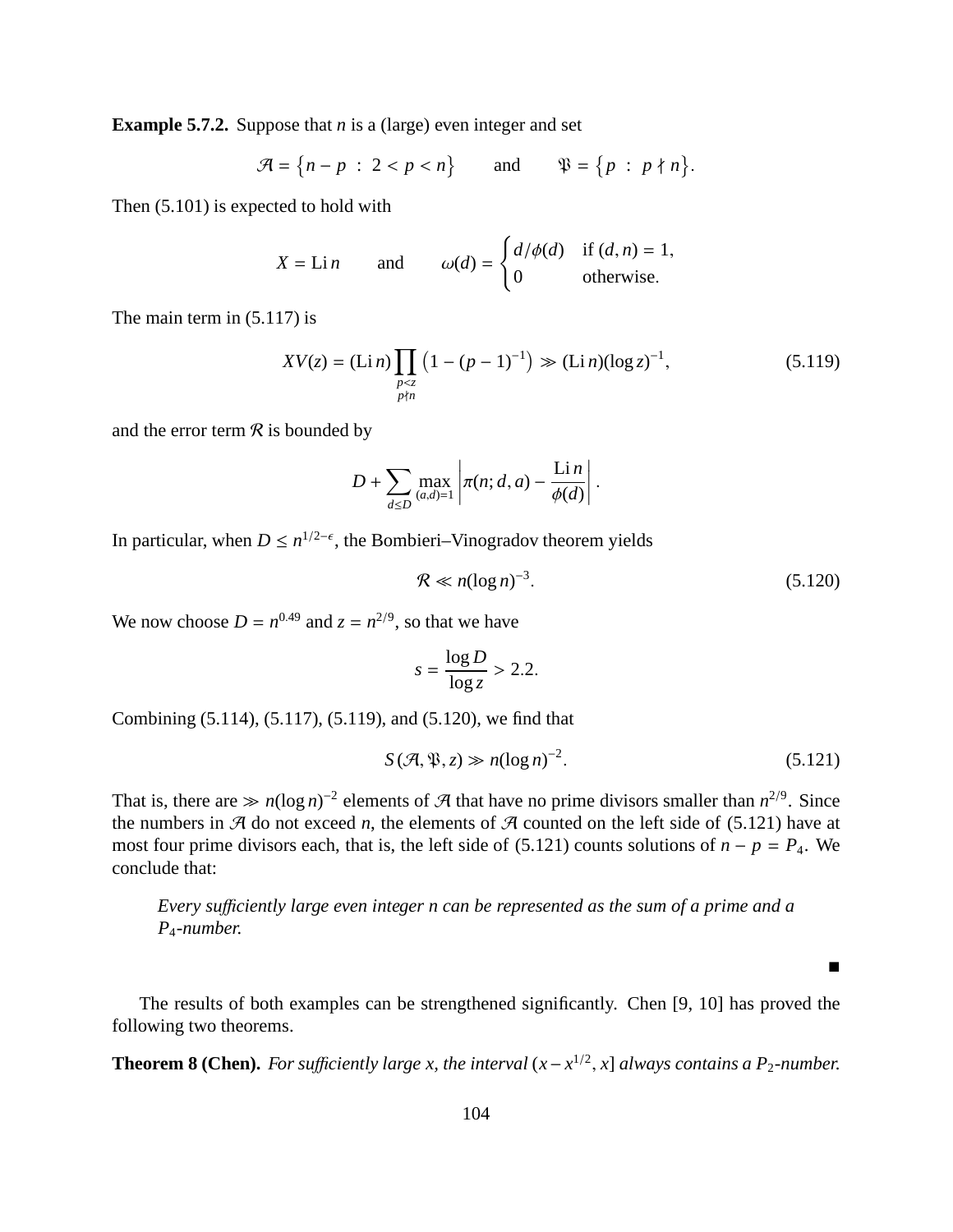**Example 5.7.2.** Suppose that $n$ is a (large) even integer and set

$$\mathcal{A} = \{ n - p \ : \ 2 < p < n \} \qquad \text{and} \qquad \mathfrak{P} = \{ p \ : \ p \nmid n \}.$$

Then (5.101) is expected to hold with

$$X = \operatorname{Li} n \qquad \text{and} \qquad \omega(d) = \begin{cases} d/\phi(d) & \text{if } (d,n) = 1, \\ 0 & \text{otherwise.} \end{cases}$$

The main term in (5.117) is

$$XV(z) = (\operatorname{Li} n) \prod_{\substack{p<z \\ p \nmid n}} \left(1 - (p-1)^{-1}\right) \gg (\operatorname{Li} n)(\log z)^{-1}, \tag{5.119}$$

and the error term $\mathcal{R}$ is bounded by

$$D + \sum_{d \le D} \max_{(a,d)=1} \left| \pi(n; d, a) - \frac{\operatorname{Li} n}{\phi(d)} \right|.$$

In particular, when $D \le n^{1/2-\epsilon}$, the Bombieri–Vinogradov theorem yields

$$\mathcal{R} \ll n(\log n)^{-3}. \tag{5.120}$$

We now choose $D = n^{0.49}$ and $z = n^{2/9}$, so that we have

$$s = \frac{\log D}{\log z} > 2.2.$$

Combining (5.114), (5.117), (5.119), and (5.120), we find that

$$S(\mathcal{A}, \mathfrak{P}, z) \gg n(\log n)^{-2}. \tag{5.121}$$

That is, there are $\gg n(\log n)^{-2}$ elements of $\mathcal{A}$ that have no prime divisors smaller than $n^{2/9}$. Since the numbers in $\mathcal{A}$ do not exceed $n$, the elements of $\mathcal{A}$ counted on the left side of (5.121) have at most four prime divisors each, that is, the left side of (5.121) counts solutions of $n - p = P_4$. We conclude that:

> *Every sufficiently large even integer n can be represented as the sum of a prime and a $P_4$-number.*

■

The results of both examples can be strengthened significantly. Chen [9, 10] has proved the following two theorems.

**Theorem 8 (Chen).** *For sufficiently large x, the interval $(x - x^{1/2}, x]$ always contains a $P_2$-number.*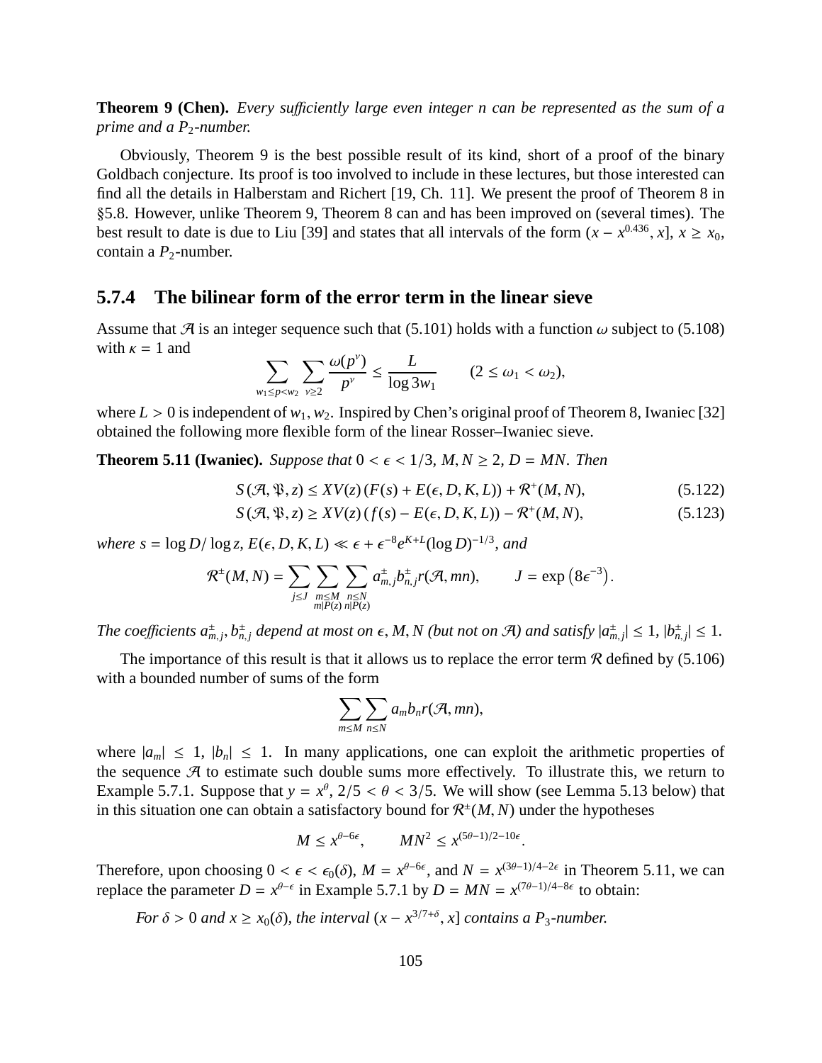**Theorem 9 (Chen).** *Every sufficiently large even integer $n$ can be represented as the sum of a prime and a $P_2$-number.*

Obviously, Theorem 9 is the best possible result of its kind, short of a proof of the binary Goldbach conjecture. Its proof is too involved to include in these lectures, but those interested can find all the details in Halberstam and Richert [19, Ch. 11]. We present the proof of Theorem 8 in §5.8. However, unlike Theorem 9, Theorem 8 can and has been improved on (several times). The best result to date is due to Liu [39] and states that all intervals of the form $(x - x^{0.436}, x]$, $x \geq x_0$, contain a $P_2$-number.

### 5.7.4 The bilinear form of the error term in the linear sieve

Assume that $\mathcal{A}$ is an integer sequence such that (5.101) holds with a function $\omega$ subject to (5.108) with $\kappa = 1$ and

$$\sum_{w_1 \leq p < w_2} \sum_{\nu \geq 2} \frac{\omega(p^\nu)}{p^\nu} \leq \frac{L}{\log 3w_1} \qquad (2 \leq \omega_1 < \omega_2),$$

where $L > 0$ is independent of $w_1, w_2$. Inspired by Chen's original proof of Theorem 8, Iwaniec [32] obtained the following more flexible form of the linear Rosser–Iwaniec sieve.

**Theorem 5.11 (Iwaniec).** *Suppose that $0 < \epsilon < 1/3$, $M, N \geq 2$, $D = MN$. Then*

$$S(\mathcal{A}, \mathfrak{P}, z) \leq XV(z)\,(F(s) + E(\epsilon, D, K, L)) + \mathcal{R}^+(M, N), \tag{5.122}$$

$$S(\mathcal{A}, \mathfrak{P}, z) \geq XV(z)\,(f(s) - E(\epsilon, D, K, L)) - \mathcal{R}^+(M, N), \tag{5.123}$$

*where $s = \log D / \log z$, $E(\epsilon, D, K, L) \ll \epsilon + \epsilon^{-8} e^{K+L} (\log D)^{-1/3}$, and*

$$\mathcal{R}^{\pm}(M, N) = \sum_{j \leq J} \sum_{\substack{m \leq M \\ m | P(z)}} \sum_{\substack{n \leq N \\ n | P(z)}} a^{\pm}_{m,j} b^{\pm}_{n,j} r(\mathcal{A}, mn), \qquad J = \exp\left(8\epsilon^{-3}\right).$$

*The coefficients $a^{\pm}_{m,j}, b^{\pm}_{n,j}$ depend at most on $\epsilon, M, N$ (but not on $\mathcal{A}$) and satisfy $|a^{\pm}_{m,j}| \leq 1$, $|b^{\pm}_{n,j}| \leq 1$.*

The importance of this result is that it allows us to replace the error term $\mathcal{R}$ defined by (5.106) with a bounded number of sums of the form

$$\sum_{m \leq M} \sum_{n \leq N} a_m b_n r(\mathcal{A}, mn),$$

where $|a_m| \leq 1$, $|b_n| \leq 1$. In many applications, one can exploit the arithmetic properties of the sequence $\mathcal{A}$ to estimate such double sums more effectively. To illustrate this, we return to Example 5.7.1. Suppose that $y = x^\theta$, $2/5 < \theta < 3/5$. We will show (see Lemma 5.13 below) that in this situation one can obtain a satisfactory bound for $\mathcal{R}^{\pm}(M, N)$ under the hypotheses

$$M \leq x^{\theta - 6\epsilon}, \qquad MN^2 \leq x^{(5\theta - 1)/2 - 10\epsilon}.$$

Therefore, upon choosing $0 < \epsilon < \epsilon_0(\delta)$, $M = x^{\theta - 6\epsilon}$, and $N = x^{(3\theta - 1)/4 - 2\epsilon}$ in Theorem 5.11, we can replace the parameter $D = x^{\theta - \epsilon}$ in Example 5.7.1 by $D = MN = x^{(7\theta - 1)/4 - 8\epsilon}$ to obtain:

*For $\delta > 0$ and $x \geq x_0(\delta)$, the interval $(x - x^{3/7+\delta}, x]$ contains a $P_3$-number.*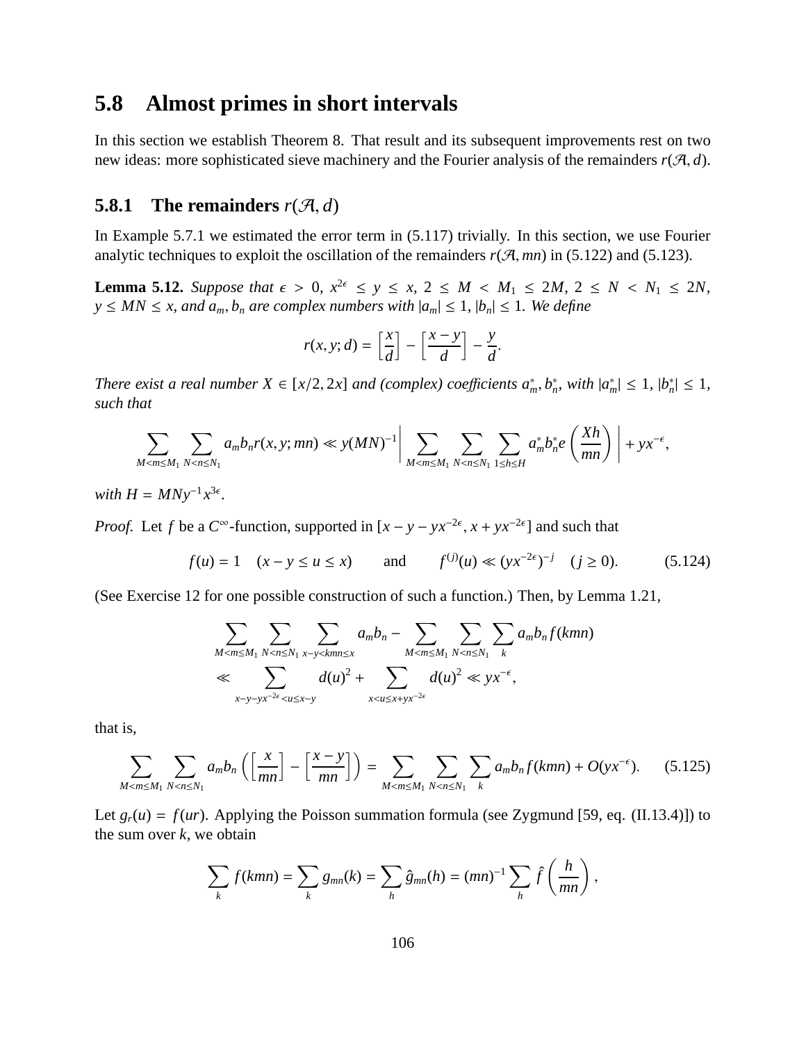## 5.8 Almost primes in short intervals

In this section we establish Theorem 8. That result and its subsequent improvements rest on two new ideas: more sophisticated sieve machinery and the Fourier analysis of the remainders $r(\mathcal{A}, d)$.

### 5.8.1 The remainders $r(\mathcal{A}, d)$

In Example 5.7.1 we estimated the error term in (5.117) trivially. In this section, we use Fourier analytic techniques to exploit the oscillation of the remainders $r(\mathcal{A}, mn)$ in (5.122) and (5.123).

**Lemma 5.12.** *Suppose that $\epsilon > 0$, $x^{2\epsilon} \leq y \leq x$, $2 \leq M < M_1 \leq 2M$, $2 \leq N < N_1 \leq 2N$, $y \leq MN \leq x$, and $a_m, b_n$ are complex numbers with $|a_m| \leq 1$, $|b_n| \leq 1$. We define*

$$r(x, y; d) = \left[\frac{x}{d}\right] - \left[\frac{x-y}{d}\right] - \frac{y}{d}.$$

*There exist a real number $X \in [x/2, 2x]$ and (complex) coefficients $a_m^*, b_n^*$, with $|a_m^*| \leq 1$, $|b_n^*| \leq 1$, such that*

$$\sum_{M<m\leq M_1} \sum_{N<n\leq N_1} a_m b_n r(x, y; mn) \ll y(MN)^{-1} \bigg| \sum_{M<m\leq M_1} \sum_{N<n\leq N_1} \sum_{1\leq h\leq H} a_m^* b_n^* e\left(\frac{Xh}{mn}\right) \bigg| + yx^{-\epsilon},$$

*with $H = MNy^{-1}x^{3\epsilon}$.*

*Proof.* Let $f$ be a $C^\infty$-function, supported in $[x - y - yx^{-2\epsilon}, x + yx^{-2\epsilon}]$ and such that

$$f(u) = 1 \quad (x - y \leq u \leq x) \qquad \text{and} \qquad f^{(j)}(u) \ll (yx^{-2\epsilon})^{-j} \quad (j \geq 0). \tag{5.124}$$

(See Exercise 12 for one possible construction of such a function.) Then, by Lemma 1.21,

$$\begin{aligned}
&\sum_{M<m\leq M_1} \sum_{N<n\leq N_1} \sum_{x-y<kmn\leq x} a_m b_n - \sum_{M<m\leq M_1} \sum_{N<n\leq N_1} \sum_{k} a_m b_n f(kmn) \\
&\ll \sum_{x-y-yx^{-2\epsilon}<u\leq x-y} d(u)^2 + \sum_{x<u\leq x+yx^{-2\epsilon}} d(u)^2 \ll yx^{-\epsilon},
\end{aligned}$$

that is,

$$\sum_{M<m\leq M_1} \sum_{N<n\leq N_1} a_m b_n \left(\left[\frac{x}{mn}\right] - \left[\frac{x-y}{mn}\right]\right) = \sum_{M<m\leq M_1} \sum_{N<n\leq N_1} \sum_{k} a_m b_n f(kmn) + O(yx^{-\epsilon}). \tag{5.125}$$

Let $g_r(u) = f(ur)$. Applying the Poisson summation formula (see Zygmund [59, eq. (II.13.4)]) to the sum over $k$, we obtain

$$\sum_k f(kmn) = \sum_k g_{mn}(k) = \sum_h \hat{g}_{mn}(h) = (mn)^{-1} \sum_h \hat{f}\left(\frac{h}{mn}\right),$$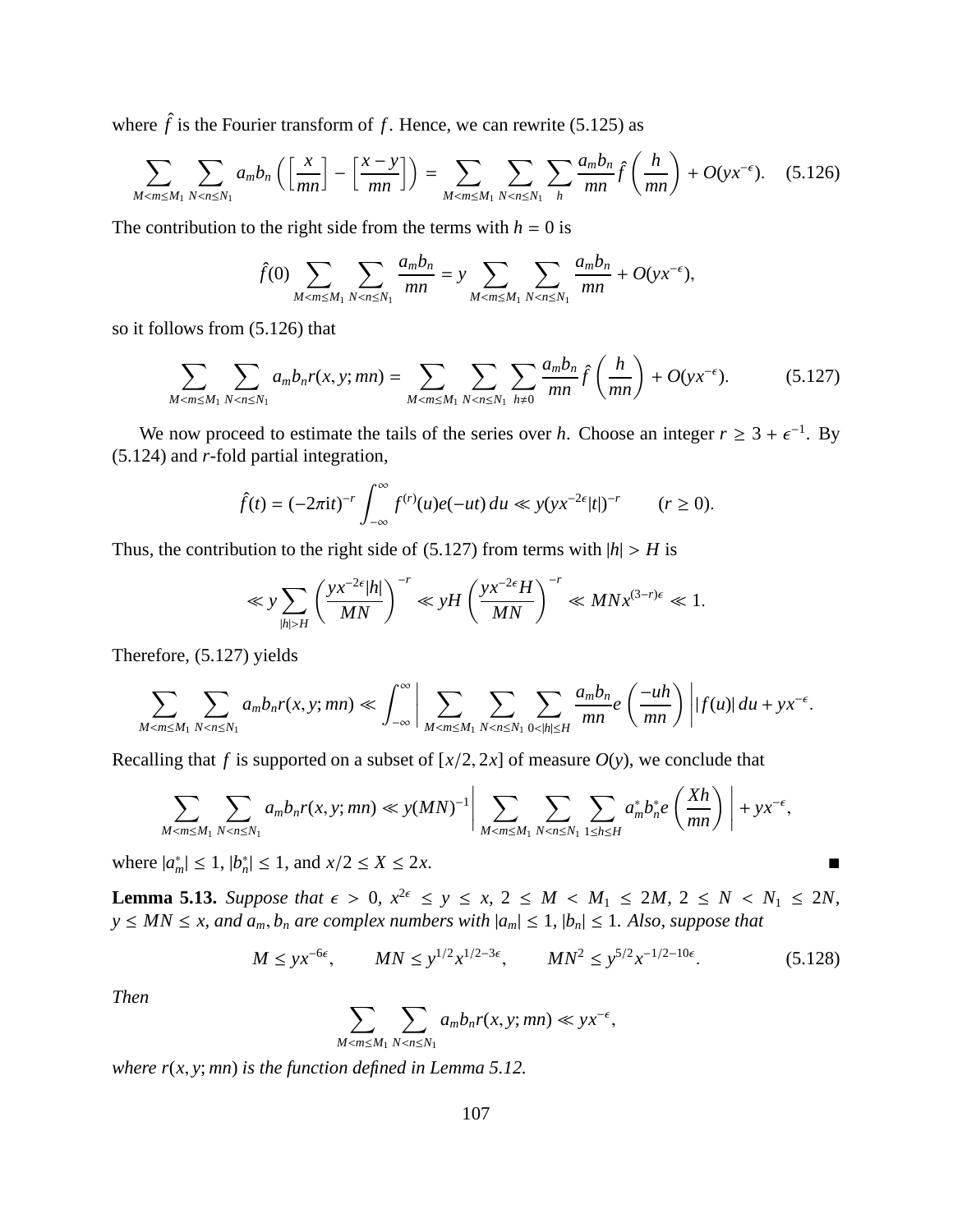where $\hat{f}$ is the Fourier transform of $f$. Hence, we can rewrite (5.125) as

$$\sum_{M<m\le M_1}\sum_{N<n\le N_1} a_m b_n \left( \left[\frac{x}{mn}\right] - \left[\frac{x-y}{mn}\right]\right) = \sum_{M<m\le M_1}\sum_{N<n\le N_1}\sum_{h} \frac{a_m b_n}{mn}\hat{f}\left(\frac{h}{mn}\right) + O(yx^{-\epsilon}). \quad (5.126)$$

The contribution to the right side from the terms with $h = 0$ is

$$\hat{f}(0)\sum_{M<m\le M_1}\sum_{N<n\le N_1} \frac{a_m b_n}{mn} = y \sum_{M<m\le M_1}\sum_{N<n\le N_1} \frac{a_m b_n}{mn} + O(yx^{-\epsilon}),$$

so it follows from (5.126) that

$$\sum_{M<m\le M_1}\sum_{N<n\le N_1} a_m b_n r(x,y;mn) = \sum_{M<m\le M_1}\sum_{N<n\le N_1}\sum_{h\neq 0} \frac{a_m b_n}{mn}\hat{f}\left(\frac{h}{mn}\right) + O(yx^{-\epsilon}). \quad (5.127)$$

We now proceed to estimate the tails of the series over $h$. Choose an integer $r \ge 3 + \epsilon^{-1}$. By (5.124) and $r$-fold partial integration,

$$\hat{f}(t) = (-2\pi i t)^{-r}\int_{-\infty}^{\infty} f^{(r)}(u)e(-ut)\,du \ll y(yx^{-2\epsilon}|t|)^{-r} \qquad (r \ge 0).$$

Thus, the contribution to the right side of (5.127) from terms with $|h| > H$ is

$$\ll y\sum_{|h|>H}\left(\frac{yx^{-2\epsilon}|h|}{MN}\right)^{-r} \ll yH\left(\frac{yx^{-2\epsilon}H}{MN}\right)^{-r} \ll MNx^{(3-r)\epsilon} \ll 1.$$

Therefore, (5.127) yields

$$\sum_{M<m\le M_1}\sum_{N<n\le N_1} a_m b_n r(x,y;mn) \ll \int_{-\infty}^{\infty}\left|\sum_{M<m\le M_1}\sum_{N<n\le N_1}\sum_{0<|h|\le H}\frac{a_m b_n}{mn}e\left(\frac{-uh}{mn}\right)\right||f(u)|\,du + yx^{-\epsilon}.$$

Recalling that $f$ is supported on a subset of $[x/2, 2x]$ of measure $O(y)$, we conclude that

$$\sum_{M<m\le M_1}\sum_{N<n\le N_1} a_m b_n r(x,y;mn) \ll y(MN)^{-1}\left|\sum_{M<m\le M_1}\sum_{N<n\le N_1}\sum_{1\le h\le H} a_m^* b_n^* e\left(\frac{Xh}{mn}\right)\right| + yx^{-\epsilon},$$

where $|a_m^*| \le 1$, $|b_n^*| \le 1$, and $x/2 \le X \le 2x$. ■

**Lemma 5.13.** *Suppose that $\epsilon > 0$, $x^{2\epsilon} \le y \le x$, $2 \le M < M_1 \le 2M$, $2 \le N < N_1 \le 2N$, $y \le MN \le x$, and $a_m, b_n$ are complex numbers with $|a_m| \le 1$, $|b_n| \le 1$. Also, suppose that*

$$M \le yx^{-6\epsilon}, \qquad MN \le y^{1/2}x^{1/2-3\epsilon}, \qquad MN^2 \le y^{5/2}x^{-1/2-10\epsilon}. \quad (5.128)$$

*Then*

$$\sum_{M<m\le M_1}\sum_{N<n\le N_1} a_m b_n r(x,y;mn) \ll yx^{-\epsilon},$$

*where $r(x,y;mn)$ is the function defined in Lemma 5.12.*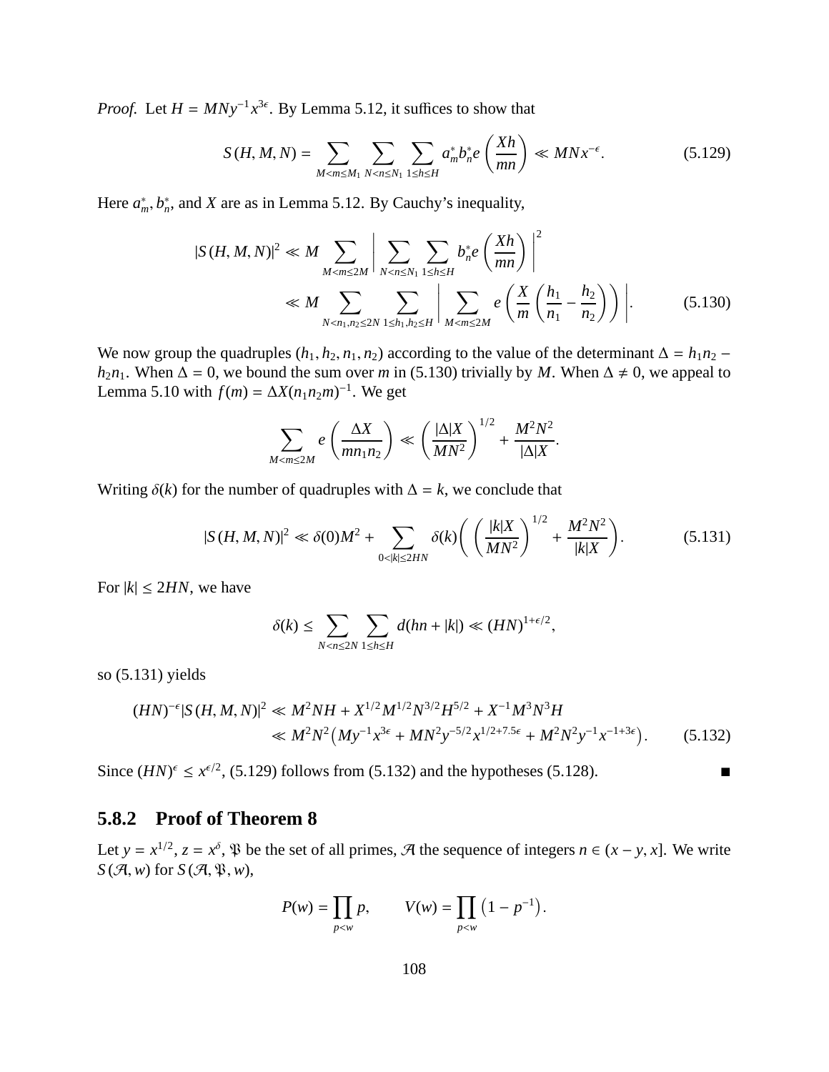*Proof.* Let $H = MNy^{-1}x^{3\epsilon}$. By Lemma 5.12, it suffices to show that

$$S(H, M, N) = \sum_{M<m\leq M_1} \sum_{N<n\leq N_1} \sum_{1\leq h\leq H} a_m^* b_n^* e\left(\frac{Xh}{mn}\right) \ll MNx^{-\epsilon}. \tag{5.129}$$

Here $a_m^*, b_n^*$, and $X$ are as in Lemma 5.12. By Cauchy's inequality,

$$\begin{aligned} |S(H, M, N)|^2 &\ll M \sum_{M<m\leq 2M} \left| \sum_{N<n\leq N_1} \sum_{1\leq h\leq H} b_n^* e\left(\frac{Xh}{mn}\right) \right|^2 \\ &\ll M \sum_{N<n_1,n_2\leq 2N} \sum_{1\leq h_1,h_2\leq H} \left| \sum_{M<m\leq 2M} e\left(\frac{X}{m}\left(\frac{h_1}{n_1} - \frac{h_2}{n_2}\right)\right) \right|. \end{aligned} \tag{5.130}$$

We now group the quadruples $(h_1, h_2, n_1, n_2)$ according to the value of the determinant $\Delta = h_1 n_2 - h_2 n_1$. When $\Delta = 0$, we bound the sum over $m$ in (5.130) trivially by $M$. When $\Delta \neq 0$, we appeal to Lemma 5.10 with $f(m) = \Delta X(n_1 n_2 m)^{-1}$. We get

$$\sum_{M<m\leq 2M} e\left(\frac{\Delta X}{mn_1n_2}\right) \ll \left(\frac{|\Delta|X}{MN^2}\right)^{1/2} + \frac{M^2N^2}{|\Delta|X}.$$

Writing $\delta(k)$ for the number of quadruples with $\Delta = k$, we conclude that

$$|S(H, M, N)|^2 \ll \delta(0)M^2 + \sum_{0<|k|\leq 2HN} \delta(k)\left(\left(\frac{|k|X}{MN^2}\right)^{1/2} + \frac{M^2N^2}{|k|X}\right). \tag{5.131}$$

For $|k| \leq 2HN$, we have

$$\delta(k) \leq \sum_{N<n\leq 2N} \sum_{1\leq h\leq H} d(hn + |k|) \ll (HN)^{1+\epsilon/2},$$

so (5.131) yields

$$\begin{aligned} (HN)^{-\epsilon}|S(H, M, N)|^2 &\ll M^2NH + X^{1/2}M^{1/2}N^{3/2}H^{5/2} + X^{-1}M^3N^3H \\ &\ll M^2N^2\left(My^{-1}x^{3\epsilon} + MN^2y^{-5/2}x^{1/2+7.5\epsilon} + M^2N^2y^{-1}x^{-1+3\epsilon}\right). \end{aligned} \tag{5.132}$$

Since $(HN)^\epsilon \leq x^{\epsilon/2}$, (5.129) follows from (5.132) and the hypotheses (5.128). ■

### 5.8.2 Proof of Theorem 8

Let $y = x^{1/2}$, $z = x^\delta$, $\mathfrak{P}$ be the set of all primes, $\mathcal{A}$ the sequence of integers $n \in (x - y, x]$. We write $S(\mathcal{A}, w)$ for $S(\mathcal{A}, \mathfrak{P}, w)$,

$$P(w) = \prod_{p<w} p, \qquad V(w) = \prod_{p<w} \left(1 - p^{-1}\right).$$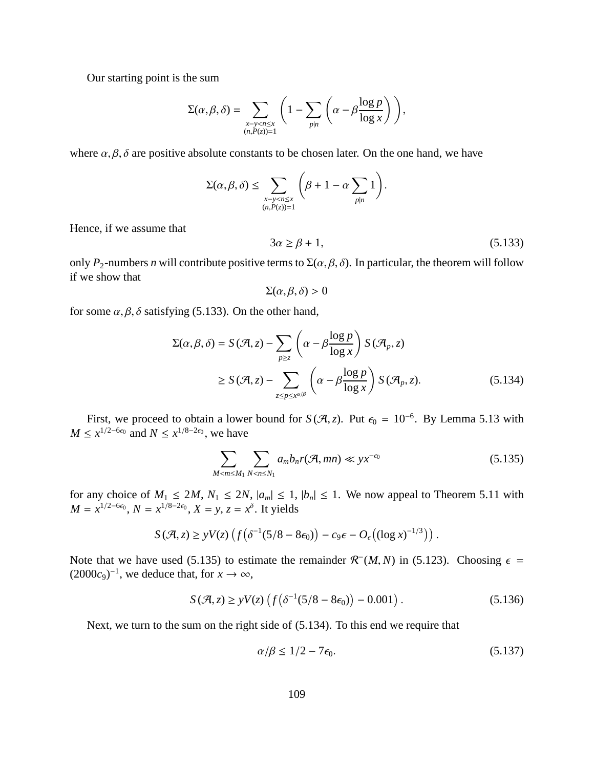Our starting point is the sum

$$\Sigma(\alpha, \beta, \delta) = \sum_{\substack{x-y<n\leq x \\ (n,P(z))=1}} \left( 1 - \sum_{p|n} \left( \alpha - \beta \frac{\log p}{\log x} \right) \right),$$

where $\alpha, \beta, \delta$ are positive absolute constants to be chosen later. On the one hand, we have

$$\Sigma(\alpha, \beta, \delta) \leq \sum_{\substack{x-y<n\leq x \\ (n,P(z))=1}} \left( \beta + 1 - \alpha \sum_{p|n} 1 \right).$$

Hence, if we assume that

$$3\alpha \geq \beta + 1, \tag{5.133}$$

only $P_2$-numbers $n$ will contribute positive terms to $\Sigma(\alpha, \beta, \delta)$. In particular, the theorem will follow if we show that

$$\Sigma(\alpha, \beta, \delta) > 0$$

for some $\alpha, \beta, \delta$ satisfying (5.133). On the other hand,

$$\begin{aligned}
\Sigma(\alpha, \beta, \delta) &= S(\mathcal{A}, z) - \sum_{p \geq z} \left( \alpha - \beta \frac{\log p}{\log x} \right) S(\mathcal{A}_p, z) \\
&\geq S(\mathcal{A}, z) - \sum_{z \leq p \leq x^{\alpha/\beta}} \left( \alpha - \beta \frac{\log p}{\log x} \right) S(\mathcal{A}_p, z).
\end{aligned} \tag{5.134}$$

First, we proceed to obtain a lower bound for $S(\mathcal{A}, z)$. Put $\epsilon_0 = 10^{-6}$. By Lemma 5.13 with $M \leq x^{1/2-6\epsilon_0}$ and $N \leq x^{1/8-2\epsilon_0}$, we have

$$\sum_{M<m\leq M_1} \sum_{N<n\leq N_1} a_m b_n r(\mathcal{A}, mn) \ll y x^{-\epsilon_0} \tag{5.135}$$

for any choice of $M_1 \leq 2M$, $N_1 \leq 2N$, $|a_m| \leq 1$, $|b_n| \leq 1$. We now appeal to Theorem 5.11 with $M = x^{1/2-6\epsilon_0}$, $N = x^{1/8-2\epsilon_0}$, $X = y$, $z = x^\delta$. It yields

$$S(\mathcal{A}, z) \geq yV(z) \left( f\left(\delta^{-1}(5/8 - 8\epsilon_0)\right) - c_9\epsilon - O_\epsilon\left((\log x)^{-1/3}\right) \right).$$

Note that we have used (5.135) to estimate the remainder $\mathcal{R}^-(M, N)$ in (5.123). Choosing $\epsilon = (2000c_9)^{-1}$, we deduce that, for $x \to \infty$,

$$S(\mathcal{A}, z) \geq yV(z) \left( f\left(\delta^{-1}(5/8 - 8\epsilon_0)\right) - 0.001 \right). \tag{5.136}$$

Next, we turn to the sum on the right side of (5.134). To this end we require that

$$\alpha/\beta \leq 1/2 - 7\epsilon_0. \tag{5.137}$$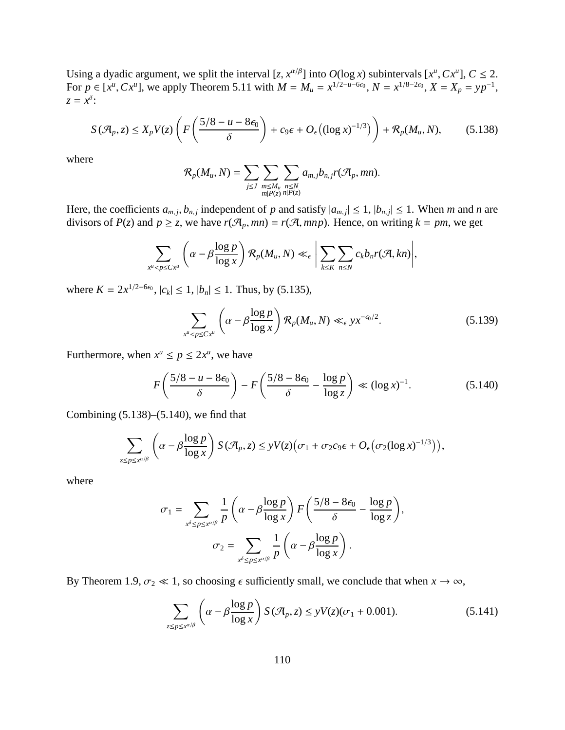Using a dyadic argument, we split the interval $[z, x^{\alpha/\beta}]$ into $O(\log x)$ subintervals $[x^u, Cx^u]$, $C \leq 2$. For $p \in [x^u, Cx^u]$, we apply Theorem 5.11 with $M = M_u = x^{1/2-u-6\epsilon_0}$, $N = x^{1/8-2\epsilon_0}$, $X = X_p = yp^{-1}$, $z = x^\delta$:

$$S(\mathcal{A}_p, z) \leq X_p V(z) \left( F\left(\frac{5/8 - u - 8\epsilon_0}{\delta}\right) + c_9\epsilon + O_\epsilon\big((\log x)^{-1/3}\big) \right) + \mathcal{R}_p(M_u, N), \tag{5.138}$$

where

$$\mathcal{R}_p(M_u, N) = \sum_{j \leq J} \sum_{\substack{m \leq M_u \\ m|P(z)}} \sum_{\substack{n \leq N \\ n|P(z)}} a_{m,j} b_{n,j} r(\mathcal{A}_p, mn).$$

Here, the coefficients $a_{m,j}, b_{n,j}$ independent of $p$ and satisfy $|a_{m,j}| \leq 1$, $|b_{n,j}| \leq 1$. When $m$ and $n$ are divisors of $P(z)$ and $p \geq z$, we have $r(\mathcal{A}_p, mn) = r(\mathcal{A}, mnp)$. Hence, on writing $k = pm$, we get

$$\sum_{x^u < p \leq Cx^u} \left(\alpha - \beta \frac{\log p}{\log x}\right) \mathcal{R}_p(M_u, N) \ll_\epsilon \left| \sum_{k \leq K} \sum_{n \leq N} c_k b_n r(\mathcal{A}, kn) \right|,$$

where $K = 2x^{1/2-6\epsilon_0}$, $|c_k| \leq 1$, $|b_n| \leq 1$. Thus, by (5.135),

$$\sum_{x^u < p \leq Cx^u} \left(\alpha - \beta \frac{\log p}{\log x}\right) \mathcal{R}_p(M_u, N) \ll_\epsilon yx^{-\epsilon_0/2}. \tag{5.139}$$

Furthermore, when $x^u \leq p \leq 2x^u$, we have

$$F\left(\frac{5/8 - u - 8\epsilon_0}{\delta}\right) - F\left(\frac{5/8 - 8\epsilon_0}{\delta} - \frac{\log p}{\log z}\right) \ll (\log x)^{-1}. \tag{5.140}$$

Combining (5.138)–(5.140), we find that

$$\sum_{z \leq p \leq x^{\alpha/\beta}} \left(\alpha - \beta \frac{\log p}{\log x}\right) S(\mathcal{A}_p, z) \leq yV(z)\big(\sigma_1 + \sigma_2 c_9 \epsilon + O_\epsilon\big(\sigma_2 (\log x)^{-1/3}\big)\big),$$

where

$$\sigma_1 = \sum_{x^\delta \leq p \leq x^{\alpha/\beta}} \frac{1}{p} \left(\alpha - \beta \frac{\log p}{\log x}\right) F\left(\frac{5/8 - 8\epsilon_0}{\delta} - \frac{\log p}{\log z}\right),$$

$$\sigma_2 = \sum_{x^\delta \leq p \leq x^{\alpha/\beta}} \frac{1}{p} \left(\alpha - \beta \frac{\log p}{\log x}\right).$$

By Theorem 1.9, $\sigma_2 \ll 1$, so choosing $\epsilon$ sufficiently small, we conclude that when $x \to \infty$,

$$\sum_{z \leq p \leq x^{\alpha/\beta}} \left(\alpha - \beta \frac{\log p}{\log x}\right) S(\mathcal{A}_p, z) \leq yV(z)(\sigma_1 + 0.001). \tag{5.141}$$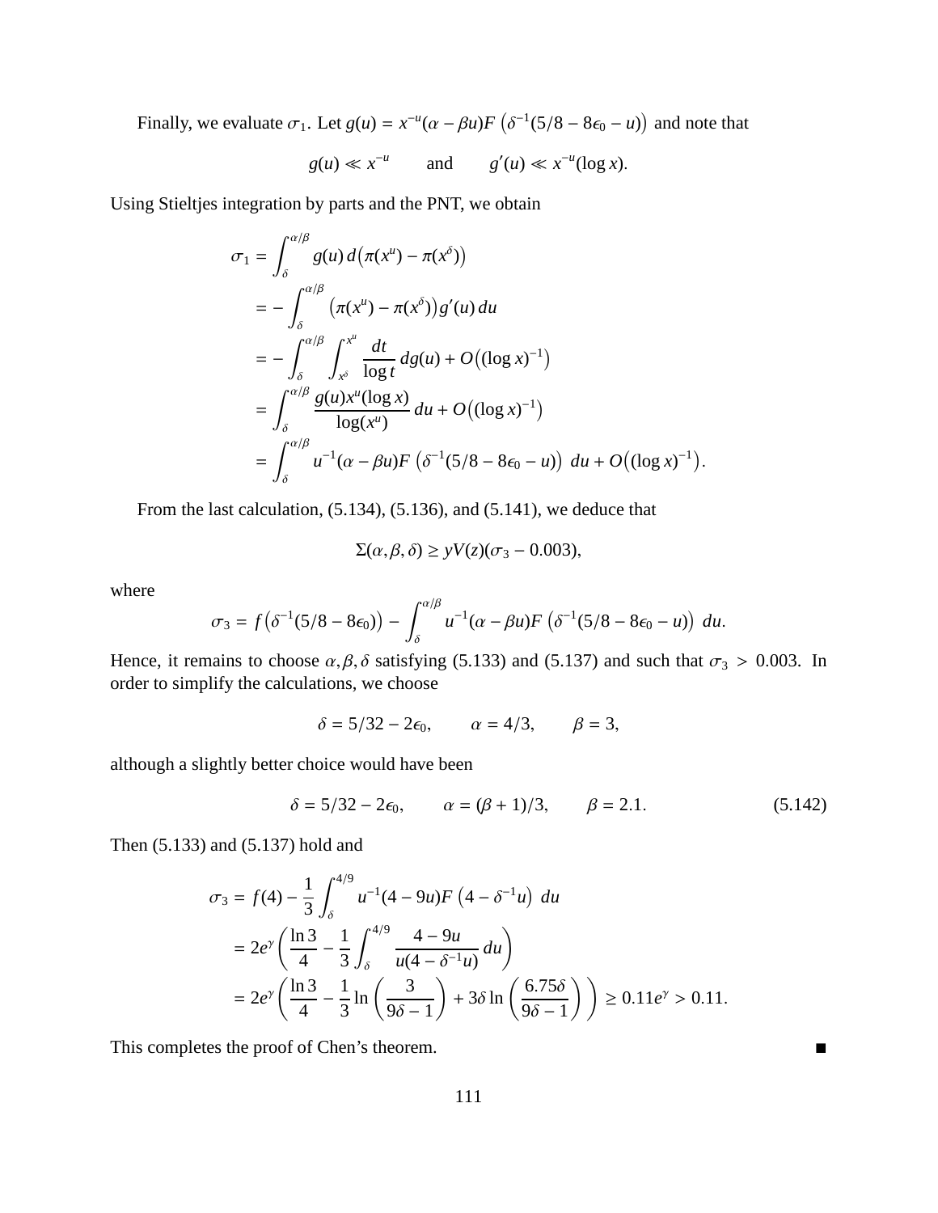Finally, we evaluate $\sigma_1$. Let $g(u) = x^{-u}(\alpha - \beta u)F\left(\delta^{-1}(5/8 - 8\epsilon_0 - u)\right)$ and note that

$$g(u) \ll x^{-u} \qquad \text{and} \qquad g'(u) \ll x^{-u}(\log x).$$

Using Stieltjes integration by parts and the PNT, we obtain

$$\begin{aligned}
\sigma_1 &= \int_\delta^{\alpha/\beta} g(u)\, d\big(\pi(x^u) - \pi(x^\delta)\big) \\
&= -\int_\delta^{\alpha/\beta} \big(\pi(x^u) - \pi(x^\delta)\big) g'(u)\, du \\
&= -\int_\delta^{\alpha/\beta} \int_{x^\delta}^{x^u} \frac{dt}{\log t}\, dg(u) + O\big((\log x)^{-1}\big) \\
&= \int_\delta^{\alpha/\beta} \frac{g(u) x^u (\log x)}{\log(x^u)}\, du + O\big((\log x)^{-1}\big) \\
&= \int_\delta^{\alpha/\beta} u^{-1}(\alpha - \beta u)F\left(\delta^{-1}(5/8 - 8\epsilon_0 - u)\right)\, du + O\big((\log x)^{-1}\big).
\end{aligned}$$

From the last calculation, (5.134), (5.136), and (5.141), we deduce that

$$\Sigma(\alpha, \beta, \delta) \geq yV(z)(\sigma_3 - 0.003),$$

where

$$\sigma_3 = f\big(\delta^{-1}(5/8 - 8\epsilon_0)\big) - \int_\delta^{\alpha/\beta} u^{-1}(\alpha - \beta u)F\left(\delta^{-1}(5/8 - 8\epsilon_0 - u)\right)\, du.$$

Hence, it remains to choose $\alpha, \beta, \delta$ satisfying (5.133) and (5.137) and such that $\sigma_3 > 0.003$. In order to simplify the calculations, we choose

$$\delta = 5/32 - 2\epsilon_0, \qquad \alpha = 4/3, \qquad \beta = 3,$$

although a slightly better choice would have been

$$\delta = 5/32 - 2\epsilon_0, \qquad \alpha = (\beta + 1)/3, \qquad \beta = 2.1. \tag{5.142}$$

Then (5.133) and (5.137) hold and

$$\begin{aligned}
\sigma_3 &= f(4) - \frac{1}{3}\int_\delta^{4/9} u^{-1}(4 - 9u)F\left(4 - \delta^{-1}u\right)\, du \\
&= 2e^\gamma \left( \frac{\ln 3}{4} - \frac{1}{3}\int_\delta^{4/9} \frac{4 - 9u}{u(4 - \delta^{-1}u)}\, du \right) \\
&= 2e^\gamma \left( \frac{\ln 3}{4} - \frac{1}{3}\ln\left(\frac{3}{9\delta - 1}\right) + 3\delta \ln\left(\frac{6.75\delta}{9\delta - 1}\right) \right) \geq 0.11e^\gamma > 0.11.
\end{aligned}$$

This completes the proof of Chen's theorem. ■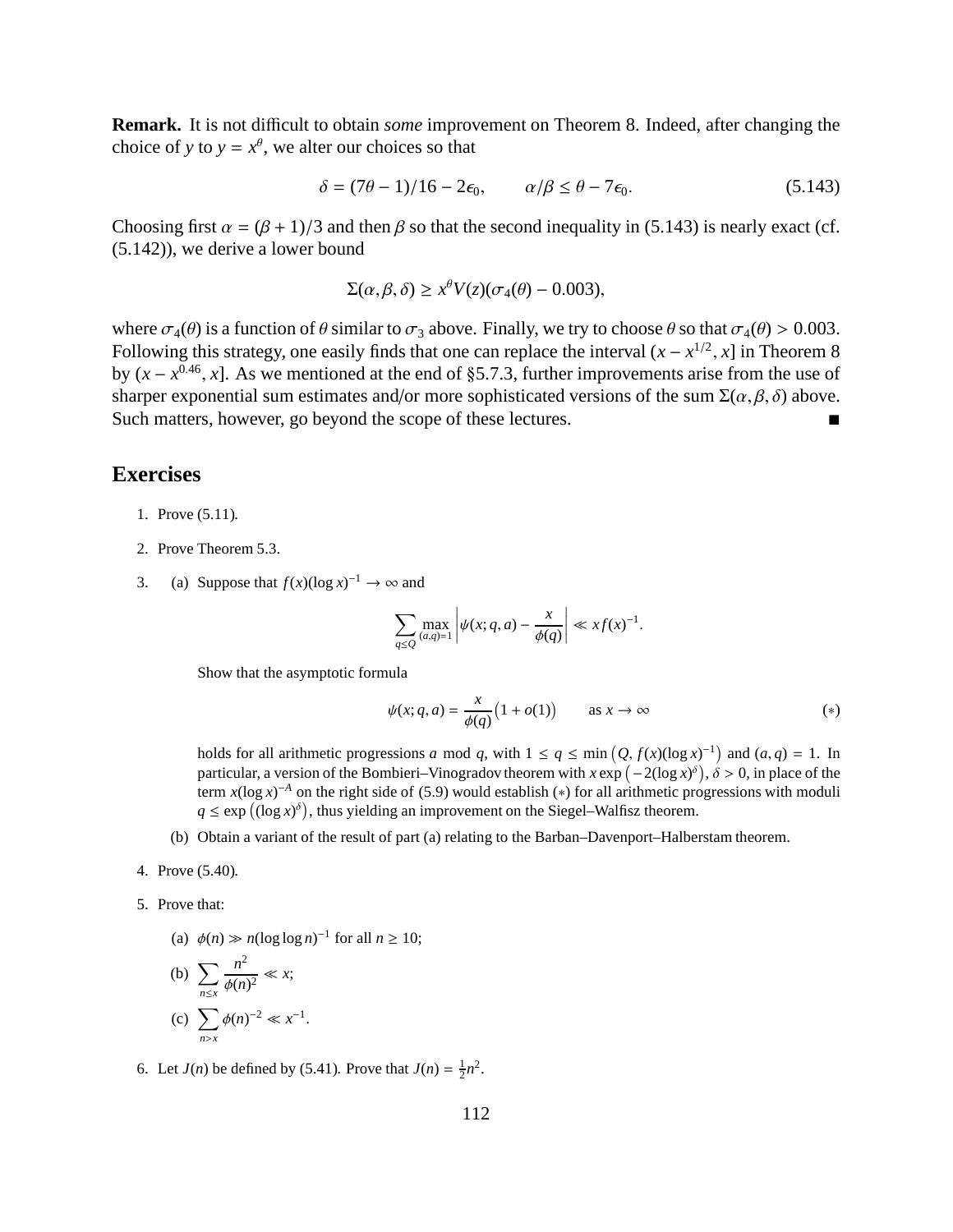**Remark.** It is not difficult to obtain *some* improvement on Theorem 8. Indeed, after changing the choice of $y$ to $y = x^\theta$, we alter our choices so that

$$\delta = (7\theta - 1)/16 - 2\epsilon_0, \qquad \alpha/\beta \leq \theta - 7\epsilon_0. \tag{5.143}$$

Choosing first $\alpha = (\beta + 1)/3$ and then $\beta$ so that the second inequality in (5.143) is nearly exact (cf. (5.142)), we derive a lower bound

$$\Sigma(\alpha, \beta, \delta) \geq x^\theta V(z)(\sigma_4(\theta) - 0.003),$$

where $\sigma_4(\theta)$ is a function of $\theta$ similar to $\sigma_3$ above. Finally, we try to choose $\theta$ so that $\sigma_4(\theta) > 0.003$. Following this strategy, one easily finds that one can replace the interval $(x - x^{1/2}, x]$ in Theorem 8 by $(x - x^{0.46}, x]$. As we mentioned at the end of §5.7.3, further improvements arise from the use of sharper exponential sum estimates and/or more sophisticated versions of the sum $\Sigma(\alpha, \beta, \delta)$ above. Such matters, however, go beyond the scope of these lectures. ■

## Exercises

1. Prove (5.11).

2. Prove Theorem 5.3.

3. (a) Suppose that $f(x)(\log x)^{-1} \to \infty$ and

   $$\sum_{q \leq Q} \max_{(a,q)=1} \left| \psi(x; q, a) - \frac{x}{\phi(q)} \right| \ll x f(x)^{-1}.$$

   Show that the asymptotic formula

   $$\psi(x; q, a) = \frac{x}{\phi(q)}\big(1 + o(1)\big) \qquad \text{as } x \to \infty \tag{$*$}$$

   holds for all arithmetic progressions $a$ mod $q$, with $1 \leq q \leq \min\big(Q, f(x)(\log x)^{-1}\big)$ and $(a, q) = 1$. In particular, a version of the Bombieri–Vinogradov theorem with $x \exp\big(-2(\log x)^\delta\big)$, $\delta > 0$, in place of the term $x(\log x)^{-A}$ on the right side of (5.9) would establish $(*)$ for all arithmetic progressions with moduli $q \leq \exp\big((\log x)^\delta\big)$, thus yielding an improvement on the Siegel–Walfisz theorem.

   (b) Obtain a variant of the result of part (a) relating to the Barban–Davenport–Halberstam theorem.

4. Prove (5.40).

5. Prove that:

   (a) $\phi(n) \gg n(\log\log n)^{-1}$ for all $n \geq 10$;

   (b) $\displaystyle\sum_{n \leq x} \frac{n^2}{\phi(n)^2} \ll x$;

   (c) $\displaystyle\sum_{n > x} \phi(n)^{-2} \ll x^{-1}$.

6. Let $J(n)$ be defined by (5.41). Prove that $J(n) = \frac{1}{2}n^2$.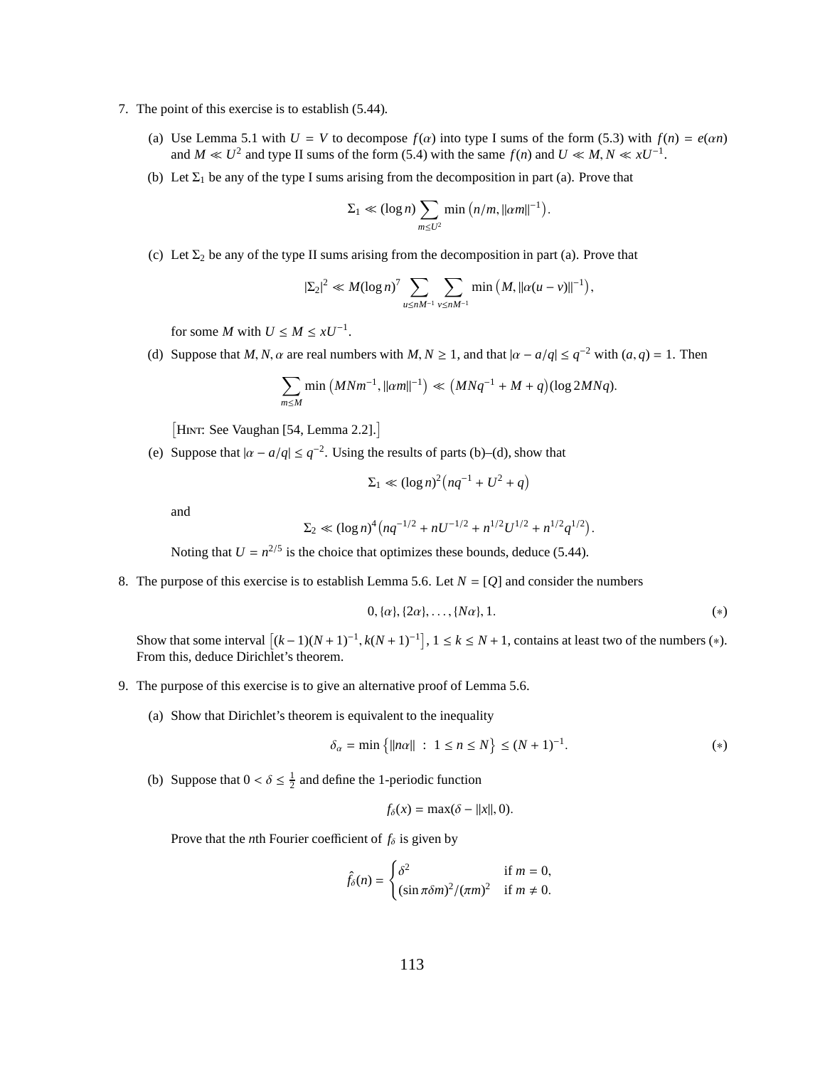7. The point of this exercise is to establish (5.44).

   (a) Use Lemma 5.1 with $U = V$ to decompose $f(\alpha)$ into type I sums of the form (5.3) with $f(n) = e(\alpha n)$ and $M \ll U^2$ and type II sums of the form (5.4) with the same $f(n)$ and $U \ll M, N \ll xU^{-1}$.

   (b) Let $\Sigma_1$ be any of the type I sums arising from the decomposition in part (a). Prove that
   $$\Sigma_1 \ll (\log n) \sum_{m \le U^2} \min\left(n/m, \|\alpha m\|^{-1}\right).$$

   (c) Let $\Sigma_2$ be any of the type II sums arising from the decomposition in part (a). Prove that
   $$|\Sigma_2|^2 \ll M(\log n)^7 \sum_{u \le nM^{-1}} \sum_{v \le nM^{-1}} \min\left(M, \|\alpha(u-v)\|^{-1}\right),$$
   for some $M$ with $U \le M \le xU^{-1}$.

   (d) Suppose that $M, N, \alpha$ are real numbers with $M, N \ge 1$, and that $|\alpha - a/q| \le q^{-2}$ with $(a,q) = 1$. Then
   $$\sum_{m \le M} \min\left(MNm^{-1}, \|\alpha m\|^{-1}\right) \ll \left(MNq^{-1} + M + q\right)(\log 2MNq).$$
   [Hint: See Vaughan [54, Lemma 2.2].]

   (e) Suppose that $|\alpha - a/q| \le q^{-2}$. Using the results of parts (b)–(d), show that
   $$\Sigma_1 \ll (\log n)^2\left(nq^{-1} + U^2 + q\right)$$
   and
   $$\Sigma_2 \ll (\log n)^4\left(nq^{-1/2} + nU^{-1/2} + n^{1/2}U^{1/2} + n^{1/2}q^{1/2}\right).$$
   Noting that $U = n^{2/5}$ is the choice that optimizes these bounds, deduce (5.44).

8. The purpose of this exercise is to establish Lemma 5.6. Let $N = [Q]$ and consider the numbers
   $$0, \{\alpha\}, \{2\alpha\}, \dots, \{N\alpha\}, 1. \qquad (*)$$
   Show that some interval $\left[(k-1)(N+1)^{-1}, k(N+1)^{-1}\right]$, $1 \le k \le N+1$, contains at least two of the numbers $(*)$. From this, deduce Dirichlet's theorem.

9. The purpose of this exercise is to give an alternative proof of Lemma 5.6.

   (a) Show that Dirichlet's theorem is equivalent to the inequality
   $$\delta_\alpha = \min\left\{\|n\alpha\| \;:\; 1 \le n \le N\right\} \le (N+1)^{-1}. \qquad (*)$$

   (b) Suppose that $0 < \delta \le \frac{1}{2}$ and define the 1-periodic function
   $$f_\delta(x) = \max(\delta - \|x\|, 0).$$
   Prove that the $n$th Fourier coefficient of $f_\delta$ is given by
   $$\hat{f_\delta}(n) = \begin{cases} \delta^2 & \text{if } m = 0, \\ (\sin \pi\delta m)^2/(\pi m)^2 & \text{if } m \ne 0. \end{cases}$$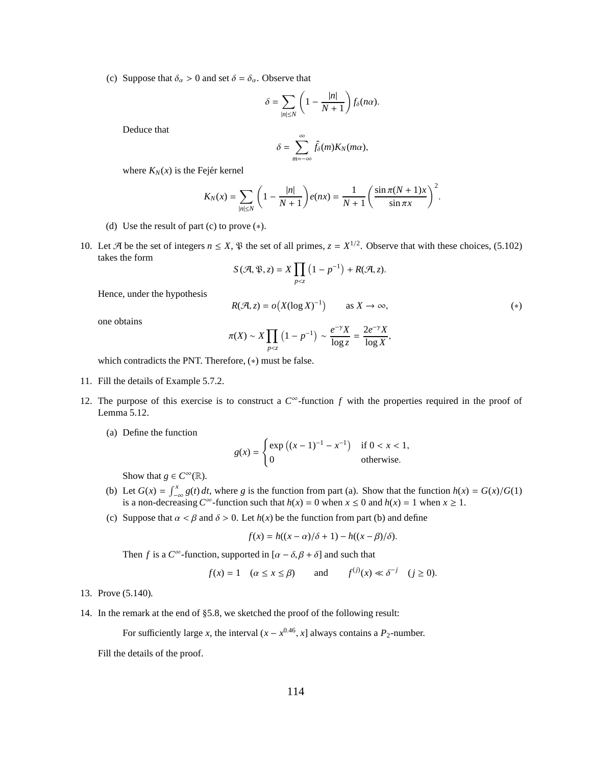(c) Suppose that $\delta_\alpha > 0$ and set $\delta = \delta_\alpha$. Observe that

$$\delta = \sum_{|n| \le N} \left(1 - \frac{|n|}{N+1}\right) f_\delta(n\alpha).$$

Deduce that

$$\delta = \sum_{m=-\infty}^{\infty} \hat{f}_\delta(m) K_N(m\alpha),$$

where $K_N(x)$ is the Fejér kernel

$$K_N(x) = \sum_{|n| \le N} \left(1 - \frac{|n|}{N+1}\right) e(nx) = \frac{1}{N+1} \left(\frac{\sin \pi(N+1)x}{\sin \pi x}\right)^2.$$

(d) Use the result of part (c) to prove (∗).

10. Let $\mathcal{A}$ be the set of integers $n \le X$, $\mathfrak{P}$ the set of all primes, $z = X^{1/2}$. Observe that with these choices, (5.102) takes the form

$$S(\mathcal{A}, \mathfrak{P}, z) = X \prod_{p<z} \left(1 - p^{-1}\right) + R(\mathcal{A}, z).$$

Hence, under the hypothesis

$$R(\mathcal{A}, z) = o\big(X (\log X)^{-1}\big) \qquad \text{as } X \to \infty, \tag{$*$}$$

one obtains

$$\pi(X) \sim X \prod_{p<z} \left(1 - p^{-1}\right) \sim \frac{e^{-\gamma} X}{\log z} = \frac{2e^{-\gamma} X}{\log X},$$

which contradicts the PNT. Therefore, (∗) must be false.

11. Fill the details of Example 5.7.2.

12. The purpose of this exercise is to construct a $C^\infty$-function $f$ with the properties required in the proof of Lemma 5.12.

(a) Define the function

$$g(x) = \begin{cases} \exp\left((x-1)^{-1} - x^{-1}\right) & \text{if } 0 < x < 1, \\ 0 & \text{otherwise.} \end{cases}$$

Show that $g \in C^\infty(\mathbb{R})$.

(b) Let $G(x) = \int_{-\infty}^{x} g(t)\, dt$, where $g$ is the function from part (a). Show that the function $h(x) = G(x)/G(1)$ is a non-decreasing $C^\infty$-function such that $h(x) = 0$ when $x \le 0$ and $h(x) = 1$ when $x \ge 1$.

(c) Suppose that $\alpha < \beta$ and $\delta > 0$. Let $h(x)$ be the function from part (b) and define

$$f(x) = h((x - \alpha)/\delta + 1) - h((x - \beta)/\delta).$$

Then $f$ is a $C^\infty$-function, supported in $[\alpha - \delta, \beta + \delta]$ and such that

$$f(x) = 1 \quad (\alpha \le x \le \beta) \qquad \text{and} \qquad f^{(j)}(x) \ll \delta^{-j} \quad (j \ge 0).$$

13. Prove (5.140).

14. In the remark at the end of §5.8, we sketched the proof of the following result:

For sufficiently large $x$, the interval $(x - x^{0.46}, x]$ always contains a $P_2$-number.

Fill the details of the proof.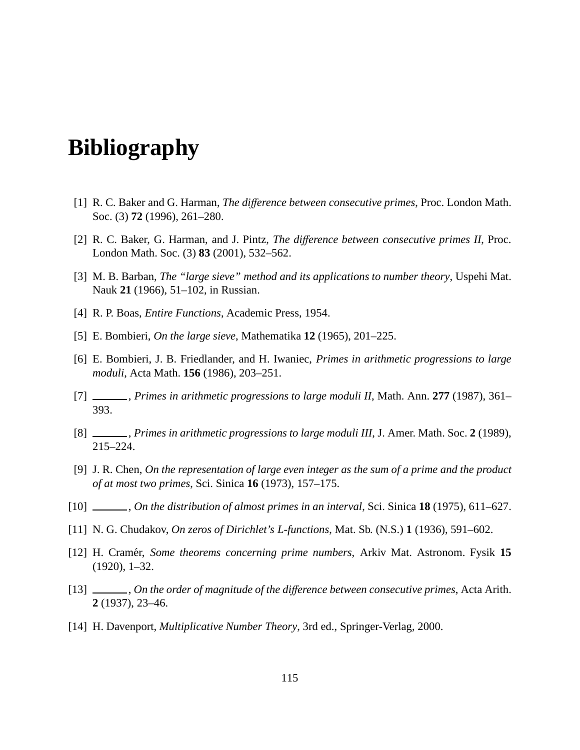# Bibliography

[1] R. C. Baker and G. Harman, *The difference between consecutive primes*, Proc. London Math. Soc. (3) **72** (1996), 261–280.

[2] R. C. Baker, G. Harman, and J. Pintz, *The difference between consecutive primes II*, Proc. London Math. Soc. (3) **83** (2001), 532–562.

[3] M. B. Barban, *The "large sieve" method and its applications to number theory*, Uspehi Mat. Nauk **21** (1966), 51–102, in Russian.

[4] R. P. Boas, *Entire Functions*, Academic Press, 1954.

[5] E. Bombieri, *On the large sieve*, Mathematika **12** (1965), 201–225.

[6] E. Bombieri, J. B. Friedlander, and H. Iwaniec, *Primes in arithmetic progressions to large moduli*, Acta Math. **156** (1986), 203–251.

[7] ______, *Primes in arithmetic progressions to large moduli II*, Math. Ann. **277** (1987), 361–393.

[8] ______, *Primes in arithmetic progressions to large moduli III*, J. Amer. Math. Soc. **2** (1989), 215–224.

[9] J. R. Chen, *On the representation of large even integer as the sum of a prime and the product of at most two primes*, Sci. Sinica **16** (1973), 157–175.

[10] ______, *On the distribution of almost primes in an interval*, Sci. Sinica **18** (1975), 611–627.

[11] N. G. Chudakov, *On zeros of Dirichlet's L-functions*, Mat. Sb. (N.S.) **1** (1936), 591–602.

[12] H. Cramér, *Some theorems concerning prime numbers*, Arkiv Mat. Astronom. Fysik **15** (1920), 1–32.

[13] ______, *On the order of magnitude of the difference between consecutive primes*, Acta Arith. **2** (1937), 23–46.

[14] H. Davenport, *Multiplicative Number Theory*, 3rd ed., Springer-Verlag, 2000.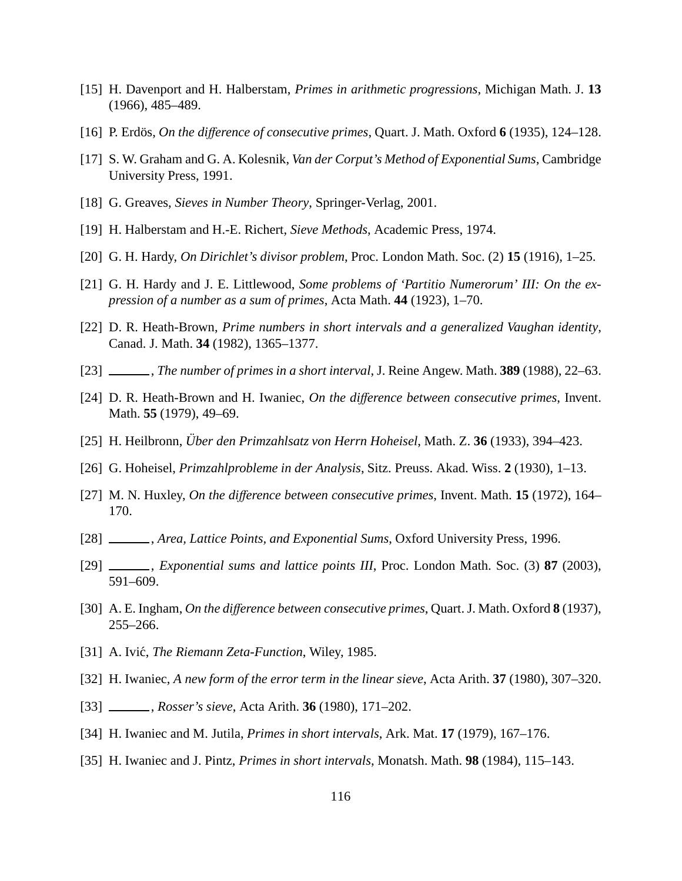[15] H. Davenport and H. Halberstam, *Primes in arithmetic progressions*, Michigan Math. J. **13** (1966), 485–489.

[16] P. Erdös, *On the difference of consecutive primes*, Quart. J. Math. Oxford **6** (1935), 124–128.

[17] S. W. Graham and G. A. Kolesnik, *Van der Corput's Method of Exponential Sums*, Cambridge University Press, 1991.

[18] G. Greaves, *Sieves in Number Theory*, Springer-Verlag, 2001.

[19] H. Halberstam and H.-E. Richert, *Sieve Methods*, Academic Press, 1974.

[20] G. H. Hardy, *On Dirichlet's divisor problem*, Proc. London Math. Soc. (2) **15** (1916), 1–25.

[21] G. H. Hardy and J. E. Littlewood, *Some problems of 'Partitio Numerorum' III: On the expression of a number as a sum of primes*, Acta Math. **44** (1923), 1–70.

[22] D. R. Heath-Brown, *Prime numbers in short intervals and a generalized Vaughan identity*, Canad. J. Math. **34** (1982), 1365–1377.

[23] ———, *The number of primes in a short interval*, J. Reine Angew. Math. **389** (1988), 22–63.

[24] D. R. Heath-Brown and H. Iwaniec, *On the difference between consecutive primes*, Invent. Math. **55** (1979), 49–69.

[25] H. Heilbronn, *Über den Primzahlsatz von Herrn Hoheisel*, Math. Z. **36** (1933), 394–423.

[26] G. Hoheisel, *Primzahlprobleme in der Analysis*, Sitz. Preuss. Akad. Wiss. **2** (1930), 1–13.

[27] M. N. Huxley, *On the difference between consecutive primes*, Invent. Math. **15** (1972), 164–170.

[28] ———, *Area, Lattice Points, and Exponential Sums*, Oxford University Press, 1996.

[29] ———, *Exponential sums and lattice points III*, Proc. London Math. Soc. (3) **87** (2003), 591–609.

[30] A. E. Ingham, *On the difference between consecutive primes*, Quart. J. Math. Oxford **8** (1937), 255–266.

[31] A. Ivić, *The Riemann Zeta-Function*, Wiley, 1985.

[32] H. Iwaniec, *A new form of the error term in the linear sieve*, Acta Arith. **37** (1980), 307–320.

[33] ———, *Rosser's sieve*, Acta Arith. **36** (1980), 171–202.

[34] H. Iwaniec and M. Jutila, *Primes in short intervals*, Ark. Mat. **17** (1979), 167–176.

[35] H. Iwaniec and J. Pintz, *Primes in short intervals*, Monatsh. Math. **98** (1984), 115–143.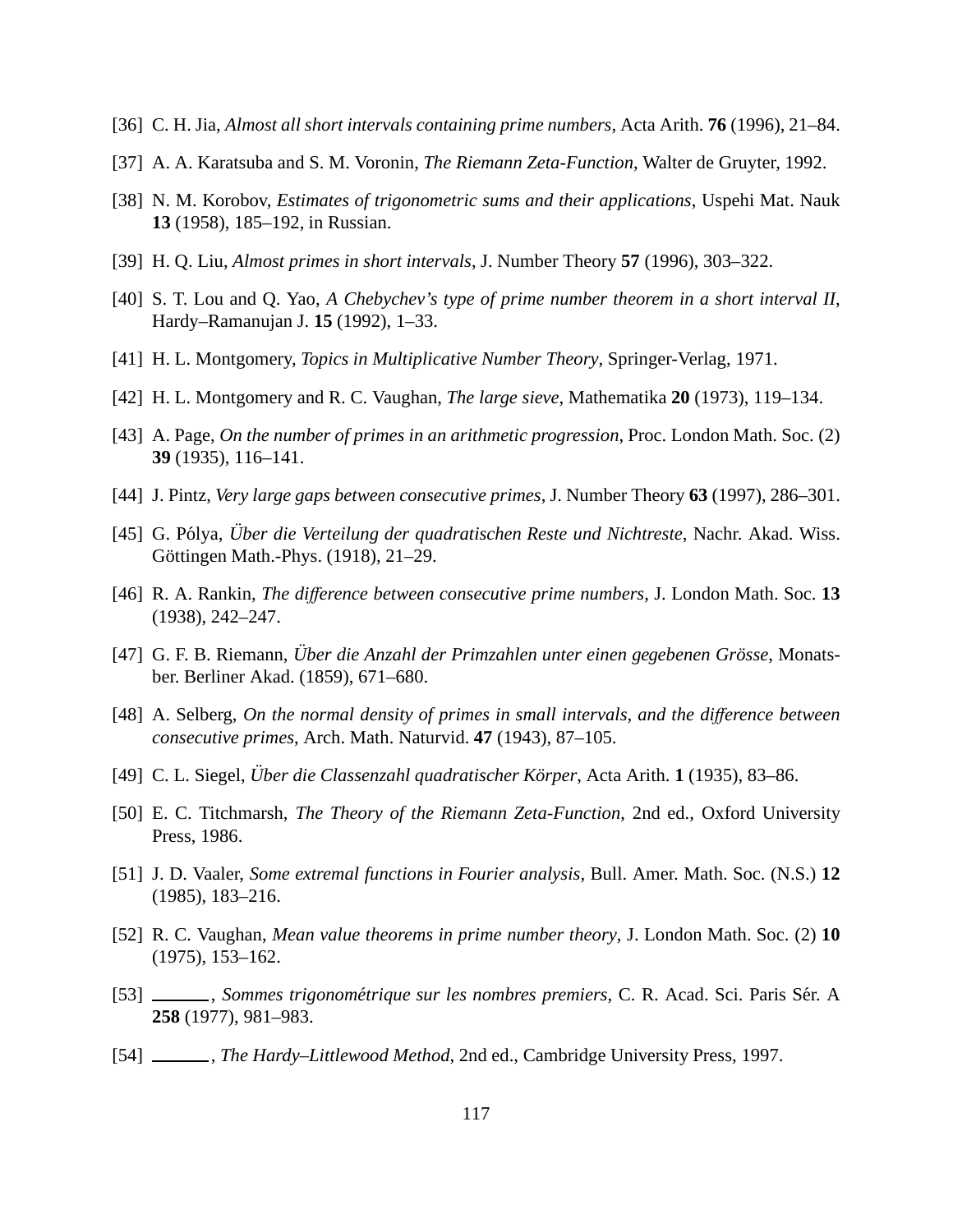[36] C. H. Jia, *Almost all short intervals containing prime numbers*, Acta Arith. **76** (1996), 21–84.

[37] A. A. Karatsuba and S. M. Voronin, *The Riemann Zeta-Function*, Walter de Gruyter, 1992.

[38] N. M. Korobov, *Estimates of trigonometric sums and their applications*, Uspehi Mat. Nauk **13** (1958), 185–192, in Russian.

[39] H. Q. Liu, *Almost primes in short intervals*, J. Number Theory **57** (1996), 303–322.

[40] S. T. Lou and Q. Yao, *A Chebychev's type of prime number theorem in a short interval II*, Hardy–Ramanujan J. **15** (1992), 1–33.

[41] H. L. Montgomery, *Topics in Multiplicative Number Theory*, Springer-Verlag, 1971.

[42] H. L. Montgomery and R. C. Vaughan, *The large sieve*, Mathematika **20** (1973), 119–134.

[43] A. Page, *On the number of primes in an arithmetic progression*, Proc. London Math. Soc. (2) **39** (1935), 116–141.

[44] J. Pintz, *Very large gaps between consecutive primes*, J. Number Theory **63** (1997), 286–301.

[45] G. Pólya, *Über die Verteilung der quadratischen Reste und Nichtreste*, Nachr. Akad. Wiss. Göttingen Math.-Phys. (1918), 21–29.

[46] R. A. Rankin, *The difference between consecutive prime numbers*, J. London Math. Soc. **13** (1938), 242–247.

[47] G. F. B. Riemann, *Über die Anzahl der Primzahlen unter einen gegebenen Grösse*, Monatsber. Berliner Akad. (1859), 671–680.

[48] A. Selberg, *On the normal density of primes in small intervals, and the difference between consecutive primes*, Arch. Math. Naturvid. **47** (1943), 87–105.

[49] C. L. Siegel, *Über die Classenzahl quadratischer Körper*, Acta Arith. **1** (1935), 83–86.

[50] E. C. Titchmarsh, *The Theory of the Riemann Zeta-Function*, 2nd ed., Oxford University Press, 1986.

[51] J. D. Vaaler, *Some extremal functions in Fourier analysis*, Bull. Amer. Math. Soc. (N.S.) **12** (1985), 183–216.

[52] R. C. Vaughan, *Mean value theorems in prime number theory*, J. London Math. Soc. (2) **10** (1975), 153–162.

[53] ______, *Sommes trigonométrique sur les nombres premiers*, C. R. Acad. Sci. Paris Sér. A **258** (1977), 981–983.

[54] ______, *The Hardy–Littlewood Method*, 2nd ed., Cambridge University Press, 1997.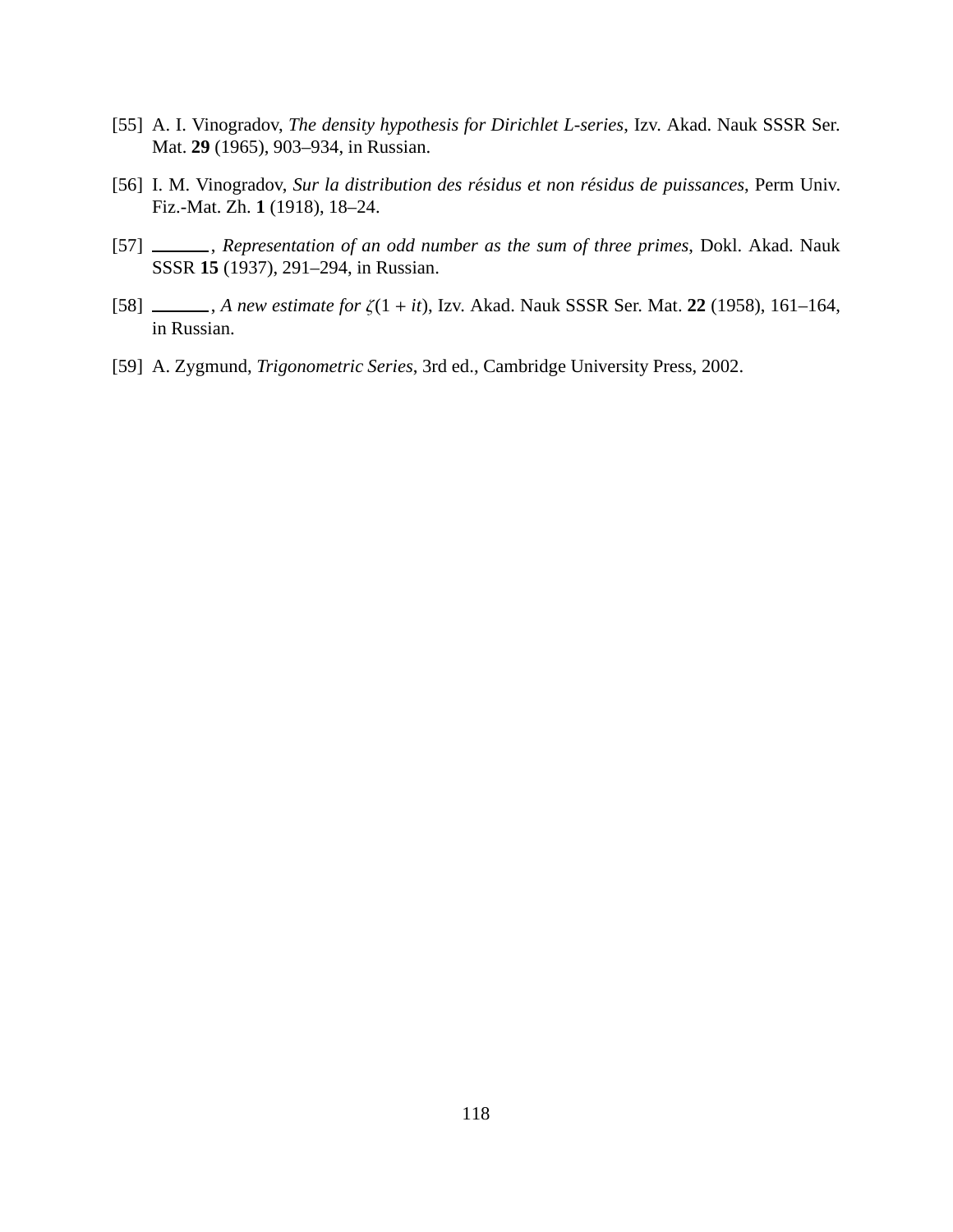[55] A. I. Vinogradov, *The density hypothesis for Dirichlet L-series*, Izv. Akad. Nauk SSSR Ser. Mat. **29** (1965), 903–934, in Russian.

[56] I. M. Vinogradov, *Sur la distribution des résidus et non résidus de puissances*, Perm Univ. Fiz.-Mat. Zh. **1** (1918), 18–24.

[57] ______, *Representation of an odd number as the sum of three primes*, Dokl. Akad. Nauk SSSR **15** (1937), 291–294, in Russian.

[58] ______, *A new estimate for $\zeta(1 + it)$*, Izv. Akad. Nauk SSSR Ser. Mat. **22** (1958), 161–164, in Russian.

[59] A. Zygmund, *Trigonometric Series*, 3rd ed., Cambridge University Press, 2002.